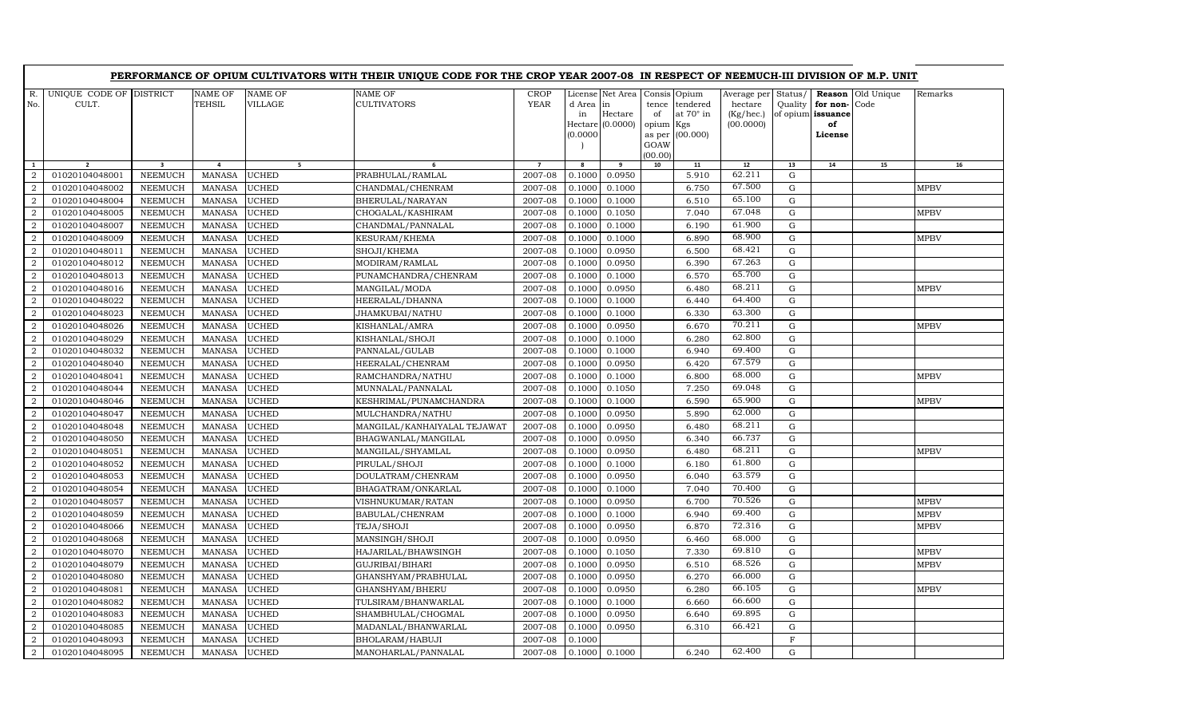## PERFORMANCE OF OPIUM CULTIVATORS WITH THEIR UNIQUE CODE FOR THE CROP YEAR 2007-08 IN RESPECT OF NEEMUCH-III DIVISION OF M.P. UNIT

| R. No. | UNIQUE CODE OF CULT. | DISTRICT | NAME OF TEHSIL | NAME OF VILLAGE | NAME OF CULTIVATORS | CROP YEAR | License d Area in Hectare (0.0000) | Net Area in Hectare (0.0000) | Consis tence of opium as per GOAW (00.00) | Opium tendered at 70° in Kgs (00.000) | Average per hectare (Kg/hec.) (00.0000) | Status/ Quality of opium | Reason for non-issuance of License | Old Unique Code | Remarks |
|---|---|---|---|---|---|---|---|---|---|---|---|---|---|---|---|
| 1 | 2 | 3 | 4 | 5 | 6 | 7 | 8 | 9 | 10 | 11 | 12 | 13 | 14 | 15 | 16 |
| 2 | 01020104048001 | NEEMUCH | MANASA | UCHED | PRABHULAL/RAMLAL | 2007-08 | 0.1000 | 0.0950 | | 5.910 | 62.211 | G | | | |
| 2 | 01020104048002 | NEEMUCH | MANASA | UCHED | CHANDMAL/CHENRAM | 2007-08 | 0.1000 | 0.1000 | | 6.750 | 67.500 | G | | | MPBV |
| 2 | 01020104048004 | NEEMUCH | MANASA | UCHED | BHERULAL/NARAYAN | 2007-08 | 0.1000 | 0.1000 | | 6.510 | 65.100 | G | | | |
| 2 | 01020104048005 | NEEMUCH | MANASA | UCHED | CHOGALAL/KASHIRAM | 2007-08 | 0.1000 | 0.1050 | | 7.040 | 67.048 | G | | | MPBV |
| 2 | 01020104048007 | NEEMUCH | MANASA | UCHED | CHANDMAL/PANNALAL | 2007-08 | 0.1000 | 0.1000 | | 6.190 | 61.900 | G | | | |
| 2 | 01020104048009 | NEEMUCH | MANASA | UCHED | KESURAM/KHEMA | 2007-08 | 0.1000 | 0.1000 | | 6.890 | 68.900 | G | | | MPBV |
| 2 | 01020104048011 | NEEMUCH | MANASA | UCHED | SHOJI/KHEMA | 2007-08 | 0.1000 | 0.0950 | | 6.500 | 68.421 | G | | | |
| 2 | 01020104048012 | NEEMUCH | MANASA | UCHED | MODIRAM/RAMLAL | 2007-08 | 0.1000 | 0.0950 | | 6.390 | 67.263 | G | | | |
| 2 | 01020104048013 | NEEMUCH | MANASA | UCHED | PUNAMCHANDRA/CHENRAM | 2007-08 | 0.1000 | 0.1000 | | 6.570 | 65.700 | G | | | |
| 2 | 01020104048016 | NEEMUCH | MANASA | UCHED | MANGILAL/MODA | 2007-08 | 0.1000 | 0.0950 | | 6.480 | 68.211 | G | | | MPBV |
| 2 | 01020104048022 | NEEMUCH | MANASA | UCHED | HEERALAL/DHANNA | 2007-08 | 0.1000 | 0.1000 | | 6.440 | 64.400 | G | | | |
| 2 | 01020104048023 | NEEMUCH | MANASA | UCHED | JHAMKUBAI/NATHU | 2007-08 | 0.1000 | 0.1000 | | 6.330 | 63.300 | G | | | |
| 2 | 01020104048026 | NEEMUCH | MANASA | UCHED | KISHANLAL/AMRA | 2007-08 | 0.1000 | 0.0950 | | 6.670 | 70.211 | G | | | MPBV |
| 2 | 01020104048029 | NEEMUCH | MANASA | UCHED | KISHANLAL/SHOJI | 2007-08 | 0.1000 | 0.1000 | | 6.280 | 62.800 | G | | | |
| 2 | 01020104048032 | NEEMUCH | MANASA | UCHED | PANNALAL/GULAB | 2007-08 | 0.1000 | 0.1000 | | 6.940 | 69.400 | G | | | |
| 2 | 01020104048040 | NEEMUCH | MANASA | UCHED | HEERALAL/CHENRAM | 2007-08 | 0.1000 | 0.0950 | | 6.420 | 67.579 | G | | | |
| 2 | 01020104048041 | NEEMUCH | MANASA | UCHED | RAMCHANDRA/NATHU | 2007-08 | 0.1000 | 0.1000 | | 6.800 | 68.000 | G | | | MPBV |
| 2 | 01020104048044 | NEEMUCH | MANASA | UCHED | MUNNALAL/PANNALAL | 2007-08 | 0.1000 | 0.1050 | | 7.250 | 69.048 | G | | | |
| 2 | 01020104048046 | NEEMUCH | MANASA | UCHED | KESHRIMAL/PUNAMCHANDRA | 2007-08 | 0.1000 | 0.1000 | | 6.590 | 65.900 | G | | | MPBV |
| 2 | 01020104048047 | NEEMUCH | MANASA | UCHED | MULCHANDRA/NATHU | 2007-08 | 0.1000 | 0.0950 | | 5.890 | 62.000 | G | | | |
| 2 | 01020104048048 | NEEMUCH | MANASA | UCHED | MANGILAL/KANHAIYALAL TEJAWAT | 2007-08 | 0.1000 | 0.0950 | | 6.480 | 68.211 | G | | | |
| 2 | 01020104048050 | NEEMUCH | MANASA | UCHED | BHAGWANLAL/MANGILAL | 2007-08 | 0.1000 | 0.0950 | | 6.340 | 66.737 | G | | | |
| 2 | 01020104048051 | NEEMUCH | MANASA | UCHED | MANGILAL/SHYAMLAL | 2007-08 | 0.1000 | 0.0950 | | 6.480 | 68.211 | G | | | MPBV |
| 2 | 01020104048052 | NEEMUCH | MANASA | UCHED | PIRULAL/SHOJI | 2007-08 | 0.1000 | 0.1000 | | 6.180 | 61.800 | G | | | |
| 2 | 01020104048053 | NEEMUCH | MANASA | UCHED | DOULATRAM/CHENRAM | 2007-08 | 0.1000 | 0.0950 | | 6.040 | 63.579 | G | | | |
| 2 | 01020104048054 | NEEMUCH | MANASA | UCHED | BHAGATRAM/ONKARLAL | 2007-08 | 0.1000 | 0.1000 | | 7.040 | 70.400 | G | | | |
| 2 | 01020104048057 | NEEMUCH | MANASA | UCHED | VISHNUKUMAR/RATAN | 2007-08 | 0.1000 | 0.0950 | | 6.700 | 70.526 | G | | | MPBV |
| 2 | 01020104048059 | NEEMUCH | MANASA | UCHED | BABULAL/CHENRAM | 2007-08 | 0.1000 | 0.1000 | | 6.940 | 69.400 | G | | | MPBV |
| 2 | 01020104048066 | NEEMUCH | MANASA | UCHED | TEJA/SHOJI | 2007-08 | 0.1000 | 0.0950 | | 6.870 | 72.316 | G | | | MPBV |
| 2 | 01020104048068 | NEEMUCH | MANASA | UCHED | MANSINGH/SHOJI | 2007-08 | 0.1000 | 0.0950 | | 6.460 | 68.000 | G | | | |
| 2 | 01020104048070 | NEEMUCH | MANASA | UCHED | HAJARILAL/BHAWSINGH | 2007-08 | 0.1000 | 0.1050 | | 7.330 | 69.810 | G | | | MPBV |
| 2 | 01020104048079 | NEEMUCH | MANASA | UCHED | GUJRIBAI/BIHARI | 2007-08 | 0.1000 | 0.0950 | | 6.510 | 68.526 | G | | | MPBV |
| 2 | 01020104048080 | NEEMUCH | MANASA | UCHED | GHANSHYAM/PRABHULAL | 2007-08 | 0.1000 | 0.0950 | | 6.270 | 66.000 | G | | | |
| 2 | 01020104048081 | NEEMUCH | MANASA | UCHED | GHANSHYAM/BHERU | 2007-08 | 0.1000 | 0.0950 | | 6.280 | 66.105 | G | | | MPBV |
| 2 | 01020104048082 | NEEMUCH | MANASA | UCHED | TULSIRAM/BHANWARLAL | 2007-08 | 0.1000 | 0.1000 | | 6.660 | 66.600 | G | | | |
| 2 | 01020104048083 | NEEMUCH | MANASA | UCHED | SHAMBHULAL/CHOGMAL | 2007-08 | 0.1000 | 0.0950 | | 6.640 | 69.895 | G | | | |
| 2 | 01020104048085 | NEEMUCH | MANASA | UCHED | MADANLAL/BHANWARLAL | 2007-08 | 0.1000 | 0.0950 | | 6.310 | 66.421 | G | | | |
| 2 | 01020104048093 | NEEMUCH | MANASA | UCHED | BHOLARAM/HABUJI | 2007-08 | 0.1000 | | | | | F | | | |
| 2 | 01020104048095 | NEEMUCH | MANASA | UCHED | MANOHARLAL/PANNALAL | 2007-08 | 0.1000 | 0.1000 | | 6.240 | 62.400 | G | | | |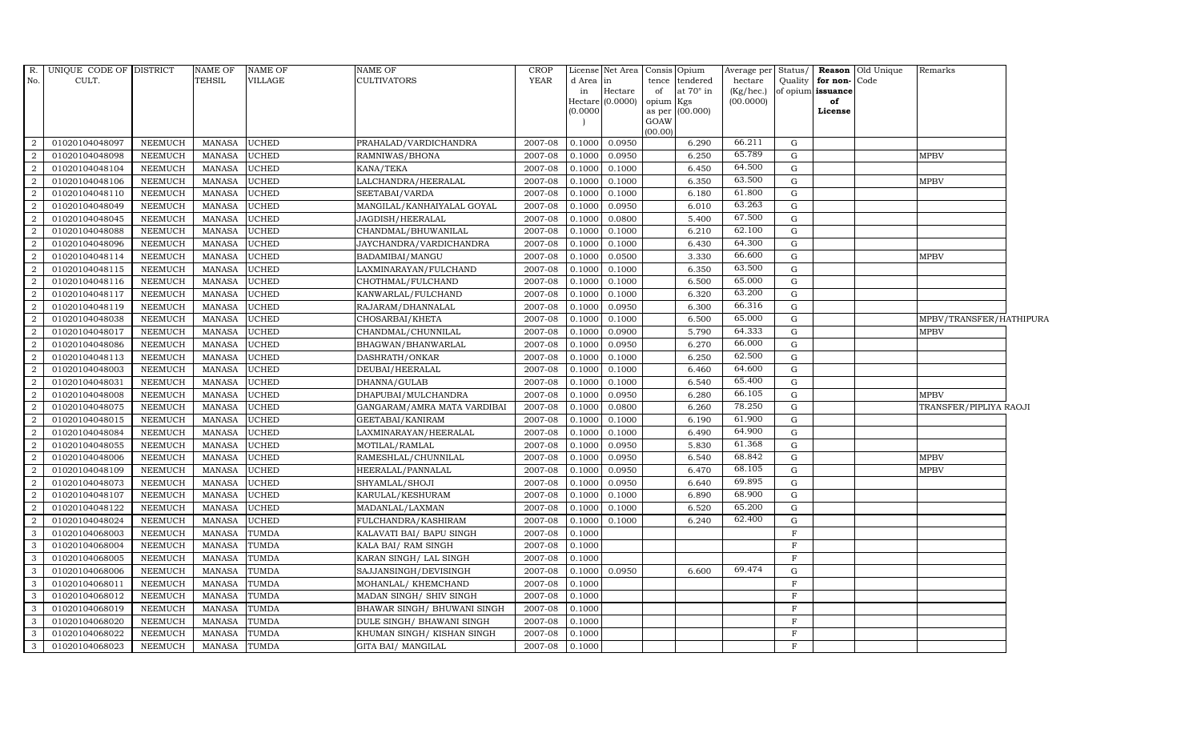| R. No. | UNIQUE CODE OF CULT. | DISTRICT | NAME OF TEHSIL | NAME OF VILLAGE | NAME OF CULTIVATORS | CROP YEAR | License d Area in Hectare (0.0000) | Net Area in Hectare (0.0000) | Consis tence of opium as per GOAW (00.00) | Opium tendered at 70° in Kgs (00.000) | Average per hectare (Kg/hec.) (00.0000) | Status/ Quality of opium | Reason for non-issuance of License | Old Unique Code | Remarks |
|---|---|---|---|---|---|---|---|---|---|---|---|---|---|---|---|
| 2 | 01020104048097 | NEEMUCH | MANASA | UCHED | PRAHALAD/VARDICHANDRA | 2007-08 | 0.1000 | 0.0950 | | 6.290 | 66.211 | G | | | |
| 2 | 01020104048098 | NEEMUCH | MANASA | UCHED | RAMNIWAS/BHONA | 2007-08 | 0.1000 | 0.0950 | | 6.250 | 65.789 | G | | | MPBV |
| 2 | 01020104048104 | NEEMUCH | MANASA | UCHED | KANA/TEKA | 2007-08 | 0.1000 | 0.1000 | | 6.450 | 64.500 | G | | | |
| 2 | 01020104048106 | NEEMUCH | MANASA | UCHED | LALCHANDRA/HEERALAL | 2007-08 | 0.1000 | 0.1000 | | 6.350 | 63.500 | G | | | MPBV |
| 2 | 01020104048110 | NEEMUCH | MANASA | UCHED | SEETABAI/VARDA | 2007-08 | 0.1000 | 0.1000 | | 6.180 | 61.800 | G | | | |
| 2 | 01020104048049 | NEEMUCH | MANASA | UCHED | MANGILAL/KANHAIYALAL GOYAL | 2007-08 | 0.1000 | 0.0950 | | 6.010 | 63.263 | G | | | |
| 2 | 01020104048045 | NEEMUCH | MANASA | UCHED | JAGDISH/HEERALAL | 2007-08 | 0.1000 | 0.0800 | | 5.400 | 67.500 | G | | | |
| 2 | 01020104048088 | NEEMUCH | MANASA | UCHED | CHANDMAL/BHUWANILAL | 2007-08 | 0.1000 | 0.1000 | | 6.210 | 62.100 | G | | | |
| 2 | 01020104048096 | NEEMUCH | MANASA | UCHED | JAYCHANDRA/VARDICHANDRA | 2007-08 | 0.1000 | 0.1000 | | 6.430 | 64.300 | G | | | |
| 2 | 01020104048114 | NEEMUCH | MANASA | UCHED | BADAMIBAI/MANGU | 2007-08 | 0.1000 | 0.0500 | | 3.330 | 66.600 | G | | | MPBV |
| 2 | 01020104048115 | NEEMUCH | MANASA | UCHED | LAXMINARAYAN/FULCHAND | 2007-08 | 0.1000 | 0.1000 | | 6.350 | 63.500 | G | | | |
| 2 | 01020104048116 | NEEMUCH | MANASA | UCHED | CHOTHMAL/FULCHAND | 2007-08 | 0.1000 | 0.1000 | | 6.500 | 65.000 | G | | | |
| 2 | 01020104048117 | NEEMUCH | MANASA | UCHED | KANWARLAL/FULCHAND | 2007-08 | 0.1000 | 0.1000 | | 6.320 | 63.200 | G | | | |
| 2 | 01020104048119 | NEEMUCH | MANASA | UCHED | RAJARAM/DHANNALAL | 2007-08 | 0.1000 | 0.0950 | | 6.300 | 66.316 | G | | | |
| 2 | 01020104048038 | NEEMUCH | MANASA | UCHED | CHOSARBAI/KHETA | 2007-08 | 0.1000 | 0.1000 | | 6.500 | 65.000 | G | | | MPBV/TRANSFER/HATHIPURA |
| 2 | 01020104048017 | NEEMUCH | MANASA | UCHED | CHANDMAL/CHUNNILAL | 2007-08 | 0.1000 | 0.0900 | | 5.790 | 64.333 | G | | | MPBV |
| 2 | 01020104048086 | NEEMUCH | MANASA | UCHED | BHAGWAN/BHANWARLAL | 2007-08 | 0.1000 | 0.0950 | | 6.270 | 66.000 | G | | | |
| 2 | 01020104048113 | NEEMUCH | MANASA | UCHED | DASHRATH/ONKAR | 2007-08 | 0.1000 | 0.1000 | | 6.250 | 62.500 | G | | | |
| 2 | 01020104048003 | NEEMUCH | MANASA | UCHED | DEUBAI/HEERALAL | 2007-08 | 0.1000 | 0.1000 | | 6.460 | 64.600 | G | | | |
| 2 | 01020104048031 | NEEMUCH | MANASA | UCHED | DHANNA/GULAB | 2007-08 | 0.1000 | 0.1000 | | 6.540 | 65.400 | G | | | |
| 2 | 01020104048008 | NEEMUCH | MANASA | UCHED | DHAPUBAI/MULCHANDRA | 2007-08 | 0.1000 | 0.0950 | | 6.280 | 66.105 | G | | | MPBV |
| 2 | 01020104048075 | NEEMUCH | MANASA | UCHED | GANGARAM/AMRA MATA VARDIBAI | 2007-08 | 0.1000 | 0.0800 | | 6.260 | 78.250 | G | | | TRANSFER/PIPLIYA RAOJI |
| 2 | 01020104048015 | NEEMUCH | MANASA | UCHED | GEETABAI/KANIRAM | 2007-08 | 0.1000 | 0.1000 | | 6.190 | 61.900 | G | | | |
| 2 | 01020104048084 | NEEMUCH | MANASA | UCHED | LAXMINARAYAN/HEERALAL | 2007-08 | 0.1000 | 0.1000 | | 6.490 | 64.900 | G | | | |
| 2 | 01020104048055 | NEEMUCH | MANASA | UCHED | MOTILAL/RAMLAL | 2007-08 | 0.1000 | 0.0950 | | 5.830 | 61.368 | G | | | |
| 2 | 01020104048006 | NEEMUCH | MANASA | UCHED | RAMESHLAL/CHUNNILAL | 2007-08 | 0.1000 | 0.0950 | | 6.540 | 68.842 | G | | | MPBV |
| 2 | 01020104048109 | NEEMUCH | MANASA | UCHED | HEERALAL/PANNALAL | 2007-08 | 0.1000 | 0.0950 | | 6.470 | 68.105 | G | | | MPBV |
| 2 | 01020104048073 | NEEMUCH | MANASA | UCHED | SHYAMLAL/SHOJI | 2007-08 | 0.1000 | 0.0950 | | 6.640 | 69.895 | G | | | |
| 2 | 01020104048107 | NEEMUCH | MANASA | UCHED | KARULAL/KESHURAM | 2007-08 | 0.1000 | 0.1000 | | 6.890 | 68.900 | G | | | |
| 2 | 01020104048122 | NEEMUCH | MANASA | UCHED | MADANLAL/LAXMAN | 2007-08 | 0.1000 | 0.1000 | | 6.520 | 65.200 | G | | | |
| 2 | 01020104048024 | NEEMUCH | MANASA | UCHED | FULCHANDRA/KASHIRAM | 2007-08 | 0.1000 | 0.1000 | | 6.240 | 62.400 | G | | | |
| 3 | 01020104068003 | NEEMUCH | MANASA | TUMDA | KALAVATI BAI/ BAPU SINGH | 2007-08 | 0.1000 | | | | | F | | | |
| 3 | 01020104068004 | NEEMUCH | MANASA | TUMDA | KALA BAI/ RAM SINGH | 2007-08 | 0.1000 | | | | | F | | | |
| 3 | 01020104068005 | NEEMUCH | MANASA | TUMDA | KARAN SINGH/ LAL SINGH | 2007-08 | 0.1000 | | | | | F | | | |
| 3 | 01020104068006 | NEEMUCH | MANASA | TUMDA | SAJJANSINGH/DEVISINGH | 2007-08 | 0.1000 | 0.0950 | | 6.600 | 69.474 | G | | | |
| 3 | 01020104068011 | NEEMUCH | MANASA | TUMDA | MOHANLAL/ KHEMCHAND | 2007-08 | 0.1000 | | | | | F | | | |
| 3 | 01020104068012 | NEEMUCH | MANASA | TUMDA | MADAN SINGH/ SHIV SINGH | 2007-08 | 0.1000 | | | | | F | | | |
| 3 | 01020104068019 | NEEMUCH | MANASA | TUMDA | BHAWAR SINGH/ BHUWANI SINGH | 2007-08 | 0.1000 | | | | | F | | | |
| 3 | 01020104068020 | NEEMUCH | MANASA | TUMDA | DULE SINGH/ BHAWANI SINGH | 2007-08 | 0.1000 | | | | | F | | | |
| 3 | 01020104068022 | NEEMUCH | MANASA | TUMDA | KHUMAN SINGH/ KISHAN SINGH | 2007-08 | 0.1000 | | | | | F | | | |
| 3 | 01020104068023 | NEEMUCH | MANASA | TUMDA | GITA BAI/ MANGILAL | 2007-08 | 0.1000 | | | | | F | | | |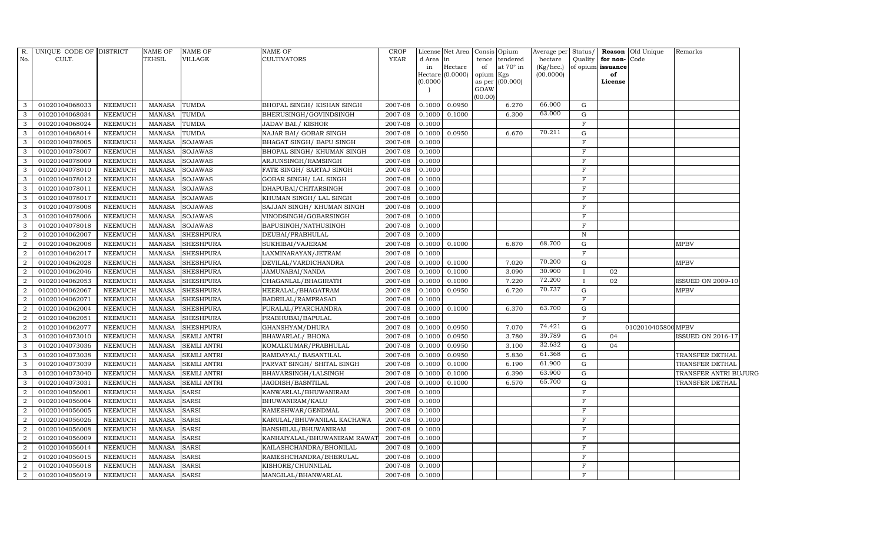| R. No. | UNIQUE CODE OF CULT. | DISTRICT | NAME OF TEHSIL | NAME OF VILLAGE | NAME OF CULTIVATORS | CROP YEAR | License d Area in Hectare (0.0000) | Net Area in Hectare (0.0000) | Consis tence of opium as per GOAW (00.00) | Opium tendered at 70° in Kgs (00.000) | Average per hectare (Kg/hec.) (00.0000) | Status/ Quality of opium | Reason for non-issuance of License | Old Unique Code | Remarks |
|---|---|---|---|---|---|---|---|---|---|---|---|---|---|---|---|
| 3 | 01020104068033 | NEEMUCH | MANASA | TUMDA | BHOPAL SINGH/ KISHAN SINGH | 2007-08 | 0.1000 | 0.0950 | | 6.270 | 66.000 | G | | | |
| 3 | 01020104068034 | NEEMUCH | MANASA | TUMDA | BHERUSINGH/GOVINDSINGH | 2007-08 | 0.1000 | 0.1000 | | 6.300 | 63.000 | G | | | |
| 3 | 01020104068024 | NEEMUCH | MANASA | TUMDA | JADAV BAI./ KISHOR | 2007-08 | 0.1000 | | | | | F | | | |
| 3 | 01020104068014 | NEEMUCH | MANASA | TUMDA | NAJAR BAI/ GOBAR SINGH | 2007-08 | 0.1000 | 0.0950 | | 6.670 | 70.211 | G | | | |
| 3 | 01020104078005 | NEEMUCH | MANASA | SOJAWAS | BHAGAT SINGH/ BAPU SINGH | 2007-08 | 0.1000 | | | | | F | | | |
| 3 | 01020104078007 | NEEMUCH | MANASA | SOJAWAS | BHOPAL SINGH/ KHUMAN SINGH | 2007-08 | 0.1000 | | | | | F | | | |
| 3 | 01020104078009 | NEEMUCH | MANASA | SOJAWAS | ARJUNSINGH/RAMSINGH | 2007-08 | 0.1000 | | | | | F | | | |
| 3 | 01020104078010 | NEEMUCH | MANASA | SOJAWAS | FATE SINGH/ SARTAJ SINGH | 2007-08 | 0.1000 | | | | | F | | | |
| 3 | 01020104078012 | NEEMUCH | MANASA | SOJAWAS | GOBAR SINGH/ LAL SINGH | 2007-08 | 0.1000 | | | | | F | | | |
| 3 | 01020104078011 | NEEMUCH | MANASA | SOJAWAS | DHAPUBAI/CHITARSINGH | 2007-08 | 0.1000 | | | | | F | | | |
| 3 | 01020104078017 | NEEMUCH | MANASA | SOJAWAS | KHUMAN SINGH/ LAL SINGH | 2007-08 | 0.1000 | | | | | F | | | |
| 3 | 01020104078008 | NEEMUCH | MANASA | SOJAWAS | SAJJAN SINGH/ KHUMAN SINGH | 2007-08 | 0.1000 | | | | | F | | | |
| 3 | 01020104078006 | NEEMUCH | MANASA | SOJAWAS | VINODSINGH/GOBARSINGH | 2007-08 | 0.1000 | | | | | F | | | |
| 3 | 01020104078018 | NEEMUCH | MANASA | SOJAWAS | BAPUSINGH/NATHUSINGH | 2007-08 | 0.1000 | | | | | F | | | |
| 2 | 01020104062007 | NEEMUCH | MANASA | SHESHPURA | DEUBAI/PRABHULAL | 2007-08 | 0.1000 | | | | | N | | | |
| 2 | 01020104062008 | NEEMUCH | MANASA | SHESHPURA | SUKHIBAI/VAJERAM | 2007-08 | 0.1000 | 0.1000 | | 6.870 | 68.700 | G | | | MPBV |
| 2 | 01020104062017 | NEEMUCH | MANASA | SHESHPURA | LAXMINARAYAN/JETRAM | 2007-08 | 0.1000 | | | | | F | | | |
| 2 | 01020104062028 | NEEMUCH | MANASA | SHESHPURA | DEVILAL/VARDICHANDRA | 2007-08 | 0.1000 | 0.1000 | | 7.020 | 70.200 | G | | | MPBV |
| 2 | 01020104062046 | NEEMUCH | MANASA | SHESHPURA | JAMUNABAI/NANDA | 2007-08 | 0.1000 | 0.1000 | | 3.090 | 30.900 | I | 02 | | |
| 2 | 01020104062053 | NEEMUCH | MANASA | SHESHPURA | CHAGANLAL/BHAGIRATH | 2007-08 | 0.1000 | 0.1000 | | 7.220 | 72.200 | I | 02 | | ISSUED ON 2009-10 |
| 2 | 01020104062067 | NEEMUCH | MANASA | SHESHPURA | HEERALAL/BHAGATRAM | 2007-08 | 0.1000 | 0.0950 | | 6.720 | 70.737 | G | | | MPBV |
| 2 | 01020104062071 | NEEMUCH | MANASA | SHESHPURA | BADRILAL/RAMPRASAD | 2007-08 | 0.1000 | | | | | F | | | |
| 2 | 01020104062004 | NEEMUCH | MANASA | SHESHPURA | PURALAL/PYARCHANDRA | 2007-08 | 0.1000 | 0.1000 | | 6.370 | 63.700 | G | | | |
| 2 | 01020104062051 | NEEMUCH | MANASA | SHESHPURA | PRABHUBAI/BAPULAL | 2007-08 | 0.1000 | | | | | F | | | |
| 2 | 01020104062077 | NEEMUCH | MANASA | SHESHPURA | GHANSHYAM/DHURA | 2007-08 | 0.1000 | 0.0950 | | 7.070 | 74.421 | G | | 0102010405800 | MPBV |
| 3 | 01020104073010 | NEEMUCH | MANASA | SEMLI ANTRI | BHAWARLAL/ BHONA | 2007-08 | 0.1000 | 0.0950 | | 3.780 | 39.789 | G | 04 | | ISSUED ON 2016-17 |
| 3 | 01020104073036 | NEEMUCH | MANASA | SEMLI ANTRI | KOMALKUMAR/PRABHULAL | 2007-08 | 0.1000 | 0.0950 | | 3.100 | 32.632 | G | 04 | | |
| 3 | 01020104073038 | NEEMUCH | MANASA | SEMLI ANTRI | RAMDAYAL/ BASANTILAL | 2007-08 | 0.1000 | 0.0950 | | 5.830 | 61.368 | G | | | TRANSFER DETHAL |
| 3 | 01020104073039 | NEEMUCH | MANASA | SEMLI ANTRI | PARVAT SINGH/ SHITAL SINGH | 2007-08 | 0.1000 | 0.1000 | | 6.190 | 61.900 | G | | | TRANSFER DETHAL |
| 3 | 01020104073040 | NEEMUCH | MANASA | SEMLI ANTRI | BHAVARSINGH/LALSINGH | 2007-08 | 0.1000 | 0.1000 | | 6.390 | 63.900 | G | | | TRANSFER ANTRI BUJURG |
| 3 | 01020104073031 | NEEMUCH | MANASA | SEMLI ANTRI | JAGDISH/BASNTILAL | 2007-08 | 0.1000 | 0.1000 | | 6.570 | 65.700 | G | | | TRANSFER DETHAL |
| 2 | 01020104056001 | NEEMUCH | MANASA | SARSI | KANWARLAL/BHUWANIRAM | 2007-08 | 0.1000 | | | | | F | | | |
| 2 | 01020104056004 | NEEMUCH | MANASA | SARSI | BHUWANIRAM/KALU | 2007-08 | 0.1000 | | | | | F | | | |
| 2 | 01020104056005 | NEEMUCH | MANASA | SARSI | RAMESHWAR/GENDMAL | 2007-08 | 0.1000 | | | | | F | | | |
| 2 | 01020104056026 | NEEMUCH | MANASA | SARSI | KARULAL/BHUWANILAL KACHAWA | 2007-08 | 0.1000 | | | | | F | | | |
| 2 | 01020104056008 | NEEMUCH | MANASA | SARSI | BANSHILAL/BHUWANIRAM | 2007-08 | 0.1000 | | | | | F | | | |
| 2 | 01020104056009 | NEEMUCH | MANASA | SARSI | KANHAIYALAL/BHUWANIRAM RAWAT | 2007-08 | 0.1000 | | | | | F | | | |
| 2 | 01020104056014 | NEEMUCH | MANASA | SARSI | KAILASHCHANDRA/BHONILAL | 2007-08 | 0.1000 | | | | | F | | | |
| 2 | 01020104056015 | NEEMUCH | MANASA | SARSI | RAMESHCHANDRA/BHERULAL | 2007-08 | 0.1000 | | | | | F | | | |
| 2 | 01020104056018 | NEEMUCH | MANASA | SARSI | KISHORE/CHUNNILAL | 2007-08 | 0.1000 | | | | | F | | | |
| 2 | 01020104056019 | NEEMUCH | MANASA | SARSI | MANGILAL/BHANWARLAL | 2007-08 | 0.1000 | | | | | F | | | |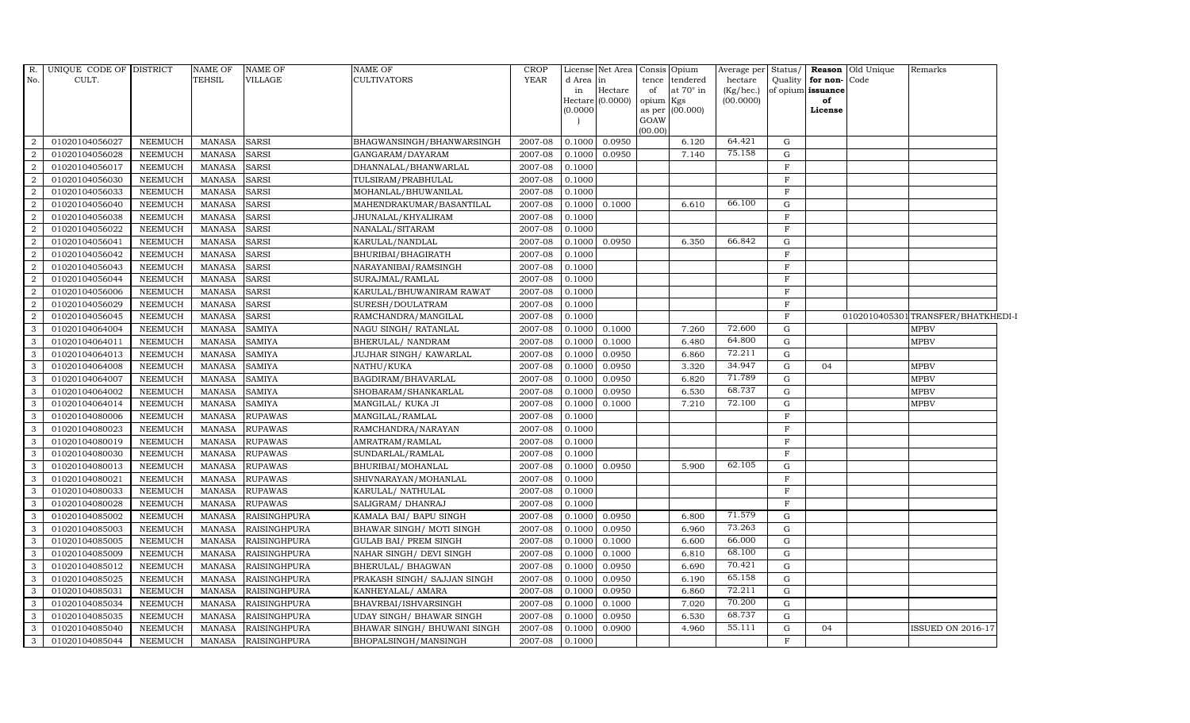| R. No. | UNIQUE CODE OF CULT. | DISTRICT | NAME OF TEHSIL | NAME OF VILLAGE | NAME OF CULTIVATORS | CROP YEAR | License d Area in Hectare (0.0000) | Net Area in Hectare (0.0000) | Consis tence of opium as per GOAW (00.00) | Opium tendered at 70° in Kgs (00.000) | Average per hectare (Kg/hec.) (00.0000) | Status/ Quality of opium | Reason for non-issuance of License | Old Unique Code | Remarks |
|---|---|---|---|---|---|---|---|---|---|---|---|---|---|---|---|
| 2 | 01020104056027 | NEEMUCH | MANASA | SARSI | BHAGWANSINGH/BHANWARSINGH | 2007-08 | 0.1000 | 0.0950 | | 6.120 | 64.421 | G | | | |
| 2 | 01020104056028 | NEEMUCH | MANASA | SARSI | GANGARAM/DAYARAM | 2007-08 | 0.1000 | 0.0950 | | 7.140 | 75.158 | G | | | |
| 2 | 01020104056017 | NEEMUCH | MANASA | SARSI | DHANNALAL/BHANWARLAL | 2007-08 | 0.1000 | | | | | F | | | |
| 2 | 01020104056030 | NEEMUCH | MANASA | SARSI | TULSIRAM/PRABHULAL | 2007-08 | 0.1000 | | | | | F | | | |
| 2 | 01020104056033 | NEEMUCH | MANASA | SARSI | MOHANLAL/BHUWANILAL | 2007-08 | 0.1000 | | | | | F | | | |
| 2 | 01020104056040 | NEEMUCH | MANASA | SARSI | MAHENDRAKUMAR/BASANTILAL | 2007-08 | 0.1000 | 0.1000 | | 6.610 | 66.100 | G | | | |
| 2 | 01020104056038 | NEEMUCH | MANASA | SARSI | JHUNALAL/KHYALIRAM | 2007-08 | 0.1000 | | | | | F | | | |
| 2 | 01020104056022 | NEEMUCH | MANASA | SARSI | NANALAL/SITARAM | 2007-08 | 0.1000 | | | | | F | | | |
| 2 | 01020104056041 | NEEMUCH | MANASA | SARSI | KARULAL/NANDLAL | 2007-08 | 0.1000 | 0.0950 | | 6.350 | 66.842 | G | | | |
| 2 | 01020104056042 | NEEMUCH | MANASA | SARSI | BHURIBAI/BHAGIRATH | 2007-08 | 0.1000 | | | | | F | | | |
| 2 | 01020104056043 | NEEMUCH | MANASA | SARSI | NARAYANIBAI/RAMSINGH | 2007-08 | 0.1000 | | | | | F | | | |
| 2 | 01020104056044 | NEEMUCH | MANASA | SARSI | SURAJMAL/RAMLAL | 2007-08 | 0.1000 | | | | | F | | | |
| 2 | 01020104056006 | NEEMUCH | MANASA | SARSI | KARULAL/BHUWANIRAM RAWAT | 2007-08 | 0.1000 | | | | | F | | | |
| 2 | 01020104056029 | NEEMUCH | MANASA | SARSI | SURESH/DOULATRAM | 2007-08 | 0.1000 | | | | | F | | | |
| 2 | 01020104056045 | NEEMUCH | MANASA | SARSI | RAMCHANDRA/MANGILAL | 2007-08 | 0.1000 | | | | | F | | 01020104053011 | TRANSFER/BHATKHEDI-I |
| 3 | 01020104064004 | NEEMUCH | MANASA | SAMIYA | NAGU SINGH/ RATANLAL | 2007-08 | 0.1000 | 0.1000 | | 7.260 | 72.600 | G | | | MPBV |
| 3 | 01020104064011 | NEEMUCH | MANASA | SAMIYA | BHERULAL/ NANDRAM | 2007-08 | 0.1000 | 0.1000 | | 6.480 | 64.800 | G | | | MPBV |
| 3 | 01020104064013 | NEEMUCH | MANASA | SAMIYA | JUJHAR SINGH/ KAWARLAL | 2007-08 | 0.1000 | 0.0950 | | 6.860 | 72.211 | G | | | |
| 3 | 01020104064008 | NEEMUCH | MANASA | SAMIYA | NATHU/KUKA | 2007-08 | 0.1000 | 0.0950 | | 3.320 | 34.947 | G | 04 | | MPBV |
| 3 | 01020104064007 | NEEMUCH | MANASA | SAMIYA | BAGDIRAM/BHAVARLAL | 2007-08 | 0.1000 | 0.0950 | | 6.820 | 71.789 | G | | | MPBV |
| 3 | 01020104064002 | NEEMUCH | MANASA | SAMIYA | SHOBARAM/SHANKARLAL | 2007-08 | 0.1000 | 0.0950 | | 6.530 | 68.737 | G | | | MPBV |
| 3 | 01020104064014 | NEEMUCH | MANASA | SAMIYA | MANGILAL/ KUKA JI | 2007-08 | 0.1000 | 0.1000 | | 7.210 | 72.100 | G | | | MPBV |
| 3 | 01020104080006 | NEEMUCH | MANASA | RUPAWAS | MANGILAL/RAMLAL | 2007-08 | 0.1000 | | | | | F | | | |
| 3 | 01020104080023 | NEEMUCH | MANASA | RUPAWAS | RAMCHANDRA/NARAYAN | 2007-08 | 0.1000 | | | | | F | | | |
| 3 | 01020104080019 | NEEMUCH | MANASA | RUPAWAS | AMRATRAM/RAMLAL | 2007-08 | 0.1000 | | | | | F | | | |
| 3 | 01020104080030 | NEEMUCH | MANASA | RUPAWAS | SUNDARLAL/RAMLAL | 2007-08 | 0.1000 | | | | | F | | | |
| 3 | 01020104080013 | NEEMUCH | MANASA | RUPAWAS | BHURIBAI/MOHANLAL | 2007-08 | 0.1000 | 0.0950 | | 5.900 | 62.105 | G | | | |
| 3 | 01020104080021 | NEEMUCH | MANASA | RUPAWAS | SHIVNARAYAN/MOHANLAL | 2007-08 | 0.1000 | | | | | F | | | |
| 3 | 01020104080033 | NEEMUCH | MANASA | RUPAWAS | KARULAL/ NATHULAL | 2007-08 | 0.1000 | | | | | F | | | |
| 3 | 01020104080028 | NEEMUCH | MANASA | RUPAWAS | SALIGRAM/ DHANRAJ | 2007-08 | 0.1000 | | | | | F | | | |
| 3 | 01020104085002 | NEEMUCH | MANASA | RAISINGHPURA | KAMALA BAI/ BAPU SINGH | 2007-08 | 0.1000 | 0.0950 | | 6.800 | 71.579 | G | | | |
| 3 | 01020104085003 | NEEMUCH | MANASA | RAISINGHPURA | BHAWAR SINGH/ MOTI SINGH | 2007-08 | 0.1000 | 0.0950 | | 6.960 | 73.263 | G | | | |
| 3 | 01020104085005 | NEEMUCH | MANASA | RAISINGHPURA | GULAB BAI/ PREM SINGH | 2007-08 | 0.1000 | 0.1000 | | 6.600 | 66.000 | G | | | |
| 3 | 01020104085009 | NEEMUCH | MANASA | RAISINGHPURA | NAHAR SINGH/ DEVI SINGH | 2007-08 | 0.1000 | 0.1000 | | 6.810 | 68.100 | G | | | |
| 3 | 01020104085012 | NEEMUCH | MANASA | RAISINGHPURA | BHERULAL/ BHAGWAN | 2007-08 | 0.1000 | 0.0950 | | 6.690 | 70.421 | G | | | |
| 3 | 01020104085025 | NEEMUCH | MANASA | RAISINGHPURA | PRAKASH SINGH/ SAJJAN SINGH | 2007-08 | 0.1000 | 0.0950 | | 6.190 | 65.158 | G | | | |
| 3 | 01020104085031 | NEEMUCH | MANASA | RAISINGHPURA | KANHEYALAL/ AMARA | 2007-08 | 0.1000 | 0.0950 | | 6.860 | 72.211 | G | | | |
| 3 | 01020104085034 | NEEMUCH | MANASA | RAISINGHPURA | BHAVRBAI/ISHVARSINGH | 2007-08 | 0.1000 | 0.1000 | | 7.020 | 70.200 | G | | | |
| 3 | 01020104085035 | NEEMUCH | MANASA | RAISINGHPURA | UDAY SINGH/ BHAWAR SINGH | 2007-08 | 0.1000 | 0.0950 | | 6.530 | 68.737 | G | | | |
| 3 | 01020104085040 | NEEMUCH | MANASA | RAISINGHPURA | BHAWAR SINGH/ BHUWANI SINGH | 2007-08 | 0.1000 | 0.0900 | | 4.960 | 55.111 | G | 04 | | ISSUED ON 2016-17 |
| 3 | 01020104085044 | NEEMUCH | MANASA | RAISINGHPURA | BHOPALSINGH/MANSINGH | 2007-08 | 0.1000 | | | | | F | | | |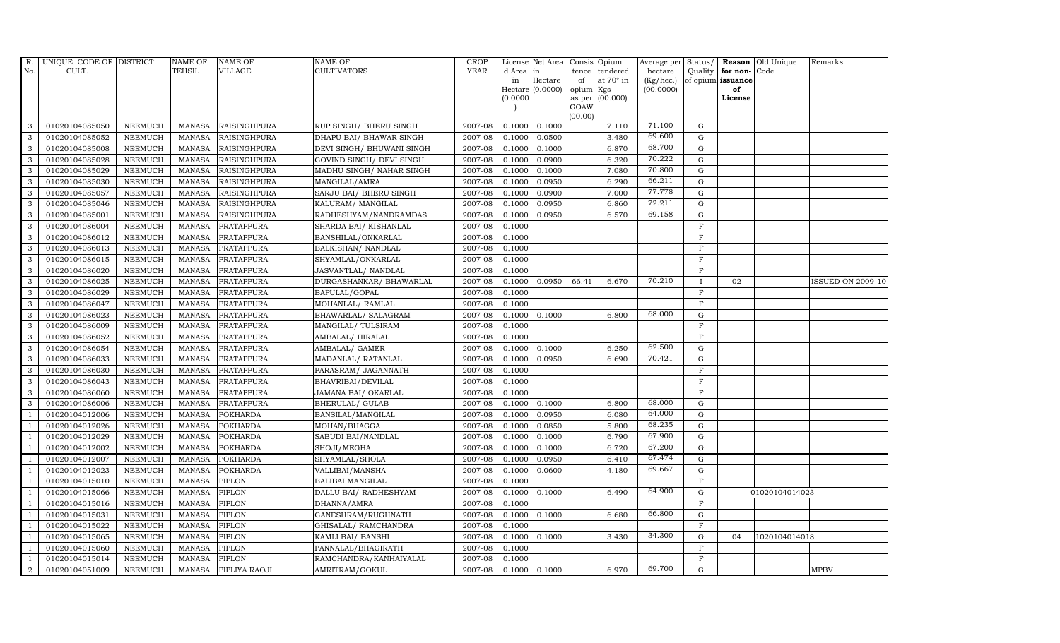| R. No. | UNIQUE CODE OF CULT. | DISTRICT | NAME OF TEHSIL | NAME OF VILLAGE | NAME OF CULTIVATORS | CROP YEAR | License d Area in Hectare (0.0000) | Net Area in Hectare (0.0000) | Consis tence of opium as per GOAW (00.00) | Opium tendered at 70° in Kgs (00.000) | Average per hectare (Kg/hec.) (00.0000) | Status/ Quality of opium | Reason for non-issuance of License | Old Unique Code | Remarks |
|---|---|---|---|---|---|---|---|---|---|---|---|---|---|---|---|
| 3 | 01020104085050 | NEEMUCH | MANASA | RAISINGHPURA | RUP SINGH/ BHERU SINGH | 2007-08 | 0.1000 | 0.1000 | | 7.110 | 71.100 | G | | | |
| 3 | 01020104085052 | NEEMUCH | MANASA | RAISINGHPURA | DHAPU BAI/ BHAWAR SINGH | 2007-08 | 0.1000 | 0.0500 | | 3.480 | 69.600 | G | | | |
| 3 | 01020104085008 | NEEMUCH | MANASA | RAISINGHPURA | DEVI SINGH/ BHUWANI SINGH | 2007-08 | 0.1000 | 0.1000 | | 6.870 | 68.700 | G | | | |
| 3 | 01020104085028 | NEEMUCH | MANASA | RAISINGHPURA | GOVIND SINGH/ DEVI SINGH | 2007-08 | 0.1000 | 0.0900 | | 6.320 | 70.222 | G | | | |
| 3 | 01020104085029 | NEEMUCH | MANASA | RAISINGHPURA | MADHU SINGH/ NAHAR SINGH | 2007-08 | 0.1000 | 0.1000 | | 7.080 | 70.800 | G | | | |
| 3 | 01020104085030 | NEEMUCH | MANASA | RAISINGHPURA | MANGILAL/AMRA | 2007-08 | 0.1000 | 0.0950 | | 6.290 | 66.211 | G | | | |
| 3 | 01020104085057 | NEEMUCH | MANASA | RAISINGHPURA | SARJU BAI/ BHERU SINGH | 2007-08 | 0.1000 | 0.0900 | | 7.000 | 77.778 | G | | | |
| 3 | 01020104085046 | NEEMUCH | MANASA | RAISINGHPURA | KALURAM/ MANGILAL | 2007-08 | 0.1000 | 0.0950 | | 6.860 | 72.211 | G | | | |
| 3 | 01020104085001 | NEEMUCH | MANASA | RAISINGHPURA | RADHESHYAM/NANDRAMDAS | 2007-08 | 0.1000 | 0.0950 | | 6.570 | 69.158 | G | | | |
| 3 | 01020104086004 | NEEMUCH | MANASA | PRATAPPURA | SHARDA BAI/ KISHANLAL | 2007-08 | 0.1000 | | | | | F | | | |
| 3 | 01020104086012 | NEEMUCH | MANASA | PRATAPPURA | BANSHILAL/ONKARLAL | 2007-08 | 0.1000 | | | | | F | | | |
| 3 | 01020104086013 | NEEMUCH | MANASA | PRATAPPURA | BALKISHAN/ NANDLAL | 2007-08 | 0.1000 | | | | | F | | | |
| 3 | 01020104086015 | NEEMUCH | MANASA | PRATAPPURA | SHYAMLAL/ONKARLAL | 2007-08 | 0.1000 | | | | | F | | | |
| 3 | 01020104086020 | NEEMUCH | MANASA | PRATAPPURA | JASVANTLAL/ NANDLAL | 2007-08 | 0.1000 | | | | | F | | | |
| 3 | 01020104086025 | NEEMUCH | MANASA | PRATAPPURA | DURGASHANKAR/ BHAWARLAL | 2007-08 | 0.1000 | 0.0950 | 66.41 | 6.670 | 70.210 | I | 02 | | ISSUED ON 2009-10 |
| 3 | 01020104086029 | NEEMUCH | MANASA | PRATAPPURA | BAPULAL/GOPAL | 2007-08 | 0.1000 | | | | | F | | | |
| 3 | 01020104086047 | NEEMUCH | MANASA | PRATAPPURA | MOHANLAL/ RAMLAL | 2007-08 | 0.1000 | | | | | F | | | |
| 3 | 01020104086023 | NEEMUCH | MANASA | PRATAPPURA | BHAWARLAL/ SALAGRAM | 2007-08 | 0.1000 | 0.1000 | | 6.800 | 68.000 | G | | | |
| 3 | 01020104086009 | NEEMUCH | MANASA | PRATAPPURA | MANGILAL/ TULSIRAM | 2007-08 | 0.1000 | | | | | F | | | |
| 3 | 01020104086052 | NEEMUCH | MANASA | PRATAPPURA | AMBALAL/ HIRALAL | 2007-08 | 0.1000 | | | | | F | | | |
| 3 | 01020104086054 | NEEMUCH | MANASA | PRATAPPURA | AMBALAL/ GAMER | 2007-08 | 0.1000 | 0.1000 | | 6.250 | 62.500 | G | | | |
| 3 | 01020104086033 | NEEMUCH | MANASA | PRATAPPURA | MADANLAL/ RATANLAL | 2007-08 | 0.1000 | 0.0950 | | 6.690 | 70.421 | G | | | |
| 3 | 01020104086030 | NEEMUCH | MANASA | PRATAPPURA | PARASRAM/ JAGANNATH | 2007-08 | 0.1000 | | | | | F | | | |
| 3 | 01020104086043 | NEEMUCH | MANASA | PRATAPPURA | BHAVRIBAI/DEVILAL | 2007-08 | 0.1000 | | | | | F | | | |
| 3 | 01020104086060 | NEEMUCH | MANASA | PRATAPPURA | JAMANA BAI/ OKARLAL | 2007-08 | 0.1000 | | | | | F | | | |
| 3 | 01020104086006 | NEEMUCH | MANASA | PRATAPPURA | BHERULAL/ GULAB | 2007-08 | 0.1000 | 0.1000 | | 6.800 | 68.000 | G | | | |
| 1 | 01020104012006 | NEEMUCH | MANASA | POKHARDA | BANSILAL/MANGILAL | 2007-08 | 0.1000 | 0.0950 | | 6.080 | 64.000 | G | | | |
| 1 | 01020104012026 | NEEMUCH | MANASA | POKHARDA | MOHAN/BHAGGA | 2007-08 | 0.1000 | 0.0850 | | 5.800 | 68.235 | G | | | |
| 1 | 01020104012029 | NEEMUCH | MANASA | POKHARDA | SABUDI BAI/NANDLAL | 2007-08 | 0.1000 | 0.1000 | | 6.790 | 67.900 | G | | | |
| 1 | 01020104012002 | NEEMUCH | MANASA | POKHARDA | SHOJI/MEGHA | 2007-08 | 0.1000 | 0.1000 | | 6.720 | 67.200 | G | | | |
| 1 | 01020104012007 | NEEMUCH | MANASA | POKHARDA | SHYAMLAL/SHOLA | 2007-08 | 0.1000 | 0.0950 | | 6.410 | 67.474 | G | | | |
| 1 | 01020104012023 | NEEMUCH | MANASA | POKHARDA | VALLIBAI/MANSHA | 2007-08 | 0.1000 | 0.0600 | | 4.180 | 69.667 | G | | | |
| 1 | 01020104015010 | NEEMUCH | MANASA | PIPLON | BALIBAI MANGILAL | 2007-08 | 0.1000 | | | | | F | | | |
| 1 | 01020104015066 | NEEMUCH | MANASA | PIPLON | DALLU BAI/ RADHESHYAM | 2007-08 | 0.1000 | 0.1000 | | 6.490 | 64.900 | G | | 01020104014023 | |
| 1 | 01020104015016 | NEEMUCH | MANASA | PIPLON | DHANNA/AMRA | 2007-08 | 0.1000 | | | | | F | | | |
| 1 | 01020104015031 | NEEMUCH | MANASA | PIPLON | GANESHRAM/RUGHNATH | 2007-08 | 0.1000 | 0.1000 | | 6.680 | 66.800 | G | | | |
| 1 | 01020104015022 | NEEMUCH | MANASA | PIPLON | GHISALAL/ RAMCHANDRA | 2007-08 | 0.1000 | | | | | F | | | |
| 1 | 01020104015065 | NEEMUCH | MANASA | PIPLON | KAMLI BAI/ BANSHI | 2007-08 | 0.1000 | 0.1000 | | 3.430 | 34.300 | G | 04 | 1020104014018 | |
| 1 | 01020104015060 | NEEMUCH | MANASA | PIPLON | PANNALAL/BHAGIRATH | 2007-08 | 0.1000 | | | | | F | | | |
| 1 | 01020104015014 | NEEMUCH | MANASA | PIPLON | RAMCHANDRA/KANHAIYALAL | 2007-08 | 0.1000 | | | | | F | | | |
| 2 | 01020104051009 | NEEMUCH | MANASA | PIPLIYA RAOJI | AMRITRAM/GOKUL | 2007-08 | 0.1000 | 0.1000 | | 6.970 | 69.700 | G | | | MPBV |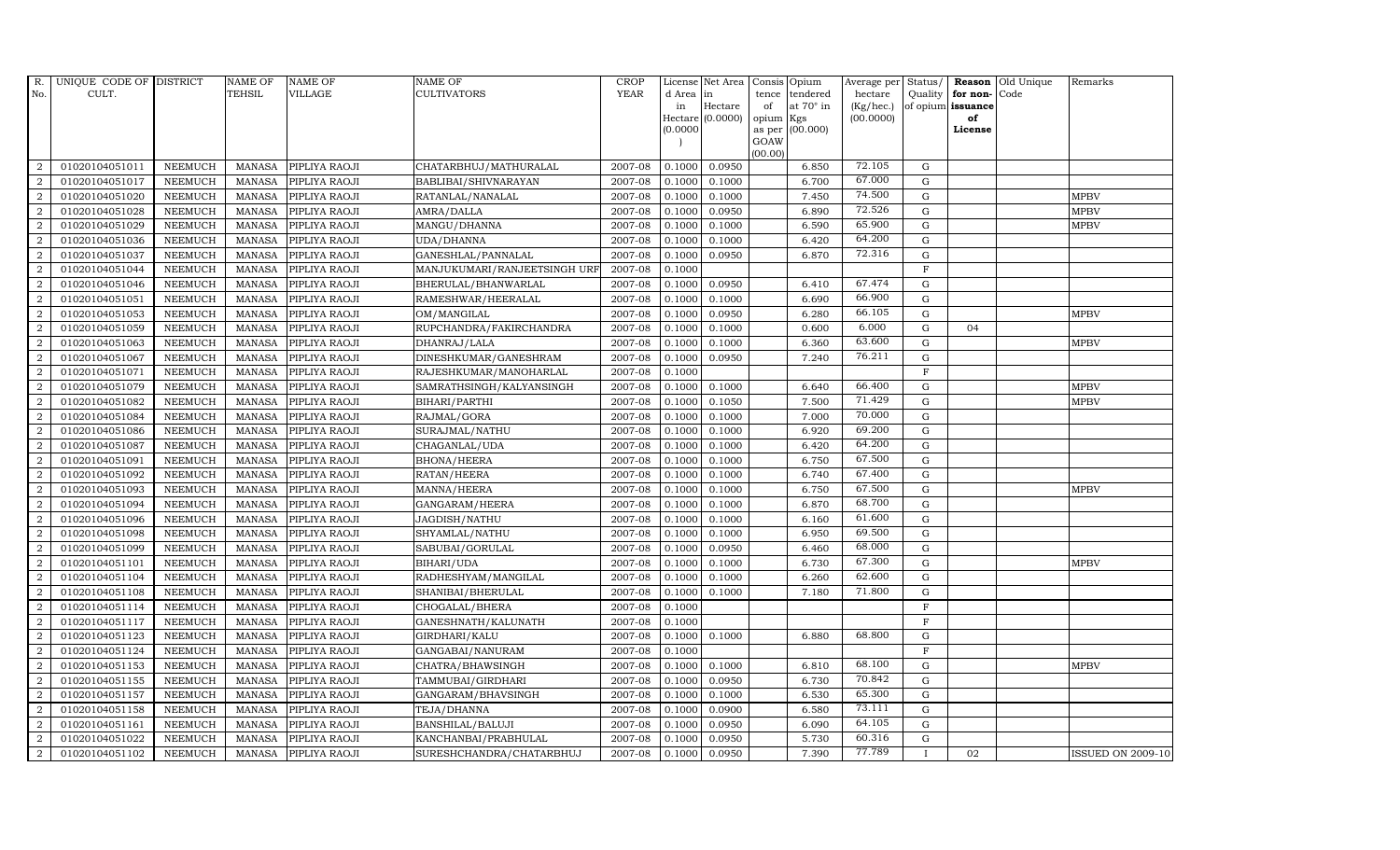| R. No. | UNIQUE CODE OF CULT. | DISTRICT | NAME OF TEHSIL | NAME OF VILLAGE | NAME OF CULTIVATORS | CROP YEAR | License d Area in Hectare (0.0000) | Net Area in Hectare (0.0000) | Consis tence of opium as per GOAW (00.00) | Opium tendered at 70° in Kgs (00.000) | Average per hectare (Kg/hec.) (00.0000) | Status/ Quality of opium | Reason for non-issuance of License | Old Unique Code | Remarks |
|---|---|---|---|---|---|---|---|---|---|---|---|---|---|---|---|
| 2 | 01020104051011 | NEEMUCH | MANASA | PIPLIYA RAOJI | CHATARBHUJ/MATHURALAL | 2007-08 | 0.1000 | 0.0950 | | 6.850 | 72.105 | G | | | |
| 2 | 01020104051017 | NEEMUCH | MANASA | PIPLIYA RAOJI | BABLIBAI/SHIVNARAYAN | 2007-08 | 0.1000 | 0.1000 | | 6.700 | 67.000 | G | | | |
| 2 | 01020104051020 | NEEMUCH | MANASA | PIPLIYA RAOJI | RATANLAL/NANALAL | 2007-08 | 0.1000 | 0.1000 | | 7.450 | 74.500 | G | | | MPBV |
| 2 | 01020104051028 | NEEMUCH | MANASA | PIPLIYA RAOJI | AMRA/DALLA | 2007-08 | 0.1000 | 0.0950 | | 6.890 | 72.526 | G | | | MPBV |
| 2 | 01020104051029 | NEEMUCH | MANASA | PIPLIYA RAOJI | MANGU/DHANNA | 2007-08 | 0.1000 | 0.1000 | | 6.590 | 65.900 | G | | | MPBV |
| 2 | 01020104051036 | NEEMUCH | MANASA | PIPLIYA RAOJI | UDA/DHANNA | 2007-08 | 0.1000 | 0.1000 | | 6.420 | 64.200 | G | | | |
| 2 | 01020104051037 | NEEMUCH | MANASA | PIPLIYA RAOJI | GANESHLAL/PANNALAL | 2007-08 | 0.1000 | 0.0950 | | 6.870 | 72.316 | G | | | |
| 2 | 01020104051044 | NEEMUCH | MANASA | PIPLIYA RAOJI | MANJUKUMARI/RANJEETSINGH URF | 2007-08 | 0.1000 | | | | | F | | | |
| 2 | 01020104051046 | NEEMUCH | MANASA | PIPLIYA RAOJI | BHERULAL/BHANWARLAL | 2007-08 | 0.1000 | 0.0950 | | 6.410 | 67.474 | G | | | |
| 2 | 01020104051051 | NEEMUCH | MANASA | PIPLIYA RAOJI | RAMESHWAR/HEERALAL | 2007-08 | 0.1000 | 0.1000 | | 6.690 | 66.900 | G | | | |
| 2 | 01020104051053 | NEEMUCH | MANASA | PIPLIYA RAOJI | OM/MANGILAL | 2007-08 | 0.1000 | 0.0950 | | 6.280 | 66.105 | G | | | MPBV |
| 2 | 01020104051059 | NEEMUCH | MANASA | PIPLIYA RAOJI | RUPCHANDRA/FAKIRCHANDRA | 2007-08 | 0.1000 | 0.1000 | | 0.600 | 6.000 | G | 04 | | |
| 2 | 01020104051063 | NEEMUCH | MANASA | PIPLIYA RAOJI | DHANRAJ/LALA | 2007-08 | 0.1000 | 0.1000 | | 6.360 | 63.600 | G | | | MPBV |
| 2 | 01020104051067 | NEEMUCH | MANASA | PIPLIYA RAOJI | DINESHKUMAR/GANESHRAM | 2007-08 | 0.1000 | 0.0950 | | 7.240 | 76.211 | G | | | |
| 2 | 01020104051071 | NEEMUCH | MANASA | PIPLIYA RAOJI | RAJESHKUMAR/MANOHARLAL | 2007-08 | 0.1000 | | | | | F | | | |
| 2 | 01020104051079 | NEEMUCH | MANASA | PIPLIYA RAOJI | SAMRATHSINGH/KALYANSINGH | 2007-08 | 0.1000 | 0.1000 | | 6.640 | 66.400 | G | | | MPBV |
| 2 | 01020104051082 | NEEMUCH | MANASA | PIPLIYA RAOJI | BIHARI/PARTHI | 2007-08 | 0.1000 | 0.1050 | | 7.500 | 71.429 | G | | | MPBV |
| 2 | 01020104051084 | NEEMUCH | MANASA | PIPLIYA RAOJI | RAJMAL/GORA | 2007-08 | 0.1000 | 0.1000 | | 7.000 | 70.000 | G | | | |
| 2 | 01020104051086 | NEEMUCH | MANASA | PIPLIYA RAOJI | SURAJMAL/NATHU | 2007-08 | 0.1000 | 0.1000 | | 6.920 | 69.200 | G | | | |
| 2 | 01020104051087 | NEEMUCH | MANASA | PIPLIYA RAOJI | CHAGANLAL/UDA | 2007-08 | 0.1000 | 0.1000 | | 6.420 | 64.200 | G | | | |
| 2 | 01020104051091 | NEEMUCH | MANASA | PIPLIYA RAOJI | BHONA/HEERA | 2007-08 | 0.1000 | 0.1000 | | 6.750 | 67.500 | G | | | |
| 2 | 01020104051092 | NEEMUCH | MANASA | PIPLIYA RAOJI | RATAN/HEERA | 2007-08 | 0.1000 | 0.1000 | | 6.740 | 67.400 | G | | | |
| 2 | 01020104051093 | NEEMUCH | MANASA | PIPLIYA RAOJI | MANNA/HEERA | 2007-08 | 0.1000 | 0.1000 | | 6.750 | 67.500 | G | | | MPBV |
| 2 | 01020104051094 | NEEMUCH | MANASA | PIPLIYA RAOJI | GANGARAM/HEERA | 2007-08 | 0.1000 | 0.1000 | | 6.870 | 68.700 | G | | | |
| 2 | 01020104051096 | NEEMUCH | MANASA | PIPLIYA RAOJI | JAGDISH/NATHU | 2007-08 | 0.1000 | 0.1000 | | 6.160 | 61.600 | G | | | |
| 2 | 01020104051098 | NEEMUCH | MANASA | PIPLIYA RAOJI | SHYAMLAL/NATHU | 2007-08 | 0.1000 | 0.1000 | | 6.950 | 69.500 | G | | | |
| 2 | 01020104051099 | NEEMUCH | MANASA | PIPLIYA RAOJI | SABUBAI/GORULAL | 2007-08 | 0.1000 | 0.0950 | | 6.460 | 68.000 | G | | | |
| 2 | 01020104051101 | NEEMUCH | MANASA | PIPLIYA RAOJI | BIHARI/UDA | 2007-08 | 0.1000 | 0.1000 | | 6.730 | 67.300 | G | | | MPBV |
| 2 | 01020104051104 | NEEMUCH | MANASA | PIPLIYA RAOJI | RADHESHYAM/MANGILAL | 2007-08 | 0.1000 | 0.1000 | | 6.260 | 62.600 | G | | | |
| 2 | 01020104051108 | NEEMUCH | MANASA | PIPLIYA RAOJI | SHANIBAI/BHERULAL | 2007-08 | 0.1000 | 0.1000 | | 7.180 | 71.800 | G | | | |
| 2 | 01020104051114 | NEEMUCH | MANASA | PIPLIYA RAOJI | CHOGALAL/BHERA | 2007-08 | 0.1000 | | | | | F | | | |
| 2 | 01020104051117 | NEEMUCH | MANASA | PIPLIYA RAOJI | GANESHNATH/KALUNATH | 2007-08 | 0.1000 | | | | | F | | | |
| 2 | 01020104051123 | NEEMUCH | MANASA | PIPLIYA RAOJI | GIRDHARI/KALU | 2007-08 | 0.1000 | 0.1000 | | 6.880 | 68.800 | G | | | |
| 2 | 01020104051124 | NEEMUCH | MANASA | PIPLIYA RAOJI | GANGABAI/NANURAM | 2007-08 | 0.1000 | | | | | F | | | |
| 2 | 01020104051153 | NEEMUCH | MANASA | PIPLIYA RAOJI | CHATRA/BHAWSINGH | 2007-08 | 0.1000 | 0.1000 | | 6.810 | 68.100 | G | | | MPBV |
| 2 | 01020104051155 | NEEMUCH | MANASA | PIPLIYA RAOJI | TAMMUBAI/GIRDHARI | 2007-08 | 0.1000 | 0.0950 | | 6.730 | 70.842 | G | | | |
| 2 | 01020104051157 | NEEMUCH | MANASA | PIPLIYA RAOJI | GANGARAM/BHAVSINGH | 2007-08 | 0.1000 | 0.1000 | | 6.530 | 65.300 | G | | | |
| 2 | 01020104051158 | NEEMUCH | MANASA | PIPLIYA RAOJI | TEJA/DHANNA | 2007-08 | 0.1000 | 0.0900 | | 6.580 | 73.111 | G | | | |
| 2 | 01020104051161 | NEEMUCH | MANASA | PIPLIYA RAOJI | BANSHILAL/BALUJI | 2007-08 | 0.1000 | 0.0950 | | 6.090 | 64.105 | G | | | |
| 2 | 01020104051022 | NEEMUCH | MANASA | PIPLIYA RAOJI | KANCHANBAI/PRABHULAL | 2007-08 | 0.1000 | 0.0950 | | 5.730 | 60.316 | G | | | |
| 2 | 01020104051102 | NEEMUCH | MANASA | PIPLIYA RAOJI | SURESHCHANDRA/CHATARBHUJ | 2007-08 | 0.1000 | 0.0950 | | 7.390 | 77.789 | I | 02 | | ISSUED ON 2009-10 |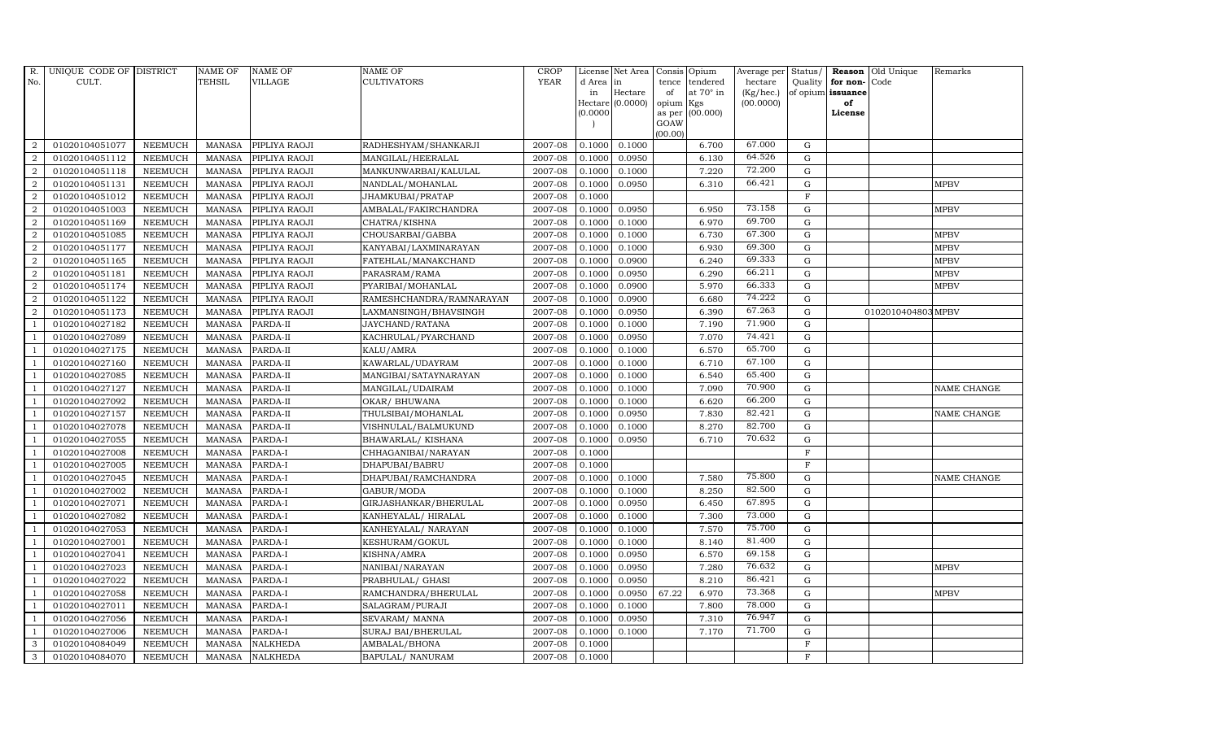| R. No. | UNIQUE CODE OF CULT. | DISTRICT | NAME OF TEHSIL | NAME OF VILLAGE | NAME OF CULTIVATORS | CROP YEAR | License d Area in Hectare (0.0000) | Net Area in Hectare (0.0000) | Consis tence of opium as per GOAW (00.00) | Opium tendered at 70° in Kgs (00.000) | Average per hectare (Kg/hec.) (00.0000) | Status/ Quality of opium | Reason for non-issuance of License | Old Unique Code | Remarks |
|---|---|---|---|---|---|---|---|---|---|---|---|---|---|---|---|
| 2 | 01020104051077 | NEEMUCH | MANASA | PIPLIYA RAOJI | RADHESHYAM/SHANKARJI | 2007-08 | 0.1000 | 0.1000 | | 6.700 | 67.000 | G | | | |
| 2 | 01020104051112 | NEEMUCH | MANASA | PIPLIYA RAOJI | MANGILAL/HEERALAL | 2007-08 | 0.1000 | 0.0950 | | 6.130 | 64.526 | G | | | |
| 2 | 01020104051118 | NEEMUCH | MANASA | PIPLIYA RAOJI | MANKUNWARBAI/KALULAL | 2007-08 | 0.1000 | 0.1000 | | 7.220 | 72.200 | G | | | |
| 2 | 01020104051131 | NEEMUCH | MANASA | PIPLIYA RAOJI | NANDLAL/MOHANLAL | 2007-08 | 0.1000 | 0.0950 | | 6.310 | 66.421 | G | | | MPBV |
| 2 | 01020104051012 | NEEMUCH | MANASA | PIPLIYA RAOJI | JHAMKUBAI/PRATAP | 2007-08 | 0.1000 | | | | | F | | | |
| 2 | 01020104051003 | NEEMUCH | MANASA | PIPLIYA RAOJI | AMBALAL/FAKIRCHANDRA | 2007-08 | 0.1000 | 0.0950 | | 6.950 | 73.158 | G | | | MPBV |
| 2 | 01020104051169 | NEEMUCH | MANASA | PIPLIYA RAOJI | CHATRA/KISHNA | 2007-08 | 0.1000 | 0.1000 | | 6.970 | 69.700 | G | | | |
| 2 | 01020104051085 | NEEMUCH | MANASA | PIPLIYA RAOJI | CHOUSARBAI/GABBA | 2007-08 | 0.1000 | 0.1000 | | 6.730 | 67.300 | G | | | MPBV |
| 2 | 01020104051177 | NEEMUCH | MANASA | PIPLIYA RAOJI | KANYABAI/LAXMINARAYAN | 2007-08 | 0.1000 | 0.1000 | | 6.930 | 69.300 | G | | | MPBV |
| 2 | 01020104051165 | NEEMUCH | MANASA | PIPLIYA RAOJI | FATEHLAL/MANAKCHAND | 2007-08 | 0.1000 | 0.0900 | | 6.240 | 69.333 | G | | | MPBV |
| 2 | 01020104051181 | NEEMUCH | MANASA | PIPLIYA RAOJI | PARASRAM/RAMA | 2007-08 | 0.1000 | 0.0950 | | 6.290 | 66.211 | G | | | MPBV |
| 2 | 01020104051174 | NEEMUCH | MANASA | PIPLIYA RAOJI | PYARIBAI/MOHANLAL | 2007-08 | 0.1000 | 0.0900 | | 5.970 | 66.333 | G | | | MPBV |
| 2 | 01020104051122 | NEEMUCH | MANASA | PIPLIYA RAOJI | RAMESHCHANDRA/RAMNARAYAN | 2007-08 | 0.1000 | 0.0900 | | 6.680 | 74.222 | G | | | |
| 2 | 01020104051173 | NEEMUCH | MANASA | PIPLIYA RAOJI | LAXMANSINGH/BHAVSINGH | 2007-08 | 0.1000 | 0.0950 | | 6.390 | 67.263 | G | | 0102010404803 | MPBV |
| 1 | 01020104027182 | NEEMUCH | MANASA | PARDA-II | JAYCHAND/RATANA | 2007-08 | 0.1000 | 0.1000 | | 7.190 | 71.900 | G | | | |
| 1 | 01020104027089 | NEEMUCH | MANASA | PARDA-II | KACHRULAL/PYARCHAND | 2007-08 | 0.1000 | 0.0950 | | 7.070 | 74.421 | G | | | |
| 1 | 01020104027175 | NEEMUCH | MANASA | PARDA-II | KALU/AMRA | 2007-08 | 0.1000 | 0.1000 | | 6.570 | 65.700 | G | | | |
| 1 | 01020104027160 | NEEMUCH | MANASA | PARDA-II | KAWARLAL/UDAYRAM | 2007-08 | 0.1000 | 0.1000 | | 6.710 | 67.100 | G | | | |
| 1 | 01020104027085 | NEEMUCH | MANASA | PARDA-II | MANGIBAI/SATAYNARAYAN | 2007-08 | 0.1000 | 0.1000 | | 6.540 | 65.400 | G | | | |
| 1 | 01020104027127 | NEEMUCH | MANASA | PARDA-II | MANGILAL/UDAIRAM | 2007-08 | 0.1000 | 0.1000 | | 7.090 | 70.900 | G | | | NAME CHANGE |
| 1 | 01020104027092 | NEEMUCH | MANASA | PARDA-II | OKAR/ BHUWANA | 2007-08 | 0.1000 | 0.1000 | | 6.620 | 66.200 | G | | | |
| 1 | 01020104027157 | NEEMUCH | MANASA | PARDA-II | THULSIBAI/MOHANLAL | 2007-08 | 0.1000 | 0.0950 | | 7.830 | 82.421 | G | | | NAME CHANGE |
| 1 | 01020104027078 | NEEMUCH | MANASA | PARDA-II | VISHNULAL/BALMUKUND | 2007-08 | 0.1000 | 0.1000 | | 8.270 | 82.700 | G | | | |
| 1 | 01020104027055 | NEEMUCH | MANASA | PARDA-I | BHAWARLAL/ KISHANA | 2007-08 | 0.1000 | 0.0950 | | 6.710 | 70.632 | G | | | |
| 1 | 01020104027008 | NEEMUCH | MANASA | PARDA-I | CHHAGANIBAI/NARAYAN | 2007-08 | 0.1000 | | | | | F | | | |
| 1 | 01020104027005 | NEEMUCH | MANASA | PARDA-I | DHAPUBAI/BABRU | 2007-08 | 0.1000 | | | | | F | | | |
| 1 | 01020104027045 | NEEMUCH | MANASA | PARDA-I | DHAPUBAI/RAMCHANDRA | 2007-08 | 0.1000 | 0.1000 | | 7.580 | 75.800 | G | | | NAME CHANGE |
| 1 | 01020104027002 | NEEMUCH | MANASA | PARDA-I | GABUR/MODA | 2007-08 | 0.1000 | 0.1000 | | 8.250 | 82.500 | G | | | |
| 1 | 01020104027071 | NEEMUCH | MANASA | PARDA-I | GIRJASHANKAR/BHERULAL | 2007-08 | 0.1000 | 0.0950 | | 6.450 | 67.895 | G | | | |
| 1 | 01020104027082 | NEEMUCH | MANASA | PARDA-I | KANHEYALAL/ HIRALAL | 2007-08 | 0.1000 | 0.1000 | | 7.300 | 73.000 | G | | | |
| 1 | 01020104027053 | NEEMUCH | MANASA | PARDA-I | KANHEYALAL/ NARAYAN | 2007-08 | 0.1000 | 0.1000 | | 7.570 | 75.700 | G | | | |
| 1 | 01020104027001 | NEEMUCH | MANASA | PARDA-I | KESHURAM/GOKUL | 2007-08 | 0.1000 | 0.1000 | | 8.140 | 81.400 | G | | | |
| 1 | 01020104027041 | NEEMUCH | MANASA | PARDA-I | KISHNA/AMRA | 2007-08 | 0.1000 | 0.0950 | | 6.570 | 69.158 | G | | | |
| 1 | 01020104027023 | NEEMUCH | MANASA | PARDA-I | NANIBAI/NARAYAN | 2007-08 | 0.1000 | 0.0950 | | 7.280 | 76.632 | G | | | MPBV |
| 1 | 01020104027022 | NEEMUCH | MANASA | PARDA-I | PRABHULAL/ GHASI | 2007-08 | 0.1000 | 0.0950 | | 8.210 | 86.421 | G | | | |
| 1 | 01020104027058 | NEEMUCH | MANASA | PARDA-I | RAMCHANDRA/BHERULAL | 2007-08 | 0.1000 | 0.0950 | 67.22 | 6.970 | 73.368 | G | | | MPBV |
| 1 | 01020104027011 | NEEMUCH | MANASA | PARDA-I | SALAGRAM/PURAJI | 2007-08 | 0.1000 | 0.1000 | | 7.800 | 78.000 | G | | | |
| 1 | 01020104027056 | NEEMUCH | MANASA | PARDA-I | SEVARAM/ MANNA | 2007-08 | 0.1000 | 0.0950 | | 7.310 | 76.947 | G | | | |
| 1 | 01020104027006 | NEEMUCH | MANASA | PARDA-I | SURAJ BAI/BHERULAL | 2007-08 | 0.1000 | 0.1000 | | 7.170 | 71.700 | G | | | |
| 3 | 01020104084049 | NEEMUCH | MANASA | NALKHEDA | AMBALAL/BHONA | 2007-08 | 0.1000 | | | | | F | | | |
| 3 | 01020104084070 | NEEMUCH | MANASA | NALKHEDA | BAPULAL/ NANURAM | 2007-08 | 0.1000 | | | | | F | | | |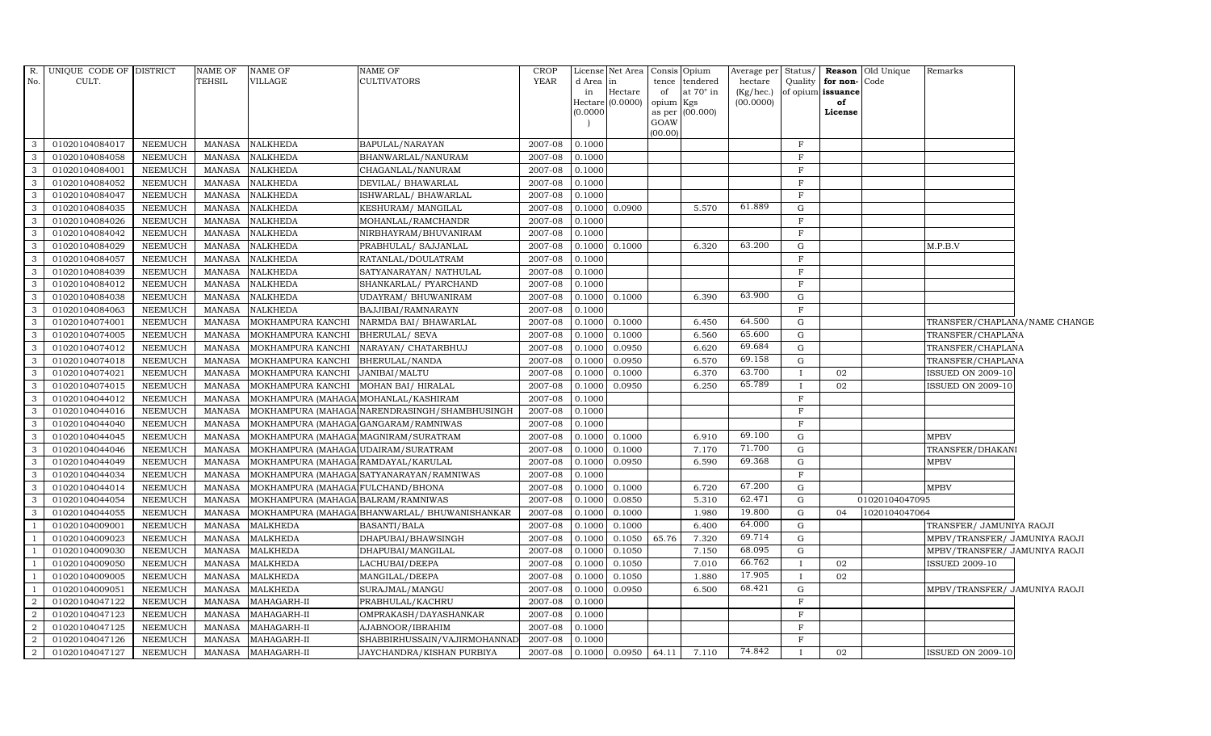| R. No. | UNIQUE CODE OF CULT. | DISTRICT | NAME OF TEHSIL | NAME OF VILLAGE | NAME OF CULTIVATORS | CROP YEAR | License d Area in Hectare (0.0000) | Net Area in Hectare (0.0000) | Consis tence of opium as per GOAW (00.00) | Opium tendered at 70° in Kgs (00.000) | Average per hectare (Kg/hec.) (00.0000) | Status/ Quality of opium | Reason for non-issuance of License | Old Unique Code | Remarks |
|---|---|---|---|---|---|---|---|---|---|---|---|---|---|---|---|
| 3 | 01020104084017 | NEEMUCH | MANASA | NALKHEDA | BAPULAL/NARAYAN | 2007-08 | 0.1000 | | | | | F | | | |
| 3 | 01020104084058 | NEEMUCH | MANASA | NALKHEDA | BHANWARLAL/NANURAM | 2007-08 | 0.1000 | | | | | F | | | |
| 3 | 01020104084001 | NEEMUCH | MANASA | NALKHEDA | CHAGANLAL/NANURAM | 2007-08 | 0.1000 | | | | | F | | | |
| 3 | 01020104084052 | NEEMUCH | MANASA | NALKHEDA | DEVILAL/ BHAWARLAL | 2007-08 | 0.1000 | | | | | F | | | |
| 3 | 01020104084047 | NEEMUCH | MANASA | NALKHEDA | ISHWARLAL/ BHAWARLAL | 2007-08 | 0.1000 | | | | | F | | | |
| 3 | 01020104084035 | NEEMUCH | MANASA | NALKHEDA | KESHURAM/ MANGILAL | 2007-08 | 0.1000 | 0.0900 | | 5.570 | 61.889 | G | | | |
| 3 | 01020104084026 | NEEMUCH | MANASA | NALKHEDA | MOHANLAL/RAMCHANDR | 2007-08 | 0.1000 | | | | | F | | | |
| 3 | 01020104084042 | NEEMUCH | MANASA | NALKHEDA | NIRBHAYRAM/BHUVANIRAM | 2007-08 | 0.1000 | | | | | F | | | |
| 3 | 01020104084029 | NEEMUCH | MANASA | NALKHEDA | PRABHULAL/ SAJJANLAL | 2007-08 | 0.1000 | 0.1000 | | 6.320 | 63.200 | G | | | M.P.B.V |
| 3 | 01020104084057 | NEEMUCH | MANASA | NALKHEDA | RATANLAL/DOULATRAM | 2007-08 | 0.1000 | | | | | F | | | |
| 3 | 01020104084039 | NEEMUCH | MANASA | NALKHEDA | SATYANARAYAN/ NATHULAL | 2007-08 | 0.1000 | | | | | F | | | |
| 3 | 01020104084012 | NEEMUCH | MANASA | NALKHEDA | SHANKARLAL/ PYARCHAND | 2007-08 | 0.1000 | | | | | F | | | |
| 3 | 01020104084038 | NEEMUCH | MANASA | NALKHEDA | UDAYRAM/ BHUWANIRAM | 2007-08 | 0.1000 | 0.1000 | | 6.390 | 63.900 | G | | | |
| 3 | 01020104084063 | NEEMUCH | MANASA | NALKHEDA | BAJJIBAI/RAMNARAYN | 2007-08 | 0.1000 | | | | | F | | | |
| 3 | 01020104074001 | NEEMUCH | MANASA | MOKHAMPURA KANCHI | NARMDA BAI/ BHAWARLAL | 2007-08 | 0.1000 | 0.1000 | | 6.450 | 64.500 | G | | | TRANSFER/CHAPLANA/NAME CHANGE |
| 3 | 01020104074005 | NEEMUCH | MANASA | MOKHAMPURA KANCHI | BHERULAL/ SEVA | 2007-08 | 0.1000 | 0.1000 | | 6.560 | 65.600 | G | | | TRANSFER/CHAPLANA |
| 3 | 01020104074012 | NEEMUCH | MANASA | MOKHAMPURA KANCHI | NARAYAN/ CHATARBHUJ | 2007-08 | 0.1000 | 0.0950 | | 6.620 | 69.684 | G | | | TRANSFER/CHAPLANA |
| 3 | 01020104074018 | NEEMUCH | MANASA | MOKHAMPURA KANCHI | BHERULAL/NANDA | 2007-08 | 0.1000 | 0.0950 | | 6.570 | 69.158 | G | | | TRANSFER/CHAPLANA |
| 3 | 01020104074021 | NEEMUCH | MANASA | MOKHAMPURA KANCHI | JANIBAI/MALTU | 2007-08 | 0.1000 | 0.1000 | | 6.370 | 63.700 | I | 02 | | ISSUED ON 2009-10 |
| 3 | 01020104074015 | NEEMUCH | MANASA | MOKHAMPURA KANCHI | MOHAN BAI/ HIRALAL | 2007-08 | 0.1000 | 0.0950 | | 6.250 | 65.789 | I | 02 | | ISSUED ON 2009-10 |
| 3 | 01020104044012 | NEEMUCH | MANASA | MOKHAMPURA (MAHAGA | MOHANLAL/KASHIRAM | 2007-08 | 0.1000 | | | | | F | | | |
| 3 | 01020104044016 | NEEMUCH | MANASA | MOKHAMPURA (MAHAGA | NARENDRASINGH/SHAMBHUSINGH | 2007-08 | 0.1000 | | | | | F | | | |
| 3 | 01020104044040 | NEEMUCH | MANASA | MOKHAMPURA (MAHAGA | GANGARAM/RAMNIWAS | 2007-08 | 0.1000 | | | | | F | | | |
| 3 | 01020104044045 | NEEMUCH | MANASA | MOKHAMPURA (MAHAGA | MAGNIRAM/SURATRAM | 2007-08 | 0.1000 | 0.1000 | | 6.910 | 69.100 | G | | | MPBV |
| 3 | 01020104044046 | NEEMUCH | MANASA | MOKHAMPURA (MAHAGA | UDAIRAM/SURATRAM | 2007-08 | 0.1000 | 0.1000 | | 7.170 | 71.700 | G | | | TRANSFER/DHAKANI |
| 3 | 01020104044049 | NEEMUCH | MANASA | MOKHAMPURA (MAHAGA | RAMDAYAL/KARULAL | 2007-08 | 0.1000 | 0.0950 | | 6.590 | 69.368 | G | | | MPBV |
| 3 | 01020104044034 | NEEMUCH | MANASA | MOKHAMPURA (MAHAGA | SATYANARAYAN/RAMNIWAS | 2007-08 | 0.1000 | | | | | F | | | |
| 3 | 01020104044014 | NEEMUCH | MANASA | MOKHAMPURA (MAHAGA | FULCHAND/BHONA | 2007-08 | 0.1000 | 0.1000 | | 6.720 | 67.200 | G | | | MPBV |
| 3 | 01020104044054 | NEEMUCH | MANASA | MOKHAMPURA (MAHAGA | BALRAM/RAMNIWAS | 2007-08 | 0.1000 | 0.0850 | | 5.310 | 62.471 | G | | 01020104047095 | |
| 3 | 01020104044055 | NEEMUCH | MANASA | MOKHAMPURA (MAHAGA | BHANWARLAL/ BHUWANISHANKAR | 2007-08 | 0.1000 | 0.1000 | | 1.980 | 19.800 | G | 04 | 1020104047064 | |
| 1 | 01020104009001 | NEEMUCH | MANASA | MALKHEDA | BASANTI/BALA | 2007-08 | 0.1000 | 0.1000 | | 6.400 | 64.000 | G | | | TRANSFER/ JAMUNIYA RAOJI |
| 1 | 01020104009023 | NEEMUCH | MANASA | MALKHEDA | DHAPUBAI/BHAWSINGH | 2007-08 | 0.1000 | 0.1050 | 65.76 | 7.320 | 69.714 | G | | | MPBV/TRANSFER/ JAMUNIYA RAOJI |
| 1 | 01020104009030 | NEEMUCH | MANASA | MALKHEDA | DHAPUBAI/MANGILAL | 2007-08 | 0.1000 | 0.1050 | | 7.150 | 68.095 | G | | | MPBV/TRANSFER/ JAMUNIYA RAOJI |
| 1 | 01020104009050 | NEEMUCH | MANASA | MALKHEDA | LACHUBAI/DEEPA | 2007-08 | 0.1000 | 0.1050 | | 7.010 | 66.762 | I | 02 | | ISSUED 2009-10 |
| 1 | 01020104009005 | NEEMUCH | MANASA | MALKHEDA | MANGILAL/DEEPA | 2007-08 | 0.1000 | 0.1050 | | 1.880 | 17.905 | I | 02 | | |
| 1 | 01020104009051 | NEEMUCH | MANASA | MALKHEDA | SURAJMAL/MANGU | 2007-08 | 0.1000 | 0.0950 | | 6.500 | 68.421 | G | | | MPBV/TRANSFER/ JAMUNIYA RAOJI |
| 2 | 01020104047122 | NEEMUCH | MANASA | MAHAGARH-II | PRABHULAL/KACHRU | 2007-08 | 0.1000 | | | | | F | | | |
| 2 | 01020104047123 | NEEMUCH | MANASA | MAHAGARH-II | OMPRAKASH/DAYASHANKAR | 2007-08 | 0.1000 | | | | | F | | | |
| 2 | 01020104047125 | NEEMUCH | MANASA | MAHAGARH-II | AJABNOOR/IBRAHIM | 2007-08 | 0.1000 | | | | | F | | | |
| 2 | 01020104047126 | NEEMUCH | MANASA | MAHAGARH-II | SHABBIRHUSSAIN/VAJIRMOHANNAD | 2007-08 | 0.1000 | | | | | F | | | |
| 2 | 01020104047127 | NEEMUCH | MANASA | MAHAGARH-II | JAYCHANDRA/KISHAN PURBIYA | 2007-08 | 0.1000 | 0.0950 | 64.11 | 7.110 | 74.842 | I | 02 | | ISSUED ON 2009-10 |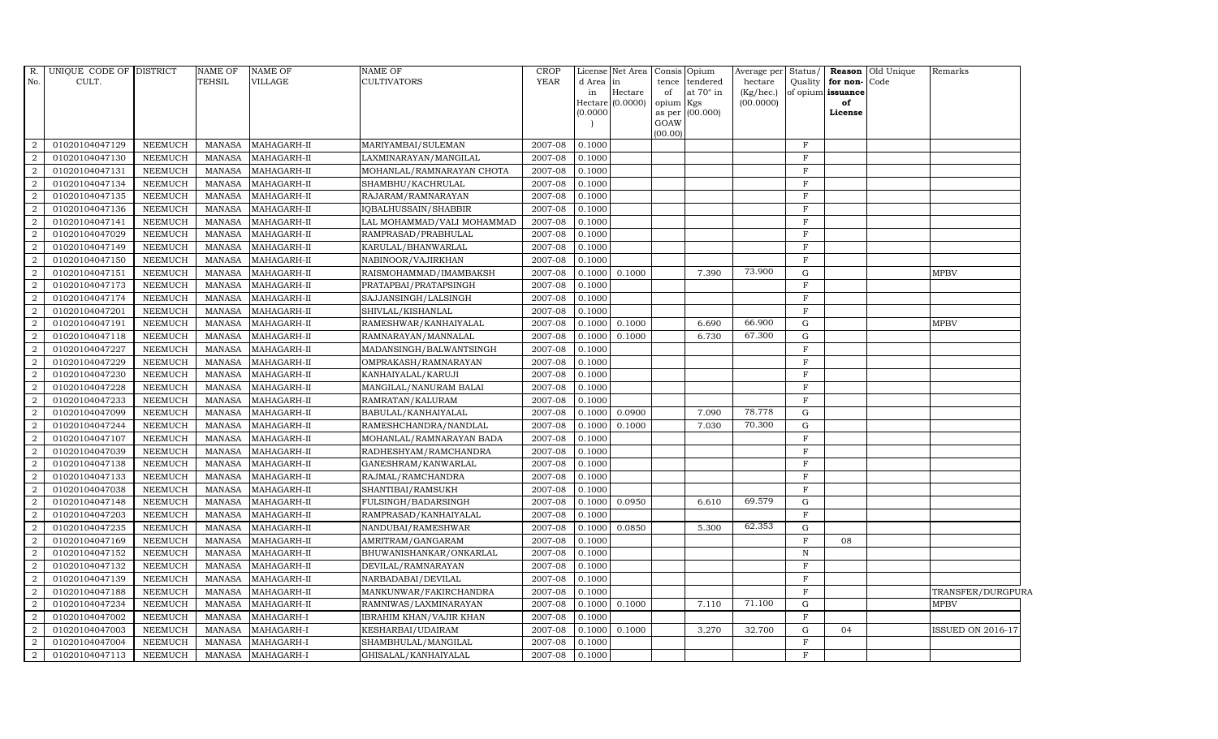| R. No. | UNIQUE CODE OF CULT. | DISTRICT | NAME OF TEHSIL | NAME OF VILLAGE | NAME OF CULTIVATORS | CROP YEAR | License d Area in Hectare (0.0000) | Net Area in Hectare (0.0000) | Consis tence of opium as per GOAW (00.00) | Opium tendered at 70° in Kgs (00.000) | Average per hectare (Kg/hec.) (00.0000) | Status/ Quality of opium | Reason for non-issuance of License | Old Unique Code | Remarks |
|---|---|---|---|---|---|---|---|---|---|---|---|---|---|---|---|
| 2 | 01020104047129 | NEEMUCH | MANASA | MAHAGARH-II | MARIYAMBAI/SULEMAN | 2007-08 | 0.1000 | | | | | F | | | |
| 2 | 01020104047130 | NEEMUCH | MANASA | MAHAGARH-II | LAXMINARAYAN/MANGILAL | 2007-08 | 0.1000 | | | | | F | | | |
| 2 | 01020104047131 | NEEMUCH | MANASA | MAHAGARH-II | MOHANLAL/RAMNARAYAN CHOTA | 2007-08 | 0.1000 | | | | | F | | | |
| 2 | 01020104047134 | NEEMUCH | MANASA | MAHAGARH-II | SHAMBHU/KACHRULAL | 2007-08 | 0.1000 | | | | | F | | | |
| 2 | 01020104047135 | NEEMUCH | MANASA | MAHAGARH-II | RAJARAM/RAMNARAYAN | 2007-08 | 0.1000 | | | | | F | | | |
| 2 | 01020104047136 | NEEMUCH | MANASA | MAHAGARH-II | IQBALHUSSAIN/SHABBIR | 2007-08 | 0.1000 | | | | | F | | | |
| 2 | 01020104047141 | NEEMUCH | MANASA | MAHAGARH-II | LAL MOHAMMAD/VALI MOHAMMAD | 2007-08 | 0.1000 | | | | | F | | | |
| 2 | 01020104047029 | NEEMUCH | MANASA | MAHAGARH-II | RAMPRASAD/PRABHULAL | 2007-08 | 0.1000 | | | | | F | | | |
| 2 | 01020104047149 | NEEMUCH | MANASA | MAHAGARH-II | KARULAL/BHANWARLAL | 2007-08 | 0.1000 | | | | | F | | | |
| 2 | 01020104047150 | NEEMUCH | MANASA | MAHAGARH-II | NABINOOR/VAJIRKHAN | 2007-08 | 0.1000 | | | | | F | | | |
| 2 | 01020104047151 | NEEMUCH | MANASA | MAHAGARH-II | RAISMOHAMMAD/IMAMBAKSH | 2007-08 | 0.1000 | 0.1000 | | 7.390 | 73.900 | G | | | MPBV |
| 2 | 01020104047173 | NEEMUCH | MANASA | MAHAGARH-II | PRATAPBAI/PRATAPSINGH | 2007-08 | 0.1000 | | | | | F | | | |
| 2 | 01020104047174 | NEEMUCH | MANASA | MAHAGARH-II | SAJJANSINGH/LALSINGH | 2007-08 | 0.1000 | | | | | F | | | |
| 2 | 01020104047201 | NEEMUCH | MANASA | MAHAGARH-II | SHIVLAL/KISHANLAL | 2007-08 | 0.1000 | | | | | F | | | |
| 2 | 01020104047191 | NEEMUCH | MANASA | MAHAGARH-II | RAMESHWAR/KANHAIYALAL | 2007-08 | 0.1000 | 0.1000 | | 6.690 | 66.900 | G | | | MPBV |
| 2 | 01020104047118 | NEEMUCH | MANASA | MAHAGARH-II | RAMNARAYAN/MANNALAL | 2007-08 | 0.1000 | 0.1000 | | 6.730 | 67.300 | G | | | |
| 2 | 01020104047227 | NEEMUCH | MANASA | MAHAGARH-II | MADANSINGH/BALWANTSINGH | 2007-08 | 0.1000 | | | | | F | | | |
| 2 | 01020104047229 | NEEMUCH | MANASA | MAHAGARH-II | OMPRAKASH/RAMNARAYAN | 2007-08 | 0.1000 | | | | | F | | | |
| 2 | 01020104047230 | NEEMUCH | MANASA | MAHAGARH-II | KANHAIYALAL/KARUJI | 2007-08 | 0.1000 | | | | | F | | | |
| 2 | 01020104047228 | NEEMUCH | MANASA | MAHAGARH-II | MANGILAL/NANURAM BALAI | 2007-08 | 0.1000 | | | | | F | | | |
| 2 | 01020104047233 | NEEMUCH | MANASA | MAHAGARH-II | RAMRATAN/KALURAM | 2007-08 | 0.1000 | | | | | F | | | |
| 2 | 01020104047099 | NEEMUCH | MANASA | MAHAGARH-II | BABULAL/KANHAIYALAL | 2007-08 | 0.1000 | 0.0900 | | 7.090 | 78.778 | G | | | |
| 2 | 01020104047244 | NEEMUCH | MANASA | MAHAGARH-II | RAMESHCHANDRA/NANDLAL | 2007-08 | 0.1000 | 0.1000 | | 7.030 | 70.300 | G | | | |
| 2 | 01020104047107 | NEEMUCH | MANASA | MAHAGARH-II | MOHANLAL/RAMNARAYAN BADA | 2007-08 | 0.1000 | | | | | F | | | |
| 2 | 01020104047039 | NEEMUCH | MANASA | MAHAGARH-II | RADHESHYAM/RAMCHANDRA | 2007-08 | 0.1000 | | | | | F | | | |
| 2 | 01020104047138 | NEEMUCH | MANASA | MAHAGARH-II | GANESHRAM/KANWARLAL | 2007-08 | 0.1000 | | | | | F | | | |
| 2 | 01020104047133 | NEEMUCH | MANASA | MAHAGARH-II | RAJMAL/RAMCHANDRA | 2007-08 | 0.1000 | | | | | F | | | |
| 2 | 01020104047038 | NEEMUCH | MANASA | MAHAGARH-II | SHANTIBAI/RAMSUKH | 2007-08 | 0.1000 | | | | | F | | | |
| 2 | 01020104047148 | NEEMUCH | MANASA | MAHAGARH-II | FULSINGH/BADARSINGH | 2007-08 | 0.1000 | 0.0950 | | 6.610 | 69.579 | G | | | |
| 2 | 01020104047203 | NEEMUCH | MANASA | MAHAGARH-II | RAMPRASAD/KANHAIYALAL | 2007-08 | 0.1000 | | | | | F | | | |
| 2 | 01020104047235 | NEEMUCH | MANASA | MAHAGARH-II | NANDUBAI/RAMESHWAR | 2007-08 | 0.1000 | 0.0850 | | 5.300 | 62.353 | G | | | |
| 2 | 01020104047169 | NEEMUCH | MANASA | MAHAGARH-II | AMRITRAM/GANGARAM | 2007-08 | 0.1000 | | | | | F | 08 | | |
| 2 | 01020104047152 | NEEMUCH | MANASA | MAHAGARH-II | BHUWANISHANKAR/ONKARLAL | 2007-08 | 0.1000 | | | | | N | | | |
| 2 | 01020104047132 | NEEMUCH | MANASA | MAHAGARH-II | DEVILAL/RAMNARAYAN | 2007-08 | 0.1000 | | | | | F | | | |
| 2 | 01020104047139 | NEEMUCH | MANASA | MAHAGARH-II | NARBADABAI/DEVILAL | 2007-08 | 0.1000 | | | | | F | | | |
| 2 | 01020104047188 | NEEMUCH | MANASA | MAHAGARH-II | MANKUNWAR/FAKIRCHANDRA | 2007-08 | 0.1000 | | | | | F | | | TRANSFER/DURGPURA |
| 2 | 01020104047234 | NEEMUCH | MANASA | MAHAGARH-II | RAMNIWAS/LAXMINARAYAN | 2007-08 | 0.1000 | 0.1000 | | 7.110 | 71.100 | G | | | MPBV |
| 2 | 01020104047002 | NEEMUCH | MANASA | MAHAGARH-I | IBRAHIM KHAN/VAJIR KHAN | 2007-08 | 0.1000 | | | | | F | | | |
| 2 | 01020104047003 | NEEMUCH | MANASA | MAHAGARH-I | KESHARBAI/UDAIRAM | 2007-08 | 0.1000 | 0.1000 | | 3.270 | 32.700 | G | 04 | | ISSUED ON 2016-17 |
| 2 | 01020104047004 | NEEMUCH | MANASA | MAHAGARH-I | SHAMBHULAL/MANGILAL | 2007-08 | 0.1000 | | | | | F | | | |
| 2 | 01020104047113 | NEEMUCH | MANASA | MAHAGARH-I | GHISALAL/KANHAIYALAL | 2007-08 | 0.1000 | | | | | F | | | |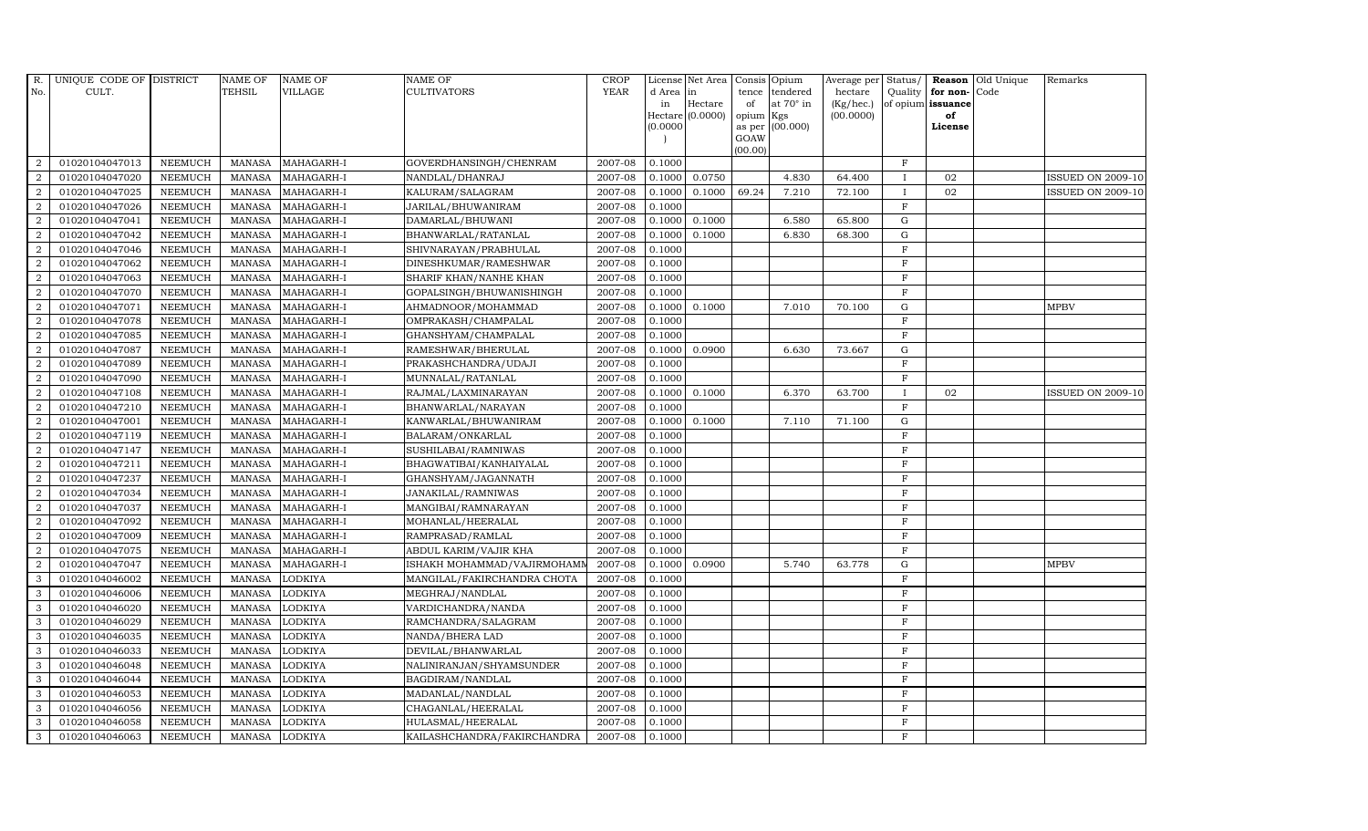| R. No. | UNIQUE CODE OF CULT. | DISTRICT | NAME OF TEHSIL | NAME OF VILLAGE | NAME OF CULTIVATORS | CROP YEAR | License d Area in Hectare (0.0000) | Net Area in Hectare (0.0000) | Consis tence of opium as per GOAW (00.00) | Opium tendered at 70° in Kgs (00.000) | Average per hectare (Kg/hec.) (00.0000) | Status/ Quality of opium | Reason for non- issuance of License | Old Unique Code | Remarks |
|---|---|---|---|---|---|---|---|---|---|---|---|---|---|---|---|
| 2 | 01020104047013 | NEEMUCH | MANASA | MAHAGARH-I | GOVERDHANSINGH/CHENRAM | 2007-08 | 0.1000 | | | | | F | | | |
| 2 | 01020104047020 | NEEMUCH | MANASA | MAHAGARH-I | NANDLAL/DHANRAJ | 2007-08 | 0.1000 | 0.0750 | | 4.830 | 64.400 | I | 02 | | ISSUED ON 2009-10 |
| 2 | 01020104047025 | NEEMUCH | MANASA | MAHAGARH-I | KALURAM/SALAGRAM | 2007-08 | 0.1000 | 0.1000 | 69.24 | 7.210 | 72.100 | I | 02 | | ISSUED ON 2009-10 |
| 2 | 01020104047026 | NEEMUCH | MANASA | MAHAGARH-I | JARILAL/BHUWANIRAM | 2007-08 | 0.1000 | | | | | F | | | |
| 2 | 01020104047041 | NEEMUCH | MANASA | MAHAGARH-I | DAMARLAL/BHUWANI | 2007-08 | 0.1000 | 0.1000 | | 6.580 | 65.800 | G | | | |
| 2 | 01020104047042 | NEEMUCH | MANASA | MAHAGARH-I | BHANWARLAL/RATANLAL | 2007-08 | 0.1000 | 0.1000 | | 6.830 | 68.300 | G | | | |
| 2 | 01020104047046 | NEEMUCH | MANASA | MAHAGARH-I | SHIVNARAYAN/PRABHULAL | 2007-08 | 0.1000 | | | | | F | | | |
| 2 | 01020104047062 | NEEMUCH | MANASA | MAHAGARH-I | DINESHKUMAR/RAMESHWAR | 2007-08 | 0.1000 | | | | | F | | | |
| 2 | 01020104047063 | NEEMUCH | MANASA | MAHAGARH-I | SHARIF KHAN/NANHE KHAN | 2007-08 | 0.1000 | | | | | F | | | |
| 2 | 01020104047070 | NEEMUCH | MANASA | MAHAGARH-I | GOPALSINGH/BHUWANISHINGH | 2007-08 | 0.1000 | | | | | F | | | |
| 2 | 01020104047071 | NEEMUCH | MANASA | MAHAGARH-I | AHMADNOOR/MOHAMMAD | 2007-08 | 0.1000 | 0.1000 | | 7.010 | 70.100 | G | | | MPBV |
| 2 | 01020104047078 | NEEMUCH | MANASA | MAHAGARH-I | OMPRAKASH/CHAMPALAL | 2007-08 | 0.1000 | | | | | F | | | |
| 2 | 01020104047085 | NEEMUCH | MANASA | MAHAGARH-I | GHANSHYAM/CHAMPALAL | 2007-08 | 0.1000 | | | | | F | | | |
| 2 | 01020104047087 | NEEMUCH | MANASA | MAHAGARH-I | RAMESHWAR/BHERULAL | 2007-08 | 0.1000 | 0.0900 | | 6.630 | 73.667 | G | | | |
| 2 | 01020104047089 | NEEMUCH | MANASA | MAHAGARH-I | PRAKASHCHANDRA/UDAJI | 2007-08 | 0.1000 | | | | | F | | | |
| 2 | 01020104047090 | NEEMUCH | MANASA | MAHAGARH-I | MUNNALAL/RATANLAL | 2007-08 | 0.1000 | | | | | F | | | |
| 2 | 01020104047108 | NEEMUCH | MANASA | MAHAGARH-I | RAJMAL/LAXMINARAYAN | 2007-08 | 0.1000 | 0.1000 | | 6.370 | 63.700 | I | 02 | | ISSUED ON 2009-10 |
| 2 | 01020104047210 | NEEMUCH | MANASA | MAHAGARH-I | BHANWARLAL/NARAYAN | 2007-08 | 0.1000 | | | | | F | | | |
| 2 | 01020104047001 | NEEMUCH | MANASA | MAHAGARH-I | KANWARLAL/BHUWANIRAM | 2007-08 | 0.1000 | 0.1000 | | 7.110 | 71.100 | G | | | |
| 2 | 01020104047119 | NEEMUCH | MANASA | MAHAGARH-I | BALARAM/ONKARLAL | 2007-08 | 0.1000 | | | | | F | | | |
| 2 | 01020104047147 | NEEMUCH | MANASA | MAHAGARH-I | SUSHILABAI/RAMNIWAS | 2007-08 | 0.1000 | | | | | F | | | |
| 2 | 01020104047211 | NEEMUCH | MANASA | MAHAGARH-I | BHAGWATIBAI/KANHAIYALAL | 2007-08 | 0.1000 | | | | | F | | | |
| 2 | 01020104047237 | NEEMUCH | MANASA | MAHAGARH-I | GHANSHYAM/JAGANNATH | 2007-08 | 0.1000 | | | | | F | | | |
| 2 | 01020104047034 | NEEMUCH | MANASA | MAHAGARH-I | JANAKILAL/RAMNIWAS | 2007-08 | 0.1000 | | | | | F | | | |
| 2 | 01020104047037 | NEEMUCH | MANASA | MAHAGARH-I | MANGIBAI/RAMNARAYAN | 2007-08 | 0.1000 | | | | | F | | | |
| 2 | 01020104047092 | NEEMUCH | MANASA | MAHAGARH-I | MOHANLAL/HEERALAL | 2007-08 | 0.1000 | | | | | F | | | |
| 2 | 01020104047009 | NEEMUCH | MANASA | MAHAGARH-I | RAMPRASAD/RAMLAL | 2007-08 | 0.1000 | | | | | F | | | |
| 2 | 01020104047075 | NEEMUCH | MANASA | MAHAGARH-I | ABDUL KARIM/VAJIR KHA | 2007-08 | 0.1000 | | | | | F | | | |
| 2 | 01020104047047 | NEEMUCH | MANASA | MAHAGARH-I | ISHAKH MOHAMMAD/VAJIRMOHAMM | 2007-08 | 0.1000 | 0.0900 | | 5.740 | 63.778 | G | | | MPBV |
| 3 | 01020104046002 | NEEMUCH | MANASA | LODKIYA | MANGILAL/FAKIRCHANDRA CHOTA | 2007-08 | 0.1000 | | | | | F | | | |
| 3 | 01020104046006 | NEEMUCH | MANASA | LODKIYA | MEGHRAJ/NANDLAL | 2007-08 | 0.1000 | | | | | F | | | |
| 3 | 01020104046020 | NEEMUCH | MANASA | LODKIYA | VARDICHANDRA/NANDA | 2007-08 | 0.1000 | | | | | F | | | |
| 3 | 01020104046029 | NEEMUCH | MANASA | LODKIYA | RAMCHANDRA/SALAGRAM | 2007-08 | 0.1000 | | | | | F | | | |
| 3 | 01020104046035 | NEEMUCH | MANASA | LODKIYA | NANDA/BHERA LAD | 2007-08 | 0.1000 | | | | | F | | | |
| 3 | 01020104046033 | NEEMUCH | MANASA | LODKIYA | DEVILAL/BHANWARLAL | 2007-08 | 0.1000 | | | | | F | | | |
| 3 | 01020104046048 | NEEMUCH | MANASA | LODKIYA | NALINIRANJAN/SHYAMSUNDER | 2007-08 | 0.1000 | | | | | F | | | |
| 3 | 01020104046044 | NEEMUCH | MANASA | LODKIYA | BAGDIRAM/NANDLAL | 2007-08 | 0.1000 | | | | | F | | | |
| 3 | 01020104046053 | NEEMUCH | MANASA | LODKIYA | MADANLAL/NANDLAL | 2007-08 | 0.1000 | | | | | F | | | |
| 3 | 01020104046056 | NEEMUCH | MANASA | LODKIYA | CHAGANLAL/HEERALAL | 2007-08 | 0.1000 | | | | | F | | | |
| 3 | 01020104046058 | NEEMUCH | MANASA | LODKIYA | HULASMAL/HEERALAL | 2007-08 | 0.1000 | | | | | F | | | |
| 3 | 01020104046063 | NEEMUCH | MANASA | LODKIYA | KAILASHCHANDRA/FAKIRCHANDRA | 2007-08 | 0.1000 | | | | | F | | | |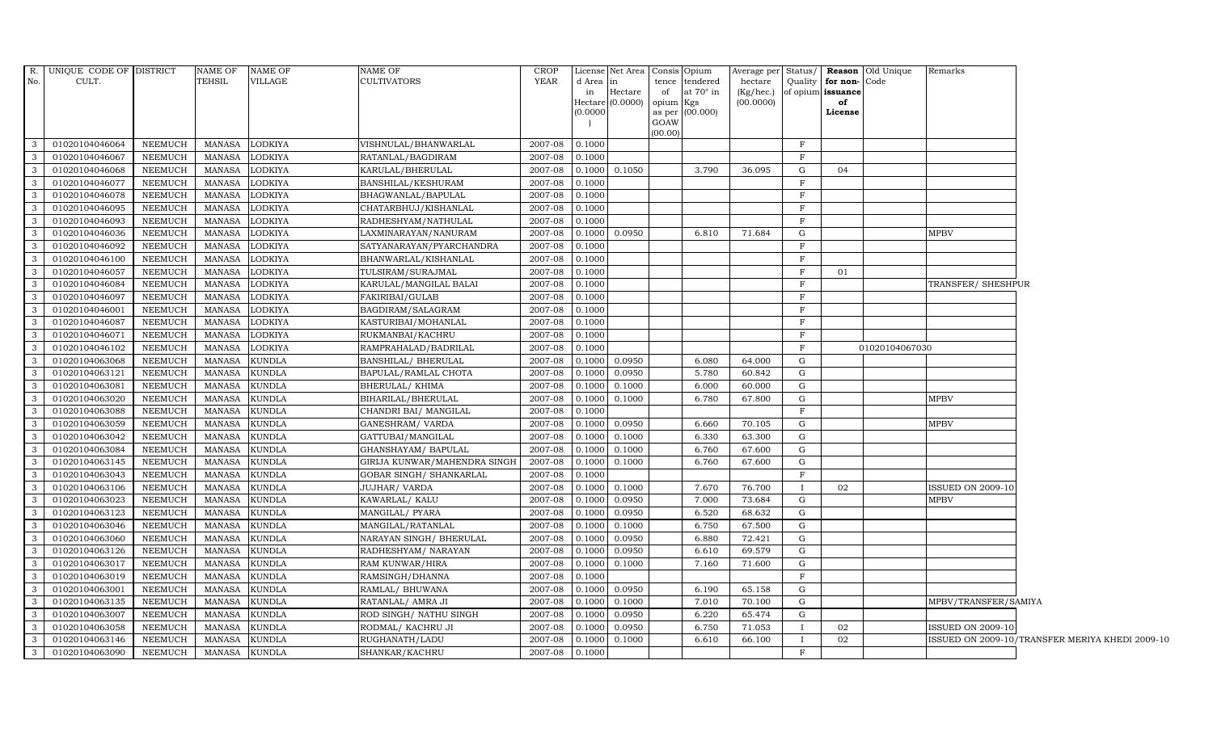| R. No. | UNIQUE CODE OF CULT. | DISTRICT | NAME OF TEHSIL | NAME OF VILLAGE | NAME OF CULTIVATORS | CROP YEAR | License d Area in Hectare (0.0000) | Net Area in Hectare (0.0000) | Consis tence of opium as per GOAW (00.00) | Opium tendered at 70° in Kgs (00.000) | Average per hectare (Kg/hec.) (00.0000) | Status/ Quality of opium | Reason for non-issuance of License | Old Unique Code | Remarks |
|---|---|---|---|---|---|---|---|---|---|---|---|---|---|---|---|
| 3 | 01020104046064 | NEEMUCH | MANASA | LODKIYA | VISHNULAL/BHANWARLAL | 2007-08 | 0.1000 | | | | | F | | | |
| 3 | 01020104046067 | NEEMUCH | MANASA | LODKIYA | RATANLAL/BAGDIRAM | 2007-08 | 0.1000 | | | | | F | | | |
| 3 | 01020104046068 | NEEMUCH | MANASA | LODKIYA | KARULAL/BHERULAL | 2007-08 | 0.1000 | 0.1050 | | 3.790 | 36.095 | G | 04 | | |
| 3 | 01020104046077 | NEEMUCH | MANASA | LODKIYA | BANSHILAL/KESHURAM | 2007-08 | 0.1000 | | | | | F | | | |
| 3 | 01020104046078 | NEEMUCH | MANASA | LODKIYA | BHAGWANLAL/BAPULAL | 2007-08 | 0.1000 | | | | | F | | | |
| 3 | 01020104046095 | NEEMUCH | MANASA | LODKIYA | CHATARBHUJ/KISHANLAL | 2007-08 | 0.1000 | | | | | F | | | |
| 3 | 01020104046093 | NEEMUCH | MANASA | LODKIYA | RADHESHYAM/NATHULAL | 2007-08 | 0.1000 | | | | | F | | | |
| 3 | 01020104046036 | NEEMUCH | MANASA | LODKIYA | LAXMINARAYAN/NANURAM | 2007-08 | 0.1000 | 0.0950 | | 6.810 | 71.684 | G | | | MPBV |
| 3 | 01020104046092 | NEEMUCH | MANASA | LODKIYA | SATYANARAYAN/PYARCHANDRA | 2007-08 | 0.1000 | | | | | F | | | |
| 3 | 01020104046100 | NEEMUCH | MANASA | LODKIYA | BHANWARLAL/KISHANLAL | 2007-08 | 0.1000 | | | | | F | | | |
| 3 | 01020104046057 | NEEMUCH | MANASA | LODKIYA | TULSIRAM/SURAJMAL | 2007-08 | 0.1000 | | | | | F | 01 | | |
| 3 | 01020104046084 | NEEMUCH | MANASA | LODKIYA | KARULAL/MANGILAL BALAI | 2007-08 | 0.1000 | | | | | F | | | TRANSFER/ SHESHPUR |
| 3 | 01020104046097 | NEEMUCH | MANASA | LODKIYA | FAKIRIBAI/GULAB | 2007-08 | 0.1000 | | | | | F | | | |
| 3 | 01020104046001 | NEEMUCH | MANASA | LODKIYA | BAGDIRAM/SALAGRAM | 2007-08 | 0.1000 | | | | | F | | | |
| 3 | 01020104046087 | NEEMUCH | MANASA | LODKIYA | KASTURIBAI/MOHANLAL | 2007-08 | 0.1000 | | | | | F | | | |
| 3 | 01020104046071 | NEEMUCH | MANASA | LODKIYA | RUKMANBAI/KACHRU | 2007-08 | 0.1000 | | | | | F | | | |
| 3 | 01020104046102 | NEEMUCH | MANASA | LODKIYA | RAMPRAHALAD/BADRILAL | 2007-08 | 0.1000 | | | | | F | | 01020104067030 | |
| 3 | 01020104063068 | NEEMUCH | MANASA | KUNDLA | BANSHILAL/ BHERULAL | 2007-08 | 0.1000 | 0.0950 | | 6.080 | 64.000 | G | | | |
| 3 | 01020104063121 | NEEMUCH | MANASA | KUNDLA | BAPULAL/RAMLAL CHOTA | 2007-08 | 0.1000 | 0.0950 | | 5.780 | 60.842 | G | | | |
| 3 | 01020104063081 | NEEMUCH | MANASA | KUNDLA | BHERULAL/ KHIMA | 2007-08 | 0.1000 | 0.1000 | | 6.000 | 60.000 | G | | | |
| 3 | 01020104063020 | NEEMUCH | MANASA | KUNDLA | BIHARILAL/BHERULAL | 2007-08 | 0.1000 | 0.1000 | | 6.780 | 67.800 | G | | | MPBV |
| 3 | 01020104063088 | NEEMUCH | MANASA | KUNDLA | CHANDRI BAI/ MANGILAL | 2007-08 | 0.1000 | | | | | F | | | |
| 3 | 01020104063059 | NEEMUCH | MANASA | KUNDLA | GANESHRAM/ VARDA | 2007-08 | 0.1000 | 0.0950 | | 6.660 | 70.105 | G | | | MPBV |
| 3 | 01020104063042 | NEEMUCH | MANASA | KUNDLA | GATTUBAI/MANGILAL | 2007-08 | 0.1000 | 0.1000 | | 6.330 | 63.300 | G | | | |
| 3 | 01020104063084 | NEEMUCH | MANASA | KUNDLA | GHANSHAYAM/ BAPULAL | 2007-08 | 0.1000 | 0.1000 | | 6.760 | 67.600 | G | | | |
| 3 | 01020104063145 | NEEMUCH | MANASA | KUNDLA | GIRIJA KUNWAR/MAHENDRA SINGH | 2007-08 | 0.1000 | 0.1000 | | 6.760 | 67.600 | G | | | |
| 3 | 01020104063043 | NEEMUCH | MANASA | KUNDLA | GOBAR SINGH/ SHANKARLAL | 2007-08 | 0.1000 | | | | | F | | | |
| 3 | 01020104063106 | NEEMUCH | MANASA | KUNDLA | JUJHAR/ VARDA | 2007-08 | 0.1000 | 0.1000 | | 7.670 | 76.700 | I | 02 | | ISSUED ON 2009-10 |
| 3 | 01020104063023 | NEEMUCH | MANASA | KUNDLA | KAWARLAL/ KALU | 2007-08 | 0.1000 | 0.0950 | | 7.000 | 73.684 | G | | | MPBV |
| 3 | 01020104063123 | NEEMUCH | MANASA | KUNDLA | MANGILAL/ PYARA | 2007-08 | 0.1000 | 0.0950 | | 6.520 | 68.632 | G | | | |
| 3 | 01020104063046 | NEEMUCH | MANASA | KUNDLA | MANGILAL/RATANLAL | 2007-08 | 0.1000 | 0.1000 | | 6.750 | 67.500 | G | | | |
| 3 | 01020104063060 | NEEMUCH | MANASA | KUNDLA | NARAYAN SINGH/ BHERULAL | 2007-08 | 0.1000 | 0.0950 | | 6.880 | 72.421 | G | | | |
| 3 | 01020104063126 | NEEMUCH | MANASA | KUNDLA | RADHESHYAM/ NARAYAN | 2007-08 | 0.1000 | 0.0950 | | 6.610 | 69.579 | G | | | |
| 3 | 01020104063017 | NEEMUCH | MANASA | KUNDLA | RAM KUNWAR/HIRA | 2007-08 | 0.1000 | 0.1000 | | 7.160 | 71.600 | G | | | |
| 3 | 01020104063019 | NEEMUCH | MANASA | KUNDLA | RAMSINGH/DHANNA | 2007-08 | 0.1000 | | | | | F | | | |
| 3 | 01020104063001 | NEEMUCH | MANASA | KUNDLA | RAMLAL/ BHUWANA | 2007-08 | 0.1000 | 0.0950 | | 6.190 | 65.158 | G | | | |
| 3 | 01020104063135 | NEEMUCH | MANASA | KUNDLA | RATANLAL/ AMRA JI | 2007-08 | 0.1000 | 0.1000 | | 7.010 | 70.100 | G | | | MPBV/TRANSFER/SAMIYA |
| 3 | 01020104063007 | NEEMUCH | MANASA | KUNDLA | ROD SINGH/ NATHU SINGH | 2007-08 | 0.1000 | 0.0950 | | 6.220 | 65.474 | G | | | |
| 3 | 01020104063058 | NEEMUCH | MANASA | KUNDLA | RODMAL/ KACHRU JI | 2007-08 | 0.1000 | 0.0950 | | 6.750 | 71.053 | I | 02 | | ISSUED ON 2009-10 |
| 3 | 01020104063146 | NEEMUCH | MANASA | KUNDLA | RUGHANATH/LADU | 2007-08 | 0.1000 | 0.1000 | | 6.610 | 66.100 | I | 02 | | ISSUED ON 2009-10/TRANSFER MERIYA KHEDI 2009-10 |
| 3 | 01020104063090 | NEEMUCH | MANASA | KUNDLA | SHANKAR/KACHRU | 2007-08 | 0.1000 | | | | | F | | | |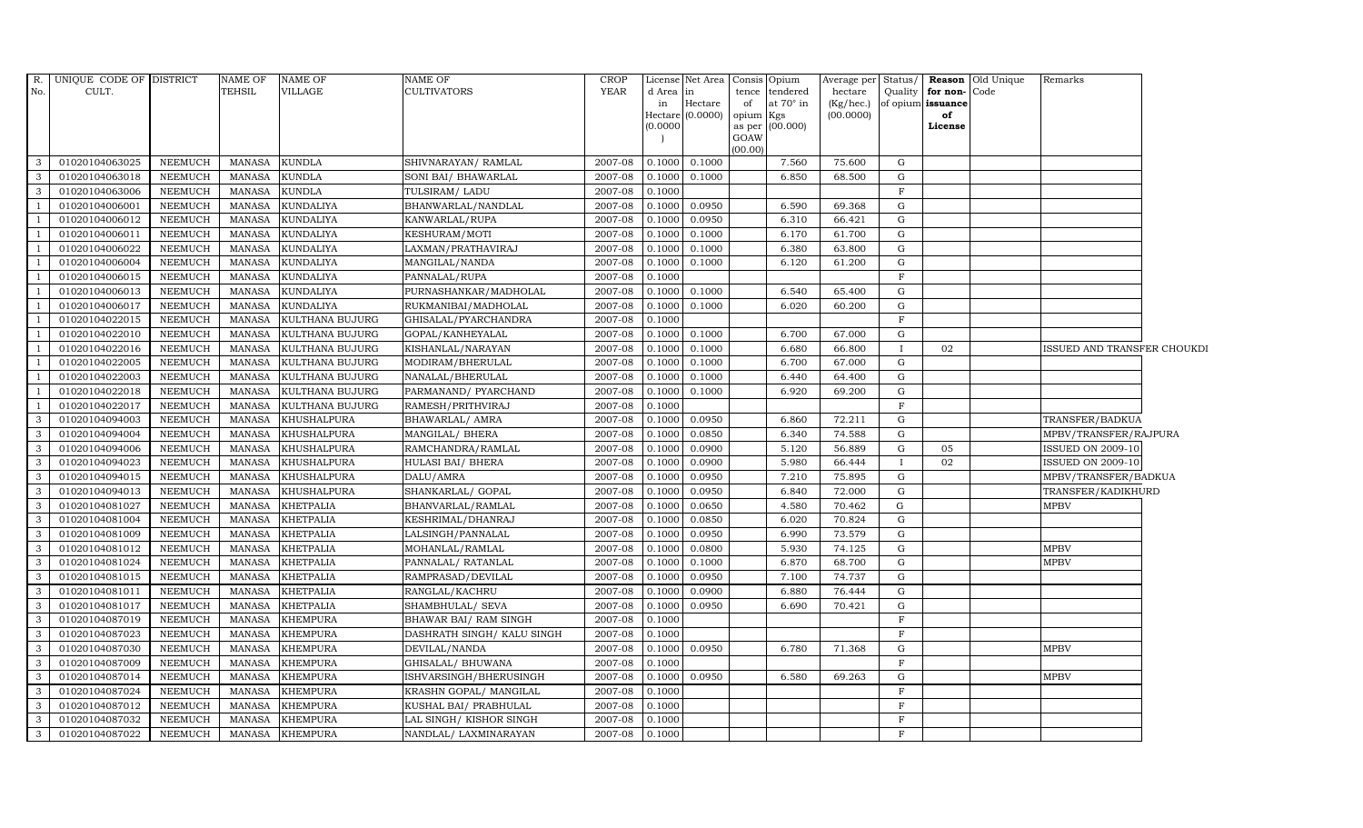| R. No. | UNIQUE CODE OF CULT. | DISTRICT | NAME OF TEHSIL | NAME OF VILLAGE | NAME OF CULTIVATORS | CROP YEAR | License d Area in Hectare (0.0000) | Net Area in Hectare (0.0000) | Consis tence of opium as per GOAW (00.00) | Opium tendered at 70° in Kgs (00.000) | Average per hectare (Kg/hec.) (00.0000) | Status/ Quality of opium | Reason for non-issuance of License | Old Unique Code | Remarks |
|---|---|---|---|---|---|---|---|---|---|---|---|---|---|---|---|
| 3 | 01020104063025 | NEEMUCH | MANASA | KUNDLA | SHIVNARAYAN/ RAMLAL | 2007-08 | 0.1000 | 0.1000 | | 7.560 | 75.600 | G | | | |
| 3 | 01020104063018 | NEEMUCH | MANASA | KUNDLA | SONI BAI/ BHAWARLAL | 2007-08 | 0.1000 | 0.1000 | | 6.850 | 68.500 | G | | | |
| 3 | 01020104063006 | NEEMUCH | MANASA | KUNDLA | TULSIRAM/ LADU | 2007-08 | 0.1000 | | | | | F | | | |
| 1 | 01020104006001 | NEEMUCH | MANASA | KUNDALIYA | BHANWARLAL/NANDLAL | 2007-08 | 0.1000 | 0.0950 | | 6.590 | 69.368 | G | | | |
| 1 | 01020104006012 | NEEMUCH | MANASA | KUNDALIYA | KANWARLAL/RUPA | 2007-08 | 0.1000 | 0.0950 | | 6.310 | 66.421 | G | | | |
| 1 | 01020104006011 | NEEMUCH | MANASA | KUNDALIYA | KESHURAM/MOTI | 2007-08 | 0.1000 | 0.1000 | | 6.170 | 61.700 | G | | | |
| 1 | 01020104006022 | NEEMUCH | MANASA | KUNDALIYA | LAXMAN/PRATHAVIRAJ | 2007-08 | 0.1000 | 0.1000 | | 6.380 | 63.800 | G | | | |
| 1 | 01020104006004 | NEEMUCH | MANASA | KUNDALIYA | MANGILAL/NANDA | 2007-08 | 0.1000 | 0.1000 | | 6.120 | 61.200 | G | | | |
| 1 | 01020104006015 | NEEMUCH | MANASA | KUNDALIYA | PANNALAL/RUPA | 2007-08 | 0.1000 | | | | | F | | | |
| 1 | 01020104006013 | NEEMUCH | MANASA | KUNDALIYA | PURNASHANKAR/MADHOLAL | 2007-08 | 0.1000 | 0.1000 | | 6.540 | 65.400 | G | | | |
| 1 | 01020104006017 | NEEMUCH | MANASA | KUNDALIYA | RUKMANIBAI/MADHOLAL | 2007-08 | 0.1000 | 0.1000 | | 6.020 | 60.200 | G | | | |
| 1 | 01020104022015 | NEEMUCH | MANASA | KULTHANA BUJURG | GHISALAL/PYARCHANDRA | 2007-08 | 0.1000 | | | | | F | | | |
| 1 | 01020104022010 | NEEMUCH | MANASA | KULTHANA BUJURG | GOPAL/KANHEYALAL | 2007-08 | 0.1000 | 0.1000 | | 6.700 | 67.000 | G | | | |
| 1 | 01020104022016 | NEEMUCH | MANASA | KULTHANA BUJURG | KISHANLAL/NARAYAN | 2007-08 | 0.1000 | 0.1000 | | 6.680 | 66.800 | I | 02 | | ISSUED AND TRANSFER CHOUKDI |
| 1 | 01020104022005 | NEEMUCH | MANASA | KULTHANA BUJURG | MODIRAM/BHERULAL | 2007-08 | 0.1000 | 0.1000 | | 6.700 | 67.000 | G | | | |
| 1 | 01020104022003 | NEEMUCH | MANASA | KULTHANA BUJURG | NANALAL/BHERULAL | 2007-08 | 0.1000 | 0.1000 | | 6.440 | 64.400 | G | | | |
| 1 | 01020104022018 | NEEMUCH | MANASA | KULTHANA BUJURG | PARMANAND/ PYARCHAND | 2007-08 | 0.1000 | 0.1000 | | 6.920 | 69.200 | G | | | |
| 1 | 01020104022017 | NEEMUCH | MANASA | KULTHANA BUJURG | RAMESH/PRITHVIRAJ | 2007-08 | 0.1000 | | | | | F | | | |
| 3 | 01020104094003 | NEEMUCH | MANASA | KHUSHALPURA | BHAWARLAL/ AMRA | 2007-08 | 0.1000 | 0.0950 | | 6.860 | 72.211 | G | | | TRANSFER/BADKUA |
| 3 | 01020104094004 | NEEMUCH | MANASA | KHUSHALPURA | MANGILAL/ BHERA | 2007-08 | 0.1000 | 0.0850 | | 6.340 | 74.588 | G | | | MPBV/TRANSFER/RAJPURA |
| 3 | 01020104094006 | NEEMUCH | MANASA | KHUSHALPURA | RAMCHANDRA/RAMLAL | 2007-08 | 0.1000 | 0.0900 | | 5.120 | 56.889 | G | 05 | | ISSUED ON 2009-10 |
| 3 | 01020104094023 | NEEMUCH | MANASA | KHUSHALPURA | HULASI BAI/ BHERA | 2007-08 | 0.1000 | 0.0900 | | 5.980 | 66.444 | I | 02 | | ISSUED ON 2009-10 |
| 3 | 01020104094015 | NEEMUCH | MANASA | KHUSHALPURA | DALU/AMRA | 2007-08 | 0.1000 | 0.0950 | | 7.210 | 75.895 | G | | | MPBV/TRANSFER/BADKUA |
| 3 | 01020104094013 | NEEMUCH | MANASA | KHUSHALPURA | SHANKARLAL/ GOPAL | 2007-08 | 0.1000 | 0.0950 | | 6.840 | 72.000 | G | | | TRANSFER/KADIKHURD |
| 3 | 01020104081027 | NEEMUCH | MANASA | KHETPALIA | BHANVARLAL/RAMLAL | 2007-08 | 0.1000 | 0.0650 | | 4.580 | 70.462 | G | | | MPBV |
| 3 | 01020104081004 | NEEMUCH | MANASA | KHETPALIA | KESHRIMAL/DHANRAJ | 2007-08 | 0.1000 | 0.0850 | | 6.020 | 70.824 | G | | | |
| 3 | 01020104081009 | NEEMUCH | MANASA | KHETPALIA | LALSINGH/PANNALAL | 2007-08 | 0.1000 | 0.0950 | | 6.990 | 73.579 | G | | | |
| 3 | 01020104081012 | NEEMUCH | MANASA | KHETPALIA | MOHANLAL/RAMLAL | 2007-08 | 0.1000 | 0.0800 | | 5.930 | 74.125 | G | | | MPBV |
| 3 | 01020104081024 | NEEMUCH | MANASA | KHETPALIA | PANNALAL/ RATANLAL | 2007-08 | 0.1000 | 0.1000 | | 6.870 | 68.700 | G | | | MPBV |
| 3 | 01020104081015 | NEEMUCH | MANASA | KHETPALIA | RAMPRASAD/DEVILAL | 2007-08 | 0.1000 | 0.0950 | | 7.100 | 74.737 | G | | | |
| 3 | 01020104081011 | NEEMUCH | MANASA | KHETPALIA | RANGLAL/KACHRU | 2007-08 | 0.1000 | 0.0900 | | 6.880 | 76.444 | G | | | |
| 3 | 01020104081017 | NEEMUCH | MANASA | KHETPALIA | SHAMBHULAL/ SEVA | 2007-08 | 0.1000 | 0.0950 | | 6.690 | 70.421 | G | | | |
| 3 | 01020104087019 | NEEMUCH | MANASA | KHEMPURA | BHAWAR BAI/ RAM SINGH | 2007-08 | 0.1000 | | | | | F | | | |
| 3 | 01020104087023 | NEEMUCH | MANASA | KHEMPURA | DASHRATH SINGH/ KALU SINGH | 2007-08 | 0.1000 | | | | | F | | | |
| 3 | 01020104087030 | NEEMUCH | MANASA | KHEMPURA | DEVILAL/NANDA | 2007-08 | 0.1000 | 0.0950 | | 6.780 | 71.368 | G | | | MPBV |
| 3 | 01020104087009 | NEEMUCH | MANASA | KHEMPURA | GHISALAL/ BHUWANA | 2007-08 | 0.1000 | | | | | F | | | |
| 3 | 01020104087014 | NEEMUCH | MANASA | KHEMPURA | ISHVARSINGH/BHERUSINGH | 2007-08 | 0.1000 | 0.0950 | | 6.580 | 69.263 | G | | | MPBV |
| 3 | 01020104087024 | NEEMUCH | MANASA | KHEMPURA | KRASHN GOPAL/ MANGILAL | 2007-08 | 0.1000 | | | | | F | | | |
| 3 | 01020104087012 | NEEMUCH | MANASA | KHEMPURA | KUSHAL BAI/ PRABHULAL | 2007-08 | 0.1000 | | | | | F | | | |
| 3 | 01020104087032 | NEEMUCH | MANASA | KHEMPURA | LAL SINGH/ KISHOR SINGH | 2007-08 | 0.1000 | | | | | F | | | |
| 3 | 01020104087022 | NEEMUCH | MANASA | KHEMPURA | NANDLAL/ LAXMINARAYAN | 2007-08 | 0.1000 | | | | | F | | | |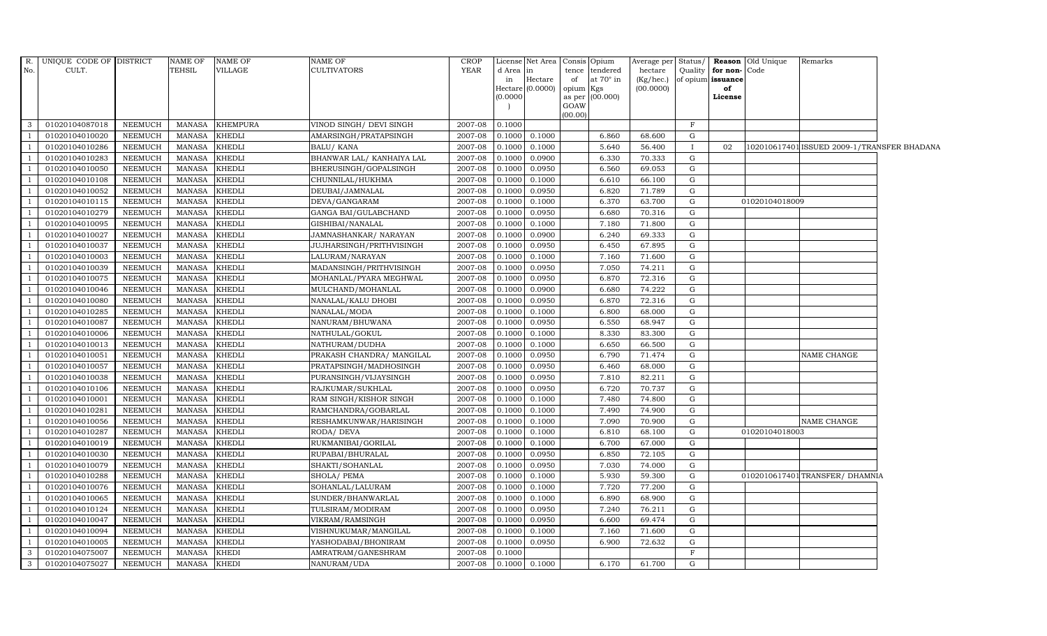| R. No. | UNIQUE CODE OF CULT. | DISTRICT | NAME OF TEHSIL | NAME OF VILLAGE | NAME OF CULTIVATORS | CROP YEAR | License d Area in Hectare (0.0000) | Net Area in Hectare (0.0000) | Consis tence of opium as per GOAW (00.00) | Opium tendered at 70° in Kgs (00.000) | Average per hectare (Kg/hec.) (00.0000) | Status/ Quality of opium | Reason for non-issuance of License | Old Unique Code | Remarks |
|---|---|---|---|---|---|---|---|---|---|---|---|---|---|---|---|
| 3 | 01020104087018 | NEEMUCH | MANASA | KHEMPURA | VINOD SINGH/ DEVI SINGH | 2007-08 | 0.1000 | | | | | F | | | |
| 1 | 01020104010020 | NEEMUCH | MANASA | KHEDLI | AMARSINGH/PRATAPSINGH | 2007-08 | 0.1000 | 0.1000 | | 6.860 | 68.600 | G | | | |
| 1 | 01020104010286 | NEEMUCH | MANASA | KHEDLI | BALU/ KANA | 2007-08 | 0.1000 | 0.1000 | | 5.640 | 56.400 | I | 02 | 1020106174 01 | ISSUED 2009-1/TRANSFER BHADANA |
| 1 | 01020104010283 | NEEMUCH | MANASA | KHEDLI | BHANWAR LAL/ KANHAIYA LAL | 2007-08 | 0.1000 | 0.0900 | | 6.330 | 70.333 | G | | | |
| 1 | 01020104010050 | NEEMUCH | MANASA | KHEDLI | BHERUSINGH/GOPALSINGH | 2007-08 | 0.1000 | 0.0950 | | 6.560 | 69.053 | G | | | |
| 1 | 01020104010108 | NEEMUCH | MANASA | KHEDLI | CHUNNILAL/HUKHMA | 2007-08 | 0.1000 | 0.1000 | | 6.610 | 66.100 | G | | | |
| 1 | 01020104010052 | NEEMUCH | MANASA | KHEDLI | DEUBAI/JAMNALAL | 2007-08 | 0.1000 | 0.0950 | | 6.820 | 71.789 | G | | | |
| 1 | 01020104010115 | NEEMUCH | MANASA | KHEDLI | DEVA/GANGARAM | 2007-08 | 0.1000 | 0.1000 | | 6.370 | 63.700 | G | | 01020104018009 | |
| 1 | 01020104010279 | NEEMUCH | MANASA | KHEDLI | GANGA BAI/GULABCHAND | 2007-08 | 0.1000 | 0.0950 | | 6.680 | 70.316 | G | | | |
| 1 | 01020104010095 | NEEMUCH | MANASA | KHEDLI | GISHIBAI/NANALAL | 2007-08 | 0.1000 | 0.1000 | | 7.180 | 71.800 | G | | | |
| 1 | 01020104010027 | NEEMUCH | MANASA | KHEDLI | JAMNASHANKAR/ NARAYAN | 2007-08 | 0.1000 | 0.0900 | | 6.240 | 69.333 | G | | | |
| 1 | 01020104010037 | NEEMUCH | MANASA | KHEDLI | JUJHARSINGH/PRITHVISINGH | 2007-08 | 0.1000 | 0.0950 | | 6.450 | 67.895 | G | | | |
| 1 | 01020104010003 | NEEMUCH | MANASA | KHEDLI | LALURAM/NARAYAN | 2007-08 | 0.1000 | 0.1000 | | 7.160 | 71.600 | G | | | |
| 1 | 01020104010039 | NEEMUCH | MANASA | KHEDLI | MADANSINGH/PRITHVISINGH | 2007-08 | 0.1000 | 0.0950 | | 7.050 | 74.211 | G | | | |
| 1 | 01020104010075 | NEEMUCH | MANASA | KHEDLI | MOHANLAL/PYARA MEGHWAL | 2007-08 | 0.1000 | 0.0950 | | 6.870 | 72.316 | G | | | |
| 1 | 01020104010046 | NEEMUCH | MANASA | KHEDLI | MULCHAND/MOHANLAL | 2007-08 | 0.1000 | 0.0900 | | 6.680 | 74.222 | G | | | |
| 1 | 01020104010080 | NEEMUCH | MANASA | KHEDLI | NANALAL/KALU DHOBI | 2007-08 | 0.1000 | 0.0950 | | 6.870 | 72.316 | G | | | |
| 1 | 01020104010285 | NEEMUCH | MANASA | KHEDLI | NANALAL/MODA | 2007-08 | 0.1000 | 0.1000 | | 6.800 | 68.000 | G | | | |
| 1 | 01020104010087 | NEEMUCH | MANASA | KHEDLI | NANURAM/BHUWANA | 2007-08 | 0.1000 | 0.0950 | | 6.550 | 68.947 | G | | | |
| 1 | 01020104010006 | NEEMUCH | MANASA | KHEDLI | NATHULAL/GOKUL | 2007-08 | 0.1000 | 0.1000 | | 8.330 | 83.300 | G | | | |
| 1 | 01020104010013 | NEEMUCH | MANASA | KHEDLI | NATHURAM/DUDHA | 2007-08 | 0.1000 | 0.1000 | | 6.650 | 66.500 | G | | | |
| 1 | 01020104010051 | NEEMUCH | MANASA | KHEDLI | PRAKASH CHANDRA/ MANGILAL | 2007-08 | 0.1000 | 0.0950 | | 6.790 | 71.474 | G | | | NAME CHANGE |
| 1 | 01020104010057 | NEEMUCH | MANASA | KHEDLI | PRATAPSINGH/MADHOSINGH | 2007-08 | 0.1000 | 0.0950 | | 6.460 | 68.000 | G | | | |
| 1 | 01020104010038 | NEEMUCH | MANASA | KHEDLI | PURANSINGH/VIJAYSINGH | 2007-08 | 0.1000 | 0.0950 | | 7.810 | 82.211 | G | | | |
| 1 | 01020104010106 | NEEMUCH | MANASA | KHEDLI | RAJKUMAR/SUKHLAL | 2007-08 | 0.1000 | 0.0950 | | 6.720 | 70.737 | G | | | |
| 1 | 01020104010001 | NEEMUCH | MANASA | KHEDLI | RAM SINGH/KISHOR SINGH | 2007-08 | 0.1000 | 0.1000 | | 7.480 | 74.800 | G | | | |
| 1 | 01020104010281 | NEEMUCH | MANASA | KHEDLI | RAMCHANDRA/GOBARLAL | 2007-08 | 0.1000 | 0.1000 | | 7.490 | 74.900 | G | | | |
| 1 | 01020104010056 | NEEMUCH | MANASA | KHEDLI | RESHAMKUNWAR/HARISINGH | 2007-08 | 0.1000 | 0.1000 | | 7.090 | 70.900 | G | | | NAME CHANGE |
| 1 | 01020104010287 | NEEMUCH | MANASA | KHEDLI | RODA/ DEVA | 2007-08 | 0.1000 | 0.1000 | | 6.810 | 68.100 | G | | 01020104018003 | |
| 1 | 01020104010019 | NEEMUCH | MANASA | KHEDLI | RUKMANIBAI/GORILAL | 2007-08 | 0.1000 | 0.1000 | | 6.700 | 67.000 | G | | | |
| 1 | 01020104010030 | NEEMUCH | MANASA | KHEDLI | RUPABAI/BHURALAL | 2007-08 | 0.1000 | 0.0950 | | 6.850 | 72.105 | G | | | |
| 1 | 01020104010079 | NEEMUCH | MANASA | KHEDLI | SHAKTI/SOHANLAL | 2007-08 | 0.1000 | 0.0950 | | 7.030 | 74.000 | G | | | |
| 1 | 01020104010288 | NEEMUCH | MANASA | KHEDLI | SHOLA/ PEMA | 2007-08 | 0.1000 | 0.1000 | | 5.930 | 59.300 | G | | 01020106174 01 | TRANSFER/ DHAMNIA |
| 1 | 01020104010076 | NEEMUCH | MANASA | KHEDLI | SOHANLAL/LALURAM | 2007-08 | 0.1000 | 0.1000 | | 7.720 | 77.200 | G | | | |
| 1 | 01020104010065 | NEEMUCH | MANASA | KHEDLI | SUNDER/BHANWARLAL | 2007-08 | 0.1000 | 0.1000 | | 6.890 | 68.900 | G | | | |
| 1 | 01020104010124 | NEEMUCH | MANASA | KHEDLI | TULSIRAM/MODIRAM | 2007-08 | 0.1000 | 0.0950 | | 7.240 | 76.211 | G | | | |
| 1 | 01020104010047 | NEEMUCH | MANASA | KHEDLI | VIKRAM/RAMSINGH | 2007-08 | 0.1000 | 0.0950 | | 6.600 | 69.474 | G | | | |
| 1 | 01020104010094 | NEEMUCH | MANASA | KHEDLI | VISHNUKUMAR/MANGILAL | 2007-08 | 0.1000 | 0.1000 | | 7.160 | 71.600 | G | | | |
| 1 | 01020104010005 | NEEMUCH | MANASA | KHEDLI | YASHODABAI/BHONIRAM | 2007-08 | 0.1000 | 0.0950 | | 6.900 | 72.632 | G | | | |
| 3 | 01020104075007 | NEEMUCH | MANASA | KHEDI | AMRATRAM/GANESHRAM | 2007-08 | 0.1000 | | | | | F | | | |
| 3 | 01020104075027 | NEEMUCH | MANASA | KHEDI | NANURAM/UDA | 2007-08 | 0.1000 | 0.1000 | | 6.170 | 61.700 | G | | | |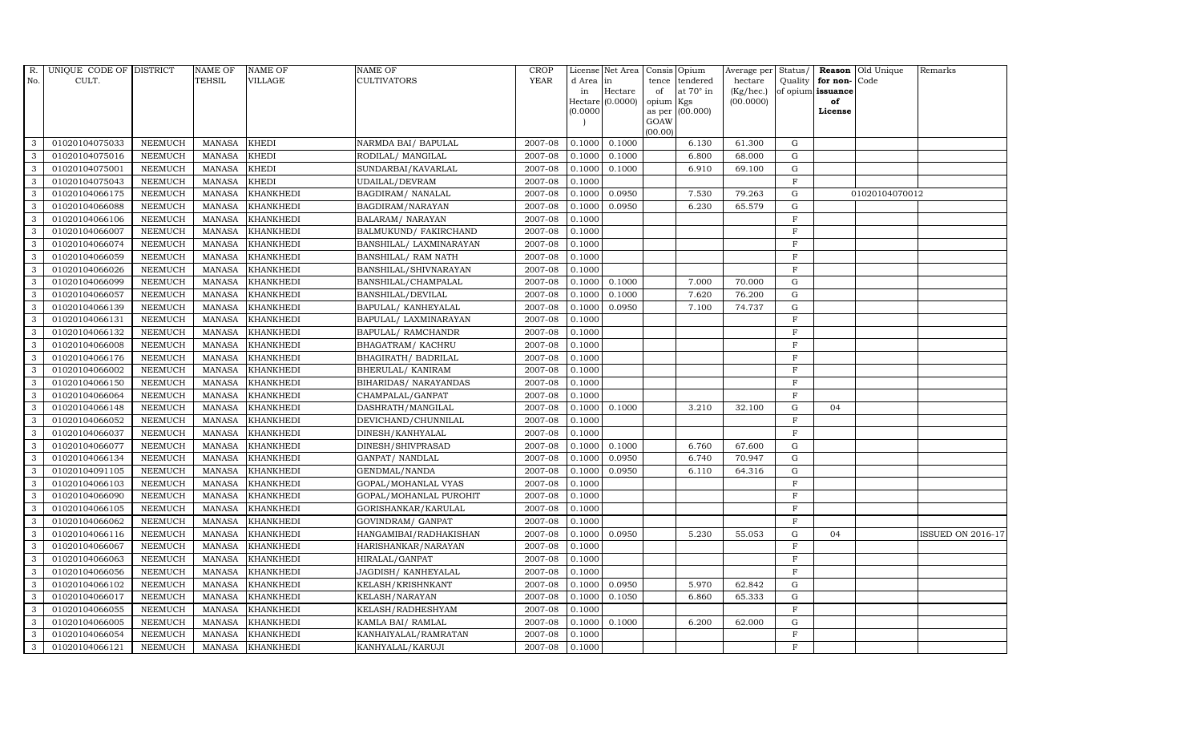| R. No. | UNIQUE CODE OF CULT. | DISTRICT | NAME OF TEHSIL | NAME OF VILLAGE | NAME OF CULTIVATORS | CROP YEAR | License d Area in Hectare (0.0000) | Net Area in Hectare (0.0000) | Consis tence of opium as per GOAW (00.00) | Opium tendered at 70° in Kgs (00.000) | Average per hectare (Kg/hec.) (00.0000) | Status/ Quality of opium | Reason for non-issuance of License | Old Unique Code | Remarks |
|---|---|---|---|---|---|---|---|---|---|---|---|---|---|---|---|
| 3 | 01020104075033 | NEEMUCH | MANASA | KHEDI | NARMDA BAI/ BAPULAL | 2007-08 | 0.1000 | 0.1000 | | 6.130 | 61.300 | G | | | |
| 3 | 01020104075016 | NEEMUCH | MANASA | KHEDI | RODILAL/ MANGILAL | 2007-08 | 0.1000 | 0.1000 | | 6.800 | 68.000 | G | | | |
| 3 | 01020104075001 | NEEMUCH | MANASA | KHEDI | SUNDARBAI/KAVARLAL | 2007-08 | 0.1000 | 0.1000 | | 6.910 | 69.100 | G | | | |
| 3 | 01020104075043 | NEEMUCH | MANASA | KHEDI | UDAILAL/DEVRAM | 2007-08 | 0.1000 | | | | | F | | | |
| 3 | 01020104066175 | NEEMUCH | MANASA | KHANKHEDI | BAGDIRAM/ NANALAL | 2007-08 | 0.1000 | 0.0950 | | 7.530 | 79.263 | G | | 01020104070012 | |
| 3 | 01020104066088 | NEEMUCH | MANASA | KHANKHEDI | BAGDIRAM/NARAYAN | 2007-08 | 0.1000 | 0.0950 | | 6.230 | 65.579 | G | | | |
| 3 | 01020104066106 | NEEMUCH | MANASA | KHANKHEDI | BALARAM/ NARAYAN | 2007-08 | 0.1000 | | | | | F | | | |
| 3 | 01020104066007 | NEEMUCH | MANASA | KHANKHEDI | BALMUKUND/ FAKIRCHAND | 2007-08 | 0.1000 | | | | | F | | | |
| 3 | 01020104066074 | NEEMUCH | MANASA | KHANKHEDI | BANSHILAL/ LAXMINARAYAN | 2007-08 | 0.1000 | | | | | F | | | |
| 3 | 01020104066059 | NEEMUCH | MANASA | KHANKHEDI | BANSHILAL/ RAM NATH | 2007-08 | 0.1000 | | | | | F | | | |
| 3 | 01020104066026 | NEEMUCH | MANASA | KHANKHEDI | BANSHILAL/SHIVNARAYAN | 2007-08 | 0.1000 | | | | | F | | | |
| 3 | 01020104066099 | NEEMUCH | MANASA | KHANKHEDI | BANSHILAL/CHAMPALAL | 2007-08 | 0.1000 | 0.1000 | | 7.000 | 70.000 | G | | | |
| 3 | 01020104066057 | NEEMUCH | MANASA | KHANKHEDI | BANSHILAL/DEVILAL | 2007-08 | 0.1000 | 0.1000 | | 7.620 | 76.200 | G | | | |
| 3 | 01020104066139 | NEEMUCH | MANASA | KHANKHEDI | BAPULAL/ KANHEYALAL | 2007-08 | 0.1000 | 0.0950 | | 7.100 | 74.737 | G | | | |
| 3 | 01020104066131 | NEEMUCH | MANASA | KHANKHEDI | BAPULAL/ LAXMINARAYAN | 2007-08 | 0.1000 | | | | | F | | | |
| 3 | 01020104066132 | NEEMUCH | MANASA | KHANKHEDI | BAPULAL/ RAMCHANDR | 2007-08 | 0.1000 | | | | | F | | | |
| 3 | 01020104066008 | NEEMUCH | MANASA | KHANKHEDI | BHAGATRAM/ KACHRU | 2007-08 | 0.1000 | | | | | F | | | |
| 3 | 01020104066176 | NEEMUCH | MANASA | KHANKHEDI | BHAGIRATH/ BADRILAL | 2007-08 | 0.1000 | | | | | F | | | |
| 3 | 01020104066002 | NEEMUCH | MANASA | KHANKHEDI | BHERULAL/ KANIRAM | 2007-08 | 0.1000 | | | | | F | | | |
| 3 | 01020104066150 | NEEMUCH | MANASA | KHANKHEDI | BIHARIDAS/ NARAYANDAS | 2007-08 | 0.1000 | | | | | F | | | |
| 3 | 01020104066064 | NEEMUCH | MANASA | KHANKHEDI | CHAMPALAL/GANPAT | 2007-08 | 0.1000 | | | | | F | | | |
| 3 | 01020104066148 | NEEMUCH | MANASA | KHANKHEDI | DASHRATH/MANGILAL | 2007-08 | 0.1000 | 0.1000 | | 3.210 | 32.100 | G | 04 | | |
| 3 | 01020104066052 | NEEMUCH | MANASA | KHANKHEDI | DEVICHAND/CHUNNILAL | 2007-08 | 0.1000 | | | | | F | | | |
| 3 | 01020104066037 | NEEMUCH | MANASA | KHANKHEDI | DINESH/KANHYALAL | 2007-08 | 0.1000 | | | | | F | | | |
| 3 | 01020104066077 | NEEMUCH | MANASA | KHANKHEDI | DINESH/SHIVPRASAD | 2007-08 | 0.1000 | 0.1000 | | 6.760 | 67.600 | G | | | |
| 3 | 01020104066134 | NEEMUCH | MANASA | KHANKHEDI | GANPAT/ NANDLAL | 2007-08 | 0.1000 | 0.0950 | | 6.740 | 70.947 | G | | | |
| 3 | 01020104091105 | NEEMUCH | MANASA | KHANKHEDI | GENDMAL/NANDA | 2007-08 | 0.1000 | 0.0950 | | 6.110 | 64.316 | G | | | |
| 3 | 01020104066103 | NEEMUCH | MANASA | KHANKHEDI | GOPAL/MOHANLAL VYAS | 2007-08 | 0.1000 | | | | | F | | | |
| 3 | 01020104066090 | NEEMUCH | MANASA | KHANKHEDI | GOPAL/MOHANLAL PUROHIT | 2007-08 | 0.1000 | | | | | F | | | |
| 3 | 01020104066105 | NEEMUCH | MANASA | KHANKHEDI | GORISHANKAR/KARULAL | 2007-08 | 0.1000 | | | | | F | | | |
| 3 | 01020104066062 | NEEMUCH | MANASA | KHANKHEDI | GOVINDRAM/ GANPAT | 2007-08 | 0.1000 | | | | | F | | | |
| 3 | 01020104066116 | NEEMUCH | MANASA | KHANKHEDI | HANGAMIBAI/RADHAKISHAN | 2007-08 | 0.1000 | 0.0950 | | 5.230 | 55.053 | G | 04 | | ISSUED ON 2016-17 |
| 3 | 01020104066067 | NEEMUCH | MANASA | KHANKHEDI | HARISHANKAR/NARAYAN | 2007-08 | 0.1000 | | | | | F | | | |
| 3 | 01020104066063 | NEEMUCH | MANASA | KHANKHEDI | HIRALAL/GANPAT | 2007-08 | 0.1000 | | | | | F | | | |
| 3 | 01020104066056 | NEEMUCH | MANASA | KHANKHEDI | JAGDISH/ KANHEYALAL | 2007-08 | 0.1000 | | | | | F | | | |
| 3 | 01020104066102 | NEEMUCH | MANASA | KHANKHEDI | KELASH/KRISHNKANT | 2007-08 | 0.1000 | 0.0950 | | 5.970 | 62.842 | G | | | |
| 3 | 01020104066017 | NEEMUCH | MANASA | KHANKHEDI | KELASH/NARAYAN | 2007-08 | 0.1000 | 0.1050 | | 6.860 | 65.333 | G | | | |
| 3 | 01020104066055 | NEEMUCH | MANASA | KHANKHEDI | KELASH/RADHESHYAM | 2007-08 | 0.1000 | | | | | F | | | |
| 3 | 01020104066005 | NEEMUCH | MANASA | KHANKHEDI | KAMLA BAI/ RAMLAL | 2007-08 | 0.1000 | 0.1000 | | 6.200 | 62.000 | G | | | |
| 3 | 01020104066054 | NEEMUCH | MANASA | KHANKHEDI | KANHAIYALAL/RAMRATAN | 2007-08 | 0.1000 | | | | | F | | | |
| 3 | 01020104066121 | NEEMUCH | MANASA | KHANKHEDI | KANHYALAL/KARUJI | 2007-08 | 0.1000 | | | | | F | | | |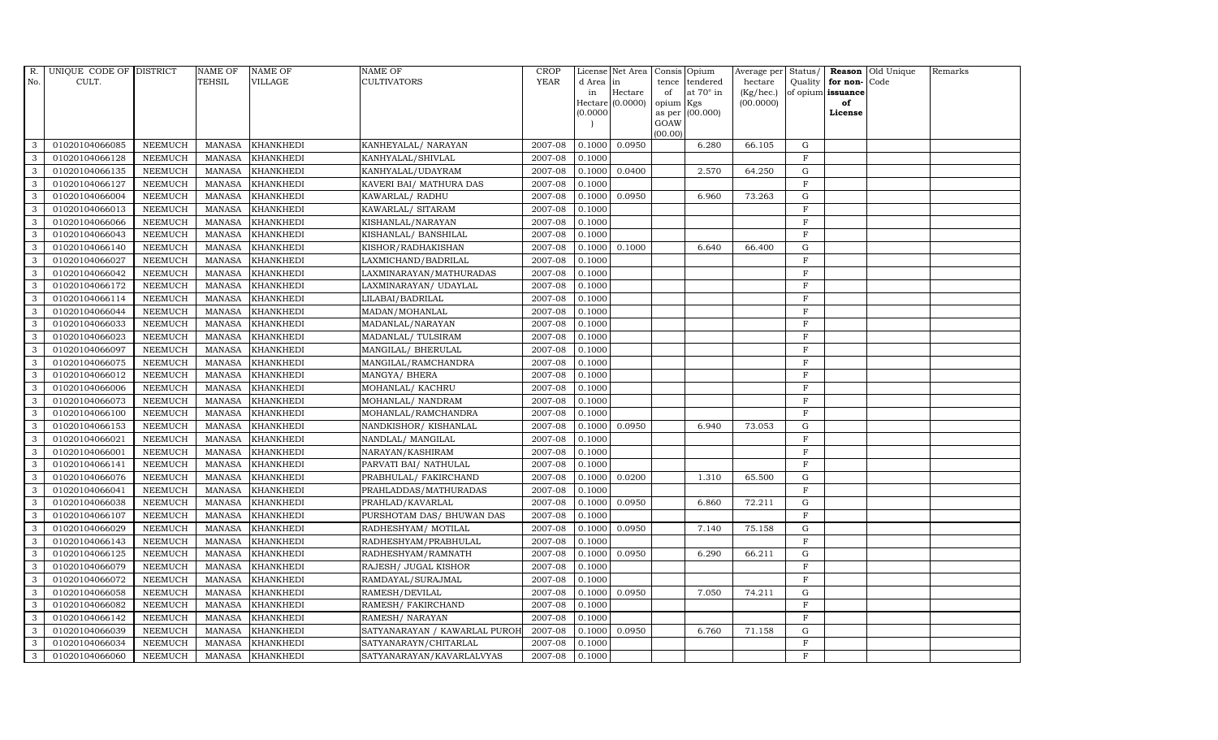| R. No. | UNIQUE CODE OF CULT. | DISTRICT | NAME OF TEHSIL | NAME OF VILLAGE | NAME OF CULTIVATORS | CROP YEAR | License d Area in Hectare (0.0000) | Net Area in Hectare (0.0000) | Consis tence of opium as per GOAW (00.00) | Opium tendered at 70° in Kgs (00.000) | Average per hectare (Kg/hec.) (00.0000) | Status/ Quality of opium | Reason for non-issuance of License | Old Unique Code | Remarks |
|---|---|---|---|---|---|---|---|---|---|---|---|---|---|---|---|
| 3 | 01020104066085 | NEEMUCH | MANASA | KHANKHEDI | KANHEYALAL/ NARAYAN | 2007-08 | 0.1000 | 0.0950 | | 6.280 | 66.105 | G | | | |
| 3 | 01020104066128 | NEEMUCH | MANASA | KHANKHEDI | KANHYALAL/SHIVLAL | 2007-08 | 0.1000 | | | | | F | | | |
| 3 | 01020104066135 | NEEMUCH | MANASA | KHANKHEDI | KANHYALAL/UDAYRAM | 2007-08 | 0.1000 | 0.0400 | | 2.570 | 64.250 | G | | | |
| 3 | 01020104066127 | NEEMUCH | MANASA | KHANKHEDI | KAVERI BAI/ MATHURA DAS | 2007-08 | 0.1000 | | | | | F | | | |
| 3 | 01020104066004 | NEEMUCH | MANASA | KHANKHEDI | KAWARLAL/ RADHU | 2007-08 | 0.1000 | 0.0950 | | 6.960 | 73.263 | G | | | |
| 3 | 01020104066013 | NEEMUCH | MANASA | KHANKHEDI | KAWARLAL/ SITARAM | 2007-08 | 0.1000 | | | | | F | | | |
| 3 | 01020104066066 | NEEMUCH | MANASA | KHANKHEDI | KISHANLAL/NARAYAN | 2007-08 | 0.1000 | | | | | F | | | |
| 3 | 01020104066043 | NEEMUCH | MANASA | KHANKHEDI | KISHANLAL/ BANSHILAL | 2007-08 | 0.1000 | | | | | F | | | |
| 3 | 01020104066140 | NEEMUCH | MANASA | KHANKHEDI | KISHOR/RADHAKISHAN | 2007-08 | 0.1000 | 0.1000 | | 6.640 | 66.400 | G | | | |
| 3 | 01020104066027 | NEEMUCH | MANASA | KHANKHEDI | LAXMICHAND/BADRILAL | 2007-08 | 0.1000 | | | | | F | | | |
| 3 | 01020104066042 | NEEMUCH | MANASA | KHANKHEDI | LAXMINARAYAN/MATHURADAS | 2007-08 | 0.1000 | | | | | F | | | |
| 3 | 01020104066172 | NEEMUCH | MANASA | KHANKHEDI | LAXMINARAYAN/ UDAYLAL | 2007-08 | 0.1000 | | | | | F | | | |
| 3 | 01020104066114 | NEEMUCH | MANASA | KHANKHEDI | LILABAI/BADRILAL | 2007-08 | 0.1000 | | | | | F | | | |
| 3 | 01020104066044 | NEEMUCH | MANASA | KHANKHEDI | MADAN/MOHANLAL | 2007-08 | 0.1000 | | | | | F | | | |
| 3 | 01020104066033 | NEEMUCH | MANASA | KHANKHEDI | MADANLAL/NARAYAN | 2007-08 | 0.1000 | | | | | F | | | |
| 3 | 01020104066023 | NEEMUCH | MANASA | KHANKHEDI | MADANLAL/ TULSIRAM | 2007-08 | 0.1000 | | | | | F | | | |
| 3 | 01020104066097 | NEEMUCH | MANASA | KHANKHEDI | MANGILAL/ BHERULAL | 2007-08 | 0.1000 | | | | | F | | | |
| 3 | 01020104066075 | NEEMUCH | MANASA | KHANKHEDI | MANGILAL/RAMCHANDRA | 2007-08 | 0.1000 | | | | | F | | | |
| 3 | 01020104066012 | NEEMUCH | MANASA | KHANKHEDI | MANGYA/ BHERA | 2007-08 | 0.1000 | | | | | F | | | |
| 3 | 01020104066006 | NEEMUCH | MANASA | KHANKHEDI | MOHANLAL/ KACHRU | 2007-08 | 0.1000 | | | | | F | | | |
| 3 | 01020104066073 | NEEMUCH | MANASA | KHANKHEDI | MOHANLAL/ NANDRAM | 2007-08 | 0.1000 | | | | | F | | | |
| 3 | 01020104066100 | NEEMUCH | MANASA | KHANKHEDI | MOHANLAL/RAMCHANDRA | 2007-08 | 0.1000 | | | | | F | | | |
| 3 | 01020104066153 | NEEMUCH | MANASA | KHANKHEDI | NANDKISHOR/ KISHANLAL | 2007-08 | 0.1000 | 0.0950 | | 6.940 | 73.053 | G | | | |
| 3 | 01020104066021 | NEEMUCH | MANASA | KHANKHEDI | NANDLAL/ MANGILAL | 2007-08 | 0.1000 | | | | | F | | | |
| 3 | 01020104066001 | NEEMUCH | MANASA | KHANKHEDI | NARAYAN/KASHIRAM | 2007-08 | 0.1000 | | | | | F | | | |
| 3 | 01020104066141 | NEEMUCH | MANASA | KHANKHEDI | PARVATI BAI/ NATHULAL | 2007-08 | 0.1000 | | | | | F | | | |
| 3 | 01020104066076 | NEEMUCH | MANASA | KHANKHEDI | PRABHULAL/ FAKIRCHAND | 2007-08 | 0.1000 | 0.0200 | | 1.310 | 65.500 | G | | | |
| 3 | 01020104066041 | NEEMUCH | MANASA | KHANKHEDI | PRAHLADDAS/MATHURADAS | 2007-08 | 0.1000 | | | | | F | | | |
| 3 | 01020104066038 | NEEMUCH | MANASA | KHANKHEDI | PRAHLAD/KAVARLAL | 2007-08 | 0.1000 | 0.0950 | | 6.860 | 72.211 | G | | | |
| 3 | 01020104066107 | NEEMUCH | MANASA | KHANKHEDI | PURSHOTAM DAS/ BHUWAN DAS | 2007-08 | 0.1000 | | | | | F | | | |
| 3 | 01020104066029 | NEEMUCH | MANASA | KHANKHEDI | RADHESHYAM/ MOTILAL | 2007-08 | 0.1000 | 0.0950 | | 7.140 | 75.158 | G | | | |
| 3 | 01020104066143 | NEEMUCH | MANASA | KHANKHEDI | RADHESHYAM/PRABHULAL | 2007-08 | 0.1000 | | | | | F | | | |
| 3 | 01020104066125 | NEEMUCH | MANASA | KHANKHEDI | RADHESHYAM/RAMNATH | 2007-08 | 0.1000 | 0.0950 | | 6.290 | 66.211 | G | | | |
| 3 | 01020104066079 | NEEMUCH | MANASA | KHANKHEDI | RAJESH/ JUGAL KISHOR | 2007-08 | 0.1000 | | | | | F | | | |
| 3 | 01020104066072 | NEEMUCH | MANASA | KHANKHEDI | RAMDAYAL/SURAJMAL | 2007-08 | 0.1000 | | | | | F | | | |
| 3 | 01020104066058 | NEEMUCH | MANASA | KHANKHEDI | RAMESH/DEVILAL | 2007-08 | 0.1000 | 0.0950 | | 7.050 | 74.211 | G | | | |
| 3 | 01020104066082 | NEEMUCH | MANASA | KHANKHEDI | RAMESH/ FAKIRCHAND | 2007-08 | 0.1000 | | | | | F | | | |
| 3 | 01020104066142 | NEEMUCH | MANASA | KHANKHEDI | RAMESH/ NARAYAN | 2007-08 | 0.1000 | | | | | F | | | |
| 3 | 01020104066039 | NEEMUCH | MANASA | KHANKHEDI | SATYANARAYAN / KAWARLAL PUROH | 2007-08 | 0.1000 | 0.0950 | | 6.760 | 71.158 | G | | | |
| 3 | 01020104066034 | NEEMUCH | MANASA | KHANKHEDI | SATYANARAYN/CHITARLAL | 2007-08 | 0.1000 | | | | | F | | | |
| 3 | 01020104066060 | NEEMUCH | MANASA | KHANKHEDI | SATYANARAYAN/KAVARLALVYAS | 2007-08 | 0.1000 | | | | | F | | | |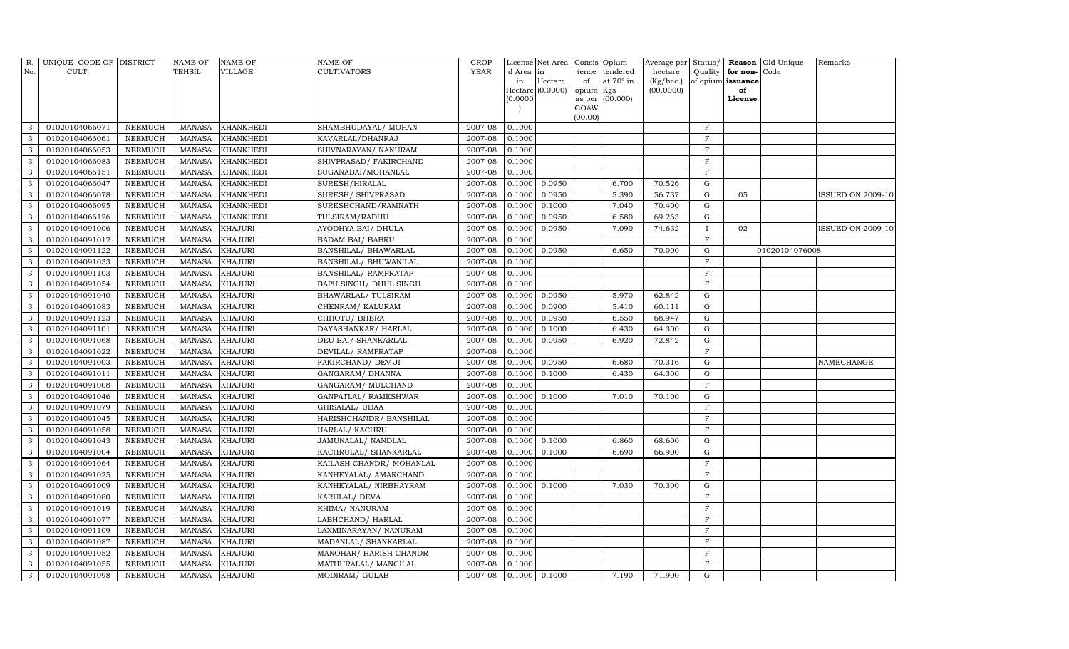| R. No. | UNIQUE CODE OF CULT. | DISTRICT | NAME OF TEHSIL | NAME OF VILLAGE | NAME OF CULTIVATORS | CROP YEAR | License d Area in Hectare (0.0000) | Net Area in Hectare (0.0000) | Consis tence of opium as per GOAW (00.00) | Opium tendered at 70° in Kgs (00.000) | Average per hectare (Kg/hec.) (00.0000) | Status/ Quality of opium | Reason for non-issuance of License | Old Unique Code | Remarks |
|---|---|---|---|---|---|---|---|---|---|---|---|---|---|---|---|
| 3 | 01020104066071 | NEEMUCH | MANASA | KHANKHEDI | SHAMBHUDAYAL/ MOHAN | 2007-08 | 0.1000 | | | | | F | | | |
| 3 | 01020104066061 | NEEMUCH | MANASA | KHANKHEDI | KAVARLAL/DHANRAJ | 2007-08 | 0.1000 | | | | | F | | | |
| 3 | 01020104066053 | NEEMUCH | MANASA | KHANKHEDI | SHIVNARAYAN/ NANURAM | 2007-08 | 0.1000 | | | | | F | | | |
| 3 | 01020104066083 | NEEMUCH | MANASA | KHANKHEDI | SHIVPRASAD/ FAKIRCHAND | 2007-08 | 0.1000 | | | | | F | | | |
| 3 | 01020104066151 | NEEMUCH | MANASA | KHANKHEDI | SUGANABAI/MOHANLAL | 2007-08 | 0.1000 | | | | | F | | | |
| 3 | 01020104066047 | NEEMUCH | MANASA | KHANKHEDI | SURESH/HIRALAL | 2007-08 | 0.1000 | 0.0950 | | 6.700 | 70.526 | G | | | |
| 3 | 01020104066078 | NEEMUCH | MANASA | KHANKHEDI | SURESH/ SHIVPRASAD | 2007-08 | 0.1000 | 0.0950 | | 5.390 | 56.737 | G | 05 | | ISSUED ON 2009-10 |
| 3 | 01020104066095 | NEEMUCH | MANASA | KHANKHEDI | SURESHCHAND/RAMNATH | 2007-08 | 0.1000 | 0.1000 | | 7.040 | 70.400 | G | | | |
| 3 | 01020104066126 | NEEMUCH | MANASA | KHANKHEDI | TULSIRAM/RADHU | 2007-08 | 0.1000 | 0.0950 | | 6.580 | 69.263 | G | | | |
| 3 | 01020104091006 | NEEMUCH | MANASA | KHAJURI | AYODHYA BAI/ DHULA | 2007-08 | 0.1000 | 0.0950 | | 7.090 | 74.632 | I | 02 | | ISSUED ON 2009-10 |
| 3 | 01020104091012 | NEEMUCH | MANASA | KHAJURI | BADAM BAI/ BABRU | 2007-08 | 0.1000 | | | | | F | | | |
| 3 | 01020104091122 | NEEMUCH | MANASA | KHAJURI | BANSHILAL/ BHAWARLAL | 2007-08 | 0.1000 | 0.0950 | | 6.650 | 70.000 | G | | 01020104076008 | |
| 3 | 01020104091033 | NEEMUCH | MANASA | KHAJURI | BANSHILAL/ BHUWANILAL | 2007-08 | 0.1000 | | | | | F | | | |
| 3 | 01020104091103 | NEEMUCH | MANASA | KHAJURI | BANSHILAL/ RAMPRATAP | 2007-08 | 0.1000 | | | | | F | | | |
| 3 | 01020104091054 | NEEMUCH | MANASA | KHAJURI | BAPU SINGH/ DHUL SINGH | 2007-08 | 0.1000 | | | | | F | | | |
| 3 | 01020104091040 | NEEMUCH | MANASA | KHAJURI | BHAWARLAL/ TULSIRAM | 2007-08 | 0.1000 | 0.0950 | | 5.970 | 62.842 | G | | | |
| 3 | 01020104091083 | NEEMUCH | MANASA | KHAJURI | CHENRAM/ KALURAM | 2007-08 | 0.1000 | 0.0900 | | 5.410 | 60.111 | G | | | |
| 3 | 01020104091123 | NEEMUCH | MANASA | KHAJURI | CHHOTU/ BHERA | 2007-08 | 0.1000 | 0.0950 | | 6.550 | 68.947 | G | | | |
| 3 | 01020104091101 | NEEMUCH | MANASA | KHAJURI | DAYASHANKAR/ HARLAL | 2007-08 | 0.1000 | 0.1000 | | 6.430 | 64.300 | G | | | |
| 3 | 01020104091068 | NEEMUCH | MANASA | KHAJURI | DEU BAI/ SHANKARLAL | 2007-08 | 0.1000 | 0.0950 | | 6.920 | 72.842 | G | | | |
| 3 | 01020104091022 | NEEMUCH | MANASA | KHAJURI | DEVILAL/ RAMPRATAP | 2007-08 | 0.1000 | | | | | F | | | |
| 3 | 01020104091003 | NEEMUCH | MANASA | KHAJURI | FAKIRCHAND/ DEV JI | 2007-08 | 0.1000 | 0.0950 | | 6.680 | 70.316 | G | | | NAMECHANGE |
| 3 | 01020104091011 | NEEMUCH | MANASA | KHAJURI | GANGARAM/ DHANNA | 2007-08 | 0.1000 | 0.1000 | | 6.430 | 64.300 | G | | | |
| 3 | 01020104091008 | NEEMUCH | MANASA | KHAJURI | GANGARAM/ MULCHAND | 2007-08 | 0.1000 | | | | | F | | | |
| 3 | 01020104091046 | NEEMUCH | MANASA | KHAJURI | GANPATLAL/ RAMESHWAR | 2007-08 | 0.1000 | 0.1000 | | 7.010 | 70.100 | G | | | |
| 3 | 01020104091079 | NEEMUCH | MANASA | KHAJURI | GHISALAL/ UDAA | 2007-08 | 0.1000 | | | | | F | | | |
| 3 | 01020104091045 | NEEMUCH | MANASA | KHAJURI | HARISHCHANDR/ BANSHILAL | 2007-08 | 0.1000 | | | | | F | | | |
| 3 | 01020104091058 | NEEMUCH | MANASA | KHAJURI | HARLAL/ KACHRU | 2007-08 | 0.1000 | | | | | F | | | |
| 3 | 01020104091043 | NEEMUCH | MANASA | KHAJURI | JAMUNALAL/ NANDLAL | 2007-08 | 0.1000 | 0.1000 | | 6.860 | 68.600 | G | | | |
| 3 | 01020104091004 | NEEMUCH | MANASA | KHAJURI | KACHRULAL/ SHANKARLAL | 2007-08 | 0.1000 | 0.1000 | | 6.690 | 66.900 | G | | | |
| 3 | 01020104091064 | NEEMUCH | MANASA | KHAJURI | KAILASH CHANDR/ MOHANLAL | 2007-08 | 0.1000 | | | | | F | | | |
| 3 | 01020104091025 | NEEMUCH | MANASA | KHAJURI | KANHEYALAL/ AMARCHAND | 2007-08 | 0.1000 | | | | | F | | | |
| 3 | 01020104091009 | NEEMUCH | MANASA | KHAJURI | KANHEYALAL/ NIRBHAYRAM | 2007-08 | 0.1000 | 0.1000 | | 7.030 | 70.300 | G | | | |
| 3 | 01020104091080 | NEEMUCH | MANASA | KHAJURI | KARULAL/ DEVA | 2007-08 | 0.1000 | | | | | F | | | |
| 3 | 01020104091019 | NEEMUCH | MANASA | KHAJURI | KHIMA/ NANURAM | 2007-08 | 0.1000 | | | | | F | | | |
| 3 | 01020104091077 | NEEMUCH | MANASA | KHAJURI | LABHCHAND/ HARLAL | 2007-08 | 0.1000 | | | | | F | | | |
| 3 | 01020104091109 | NEEMUCH | MANASA | KHAJURI | LAXMINARAYAN/ NANURAM | 2007-08 | 0.1000 | | | | | F | | | |
| 3 | 01020104091087 | NEEMUCH | MANASA | KHAJURI | MADANLAL/ SHANKARLAL | 2007-08 | 0.1000 | | | | | F | | | |
| 3 | 01020104091052 | NEEMUCH | MANASA | KHAJURI | MANOHAR/ HARISH CHANDR | 2007-08 | 0.1000 | | | | | F | | | |
| 3 | 01020104091055 | NEEMUCH | MANASA | KHAJURI | MATHURALAL/ MANGILAL | 2007-08 | 0.1000 | | | | | F | | | |
| 3 | 01020104091098 | NEEMUCH | MANASA | KHAJURI | MODIRAM/ GULAB | 2007-08 | 0.1000 | 0.1000 | | 7.190 | 71.900 | G | | | |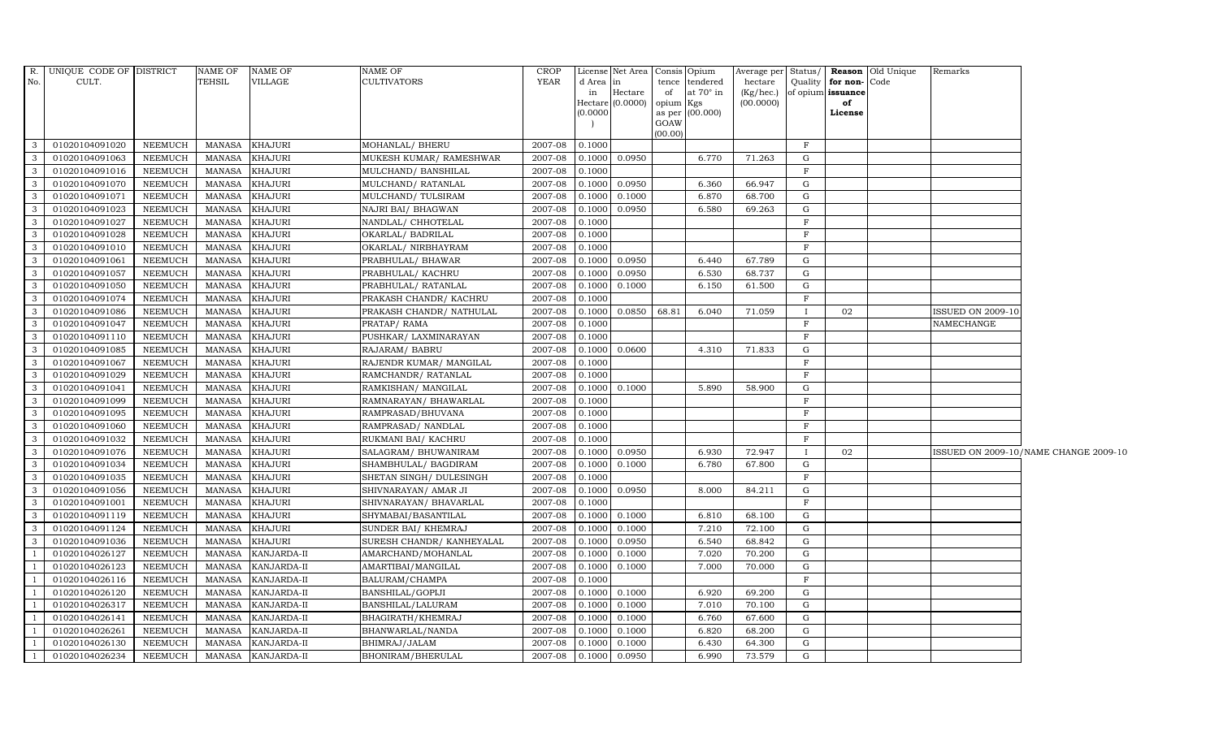| R. No. | UNIQUE CODE OF CULT. | DISTRICT | NAME OF TEHSIL | NAME OF VILLAGE | NAME OF CULTIVATORS | CROP YEAR | License d Area in Hectare (0.0000) | Net Area in Hectare (0.0000) | Consis tence of opium as per GOAW (00.00) | Opium tendered at 70° in Kgs (00.000) | Average per hectare (Kg/hec.) (00.0000) | Status/ Quality of opium | Reason for non-issuance of License | Old Unique Code | Remarks |
|---|---|---|---|---|---|---|---|---|---|---|---|---|---|---|---|
| 3 | 01020104091020 | NEEMUCH | MANASA | KHAJURI | MOHANLAL/ BHERU | 2007-08 | 0.1000 | | | | | F | | | |
| 3 | 01020104091063 | NEEMUCH | MANASA | KHAJURI | MUKESH KUMAR/ RAMESHWAR | 2007-08 | 0.1000 | 0.0950 | | 6.770 | 71.263 | G | | | |
| 3 | 01020104091016 | NEEMUCH | MANASA | KHAJURI | MULCHAND/ BANSHILAL | 2007-08 | 0.1000 | | | | | F | | | |
| 3 | 01020104091070 | NEEMUCH | MANASA | KHAJURI | MULCHAND/ RATANLAL | 2007-08 | 0.1000 | 0.0950 | | 6.360 | 66.947 | G | | | |
| 3 | 01020104091071 | NEEMUCH | MANASA | KHAJURI | MULCHAND/ TULSIRAM | 2007-08 | 0.1000 | 0.1000 | | 6.870 | 68.700 | G | | | |
| 3 | 01020104091023 | NEEMUCH | MANASA | KHAJURI | NAJRI BAI/ BHAGWAN | 2007-08 | 0.1000 | 0.0950 | | 6.580 | 69.263 | G | | | |
| 3 | 01020104091027 | NEEMUCH | MANASA | KHAJURI | NANDLAL/ CHHOTELAL | 2007-08 | 0.1000 | | | | | F | | | |
| 3 | 01020104091028 | NEEMUCH | MANASA | KHAJURI | OKARLAL/ BADRILAL | 2007-08 | 0.1000 | | | | | F | | | |
| 3 | 01020104091010 | NEEMUCH | MANASA | KHAJURI | OKARLAL/ NIRBHAYRAM | 2007-08 | 0.1000 | | | | | F | | | |
| 3 | 01020104091061 | NEEMUCH | MANASA | KHAJURI | PRABHULAL/ BHAWAR | 2007-08 | 0.1000 | 0.0950 | | 6.440 | 67.789 | G | | | |
| 3 | 01020104091057 | NEEMUCH | MANASA | KHAJURI | PRABHULAL/ KACHRU | 2007-08 | 0.1000 | 0.0950 | | 6.530 | 68.737 | G | | | |
| 3 | 01020104091050 | NEEMUCH | MANASA | KHAJURI | PRABHULAL/ RATANLAL | 2007-08 | 0.1000 | 0.1000 | | 6.150 | 61.500 | G | | | |
| 3 | 01020104091074 | NEEMUCH | MANASA | KHAJURI | PRAKASH CHANDR/ KACHRU | 2007-08 | 0.1000 | | | | | F | | | |
| 3 | 01020104091086 | NEEMUCH | MANASA | KHAJURI | PRAKASH CHANDR/ NATHULAL | 2007-08 | 0.1000 | 0.0850 | 68.81 | 6.040 | 71.059 | I | 02 | | ISSUED ON 2009-10 |
| 3 | 01020104091047 | NEEMUCH | MANASA | KHAJURI | PRATAP/ RAMA | 2007-08 | 0.1000 | | | | | F | | | NAMECHANGE |
| 3 | 01020104091110 | NEEMUCH | MANASA | KHAJURI | PUSHKAR/ LAXMINARAYAN | 2007-08 | 0.1000 | | | | | F | | | |
| 3 | 01020104091085 | NEEMUCH | MANASA | KHAJURI | RAJARAM/ BABRU | 2007-08 | 0.1000 | 0.0600 | | 4.310 | 71.833 | G | | | |
| 3 | 01020104091067 | NEEMUCH | MANASA | KHAJURI | RAJENDR KUMAR/ MANGILAL | 2007-08 | 0.1000 | | | | | F | | | |
| 3 | 01020104091029 | NEEMUCH | MANASA | KHAJURI | RAMCHANDR/ RATANLAL | 2007-08 | 0.1000 | | | | | F | | | |
| 3 | 01020104091041 | NEEMUCH | MANASA | KHAJURI | RAMKISHAN/ MANGILAL | 2007-08 | 0.1000 | 0.1000 | | 5.890 | 58.900 | G | | | |
| 3 | 01020104091099 | NEEMUCH | MANASA | KHAJURI | RAMNARAYAN/ BHAWARLAL | 2007-08 | 0.1000 | | | | | F | | | |
| 3 | 01020104091095 | NEEMUCH | MANASA | KHAJURI | RAMPRASAD/BHUVANA | 2007-08 | 0.1000 | | | | | F | | | |
| 3 | 01020104091060 | NEEMUCH | MANASA | KHAJURI | RAMPRASAD/ NANDLAL | 2007-08 | 0.1000 | | | | | F | | | |
| 3 | 01020104091032 | NEEMUCH | MANASA | KHAJURI | RUKMANI BAI/ KACHRU | 2007-08 | 0.1000 | | | | | F | | | |
| 3 | 01020104091076 | NEEMUCH | MANASA | KHAJURI | SALAGRAM/ BHUWANIRAM | 2007-08 | 0.1000 | 0.0950 | | 6.930 | 72.947 | I | 02 | | ISSUED ON 2009-10/NAME CHANGE 2009-10 |
| 3 | 01020104091034 | NEEMUCH | MANASA | KHAJURI | SHAMBHULAL/ BAGDIRAM | 2007-08 | 0.1000 | 0.1000 | | 6.780 | 67.800 | G | | | |
| 3 | 01020104091035 | NEEMUCH | MANASA | KHAJURI | SHETAN SINGH/ DULESINGH | 2007-08 | 0.1000 | | | | | F | | | |
| 3 | 01020104091056 | NEEMUCH | MANASA | KHAJURI | SHIVNARAYAN/ AMAR JI | 2007-08 | 0.1000 | 0.0950 | | 8.000 | 84.211 | G | | | |
| 3 | 01020104091001 | NEEMUCH | MANASA | KHAJURI | SHIVNARAYAN/ BHAVARLAL | 2007-08 | 0.1000 | | | | | F | | | |
| 3 | 01020104091119 | NEEMUCH | MANASA | KHAJURI | SHYMABAI/BASANTILAL | 2007-08 | 0.1000 | 0.1000 | | 6.810 | 68.100 | G | | | |
| 3 | 01020104091124 | NEEMUCH | MANASA | KHAJURI | SUNDER BAI/ KHEMRAJ | 2007-08 | 0.1000 | 0.1000 | | 7.210 | 72.100 | G | | | |
| 3 | 01020104091036 | NEEMUCH | MANASA | KHAJURI | SURESH CHANDR/ KANHEYALAL | 2007-08 | 0.1000 | 0.0950 | | 6.540 | 68.842 | G | | | |
| 1 | 01020104026127 | NEEMUCH | MANASA | KANJARDA-II | AMARCHAND/MOHANLAL | 2007-08 | 0.1000 | 0.1000 | | 7.020 | 70.200 | G | | | |
| 1 | 01020104026123 | NEEMUCH | MANASA | KANJARDA-II | AMARTIBAI/MANGILAL | 2007-08 | 0.1000 | 0.1000 | | 7.000 | 70.000 | G | | | |
| 1 | 01020104026116 | NEEMUCH | MANASA | KANJARDA-II | BALURAM/CHAMPA | 2007-08 | 0.1000 | | | | | F | | | |
| 1 | 01020104026120 | NEEMUCH | MANASA | KANJARDA-II | BANSHILAL/GOPIJI | 2007-08 | 0.1000 | 0.1000 | | 6.920 | 69.200 | G | | | |
| 1 | 01020104026317 | NEEMUCH | MANASA | KANJARDA-II | BANSHILAL/LALURAM | 2007-08 | 0.1000 | 0.1000 | | 7.010 | 70.100 | G | | | |
| 1 | 01020104026141 | NEEMUCH | MANASA | KANJARDA-II | BHAGIRATH/KHEMRAJ | 2007-08 | 0.1000 | 0.1000 | | 6.760 | 67.600 | G | | | |
| 1 | 01020104026261 | NEEMUCH | MANASA | KANJARDA-II | BHANWARLAL/NANDA | 2007-08 | 0.1000 | 0.1000 | | 6.820 | 68.200 | G | | | |
| 1 | 01020104026130 | NEEMUCH | MANASA | KANJARDA-II | BHIMRAJ/JALAM | 2007-08 | 0.1000 | 0.1000 | | 6.430 | 64.300 | G | | | |
| 1 | 01020104026234 | NEEMUCH | MANASA | KANJARDA-II | BHONIRAM/BHERULAL | 2007-08 | 0.1000 | 0.0950 | | 6.990 | 73.579 | G | | | |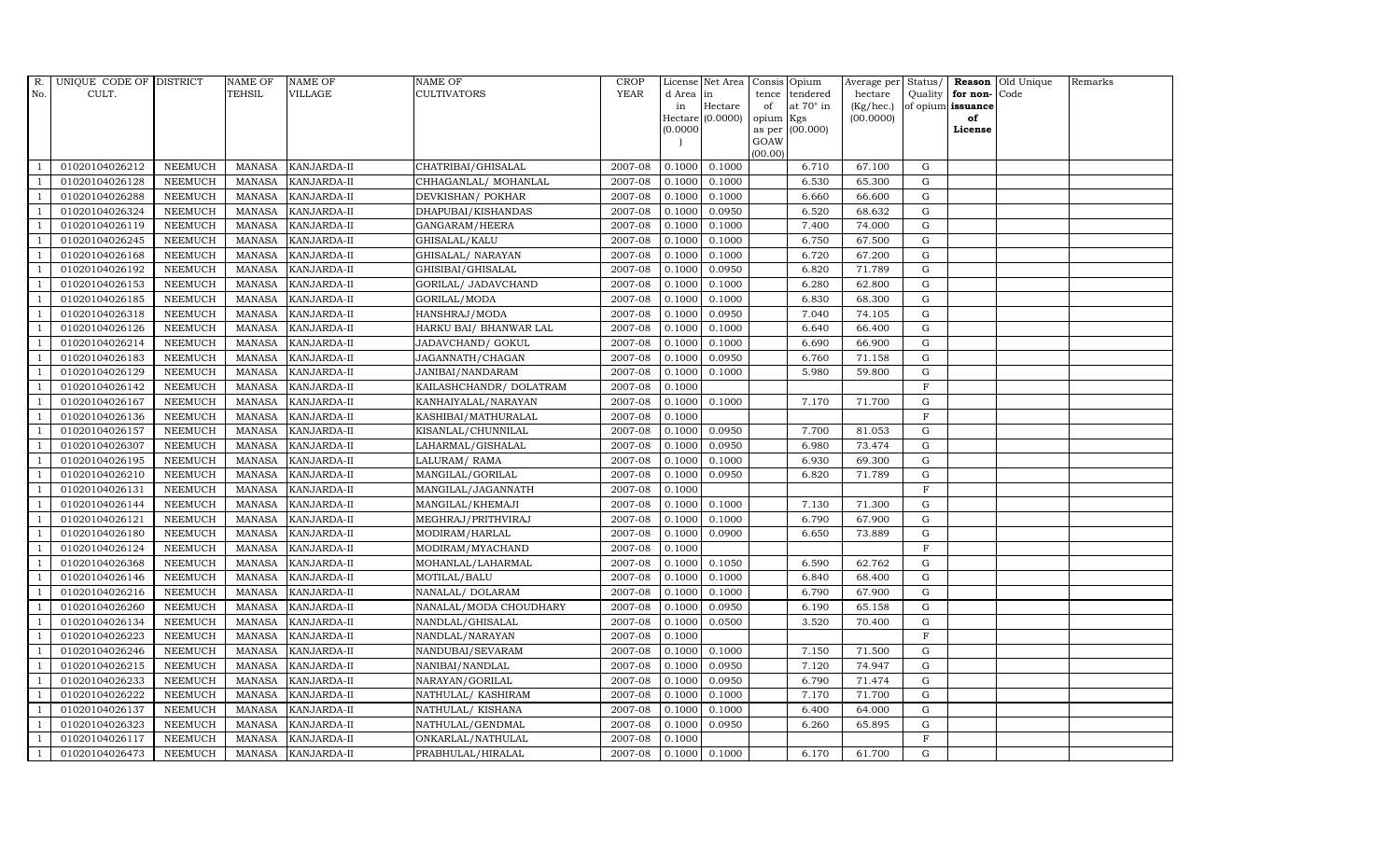| R. No. | UNIQUE CODE OF CULT. | DISTRICT | NAME OF TEHSIL | NAME OF VILLAGE | NAME OF CULTIVATORS | CROP YEAR | License d Area in Hectare (0.0000) | Net Area in Hectare (0.0000) | Consis tence of opium as per GOAW (00.00) | Opium tendered at 70° in Kgs (00.000) | Average per hectare (Kg/hec.) (00.0000) | Status/ Quality of opium | Reason for non-issuance of License | Old Unique Code | Remarks |
|---|---|---|---|---|---|---|---|---|---|---|---|---|---|---|---|
| 1 | 01020104026212 | NEEMUCH | MANASA | KANJARDA-II | CHATRIBAI/GHISALAL | 2007-08 | 0.1000 | 0.1000 | | 6.710 | 67.100 | G | | | |
| 1 | 01020104026128 | NEEMUCH | MANASA | KANJARDA-II | CHHAGANLAL/ MOHANLAL | 2007-08 | 0.1000 | 0.1000 | | 6.530 | 65.300 | G | | | |
| 1 | 01020104026288 | NEEMUCH | MANASA | KANJARDA-II | DEVKISHAN/ POKHAR | 2007-08 | 0.1000 | 0.1000 | | 6.660 | 66.600 | G | | | |
| 1 | 01020104026324 | NEEMUCH | MANASA | KANJARDA-II | DHAPUBAI/KISHANDAS | 2007-08 | 0.1000 | 0.0950 | | 6.520 | 68.632 | G | | | |
| 1 | 01020104026119 | NEEMUCH | MANASA | KANJARDA-II | GANGARAM/HEERA | 2007-08 | 0.1000 | 0.1000 | | 7.400 | 74.000 | G | | | |
| 1 | 01020104026245 | NEEMUCH | MANASA | KANJARDA-II | GHISALAL/KALU | 2007-08 | 0.1000 | 0.1000 | | 6.750 | 67.500 | G | | | |
| 1 | 01020104026168 | NEEMUCH | MANASA | KANJARDA-II | GHISALAL/ NARAYAN | 2007-08 | 0.1000 | 0.1000 | | 6.720 | 67.200 | G | | | |
| 1 | 01020104026192 | NEEMUCH | MANASA | KANJARDA-II | GHISIBAI/GHISALAL | 2007-08 | 0.1000 | 0.0950 | | 6.820 | 71.789 | G | | | |
| 1 | 01020104026153 | NEEMUCH | MANASA | KANJARDA-II | GORILAL/ JADAVCHAND | 2007-08 | 0.1000 | 0.1000 | | 6.280 | 62.800 | G | | | |
| 1 | 01020104026185 | NEEMUCH | MANASA | KANJARDA-II | GORILAL/MODA | 2007-08 | 0.1000 | 0.1000 | | 6.830 | 68.300 | G | | | |
| 1 | 01020104026318 | NEEMUCH | MANASA | KANJARDA-II | HANSHRAJ/MODA | 2007-08 | 0.1000 | 0.0950 | | 7.040 | 74.105 | G | | | |
| 1 | 01020104026126 | NEEMUCH | MANASA | KANJARDA-II | HARKU BAI/ BHANWAR LAL | 2007-08 | 0.1000 | 0.1000 | | 6.640 | 66.400 | G | | | |
| 1 | 01020104026214 | NEEMUCH | MANASA | KANJARDA-II | JADAVCHAND/ GOKUL | 2007-08 | 0.1000 | 0.1000 | | 6.690 | 66.900 | G | | | |
| 1 | 01020104026183 | NEEMUCH | MANASA | KANJARDA-II | JAGANNATH/CHAGAN | 2007-08 | 0.1000 | 0.0950 | | 6.760 | 71.158 | G | | | |
| 1 | 01020104026129 | NEEMUCH | MANASA | KANJARDA-II | JANIBAI/NANDARAM | 2007-08 | 0.1000 | 0.1000 | | 5.980 | 59.800 | G | | | |
| 1 | 01020104026142 | NEEMUCH | MANASA | KANJARDA-II | KAILASHCHANDR/ DOLATRAM | 2007-08 | 0.1000 | | | | | F | | | |
| 1 | 01020104026167 | NEEMUCH | MANASA | KANJARDA-II | KANHAIYALAL/NARAYAN | 2007-08 | 0.1000 | 0.1000 | | 7.170 | 71.700 | G | | | |
| 1 | 01020104026136 | NEEMUCH | MANASA | KANJARDA-II | KASHIBAI/MATHURALAL | 2007-08 | 0.1000 | | | | | F | | | |
| 1 | 01020104026157 | NEEMUCH | MANASA | KANJARDA-II | KISANLAL/CHUNNILAL | 2007-08 | 0.1000 | 0.0950 | | 7.700 | 81.053 | G | | | |
| 1 | 01020104026307 | NEEMUCH | MANASA | KANJARDA-II | LAHARMAL/GISHALAL | 2007-08 | 0.1000 | 0.0950 | | 6.980 | 73.474 | G | | | |
| 1 | 01020104026195 | NEEMUCH | MANASA | KANJARDA-II | LALURAM/ RAMA | 2007-08 | 0.1000 | 0.1000 | | 6.930 | 69.300 | G | | | |
| 1 | 01020104026210 | NEEMUCH | MANASA | KANJARDA-II | MANGILAL/GORILAL | 2007-08 | 0.1000 | 0.0950 | | 6.820 | 71.789 | G | | | |
| 1 | 01020104026131 | NEEMUCH | MANASA | KANJARDA-II | MANGILAL/JAGANNATH | 2007-08 | 0.1000 | | | | | F | | | |
| 1 | 01020104026144 | NEEMUCH | MANASA | KANJARDA-II | MANGILAL/KHEMAJI | 2007-08 | 0.1000 | 0.1000 | | 7.130 | 71.300 | G | | | |
| 1 | 01020104026121 | NEEMUCH | MANASA | KANJARDA-II | MEGHRAJ/PRITHVIRAJ | 2007-08 | 0.1000 | 0.1000 | | 6.790 | 67.900 | G | | | |
| 1 | 01020104026180 | NEEMUCH | MANASA | KANJARDA-II | MODIRAM/HARLAL | 2007-08 | 0.1000 | 0.0900 | | 6.650 | 73.889 | G | | | |
| 1 | 01020104026124 | NEEMUCH | MANASA | KANJARDA-II | MODIRAM/MYACHAND | 2007-08 | 0.1000 | | | | | F | | | |
| 1 | 01020104026368 | NEEMUCH | MANASA | KANJARDA-II | MOHANLAL/LAHARMAL | 2007-08 | 0.1000 | 0.1050 | | 6.590 | 62.762 | G | | | |
| 1 | 01020104026146 | NEEMUCH | MANASA | KANJARDA-II | MOTILAL/BALU | 2007-08 | 0.1000 | 0.1000 | | 6.840 | 68.400 | G | | | |
| 1 | 01020104026216 | NEEMUCH | MANASA | KANJARDA-II | NANALAL/ DOLARAM | 2007-08 | 0.1000 | 0.1000 | | 6.790 | 67.900 | G | | | |
| 1 | 01020104026260 | NEEMUCH | MANASA | KANJARDA-II | NANALAL/MODA CHOUDHARY | 2007-08 | 0.1000 | 0.0950 | | 6.190 | 65.158 | G | | | |
| 1 | 01020104026134 | NEEMUCH | MANASA | KANJARDA-II | NANDLAL/GHISALAL | 2007-08 | 0.1000 | 0.0500 | | 3.520 | 70.400 | G | | | |
| 1 | 01020104026223 | NEEMUCH | MANASA | KANJARDA-II | NANDLAL/NARAYAN | 2007-08 | 0.1000 | | | | | F | | | |
| 1 | 01020104026246 | NEEMUCH | MANASA | KANJARDA-II | NANDUBAI/SEVARAM | 2007-08 | 0.1000 | 0.1000 | | 7.150 | 71.500 | G | | | |
| 1 | 01020104026215 | NEEMUCH | MANASA | KANJARDA-II | NANIBAI/NANDLAL | 2007-08 | 0.1000 | 0.0950 | | 7.120 | 74.947 | G | | | |
| 1 | 01020104026233 | NEEMUCH | MANASA | KANJARDA-II | NARAYAN/GORILAL | 2007-08 | 0.1000 | 0.0950 | | 6.790 | 71.474 | G | | | |
| 1 | 01020104026222 | NEEMUCH | MANASA | KANJARDA-II | NATHULAL/ KASHIRAM | 2007-08 | 0.1000 | 0.1000 | | 7.170 | 71.700 | G | | | |
| 1 | 01020104026137 | NEEMUCH | MANASA | KANJARDA-II | NATHULAL/ KISHANA | 2007-08 | 0.1000 | 0.1000 | | 6.400 | 64.000 | G | | | |
| 1 | 01020104026323 | NEEMUCH | MANASA | KANJARDA-II | NATHULAL/GENDMAL | 2007-08 | 0.1000 | 0.0950 | | 6.260 | 65.895 | G | | | |
| 1 | 01020104026117 | NEEMUCH | MANASA | KANJARDA-II | ONKARLAL/NATHULAL | 2007-08 | 0.1000 | | | | | F | | | |
| 1 | 01020104026473 | NEEMUCH | MANASA | KANJARDA-II | PRABHULAL/HIRALAL | 2007-08 | 0.1000 | 0.1000 | | 6.170 | 61.700 | G | | | |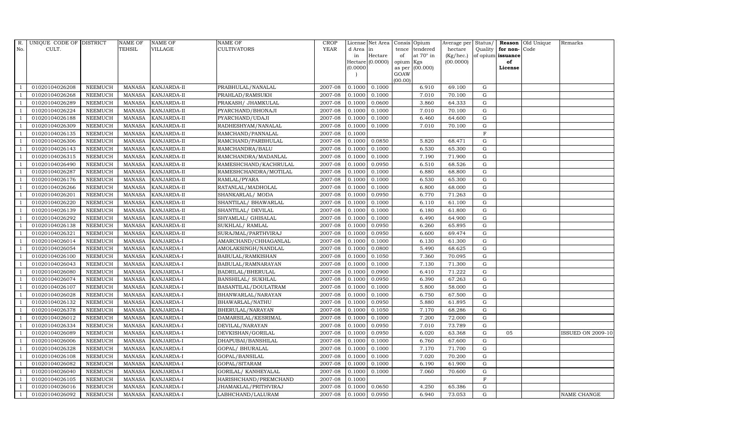| R. No. | UNIQUE CODE OF CULT. | DISTRICT | NAME OF TEHSIL | NAME OF VILLAGE | NAME OF CULTIVATORS | CROP YEAR | License d Area in Hectare (0.0000) | Net Area in Hectare (0.0000) | Consis tence of opium as per GOAW (00.00) | Opium tendered at 70° in Kgs (00.000) | Average per hectare (Kg/hec.) (00.0000) | Status/ Quality of opium | Reason for non-issuance of License | Old Unique Code | Remarks |
|---|---|---|---|---|---|---|---|---|---|---|---|---|---|---|---|
| 1 | 01020104026208 | NEEMUCH | MANASA | KANJARDA-II | PRABHULAL/NANALAL | 2007-08 | 0.1000 | 0.1000 | | 6.910 | 69.100 | G | | | |
| 1 | 01020104026268 | NEEMUCH | MANASA | KANJARDA-II | PRAHLAD/RAMSUKH | 2007-08 | 0.1000 | 0.1000 | | 7.010 | 70.100 | G | | | |
| 1 | 01020104026289 | NEEMUCH | MANASA | KANJARDA-II | PRAKASH/ JHAMKULAL | 2007-08 | 0.1000 | 0.0600 | | 3.860 | 64.333 | G | | | |
| 1 | 01020104026224 | NEEMUCH | MANASA | KANJARDA-II | PYARCHAND/BHONAJI | 2007-08 | 0.1000 | 0.1000 | | 7.010 | 70.100 | G | | | |
| 1 | 01020104026188 | NEEMUCH | MANASA | KANJARDA-II | PYARCHAND/UDAJI | 2007-08 | 0.1000 | 0.1000 | | 6.460 | 64.600 | G | | | |
| 1 | 01020104026309 | NEEMUCH | MANASA | KANJARDA-II | RADHESHYAM/NANALAL | 2007-08 | 0.1000 | 0.1000 | | 7.010 | 70.100 | G | | | |
| 1 | 01020104026135 | NEEMUCH | MANASA | KANJARDA-II | RAMCHAND/PANNALAL | 2007-08 | 0.1000 | | | | | F | | | |
| 1 | 01020104026306 | NEEMUCH | MANASA | KANJARDA-II | RAMCHAND/PARBHULAL | 2007-08 | 0.1000 | 0.0850 | | 5.820 | 68.471 | G | | | |
| 1 | 01020104026143 | NEEMUCH | MANASA | KANJARDA-II | RAMCHANDRA/BALU | 2007-08 | 0.1000 | 0.1000 | | 6.530 | 65.300 | G | | | |
| 1 | 01020104026315 | NEEMUCH | MANASA | KANJARDA-II | RAMCHANDRA/MADANLAL | 2007-08 | 0.1000 | 0.1000 | | 7.190 | 71.900 | G | | | |
| 1 | 01020104026490 | NEEMUCH | MANASA | KANJARDA-II | RAMESHCHAND/KACHRULAL | 2007-08 | 0.1000 | 0.0950 | | 6.510 | 68.526 | G | | | |
| 1 | 01020104026287 | NEEMUCH | MANASA | KANJARDA-II | RAMESHCHANDRA/MOTILAL | 2007-08 | 0.1000 | 0.1000 | | 6.880 | 68.800 | G | | | |
| 1 | 01020104026176 | NEEMUCH | MANASA | KANJARDA-II | RAMLAL/PYARA | 2007-08 | 0.1000 | 0.1000 | | 6.530 | 65.300 | G | | | |
| 1 | 01020104026266 | NEEMUCH | MANASA | KANJARDA-II | RATANLAL/MADHOLAL | 2007-08 | 0.1000 | 0.1000 | | 6.800 | 68.000 | G | | | |
| 1 | 01020104026201 | NEEMUCH | MANASA | KANJARDA-II | SHANKARLAL/ MODA | 2007-08 | 0.1000 | 0.0950 | | 6.770 | 71.263 | G | | | |
| 1 | 01020104026220 | NEEMUCH | MANASA | KANJARDA-II | SHANTILAL/ BHAWARLAL | 2007-08 | 0.1000 | 0.1000 | | 6.110 | 61.100 | G | | | |
| 1 | 01020104026139 | NEEMUCH | MANASA | KANJARDA-II | SHANTILAL/ DEVILAL | 2007-08 | 0.1000 | 0.1000 | | 6.180 | 61.800 | G | | | |
| 1 | 01020104026292 | NEEMUCH | MANASA | KANJARDA-II | SHYAMLAL/ GHISALAL | 2007-08 | 0.1000 | 0.1000 | | 6.490 | 64.900 | G | | | |
| 1 | 01020104026138 | NEEMUCH | MANASA | KANJARDA-II | SUKHLAL/ RAMLAL | 2007-08 | 0.1000 | 0.0950 | | 6.260 | 65.895 | G | | | |
| 1 | 01020104026321 | NEEMUCH | MANASA | KANJARDA-II | SURAJMAL/PARTHVIRAJ | 2007-08 | 0.1000 | 0.0950 | | 6.600 | 69.474 | G | | | |
| 1 | 01020104026014 | NEEMUCH | MANASA | KANJARDA-I | AMARCHAND/CHHAGANLAL | 2007-08 | 0.1000 | 0.1000 | | 6.130 | 61.300 | G | | | |
| 1 | 01020104026054 | NEEMUCH | MANASA | KANJARDA-I | AMOLAKSINGH/NANDLAL | 2007-08 | 0.1000 | 0.0800 | | 5.490 | 68.625 | G | | | |
| 1 | 01020104026100 | NEEMUCH | MANASA | KANJARDA-I | BABULAL/RAMKISHAN | 2007-08 | 0.1000 | 0.1050 | | 7.360 | 70.095 | G | | | |
| 1 | 01020104026043 | NEEMUCH | MANASA | KANJARDA-I | BABULAL/RAMNARAYAN | 2007-08 | 0.1000 | 0.1000 | | 7.130 | 71.300 | G | | | |
| 1 | 01020104026080 | NEEMUCH | MANASA | KANJARDA-I | BADRILAL/BHERULAL | 2007-08 | 0.1000 | 0.0900 | | 6.410 | 71.222 | G | | | |
| 1 | 01020104026074 | NEEMUCH | MANASA | KANJARDA-I | BANSHILAL/ SUKHLAL | 2007-08 | 0.1000 | 0.0950 | | 6.390 | 67.263 | G | | | |
| 1 | 01020104026107 | NEEMUCH | MANASA | KANJARDA-I | BASANTILAL/DOULATRAM | 2007-08 | 0.1000 | 0.1000 | | 5.800 | 58.000 | G | | | |
| 1 | 01020104026028 | NEEMUCH | MANASA | KANJARDA-I | BHANWARLAL/NARAYAN | 2007-08 | 0.1000 | 0.1000 | | 6.750 | 67.500 | G | | | |
| 1 | 01020104026132 | NEEMUCH | MANASA | KANJARDA-I | BHAWARLAL/NATHU | 2007-08 | 0.1000 | 0.0950 | | 5.880 | 61.895 | G | | | |
| 1 | 01020104026378 | NEEMUCH | MANASA | KANJARDA-I | BHERULAL/NARAYAN | 2007-08 | 0.1000 | 0.1050 | | 7.170 | 68.286 | G | | | |
| 1 | 01020104026012 | NEEMUCH | MANASA | KANJARDA-I | DAMARSILAL/KESRIMAL | 2007-08 | 0.1000 | 0.1000 | | 7.200 | 72.000 | G | | | |
| 1 | 01020104026334 | NEEMUCH | MANASA | KANJARDA-I | DEVILAL/NARAYAN | 2007-08 | 0.1000 | 0.0950 | | 7.010 | 73.789 | G | | | |
| 1 | 01020104026089 | NEEMUCH | MANASA | KANJARDA-I | DEVKISHAN/GORILAL | 2007-08 | 0.1000 | 0.0950 | | 6.020 | 63.368 | G | 05 | | ISSUED ON 2009-10 |
| 1 | 01020104026006 | NEEMUCH | MANASA | KANJARDA-I | DHAPUBAI/BANSHILAL | 2007-08 | 0.1000 | 0.1000 | | 6.760 | 67.600 | G | | | |
| 1 | 01020104026328 | NEEMUCH | MANASA | KANJARDA-I | GOPAL/ BHURALAL | 2007-08 | 0.1000 | 0.1000 | | 7.170 | 71.700 | G | | | |
| 1 | 01020104026108 | NEEMUCH | MANASA | KANJARDA-I | GOPAL/BANSILAL | 2007-08 | 0.1000 | 0.1000 | | 7.020 | 70.200 | G | | | |
| 1 | 01020104026082 | NEEMUCH | MANASA | KANJARDA-I | GOPAL/SITARAM | 2007-08 | 0.1000 | 0.1000 | | 6.190 | 61.900 | G | | | |
| 1 | 01020104026040 | NEEMUCH | MANASA | KANJARDA-I | GORILAL/ KANHEYALAL | 2007-08 | 0.1000 | 0.1000 | | 7.060 | 70.600 | G | | | |
| 1 | 01020104026105 | NEEMUCH | MANASA | KANJARDA-I | HARISHCHAND/PREMCHAND | 2007-08 | 0.1000 | | | | | F | | | |
| 1 | 01020104026016 | NEEMUCH | MANASA | KANJARDA-I | JHAMAKLAL/PRITHVIRAJ | 2007-08 | 0.1000 | 0.0650 | | 4.250 | 65.386 | G | | | |
| 1 | 01020104026092 | NEEMUCH | MANASA | KANJARDA-I | LABHCHAND/LALURAM | 2007-08 | 0.1000 | 0.0950 | | 6.940 | 73.053 | G | | | NAME CHANGE |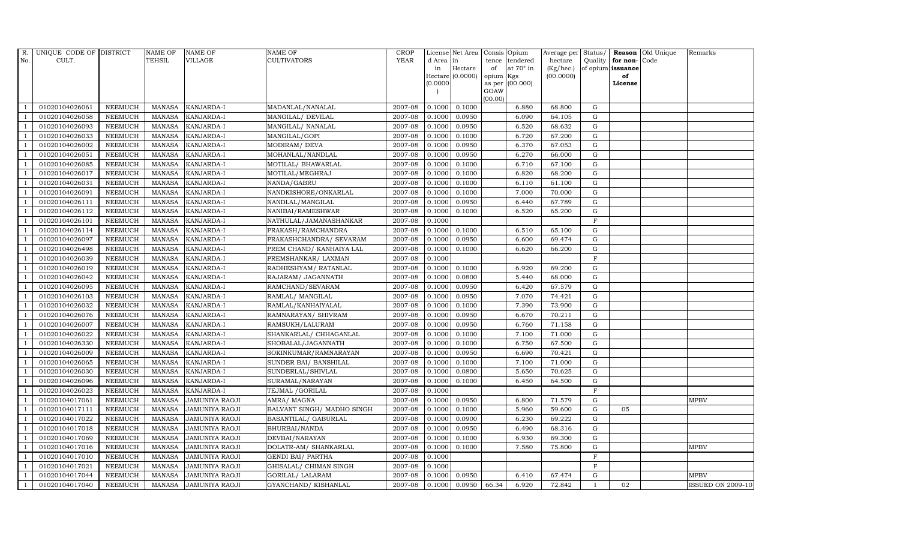| R. No. | UNIQUE CODE OF CULT. | DISTRICT | NAME OF TEHSIL | NAME OF VILLAGE | NAME OF CULTIVATORS | CROP YEAR | License d Area in Hectare (0.0000) | Net Area in Hectare (0.0000) | Consis tence of opium as per GOAW (00.00) | Opium tendered at 70° in Kgs (00.000) | Average per hectare (Kg/hec.) (00.0000) | Status/ Quality of opium | Reason for non-issuance of License | Old Unique Code | Remarks |
|---|---|---|---|---|---|---|---|---|---|---|---|---|---|---|---|
| 1 | 01020104026061 | NEEMUCH | MANASA | KANJARDA-I | MADANLAL/NANALAL | 2007-08 | 0.1000 | 0.1000 | | 6.880 | 68.800 | G | | | |
| 1 | 01020104026058 | NEEMUCH | MANASA | KANJARDA-I | MANGILAL/ DEVILAL | 2007-08 | 0.1000 | 0.0950 | | 6.090 | 64.105 | G | | | |
| 1 | 01020104026093 | NEEMUCH | MANASA | KANJARDA-I | MANGILAL/ NANALAL | 2007-08 | 0.1000 | 0.0950 | | 6.520 | 68.632 | G | | | |
| 1 | 01020104026033 | NEEMUCH | MANASA | KANJARDA-I | MANGILAL/GOPI | 2007-08 | 0.1000 | 0.1000 | | 6.720 | 67.200 | G | | | |
| 1 | 01020104026002 | NEEMUCH | MANASA | KANJARDA-I | MODIRAM/ DEVA | 2007-08 | 0.1000 | 0.0950 | | 6.370 | 67.053 | G | | | |
| 1 | 01020104026051 | NEEMUCH | MANASA | KANJARDA-I | MOHANLAL/NANDLAL | 2007-08 | 0.1000 | 0.0950 | | 6.270 | 66.000 | G | | | |
| 1 | 01020104026085 | NEEMUCH | MANASA | KANJARDA-I | MOTILAL/ BHAWARLAL | 2007-08 | 0.1000 | 0.1000 | | 6.710 | 67.100 | G | | | |
| 1 | 01020104026017 | NEEMUCH | MANASA | KANJARDA-I | MOTILAL/MEGHRAJ | 2007-08 | 0.1000 | 0.1000 | | 6.820 | 68.200 | G | | | |
| 1 | 01020104026031 | NEEMUCH | MANASA | KANJARDA-I | NANDA/GABRU | 2007-08 | 0.1000 | 0.1000 | | 6.110 | 61.100 | G | | | |
| 1 | 01020104026091 | NEEMUCH | MANASA | KANJARDA-I | NANDKISHORE/ONKARLAL | 2007-08 | 0.1000 | 0.1000 | | 7.000 | 70.000 | G | | | |
| 1 | 01020104026111 | NEEMUCH | MANASA | KANJARDA-I | NANDLAL/MANGILAL | 2007-08 | 0.1000 | 0.0950 | | 6.440 | 67.789 | G | | | |
| 1 | 01020104026112 | NEEMUCH | MANASA | KANJARDA-I | NANIBAI/RAMESHWAR | 2007-08 | 0.1000 | 0.1000 | | 6.520 | 65.200 | G | | | |
| 1 | 01020104026101 | NEEMUCH | MANASA | KANJARDA-I | NATHULAL/JAMANASHANKAR | 2007-08 | 0.1000 | | | | | F | | | |
| 1 | 01020104026114 | NEEMUCH | MANASA | KANJARDA-I | PRAKASH/RAMCHANDRA | 2007-08 | 0.1000 | 0.1000 | | 6.510 | 65.100 | G | | | |
| 1 | 01020104026097 | NEEMUCH | MANASA | KANJARDA-I | PRAKASHCHANDRA/ SEVARAM | 2007-08 | 0.1000 | 0.0950 | | 6.600 | 69.474 | G | | | |
| 1 | 01020104026498 | NEEMUCH | MANASA | KANJARDA-I | PREM CHAND/ KANHAIYA LAL | 2007-08 | 0.1000 | 0.1000 | | 6.620 | 66.200 | G | | | |
| 1 | 01020104026039 | NEEMUCH | MANASA | KANJARDA-I | PREMSHANKAR/ LAXMAN | 2007-08 | 0.1000 | | | | | F | | | |
| 1 | 01020104026019 | NEEMUCH | MANASA | KANJARDA-I | RADHESHYAM/ RATANLAL | 2007-08 | 0.1000 | 0.1000 | | 6.920 | 69.200 | G | | | |
| 1 | 01020104026042 | NEEMUCH | MANASA | KANJARDA-I | RAJARAM/ JAGANNATH | 2007-08 | 0.1000 | 0.0800 | | 5.440 | 68.000 | G | | | |
| 1 | 01020104026095 | NEEMUCH | MANASA | KANJARDA-I | RAMCHAND/SEVARAM | 2007-08 | 0.1000 | 0.0950 | | 6.420 | 67.579 | G | | | |
| 1 | 01020104026103 | NEEMUCH | MANASA | KANJARDA-I | RAMLAL/ MANGILAL | 2007-08 | 0.1000 | 0.0950 | | 7.070 | 74.421 | G | | | |
| 1 | 01020104026032 | NEEMUCH | MANASA | KANJARDA-I | RAMLAL/KANHAIYALAL | 2007-08 | 0.1000 | 0.1000 | | 7.390 | 73.900 | G | | | |
| 1 | 01020104026076 | NEEMUCH | MANASA | KANJARDA-I | RAMNARAYAN/ SHIVRAM | 2007-08 | 0.1000 | 0.0950 | | 6.670 | 70.211 | G | | | |
| 1 | 01020104026007 | NEEMUCH | MANASA | KANJARDA-I | RAMSUKH/LALURAM | 2007-08 | 0.1000 | 0.0950 | | 6.760 | 71.158 | G | | | |
| 1 | 01020104026022 | NEEMUCH | MANASA | KANJARDA-I | SHANKARLAL/ CHHAGANLAL | 2007-08 | 0.1000 | 0.1000 | | 7.100 | 71.000 | G | | | |
| 1 | 01020104026330 | NEEMUCH | MANASA | KANJARDA-I | SHOBALAL/JAGANNATH | 2007-08 | 0.1000 | 0.1000 | | 6.750 | 67.500 | G | | | |
| 1 | 01020104026009 | NEEMUCH | MANASA | KANJARDA-I | SOKINKUMAR/RAMNARAYAN | 2007-08 | 0.1000 | 0.0950 | | 6.690 | 70.421 | G | | | |
| 1 | 01020104026065 | NEEMUCH | MANASA | KANJARDA-I | SUNDER BAI/ BANSHILAL | 2007-08 | 0.1000 | 0.1000 | | 7.100 | 71.000 | G | | | |
| 1 | 01020104026030 | NEEMUCH | MANASA | KANJARDA-I | SUNDERLAL/SHIVLAL | 2007-08 | 0.1000 | 0.0800 | | 5.650 | 70.625 | G | | | |
| 1 | 01020104026096 | NEEMUCH | MANASA | KANJARDA-I | SURAMAL/NARAYAN | 2007-08 | 0.1000 | 0.1000 | | 6.450 | 64.500 | G | | | |
| 1 | 01020104026023 | NEEMUCH | MANASA | KANJARDA-I | TEJMAL /GORILAL | 2007-08 | 0.1000 | | | | | F | | | |
| 1 | 01020104017061 | NEEMUCH | MANASA | JAMUNIYA RAOJI | AMRA/ MAGNA | 2007-08 | 0.1000 | 0.0950 | | 6.800 | 71.579 | G | | | MPBV |
| 1 | 01020104017111 | NEEMUCH | MANASA | JAMUNIYA RAOJI | BALVANT SINGH/ MADHO SINGH | 2007-08 | 0.1000 | 0.1000 | | 5.960 | 59.600 | G | 05 | | |
| 1 | 01020104017022 | NEEMUCH | MANASA | JAMUNIYA RAOJI | BASANTILAL/ GABURLAL | 2007-08 | 0.1000 | 0.0900 | | 6.230 | 69.222 | G | | | |
| 1 | 01020104017018 | NEEMUCH | MANASA | JAMUNIYA RAOJI | BHURBAI/NANDA | 2007-08 | 0.1000 | 0.0950 | | 6.490 | 68.316 | G | | | |
| 1 | 01020104017069 | NEEMUCH | MANASA | JAMUNIYA RAOJI | DEVBAI/NARAYAN | 2007-08 | 0.1000 | 0.1000 | | 6.930 | 69.300 | G | | | |
| 1 | 01020104017016 | NEEMUCH | MANASA | JAMUNIYA RAOJI | DOLATR-AM/ SHANKARLAL | 2007-08 | 0.1000 | 0.1000 | | 7.580 | 75.800 | G | | | MPBV |
| 1 | 01020104017010 | NEEMUCH | MANASA | JAMUNIYA RAOJI | GENDI BAI/ PARTHA | 2007-08 | 0.1000 | | | | | F | | | |
| 1 | 01020104017021 | NEEMUCH | MANASA | JAMUNIYA RAOJI | GHISALAL/ CHIMAN SINGH | 2007-08 | 0.1000 | | | | | F | | | |
| 1 | 01020104017044 | NEEMUCH | MANASA | JAMUNIYA RAOJI | GORILAL/ LALARAM | 2007-08 | 0.1000 | 0.0950 | | 6.410 | 67.474 | G | | | MPBV |
| 1 | 01020104017040 | NEEMUCH | MANASA | JAMUNIYA RAOJI | GYANCHAND/ KISHANLAL | 2007-08 | 0.1000 | 0.0950 | 66.34 | 6.920 | 72.842 | I | 02 | | ISSUED ON 2009-10 |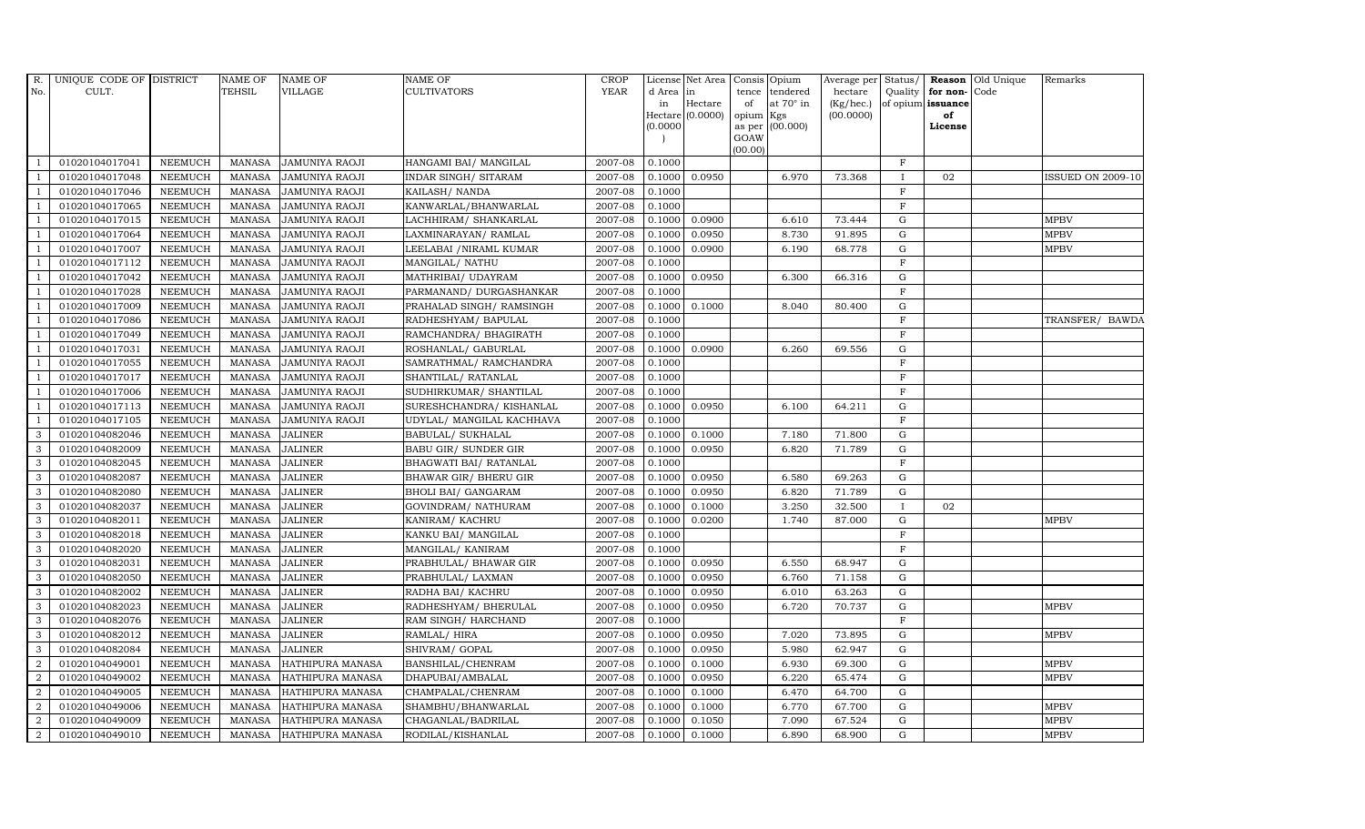| R. No. | UNIQUE CODE OF CULT. | DISTRICT | NAME OF TEHSIL | NAME OF VILLAGE | NAME OF CULTIVATORS | CROP YEAR | License d Area in Hectare (0.0000) | Net Area in Hectare (0.0000) | Consis tence of opium as per GOAW (00.00) | Opium tendered at 70° in Kgs (00.000) | Average per hectare (Kg/hec.) (00.0000) | Status/ Quality of opium | Reason for non-issuance of License | Old Unique Code | Remarks |
|---|---|---|---|---|---|---|---|---|---|---|---|---|---|---|---|
| 1 | 01020104017041 | NEEMUCH | MANASA | JAMUNIYA RAOJI | HANGAMI BAI/ MANGILAL | 2007-08 | 0.1000 | | | | | F | | | |
| 1 | 01020104017048 | NEEMUCH | MANASA | JAMUNIYA RAOJI | INDAR SINGH/ SITARAM | 2007-08 | 0.1000 | 0.0950 | | 6.970 | 73.368 | I | 02 | | ISSUED ON 2009-10 |
| 1 | 01020104017046 | NEEMUCH | MANASA | JAMUNIYA RAOJI | KAILASH/ NANDA | 2007-08 | 0.1000 | | | | | F | | | |
| 1 | 01020104017065 | NEEMUCH | MANASA | JAMUNIYA RAOJI | KANWARLAL/BHANWARLAL | 2007-08 | 0.1000 | | | | | F | | | |
| 1 | 01020104017015 | NEEMUCH | MANASA | JAMUNIYA RAOJI | LACHHIRAM/ SHANKARLAL | 2007-08 | 0.1000 | 0.0900 | | 6.610 | 73.444 | G | | | MPBV |
| 1 | 01020104017064 | NEEMUCH | MANASA | JAMUNIYA RAOJI | LAXMINARAYAN/ RAMLAL | 2007-08 | 0.1000 | 0.0950 | | 8.730 | 91.895 | G | | | MPBV |
| 1 | 01020104017007 | NEEMUCH | MANASA | JAMUNIYA RAOJI | LEELABAI /NIRAML KUMAR | 2007-08 | 0.1000 | 0.0900 | | 6.190 | 68.778 | G | | | MPBV |
| 1 | 01020104017112 | NEEMUCH | MANASA | JAMUNIYA RAOJI | MANGILAL/ NATHU | 2007-08 | 0.1000 | | | | | F | | | |
| 1 | 01020104017042 | NEEMUCH | MANASA | JAMUNIYA RAOJI | MATHRIBAI/ UDAYRAM | 2007-08 | 0.1000 | 0.0950 | | 6.300 | 66.316 | G | | | |
| 1 | 01020104017028 | NEEMUCH | MANASA | JAMUNIYA RAOJI | PARMANAND/ DURGASHANKAR | 2007-08 | 0.1000 | | | | | F | | | |
| 1 | 01020104017009 | NEEMUCH | MANASA | JAMUNIYA RAOJI | PRAHALAD SINGH/ RAMSINGH | 2007-08 | 0.1000 | 0.1000 | | 8.040 | 80.400 | G | | | |
| 1 | 01020104017086 | NEEMUCH | MANASA | JAMUNIYA RAOJI | RADHESHYAM/ BAPULAL | 2007-08 | 0.1000 | | | | | F | | | TRANSFER/ BAWDA |
| 1 | 01020104017049 | NEEMUCH | MANASA | JAMUNIYA RAOJI | RAMCHANDRA/ BHAGIRATH | 2007-08 | 0.1000 | | | | | F | | | |
| 1 | 01020104017031 | NEEMUCH | MANASA | JAMUNIYA RAOJI | ROSHANLAL/ GABURLAL | 2007-08 | 0.1000 | 0.0900 | | 6.260 | 69.556 | G | | | |
| 1 | 01020104017055 | NEEMUCH | MANASA | JAMUNIYA RAOJI | SAMRATHMAL/ RAMCHANDRA | 2007-08 | 0.1000 | | | | | F | | | |
| 1 | 01020104017017 | NEEMUCH | MANASA | JAMUNIYA RAOJI | SHANTILAL/ RATANLAL | 2007-08 | 0.1000 | | | | | F | | | |
| 1 | 01020104017006 | NEEMUCH | MANASA | JAMUNIYA RAOJI | SUDHIRKUMAR/ SHANTILAL | 2007-08 | 0.1000 | | | | | F | | | |
| 1 | 01020104017113 | NEEMUCH | MANASA | JAMUNIYA RAOJI | SURESHCHANDRA/ KISHANLAL | 2007-08 | 0.1000 | 0.0950 | | 6.100 | 64.211 | G | | | |
| 1 | 01020104017105 | NEEMUCH | MANASA | JAMUNIYA RAOJI | UDYLAL/ MANGILAL KACHHAVA | 2007-08 | 0.1000 | | | | | F | | | |
| 3 | 01020104082046 | NEEMUCH | MANASA | JALINER | BABULAL/ SUKHALAL | 2007-08 | 0.1000 | 0.1000 | | 7.180 | 71.800 | G | | | |
| 3 | 01020104082009 | NEEMUCH | MANASA | JALINER | BABU GIR/ SUNDER GIR | 2007-08 | 0.1000 | 0.0950 | | 6.820 | 71.789 | G | | | |
| 3 | 01020104082045 | NEEMUCH | MANASA | JALINER | BHAGWATI BAI/ RATANLAL | 2007-08 | 0.1000 | | | | | F | | | |
| 3 | 01020104082087 | NEEMUCH | MANASA | JALINER | BHAWAR GIR/ BHERU GIR | 2007-08 | 0.1000 | 0.0950 | | 6.580 | 69.263 | G | | | |
| 3 | 01020104082080 | NEEMUCH | MANASA | JALINER | BHOLI BAI/ GANGARAM | 2007-08 | 0.1000 | 0.0950 | | 6.820 | 71.789 | G | | | |
| 3 | 01020104082037 | NEEMUCH | MANASA | JALINER | GOVINDRAM/ NATHURAM | 2007-08 | 0.1000 | 0.1000 | | 3.250 | 32.500 | I | 02 | | |
| 3 | 01020104082011 | NEEMUCH | MANASA | JALINER | KANIRAM/ KACHRU | 2007-08 | 0.1000 | 0.0200 | | 1.740 | 87.000 | G | | | MPBV |
| 3 | 01020104082018 | NEEMUCH | MANASA | JALINER | KANKU BAI/ MANGILAL | 2007-08 | 0.1000 | | | | | F | | | |
| 3 | 01020104082020 | NEEMUCH | MANASA | JALINER | MANGILAL/ KANIRAM | 2007-08 | 0.1000 | | | | | F | | | |
| 3 | 01020104082031 | NEEMUCH | MANASA | JALINER | PRABHULAL/ BHAWAR GIR | 2007-08 | 0.1000 | 0.0950 | | 6.550 | 68.947 | G | | | |
| 3 | 01020104082050 | NEEMUCH | MANASA | JALINER | PRABHULAL/ LAXMAN | 2007-08 | 0.1000 | 0.0950 | | 6.760 | 71.158 | G | | | |
| 3 | 01020104082002 | NEEMUCH | MANASA | JALINER | RADHA BAI/ KACHRU | 2007-08 | 0.1000 | 0.0950 | | 6.010 | 63.263 | G | | | |
| 3 | 01020104082023 | NEEMUCH | MANASA | JALINER | RADHESHYAM/ BHERULAL | 2007-08 | 0.1000 | 0.0950 | | 6.720 | 70.737 | G | | | MPBV |
| 3 | 01020104082076 | NEEMUCH | MANASA | JALINER | RAM SINGH/ HARCHAND | 2007-08 | 0.1000 | | | | | F | | | |
| 3 | 01020104082012 | NEEMUCH | MANASA | JALINER | RAMLAL/ HIRA | 2007-08 | 0.1000 | 0.0950 | | 7.020 | 73.895 | G | | | MPBV |
| 3 | 01020104082084 | NEEMUCH | MANASA | JALINER | SHIVRAM/ GOPAL | 2007-08 | 0.1000 | 0.0950 | | 5.980 | 62.947 | G | | | |
| 2 | 01020104049001 | NEEMUCH | MANASA | HATHIPURA MANASA | BANSHILAL/CHENRAM | 2007-08 | 0.1000 | 0.1000 | | 6.930 | 69.300 | G | | | MPBV |
| 2 | 01020104049002 | NEEMUCH | MANASA | HATHIPURA MANASA | DHAPUBAI/AMBALAL | 2007-08 | 0.1000 | 0.0950 | | 6.220 | 65.474 | G | | | MPBV |
| 2 | 01020104049005 | NEEMUCH | MANASA | HATHIPURA MANASA | CHAMPALAL/CHENRAM | 2007-08 | 0.1000 | 0.1000 | | 6.470 | 64.700 | G | | | |
| 2 | 01020104049006 | NEEMUCH | MANASA | HATHIPURA MANASA | SHAMBHU/BHANWARLAL | 2007-08 | 0.1000 | 0.1000 | | 6.770 | 67.700 | G | | | MPBV |
| 2 | 01020104049009 | NEEMUCH | MANASA | HATHIPURA MANASA | CHAGANLAL/BADRILAL | 2007-08 | 0.1000 | 0.1050 | | 7.090 | 67.524 | G | | | MPBV |
| 2 | 01020104049010 | NEEMUCH | MANASA | HATHIPURA MANASA | RODILAL/KISHANLAL | 2007-08 | 0.1000 | 0.1000 | | 6.890 | 68.900 | G | | | MPBV |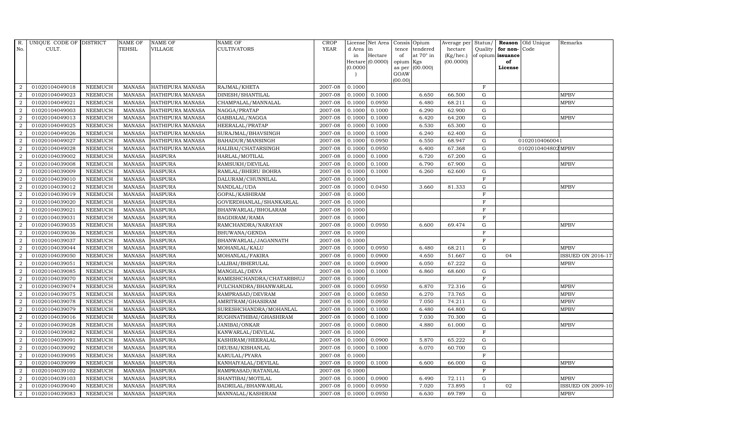| R. No. | UNIQUE CODE OF CULT. | DISTRICT | NAME OF TEHSIL | NAME OF VILLAGE | NAME OF CULTIVATORS | CROP YEAR | License d Area in Hectare (0.0000) | Net Area in Hectare (0.0000) | Consis tence of opium as per GOAW (00.00) | Opium tendered at 70° in Kgs (00.000) | Average per hectare (Kg/hec.) (00.0000) | Status/ Quality of opium | Reason for non- issuance of License | Old Unique Code | Remarks |
|---|---|---|---|---|---|---|---|---|---|---|---|---|---|---|---|
| 2 | 01020104049018 | NEEMUCH | MANASA | HATHIPURA MANASA | RAJMAL/KHETA | 2007-08 | 0.1000 | | | | | F | | | |
| 2 | 01020104049023 | NEEMUCH | MANASA | HATHIPURA MANASA | DINESH/SHANTILAL | 2007-08 | 0.1000 | 0.1000 | | 6.650 | 66.500 | G | | | MPBV |
| 2 | 01020104049021 | NEEMUCH | MANASA | HATHIPURA MANASA | CHAMPALAL/MANNALAL | 2007-08 | 0.1000 | 0.0950 | | 6.480 | 68.211 | G | | | MPBV |
| 2 | 01020104049003 | NEEMUCH | MANASA | HATHIPURA MANASA | NAGGA/PRATAP | 2007-08 | 0.1000 | 0.1000 | | 6.290 | 62.900 | G | | | |
| 2 | 01020104049013 | NEEMUCH | MANASA | HATHIPURA MANASA | GABBALAL/NAGGA | 2007-08 | 0.1000 | 0.1000 | | 6.420 | 64.200 | G | | | MPBV |
| 2 | 01020104049025 | NEEMUCH | MANASA | HATHIPURA MANASA | HEERALAL/PRATAP | 2007-08 | 0.1000 | 0.1000 | | 6.530 | 65.300 | G | | | |
| 2 | 01020104049026 | NEEMUCH | MANASA | HATHIPURA MANASA | SURAJMAL/BHAVSINGH | 2007-08 | 0.1000 | 0.1000 | | 6.240 | 62.400 | G | | | |
| 2 | 01020104049027 | NEEMUCH | MANASA | HATHIPURA MANASA | BAHADUR/MANSINGH | 2007-08 | 0.1000 | 0.0950 | | 6.550 | 68.947 | G | | 01020104060041 | |
| 2 | 01020104049028 | NEEMUCH | MANASA | HATHIPURA MANASA | HALIBAI/CHATARSINGH | 2007-08 | 0.1000 | 0.0950 | | 6.400 | 67.368 | G | | 01020104048020 | MPBV |
| 2 | 01020104039002 | NEEMUCH | MANASA | HASPURA | HARLAL/MOTILAL | 2007-08 | 0.1000 | 0.1000 | | 6.720 | 67.200 | G | | | |
| 2 | 01020104039008 | NEEMUCH | MANASA | HASPURA | RAMSUKH/DEVILAL | 2007-08 | 0.1000 | 0.1000 | | 6.790 | 67.900 | G | | | MPBV |
| 2 | 01020104039009 | NEEMUCH | MANASA | HASPURA | RAMLAL/BHERU BOHRA | 2007-08 | 0.1000 | 0.1000 | | 6.260 | 62.600 | G | | | |
| 2 | 01020104039010 | NEEMUCH | MANASA | HASPURA | DALURAM/CHUNNILAL | 2007-08 | 0.1000 | | | | | F | | | |
| 2 | 01020104039012 | NEEMUCH | MANASA | HASPURA | NANDLAL/UDA | 2007-08 | 0.1000 | 0.0450 | | 3.660 | 81.333 | G | | | MPBV |
| 2 | 01020104039019 | NEEMUCH | MANASA | HASPURA | GOPAL/KASHIRAM | 2007-08 | 0.1000 | | | | | F | | | |
| 2 | 01020104039020 | NEEMUCH | MANASA | HASPURA | GOVERDHANLAL/SHANKARLAL | 2007-08 | 0.1000 | | | | | F | | | |
| 2 | 01020104039021 | NEEMUCH | MANASA | HASPURA | BHANWARLAL/BHOLARAM | 2007-08 | 0.1000 | | | | | F | | | |
| 2 | 01020104039031 | NEEMUCH | MANASA | HASPURA | BAGDIRAM/RAMA | 2007-08 | 0.1000 | | | | | F | | | |
| 2 | 01020104039035 | NEEMUCH | MANASA | HASPURA | RAMCHANDRA/NARAYAN | 2007-08 | 0.1000 | 0.0950 | | 6.600 | 69.474 | G | | | MPBV |
| 2 | 01020104039036 | NEEMUCH | MANASA | HASPURA | BHUWANA/GENDA | 2007-08 | 0.1000 | | | | | F | | | |
| 2 | 01020104039037 | NEEMUCH | MANASA | HASPURA | BHANWARLAL/JAGANNATH | 2007-08 | 0.1000 | | | | | F | | | |
| 2 | 01020104039044 | NEEMUCH | MANASA | HASPURA | MOHANLAL/KALU | 2007-08 | 0.1000 | 0.0950 | | 6.480 | 68.211 | G | | | MPBV |
| 2 | 01020104039050 | NEEMUCH | MANASA | HASPURA | MOHANLAL/FAKIRA | 2007-08 | 0.1000 | 0.0900 | | 4.650 | 51.667 | G | 04 | | ISSUED ON 2016-17 |
| 2 | 01020104039051 | NEEMUCH | MANASA | HASPURA | LALIBAI/BHERULAL | 2007-08 | 0.1000 | 0.0900 | | 6.050 | 67.222 | G | | | MPBV |
| 2 | 01020104039085 | NEEMUCH | MANASA | HASPURA | MANGILAL/DEVA | 2007-08 | 0.1000 | 0.1000 | | 6.860 | 68.600 | G | | | |
| 2 | 01020104039070 | NEEMUCH | MANASA | HASPURA | RAMESHCHANDRA/CHATARBHUJ | 2007-08 | 0.1000 | | | | | F | | | |
| 2 | 01020104039074 | NEEMUCH | MANASA | HASPURA | FULCHANDRA/BHANWARLAL | 2007-08 | 0.1000 | 0.0950 | | 6.870 | 72.316 | G | | | MPBV |
| 2 | 01020104039075 | NEEMUCH | MANASA | HASPURA | RAMPRASAD/DEVRAM | 2007-08 | 0.1000 | 0.0850 | | 6.270 | 73.765 | G | | | MPBV |
| 2 | 01020104039078 | NEEMUCH | MANASA | HASPURA | AMRITRAM/GHASIRAM | 2007-08 | 0.1000 | 0.0950 | | 7.050 | 74.211 | G | | | MPBV |
| 2 | 01020104039079 | NEEMUCH | MANASA | HASPURA | SURESHCHANDRA/MOHANLAL | 2007-08 | 0.1000 | 0.1000 | | 6.480 | 64.800 | G | | | MPBV |
| 2 | 01020104039016 | NEEMUCH | MANASA | HASPURA | RUGHNATHIBAI/GHASHIRAM | 2007-08 | 0.1000 | 0.1000 | | 7.030 | 70.300 | G | | | |
| 2 | 01020104039028 | NEEMUCH | MANASA | HASPURA | JANIBAI/ONKAR | 2007-08 | 0.1000 | 0.0800 | | 4.880 | 61.000 | G | | | MPBV |
| 2 | 01020104039082 | NEEMUCH | MANASA | HASPURA | KANWARLAL/DEVILAL | 2007-08 | 0.1000 | | | | | F | | | |
| 2 | 01020104039091 | NEEMUCH | MANASA | HASPURA | KASHIRAM/HEERALAL | 2007-08 | 0.1000 | 0.0900 | | 5.870 | 65.222 | G | | | |
| 2 | 01020104039092 | NEEMUCH | MANASA | HASPURA | DEUBAI/KISHANLAL | 2007-08 | 0.1000 | 0.1000 | | 6.070 | 60.700 | G | | | |
| 2 | 01020104039095 | NEEMUCH | MANASA | HASPURA | KARULAL/PYARA | 2007-08 | 0.1000 | | | | | F | | | |
| 2 | 01020104039099 | NEEMUCH | MANASA | HASPURA | KANHAIYALAL/DEVILAL | 2007-08 | 0.1000 | 0.1000 | | 6.600 | 66.000 | G | | | MPBV |
| 2 | 01020104039102 | NEEMUCH | MANASA | HASPURA | RAMPRASAD/RATANLAL | 2007-08 | 0.1000 | | | | | F | | | |
| 2 | 01020104039103 | NEEMUCH | MANASA | HASPURA | SHANTIBAI/MOTILAL | 2007-08 | 0.1000 | 0.0900 | | 6.490 | 72.111 | G | | | MPBV |
| 2 | 01020104039040 | NEEMUCH | MANASA | HASPURA | BADRILAL/BHANWARLAL | 2007-08 | 0.1000 | 0.0950 | | 7.020 | 73.895 | I | 02 | | ISSUED ON 2009-10 |
| 2 | 01020104039083 | NEEMUCH | MANASA | HASPURA | MANNALAL/KASHIRAM | 2007-08 | 0.1000 | 0.0950 | | 6.630 | 69.789 | G | | | MPBV |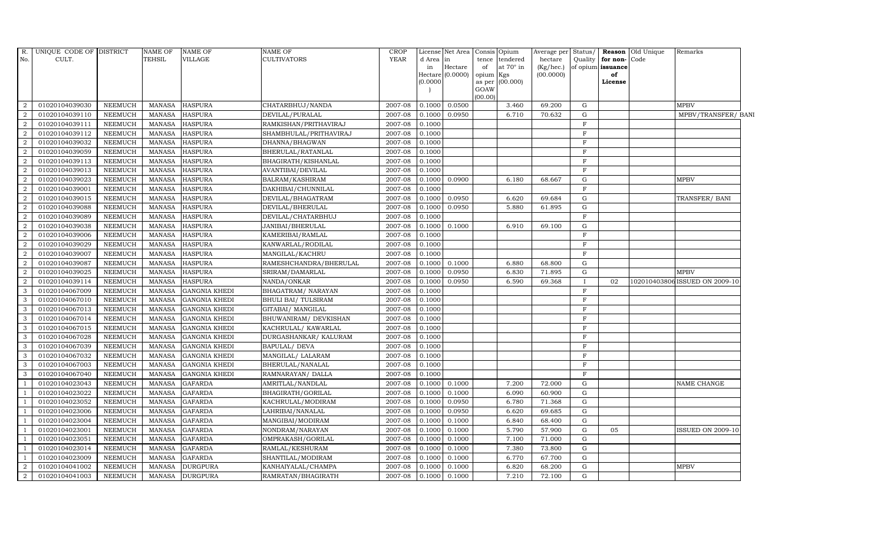| R. No. | UNIQUE CODE OF CULT. | DISTRICT | NAME OF TEHSIL | NAME OF VILLAGE | NAME OF CULTIVATORS | CROP YEAR | License d Area in Hectare (0.0000) | Net Area in Hectare (0.0000) | Consis tence of opium as per GOAW (00.00) | Opium tendered at 70° in Kgs (00.000) | Average per hectare (Kg/hec.) (00.0000) | Status/ Quality of opium | Reason for non-issuance of License | Old Unique Code | Remarks |
|---|---|---|---|---|---|---|---|---|---|---|---|---|---|---|---|
| 2 | 01020104039030 | NEEMUCH | MANASA | HASPURA | CHATARBHUJ/NANDA | 2007-08 | 0.1000 | 0.0500 | | 3.460 | 69.200 | G | | | MPBV |
| 2 | 01020104039110 | NEEMUCH | MANASA | HASPURA | DEVILAL/PURALAL | 2007-08 | 0.1000 | 0.0950 | | 6.710 | 70.632 | G | | | MPBV/TRANSFER/ BANI |
| 2 | 01020104039111 | NEEMUCH | MANASA | HASPURA | RAMKISHAN/PRITHAVIRAJ | 2007-08 | 0.1000 | | | | | F | | | |
| 2 | 01020104039112 | NEEMUCH | MANASA | HASPURA | SHAMBHULAL/PRITHAVIRAJ | 2007-08 | 0.1000 | | | | | F | | | |
| 2 | 01020104039032 | NEEMUCH | MANASA | HASPURA | DHANNA/BHAGWAN | 2007-08 | 0.1000 | | | | | F | | | |
| 2 | 01020104039059 | NEEMUCH | MANASA | HASPURA | BHERULAL/RATANLAL | 2007-08 | 0.1000 | | | | | F | | | |
| 2 | 01020104039113 | NEEMUCH | MANASA | HASPURA | BHAGIRATH/KISHANLAL | 2007-08 | 0.1000 | | | | | F | | | |
| 2 | 01020104039013 | NEEMUCH | MANASA | HASPURA | AVANTIBAI/DEVILAL | 2007-08 | 0.1000 | | | | | F | | | |
| 2 | 01020104039023 | NEEMUCH | MANASA | HASPURA | BALRAM/KASHIRAM | 2007-08 | 0.1000 | 0.0900 | | 6.180 | 68.667 | G | | | MPBV |
| 2 | 01020104039001 | NEEMUCH | MANASA | HASPURA | DAKHIBAI/CHUNNILAL | 2007-08 | 0.1000 | | | | | F | | | |
| 2 | 01020104039015 | NEEMUCH | MANASA | HASPURA | DEVILAL/BHAGATRAM | 2007-08 | 0.1000 | 0.0950 | | 6.620 | 69.684 | G | | | TRANSFER/ BANI |
| 2 | 01020104039088 | NEEMUCH | MANASA | HASPURA | DEVILAL/BHERULAL | 2007-08 | 0.1000 | 0.0950 | | 5.880 | 61.895 | G | | | |
| 2 | 01020104039089 | NEEMUCH | MANASA | HASPURA | DEVILAL/CHATARBHUJ | 2007-08 | 0.1000 | | | | | F | | | |
| 2 | 01020104039038 | NEEMUCH | MANASA | HASPURA | JANIBAI/BHERULAL | 2007-08 | 0.1000 | 0.1000 | | 6.910 | 69.100 | G | | | |
| 2 | 01020104039006 | NEEMUCH | MANASA | HASPURA | KAMERIBAI/RAMLAL | 2007-08 | 0.1000 | | | | | F | | | |
| 2 | 01020104039029 | NEEMUCH | MANASA | HASPURA | KANWARLAL/RODILAL | 2007-08 | 0.1000 | | | | | F | | | |
| 2 | 01020104039007 | NEEMUCH | MANASA | HASPURA | MANGILAL/KACHRU | 2007-08 | 0.1000 | | | | | F | | | |
| 2 | 01020104039087 | NEEMUCH | MANASA | HASPURA | RAMESHCHANDRA/BHERULAL | 2007-08 | 0.1000 | 0.1000 | | 6.880 | 68.800 | G | | | |
| 2 | 01020104039025 | NEEMUCH | MANASA | HASPURA | SRIRAM/DAMARLAL | 2007-08 | 0.1000 | 0.0950 | | 6.830 | 71.895 | G | | | MPBV |
| 2 | 01020104039114 | NEEMUCH | MANASA | HASPURA | NANDA/ONKAR | 2007-08 | 0.1000 | 0.0950 | | 6.590 | 69.368 | I | 02 | 1020104038060 | ISSUED ON 2009-10 |
| 3 | 01020104067009 | NEEMUCH | MANASA | GANGNIA KHEDI | BHAGATRAM/ NARAYAN | 2007-08 | 0.1000 | | | | | F | | | |
| 3 | 01020104067010 | NEEMUCH | MANASA | GANGNIA KHEDI | BHULI BAI/ TULSIRAM | 2007-08 | 0.1000 | | | | | F | | | |
| 3 | 01020104067013 | NEEMUCH | MANASA | GANGNIA KHEDI | GITABAI/ MANGILAL | 2007-08 | 0.1000 | | | | | F | | | |
| 3 | 01020104067014 | NEEMUCH | MANASA | GANGNIA KHEDI | BHUWANIRAM/ DEVKISHAN | 2007-08 | 0.1000 | | | | | F | | | |
| 3 | 01020104067015 | NEEMUCH | MANASA | GANGNIA KHEDI | KACHRULAL/ KAWARLAL | 2007-08 | 0.1000 | | | | | F | | | |
| 3 | 01020104067028 | NEEMUCH | MANASA | GANGNIA KHEDI | DURGASHANKAR/ KALURAM | 2007-08 | 0.1000 | | | | | F | | | |
| 3 | 01020104067039 | NEEMUCH | MANASA | GANGNIA KHEDI | BAPULAL/ DEVA | 2007-08 | 0.1000 | | | | | F | | | |
| 3 | 01020104067032 | NEEMUCH | MANASA | GANGNIA KHEDI | MANGILAL/ LALARAM | 2007-08 | 0.1000 | | | | | F | | | |
| 3 | 01020104067003 | NEEMUCH | MANASA | GANGNIA KHEDI | BHERULAL/NANALAL | 2007-08 | 0.1000 | | | | | F | | | |
| 3 | 01020104067040 | NEEMUCH | MANASA | GANGNIA KHEDI | RAMNARAYAN/ DALLA | 2007-08 | 0.1000 | | | | | F | | | |
| 1 | 01020104023043 | NEEMUCH | MANASA | GAFARDA | AMRITLAL/NANDLAL | 2007-08 | 0.1000 | 0.1000 | | 7.200 | 72.000 | G | | | NAME CHANGE |
| 1 | 01020104023022 | NEEMUCH | MANASA | GAFARDA | BHAGIRATH/GORILAL | 2007-08 | 0.1000 | 0.1000 | | 6.090 | 60.900 | G | | | |
| 1 | 01020104023052 | NEEMUCH | MANASA | GAFARDA | KACHRULAL/MODIRAM | 2007-08 | 0.1000 | 0.0950 | | 6.780 | 71.368 | G | | | |
| 1 | 01020104023006 | NEEMUCH | MANASA | GAFARDA | LAHRIBAI/NANALAL | 2007-08 | 0.1000 | 0.0950 | | 6.620 | 69.685 | G | | | |
| 1 | 01020104023004 | NEEMUCH | MANASA | GAFARDA | MANGIBAI/MODIRAM | 2007-08 | 0.1000 | 0.1000 | | 6.840 | 68.400 | G | | | |
| 1 | 01020104023001 | NEEMUCH | MANASA | GAFARDA | NONDRAM/NARAYAN | 2007-08 | 0.1000 | 0.1000 | | 5.790 | 57.900 | G | 05 | | ISSUED ON 2009-10 |
| 1 | 01020104023051 | NEEMUCH | MANASA | GAFARDA | OMPRAKASH/GORILAL | 2007-08 | 0.1000 | 0.1000 | | 7.100 | 71.000 | G | | | |
| 1 | 01020104023014 | NEEMUCH | MANASA | GAFARDA | RAMLAL/KESHURAM | 2007-08 | 0.1000 | 0.1000 | | 7.380 | 73.800 | G | | | |
| 1 | 01020104023009 | NEEMUCH | MANASA | GAFARDA | SHANTILAL/MODIRAM | 2007-08 | 0.1000 | 0.1000 | | 6.770 | 67.700 | G | | | |
| 2 | 01020104041002 | NEEMUCH | MANASA | DURGPURA | KANHAIYALAL/CHAMPA | 2007-08 | 0.1000 | 0.1000 | | 6.820 | 68.200 | G | | | MPBV |
| 2 | 01020104041003 | NEEMUCH | MANASA | DURGPURA | RAMRATAN/BHAGIRATH | 2007-08 | 0.1000 | 0.1000 | | 7.210 | 72.100 | G | | | |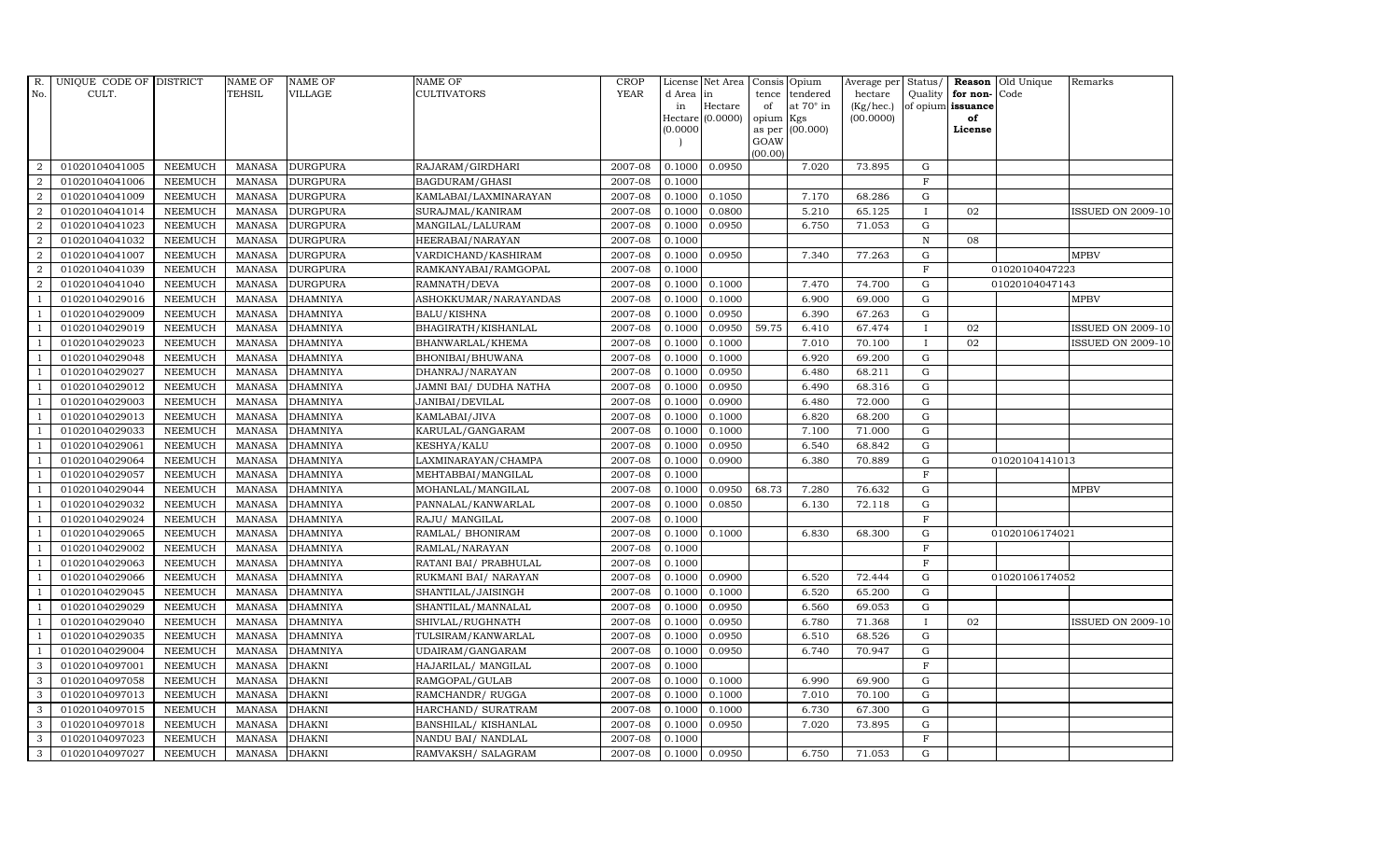| R. No. | UNIQUE CODE OF CULT. | DISTRICT | NAME OF TEHSIL | NAME OF VILLAGE | NAME OF CULTIVATORS | CROP YEAR | License d Area in Hectare (0.0000) | Net Area in Hectare (0.0000) | Consis tence of opium as per GOAW (00.00) | Opium tendered at 70° in Kgs (00.000) | Average per hectare (Kg/hec.) (00.0000) | Status/ Quality of opium | Reason for non-issuance of License | Old Unique Code | Remarks |
|---|---|---|---|---|---|---|---|---|---|---|---|---|---|---|---|
| 2 | 01020104041005 | NEEMUCH | MANASA | DURGPURA | RAJARAM/GIRDHARI | 2007-08 | 0.1000 | 0.0950 | | 7.020 | 73.895 | G | | | |
| 2 | 01020104041006 | NEEMUCH | MANASA | DURGPURA | BAGDURAM/GHASI | 2007-08 | 0.1000 | | | | | F | | | |
| 2 | 01020104041009 | NEEMUCH | MANASA | DURGPURA | KAMLABAI/LAXMINARAYAN | 2007-08 | 0.1000 | 0.1050 | | 7.170 | 68.286 | G | | | |
| 2 | 01020104041014 | NEEMUCH | MANASA | DURGPURA | SURAJMAL/KANIRAM | 2007-08 | 0.1000 | 0.0800 | | 5.210 | 65.125 | I | 02 | | ISSUED ON 2009-10 |
| 2 | 01020104041023 | NEEMUCH | MANASA | DURGPURA | MANGILAL/LALURAM | 2007-08 | 0.1000 | 0.0950 | | 6.750 | 71.053 | G | | | |
| 2 | 01020104041032 | NEEMUCH | MANASA | DURGPURA | HEERABAI/NARAYAN | 2007-08 | 0.1000 | | | | | N | 08 | | |
| 2 | 01020104041007 | NEEMUCH | MANASA | DURGPURA | VARDICHAND/KASHIRAM | 2007-08 | 0.1000 | 0.0950 | | 7.340 | 77.263 | G | | | MPBV |
| 2 | 01020104041039 | NEEMUCH | MANASA | DURGPURA | RAMKANYABAI/RAMGOPAL | 2007-08 | 0.1000 | | | | | F | | 01020104047223 | |
| 2 | 01020104041040 | NEEMUCH | MANASA | DURGPURA | RAMNATH/DEVA | 2007-08 | 0.1000 | 0.1000 | | 7.470 | 74.700 | G | | 01020104047143 | |
| 1 | 01020104029016 | NEEMUCH | MANASA | DHAMNIYA | ASHOKKUMAR/NARAYANDAS | 2007-08 | 0.1000 | 0.1000 | | 6.900 | 69.000 | G | | | MPBV |
| 1 | 01020104029009 | NEEMUCH | MANASA | DHAMNIYA | BALU/KISHNA | 2007-08 | 0.1000 | 0.0950 | | 6.390 | 67.263 | G | | | |
| 1 | 01020104029019 | NEEMUCH | MANASA | DHAMNIYA | BHAGIRATH/KISHANLAL | 2007-08 | 0.1000 | 0.0950 | 59.75 | 6.410 | 67.474 | I | 02 | | ISSUED ON 2009-10 |
| 1 | 01020104029023 | NEEMUCH | MANASA | DHAMNIYA | BHANWARLAL/KHEMA | 2007-08 | 0.1000 | 0.1000 | | 7.010 | 70.100 | I | 02 | | ISSUED ON 2009-10 |
| 1 | 01020104029048 | NEEMUCH | MANASA | DHAMNIYA | BHONIBAI/BHUWANA | 2007-08 | 0.1000 | 0.1000 | | 6.920 | 69.200 | G | | | |
| 1 | 01020104029027 | NEEMUCH | MANASA | DHAMNIYA | DHANRAJ/NARAYAN | 2007-08 | 0.1000 | 0.0950 | | 6.480 | 68.211 | G | | | |
| 1 | 01020104029012 | NEEMUCH | MANASA | DHAMNIYA | JAMNI BAI/ DUDHA NATHA | 2007-08 | 0.1000 | 0.0950 | | 6.490 | 68.316 | G | | | |
| 1 | 01020104029003 | NEEMUCH | MANASA | DHAMNIYA | JANIBAI/DEVILAL | 2007-08 | 0.1000 | 0.0900 | | 6.480 | 72.000 | G | | | |
| 1 | 01020104029013 | NEEMUCH | MANASA | DHAMNIYA | KAMLABAI/JIVA | 2007-08 | 0.1000 | 0.1000 | | 6.820 | 68.200 | G | | | |
| 1 | 01020104029033 | NEEMUCH | MANASA | DHAMNIYA | KARULAL/GANGARAM | 2007-08 | 0.1000 | 0.1000 | | 7.100 | 71.000 | G | | | |
| 1 | 01020104029061 | NEEMUCH | MANASA | DHAMNIYA | KESHYA/KALU | 2007-08 | 0.1000 | 0.0950 | | 6.540 | 68.842 | G | | | |
| 1 | 01020104029064 | NEEMUCH | MANASA | DHAMNIYA | LAXMINARAYAN/CHAMPA | 2007-08 | 0.1000 | 0.0900 | | 6.380 | 70.889 | G | | 01020104141013 | |
| 1 | 01020104029057 | NEEMUCH | MANASA | DHAMNIYA | MEHTABBAI/MANGILAL | 2007-08 | 0.1000 | | | | | F | | | |
| 1 | 01020104029044 | NEEMUCH | MANASA | DHAMNIYA | MOHANLAL/MANGILAL | 2007-08 | 0.1000 | 0.0950 | 68.73 | 7.280 | 76.632 | G | | | MPBV |
| 1 | 01020104029032 | NEEMUCH | MANASA | DHAMNIYA | PANNALAL/KANWARLAL | 2007-08 | 0.1000 | 0.0850 | | 6.130 | 72.118 | G | | | |
| 1 | 01020104029024 | NEEMUCH | MANASA | DHAMNIYA | RAJU/ MANGILAL | 2007-08 | 0.1000 | | | | | F | | | |
| 1 | 01020104029065 | NEEMUCH | MANASA | DHAMNIYA | RAMLAL/ BHONIRAM | 2007-08 | 0.1000 | 0.1000 | | 6.830 | 68.300 | G | | 01020106174021 | |
| 1 | 01020104029002 | NEEMUCH | MANASA | DHAMNIYA | RAMLAL/NARAYAN | 2007-08 | 0.1000 | | | | | F | | | |
| 1 | 01020104029063 | NEEMUCH | MANASA | DHAMNIYA | RATANI BAI/ PRABHULAL | 2007-08 | 0.1000 | | | | | F | | | |
| 1 | 01020104029066 | NEEMUCH | MANASA | DHAMNIYA | RUKMANI BAI/ NARAYAN | 2007-08 | 0.1000 | 0.0900 | | 6.520 | 72.444 | G | | 01020106174052 | |
| 1 | 01020104029045 | NEEMUCH | MANASA | DHAMNIYA | SHANTILAL/JAISINGH | 2007-08 | 0.1000 | 0.1000 | | 6.520 | 65.200 | G | | | |
| 1 | 01020104029029 | NEEMUCH | MANASA | DHAMNIYA | SHANTILAL/MANNALAL | 2007-08 | 0.1000 | 0.0950 | | 6.560 | 69.053 | G | | | |
| 1 | 01020104029040 | NEEMUCH | MANASA | DHAMNIYA | SHIVLAL/RUGHNATH | 2007-08 | 0.1000 | 0.0950 | | 6.780 | 71.368 | I | 02 | | ISSUED ON 2009-10 |
| 1 | 01020104029035 | NEEMUCH | MANASA | DHAMNIYA | TULSIRAM/KANWARLAL | 2007-08 | 0.1000 | 0.0950 | | 6.510 | 68.526 | G | | | |
| 1 | 01020104029004 | NEEMUCH | MANASA | DHAMNIYA | UDAIRAM/GANGARAM | 2007-08 | 0.1000 | 0.0950 | | 6.740 | 70.947 | G | | | |
| 3 | 01020104097001 | NEEMUCH | MANASA | DHAKNI | HAJARILAL/ MANGILAL | 2007-08 | 0.1000 | | | | | F | | | |
| 3 | 01020104097058 | NEEMUCH | MANASA | DHAKNI | RAMGOPAL/GULAB | 2007-08 | 0.1000 | 0.1000 | | 6.990 | 69.900 | G | | | |
| 3 | 01020104097013 | NEEMUCH | MANASA | DHAKNI | RAMCHANDR/ RUGGA | 2007-08 | 0.1000 | 0.1000 | | 7.010 | 70.100 | G | | | |
| 3 | 01020104097015 | NEEMUCH | MANASA | DHAKNI | HARCHAND/ SURATRAM | 2007-08 | 0.1000 | 0.1000 | | 6.730 | 67.300 | G | | | |
| 3 | 01020104097018 | NEEMUCH | MANASA | DHAKNI | BANSHILAL/ KISHANLAL | 2007-08 | 0.1000 | 0.0950 | | 7.020 | 73.895 | G | | | |
| 3 | 01020104097023 | NEEMUCH | MANASA | DHAKNI | NANDU BAI/ NANDLAL | 2007-08 | 0.1000 | | | | | F | | | |
| 3 | 01020104097027 | NEEMUCH | MANASA | DHAKNI | RAMVAKSH/ SALAGRAM | 2007-08 | 0.1000 | 0.0950 | | 6.750 | 71.053 | G | | | |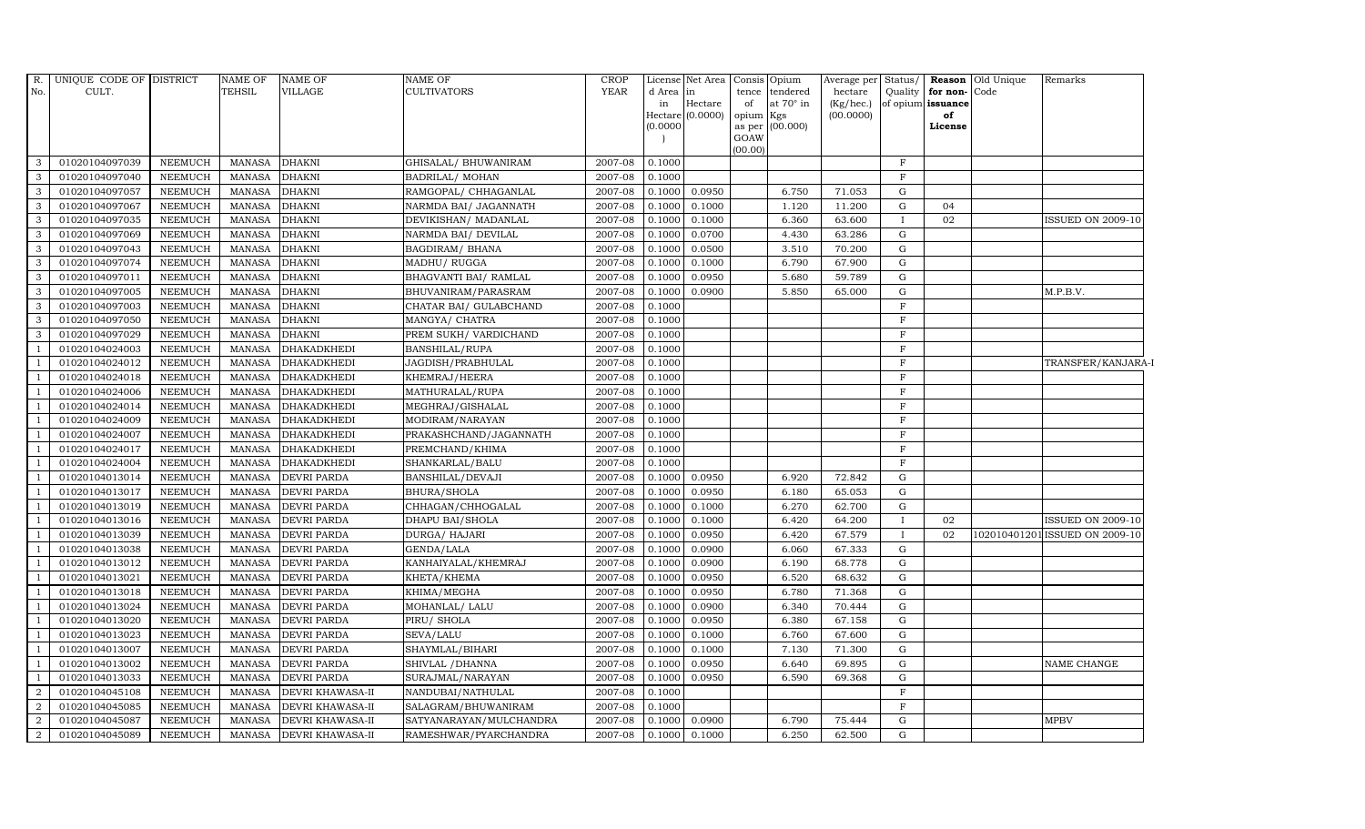| R. No. | UNIQUE CODE OF CULT. | DISTRICT | NAME OF TEHSIL | NAME OF VILLAGE | NAME OF CULTIVATORS | CROP YEAR | License d Area in Hectare (0.0000) | Net Area in Hectare (0.0000) | Consis tence of opium as per GOAW (00.00) | Opium tendered at 70° in Kgs (00.000) | Average per hectare (Kg/hec.) (00.0000) | Status/ Quality of opium | Reason for non-issuance of License | Old Unique Code | Remarks |
|---|---|---|---|---|---|---|---|---|---|---|---|---|---|---|---|
| 3 | 01020104097039 | NEEMUCH | MANASA | DHAKNI | GHISALAL/ BHUWANIRAM | 2007-08 | 0.1000 | | | | | F | | | |
| 3 | 01020104097040 | NEEMUCH | MANASA | DHAKNI | BADRILAL/ MOHAN | 2007-08 | 0.1000 | | | | | F | | | |
| 3 | 01020104097057 | NEEMUCH | MANASA | DHAKNI | RAMGOPAL/ CHHAGANLAL | 2007-08 | 0.1000 | 0.0950 | | 6.750 | 71.053 | G | | | |
| 3 | 01020104097067 | NEEMUCH | MANASA | DHAKNI | NARMDA BAI/ JAGANNATH | 2007-08 | 0.1000 | 0.1000 | | 1.120 | 11.200 | G | 04 | | |
| 3 | 01020104097035 | NEEMUCH | MANASA | DHAKNI | DEVIKISHAN/ MADANLAL | 2007-08 | 0.1000 | 0.1000 | | 6.360 | 63.600 | I | 02 | | ISSUED ON 2009-10 |
| 3 | 01020104097069 | NEEMUCH | MANASA | DHAKNI | NARMDA BAI/ DEVILAL | 2007-08 | 0.1000 | 0.0700 | | 4.430 | 63.286 | G | | | |
| 3 | 01020104097043 | NEEMUCH | MANASA | DHAKNI | BAGDIRAM/ BHANA | 2007-08 | 0.1000 | 0.0500 | | 3.510 | 70.200 | G | | | |
| 3 | 01020104097074 | NEEMUCH | MANASA | DHAKNI | MADHU/ RUGGA | 2007-08 | 0.1000 | 0.1000 | | 6.790 | 67.900 | G | | | |
| 3 | 01020104097011 | NEEMUCH | MANASA | DHAKNI | BHAGVANTI BAI/ RAMLAL | 2007-08 | 0.1000 | 0.0950 | | 5.680 | 59.789 | G | | | |
| 3 | 01020104097005 | NEEMUCH | MANASA | DHAKNI | BHUVANIRAM/PARASRAM | 2007-08 | 0.1000 | 0.0900 | | 5.850 | 65.000 | G | | | M.P.B.V. |
| 3 | 01020104097003 | NEEMUCH | MANASA | DHAKNI | CHATAR BAI/ GULABCHAND | 2007-08 | 0.1000 | | | | | F | | | |
| 3 | 01020104097050 | NEEMUCH | MANASA | DHAKNI | MANGYA/ CHATRA | 2007-08 | 0.1000 | | | | | F | | | |
| 3 | 01020104097029 | NEEMUCH | MANASA | DHAKNI | PREM SUKH/ VARDICHAND | 2007-08 | 0.1000 | | | | | F | | | |
| 1 | 01020104024003 | NEEMUCH | MANASA | DHAKADKHEDI | BANSHILAL/RUPA | 2007-08 | 0.1000 | | | | | F | | | |
| 1 | 01020104024012 | NEEMUCH | MANASA | DHAKADKHEDI | JAGDISH/PRABHULAL | 2007-08 | 0.1000 | | | | | F | | | TRANSFER/KANJARA-I |
| 1 | 01020104024018 | NEEMUCH | MANASA | DHAKADKHEDI | KHEMRAJ/HEERA | 2007-08 | 0.1000 | | | | | F | | | |
| 1 | 01020104024006 | NEEMUCH | MANASA | DHAKADKHEDI | MATHURALAL/RUPA | 2007-08 | 0.1000 | | | | | F | | | |
| 1 | 01020104024014 | NEEMUCH | MANASA | DHAKADKHEDI | MEGHRAJ/GISHALAL | 2007-08 | 0.1000 | | | | | F | | | |
| 1 | 01020104024009 | NEEMUCH | MANASA | DHAKADKHEDI | MODIRAM/NARAYAN | 2007-08 | 0.1000 | | | | | F | | | |
| 1 | 01020104024007 | NEEMUCH | MANASA | DHAKADKHEDI | PRAKASHCHAND/JAGANNATH | 2007-08 | 0.1000 | | | | | F | | | |
| 1 | 01020104024017 | NEEMUCH | MANASA | DHAKADKHEDI | PREMCHAND/KHIMA | 2007-08 | 0.1000 | | | | | F | | | |
| 1 | 01020104024004 | NEEMUCH | MANASA | DHAKADKHEDI | SHANKARLAL/BALU | 2007-08 | 0.1000 | | | | | F | | | |
| 1 | 01020104013014 | NEEMUCH | MANASA | DEVRI PARDA | BANSHILAL/DEVAJI | 2007-08 | 0.1000 | 0.0950 | | 6.920 | 72.842 | G | | | |
| 1 | 01020104013017 | NEEMUCH | MANASA | DEVRI PARDA | BHURA/SHOLA | 2007-08 | 0.1000 | 0.0950 | | 6.180 | 65.053 | G | | | |
| 1 | 01020104013019 | NEEMUCH | MANASA | DEVRI PARDA | CHHAGAN/CHHOGALAL | 2007-08 | 0.1000 | 0.1000 | | 6.270 | 62.700 | G | | | |
| 1 | 01020104013016 | NEEMUCH | MANASA | DEVRI PARDA | DHAPU BAI/SHOLA | 2007-08 | 0.1000 | 0.1000 | | 6.420 | 64.200 | I | 02 | | ISSUED ON 2009-10 |
| 1 | 01020104013039 | NEEMUCH | MANASA | DEVRI PARDA | DURGA/ HAJARI | 2007-08 | 0.1000 | 0.0950 | | 6.420 | 67.579 | I | 02 | 1020104012O1 | ISSUED ON 2009-10 |
| 1 | 01020104013038 | NEEMUCH | MANASA | DEVRI PARDA | GENDA/LALA | 2007-08 | 0.1000 | 0.0900 | | 6.060 | 67.333 | G | | | |
| 1 | 01020104013012 | NEEMUCH | MANASA | DEVRI PARDA | KANHAIYALAL/KHEMRAJ | 2007-08 | 0.1000 | 0.0900 | | 6.190 | 68.778 | G | | | |
| 1 | 01020104013021 | NEEMUCH | MANASA | DEVRI PARDA | KHETA/KHEMA | 2007-08 | 0.1000 | 0.0950 | | 6.520 | 68.632 | G | | | |
| 1 | 01020104013018 | NEEMUCH | MANASA | DEVRI PARDA | KHIMA/MEGHA | 2007-08 | 0.1000 | 0.0950 | | 6.780 | 71.368 | G | | | |
| 1 | 01020104013024 | NEEMUCH | MANASA | DEVRI PARDA | MOHANLAL/ LALU | 2007-08 | 0.1000 | 0.0900 | | 6.340 | 70.444 | G | | | |
| 1 | 01020104013020 | NEEMUCH | MANASA | DEVRI PARDA | PIRU/ SHOLA | 2007-08 | 0.1000 | 0.0950 | | 6.380 | 67.158 | G | | | |
| 1 | 01020104013023 | NEEMUCH | MANASA | DEVRI PARDA | SEVA/LALU | 2007-08 | 0.1000 | 0.1000 | | 6.760 | 67.600 | G | | | |
| 1 | 01020104013007 | NEEMUCH | MANASA | DEVRI PARDA | SHAYMLAL/BIHARI | 2007-08 | 0.1000 | 0.1000 | | 7.130 | 71.300 | G | | | |
| 1 | 01020104013002 | NEEMUCH | MANASA | DEVRI PARDA | SHIVLAL /DHANNA | 2007-08 | 0.1000 | 0.0950 | | 6.640 | 69.895 | G | | | NAME CHANGE |
| 1 | 01020104013033 | NEEMUCH | MANASA | DEVRI PARDA | SURAJMAL/NARAYAN | 2007-08 | 0.1000 | 0.0950 | | 6.590 | 69.368 | G | | | |
| 2 | 01020104045108 | NEEMUCH | MANASA | DEVRI KHAWASA-II | NANDUBAI/NATHULAL | 2007-08 | 0.1000 | | | | | F | | | |
| 2 | 01020104045085 | NEEMUCH | MANASA | DEVRI KHAWASA-II | SALAGRAM/BHUWANIRAM | 2007-08 | 0.1000 | | | | | F | | | |
| 2 | 01020104045087 | NEEMUCH | MANASA | DEVRI KHAWASA-II | SATYANARAYAN/MULCHANDRA | 2007-08 | 0.1000 | 0.0900 | | 6.790 | 75.444 | G | | | MPBV |
| 2 | 01020104045089 | NEEMUCH | MANASA | DEVRI KHAWASA-II | RAMESHWAR/PYARCHANDRA | 2007-08 | 0.1000 | 0.1000 | | 6.250 | 62.500 | G | | | |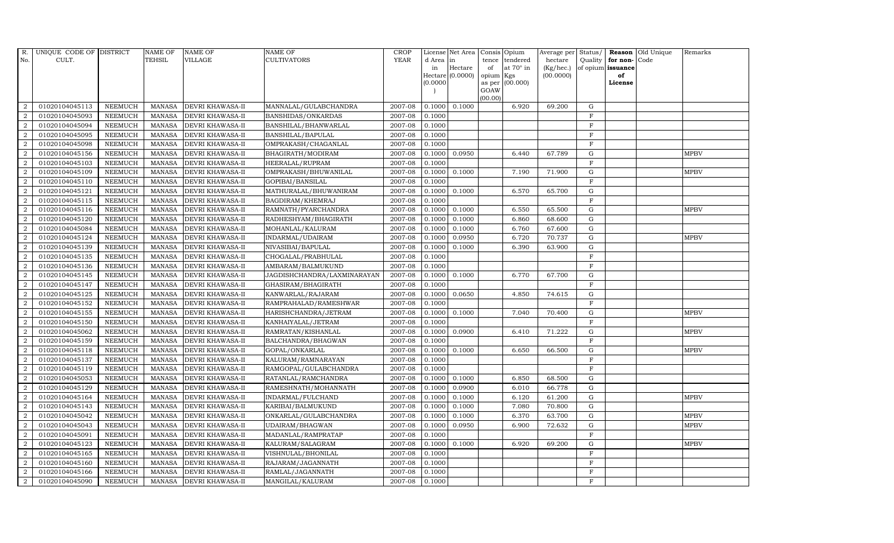| R. No. | UNIQUE CODE OF CULT. | DISTRICT | NAME OF TEHSIL | NAME OF VILLAGE | NAME OF CULTIVATORS | CROP YEAR | License d Area in Hectare (0.0000) | Net Area in Hectare (0.0000) | Consis tence of opium as per GOAW (00.00) | Opium tendered at 70° in Kgs (00.000) | Average per hectare (Kg/hec.) (00.0000) | Status/ Quality of opium | Reason for non-issuance of License | Old Unique Code | Remarks |
|---|---|---|---|---|---|---|---|---|---|---|---|---|---|---|---|
| 2 | 01020104045113 | NEEMUCH | MANASA | DEVRI KHAWASA-II | MANNALAL/GULABCHANDRA | 2007-08 | 0.1000 | 0.1000 | | 6.920 | 69.200 | G | | | |
| 2 | 01020104045093 | NEEMUCH | MANASA | DEVRI KHAWASA-II | BANSHIDAS/ONKARDAS | 2007-08 | 0.1000 | | | | | F | | | |
| 2 | 01020104045094 | NEEMUCH | MANASA | DEVRI KHAWASA-II | BANSHILAL/BHANWARLAL | 2007-08 | 0.1000 | | | | | F | | | |
| 2 | 01020104045095 | NEEMUCH | MANASA | DEVRI KHAWASA-II | BANSHILAL/BAPULAL | 2007-08 | 0.1000 | | | | | F | | | |
| 2 | 01020104045098 | NEEMUCH | MANASA | DEVRI KHAWASA-II | OMPRAKASH/CHAGANLAL | 2007-08 | 0.1000 | | | | | F | | | |
| 2 | 01020104045156 | NEEMUCH | MANASA | DEVRI KHAWASA-II | BHAGIRATH/MODIRAM | 2007-08 | 0.1000 | 0.0950 | | 6.440 | 67.789 | G | | | MPBV |
| 2 | 01020104045103 | NEEMUCH | MANASA | DEVRI KHAWASA-II | HEERALAL/RUPRAM | 2007-08 | 0.1000 | | | | | F | | | |
| 2 | 01020104045109 | NEEMUCH | MANASA | DEVRI KHAWASA-II | OMPRAKASH/BHUWANILAL | 2007-08 | 0.1000 | 0.1000 | | 7.190 | 71.900 | G | | | MPBV |
| 2 | 01020104045110 | NEEMUCH | MANASA | DEVRI KHAWASA-II | GOPIBAI/BANSILAL | 2007-08 | 0.1000 | | | | | F | | | |
| 2 | 01020104045121 | NEEMUCH | MANASA | DEVRI KHAWASA-II | MATHURALAL/BHUWANIRAM | 2007-08 | 0.1000 | 0.1000 | | 6.570 | 65.700 | G | | | |
| 2 | 01020104045115 | NEEMUCH | MANASA | DEVRI KHAWASA-II | BAGDIRAM/KHEMRAJ | 2007-08 | 0.1000 | | | | | F | | | |
| 2 | 01020104045116 | NEEMUCH | MANASA | DEVRI KHAWASA-II | RAMNATH/PYARCHANDRA | 2007-08 | 0.1000 | 0.1000 | | 6.550 | 65.500 | G | | | MPBV |
| 2 | 01020104045120 | NEEMUCH | MANASA | DEVRI KHAWASA-II | RADHESHYAM/BHAGIRATH | 2007-08 | 0.1000 | 0.1000 | | 6.860 | 68.600 | G | | | |
| 2 | 01020104045084 | NEEMUCH | MANASA | DEVRI KHAWASA-II | MOHANLAL/KALURAM | 2007-08 | 0.1000 | 0.1000 | | 6.760 | 67.600 | G | | | |
| 2 | 01020104045124 | NEEMUCH | MANASA | DEVRI KHAWASA-II | INDARMAL/UDAIRAM | 2007-08 | 0.1000 | 0.0950 | | 6.720 | 70.737 | G | | | MPBV |
| 2 | 01020104045139 | NEEMUCH | MANASA | DEVRI KHAWASA-II | NIVASIBAI/BAPULAL | 2007-08 | 0.1000 | 0.1000 | | 6.390 | 63.900 | G | | | |
| 2 | 01020104045135 | NEEMUCH | MANASA | DEVRI KHAWASA-II | CHOGALAL/PRABHULAL | 2007-08 | 0.1000 | | | | | F | | | |
| 2 | 01020104045136 | NEEMUCH | MANASA | DEVRI KHAWASA-II | AMBARAM/BALMUKUND | 2007-08 | 0.1000 | | | | | F | | | |
| 2 | 01020104045145 | NEEMUCH | MANASA | DEVRI KHAWASA-II | JAGDISHCHANDRA/LAXMINARAYAN | 2007-08 | 0.1000 | 0.1000 | | 6.770 | 67.700 | G | | | |
| 2 | 01020104045147 | NEEMUCH | MANASA | DEVRI KHAWASA-II | GHASIRAM/BHAGIRATH | 2007-08 | 0.1000 | | | | | F | | | |
| 2 | 01020104045125 | NEEMUCH | MANASA | DEVRI KHAWASA-II | KANWARLAL/RAJARAM | 2007-08 | 0.1000 | 0.0650 | | 4.850 | 74.615 | G | | | |
| 2 | 01020104045152 | NEEMUCH | MANASA | DEVRI KHAWASA-II | RAMPRAHALAD/RAMESHWAR | 2007-08 | 0.1000 | | | | | F | | | |
| 2 | 01020104045155 | NEEMUCH | MANASA | DEVRI KHAWASA-II | HARISHCHANDRA/JETRAM | 2007-08 | 0.1000 | 0.1000 | | 7.040 | 70.400 | G | | | MPBV |
| 2 | 01020104045150 | NEEMUCH | MANASA | DEVRI KHAWASA-II | KANHAIYALAL/JETRAM | 2007-08 | 0.1000 | | | | | F | | | |
| 2 | 01020104045062 | NEEMUCH | MANASA | DEVRI KHAWASA-II | RAMRATAN/KISHANLAL | 2007-08 | 0.1000 | 0.0900 | | 6.410 | 71.222 | G | | | MPBV |
| 2 | 01020104045159 | NEEMUCH | MANASA | DEVRI KHAWASA-II | BALCHANDRA/BHAGWAN | 2007-08 | 0.1000 | | | | | F | | | |
| 2 | 01020104045118 | NEEMUCH | MANASA | DEVRI KHAWASA-II | GOPAL/ONKARLAL | 2007-08 | 0.1000 | 0.1000 | | 6.650 | 66.500 | G | | | MPBV |
| 2 | 01020104045137 | NEEMUCH | MANASA | DEVRI KHAWASA-II | KALURAM/RAMNARAYAN | 2007-08 | 0.1000 | | | | | F | | | |
| 2 | 01020104045119 | NEEMUCH | MANASA | DEVRI KHAWASA-II | RAMGOPAL/GULABCHANDRA | 2007-08 | 0.1000 | | | | | F | | | |
| 2 | 01020104045053 | NEEMUCH | MANASA | DEVRI KHAWASA-II | RATANLAL/RAMCHANDRA | 2007-08 | 0.1000 | 0.1000 | | 6.850 | 68.500 | G | | | |
| 2 | 01020104045129 | NEEMUCH | MANASA | DEVRI KHAWASA-II | RAMESHNATH/MOHANNATH | 2007-08 | 0.1000 | 0.0900 | | 6.010 | 66.778 | G | | | |
| 2 | 01020104045164 | NEEMUCH | MANASA | DEVRI KHAWASA-II | INDARMAL/FULCHAND | 2007-08 | 0.1000 | 0.1000 | | 6.120 | 61.200 | G | | | MPBV |
| 2 | 01020104045143 | NEEMUCH | MANASA | DEVRI KHAWASA-II | KARIBAI/BALMUKUND | 2007-08 | 0.1000 | 0.1000 | | 7.080 | 70.800 | G | | | |
| 2 | 01020104045042 | NEEMUCH | MANASA | DEVRI KHAWASA-II | ONKARLAL/GULABCHANDRA | 2007-08 | 0.1000 | 0.1000 | | 6.370 | 63.700 | G | | | MPBV |
| 2 | 01020104045043 | NEEMUCH | MANASA | DEVRI KHAWASA-II | UDAIRAM/BHAGWAN | 2007-08 | 0.1000 | 0.0950 | | 6.900 | 72.632 | G | | | MPBV |
| 2 | 01020104045091 | NEEMUCH | MANASA | DEVRI KHAWASA-II | MADANLAL/RAMPRATAP | 2007-08 | 0.1000 | | | | | F | | | |
| 2 | 01020104045123 | NEEMUCH | MANASA | DEVRI KHAWASA-II | KALURAM/SALAGRAM | 2007-08 | 0.1000 | 0.1000 | | 6.920 | 69.200 | G | | | MPBV |
| 2 | 01020104045165 | NEEMUCH | MANASA | DEVRI KHAWASA-II | VISHNULAL/BHONILAL | 2007-08 | 0.1000 | | | | | F | | | |
| 2 | 01020104045160 | NEEMUCH | MANASA | DEVRI KHAWASA-II | RAJARAM/JAGANNATH | 2007-08 | 0.1000 | | | | | F | | | |
| 2 | 01020104045166 | NEEMUCH | MANASA | DEVRI KHAWASA-II | RAMLAL/JAGANNATH | 2007-08 | 0.1000 | | | | | F | | | |
| 2 | 01020104045090 | NEEMUCH | MANASA | DEVRI KHAWASA-II | MANGILAL/KALURAM | 2007-08 | 0.1000 | | | | | F | | | |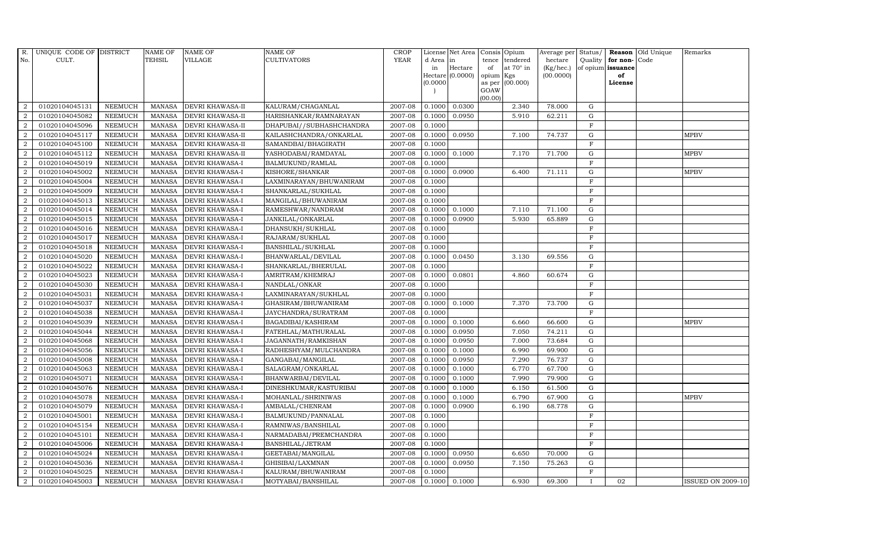| R. No. | UNIQUE CODE OF CULT. | DISTRICT | NAME OF TEHSIL | NAME OF VILLAGE | NAME OF CULTIVATORS | CROP YEAR | License d Area in Hectare (0.0000) | Net Area in Hectare (0.0000) | Consis tence of opium as per GOAW (00.00) | Opium tendered at 70° in Kgs (00.000) | Average per hectare (Kg/hec.) (00.0000) | Status/ Quality of opium | Reason for non-issuance of License | Old Unique Code | Remarks |
|---|---|---|---|---|---|---|---|---|---|---|---|---|---|---|---|
| 2 | 01020104045131 | NEEMUCH | MANASA | DEVRI KHAWASA-II | KALURAM/CHAGANLAL | 2007-08 | 0.1000 | 0.0300 | | 2.340 | 78.000 | G | | | |
| 2 | 01020104045082 | NEEMUCH | MANASA | DEVRI KHAWASA-II | HARISHANKAR/RAMNARAYAN | 2007-08 | 0.1000 | 0.0950 | | 5.910 | 62.211 | G | | | |
| 2 | 01020104045096 | NEEMUCH | MANASA | DEVRI KHAWASA-II | DHAPUBAI//SUBHASHCHANDRA | 2007-08 | 0.1000 | | | | | F | | | |
| 2 | 01020104045117 | NEEMUCH | MANASA | DEVRI KHAWASA-II | KAILASHCHANDRA/ONKARLAL | 2007-08 | 0.1000 | 0.0950 | | 7.100 | 74.737 | G | | | MPBV |
| 2 | 01020104045100 | NEEMUCH | MANASA | DEVRI KHAWASA-II | SAMANDBAI/BHAGIRATH | 2007-08 | 0.1000 | | | | | F | | | |
| 2 | 01020104045112 | NEEMUCH | MANASA | DEVRI KHAWASA-II | YASHODABAI/RAMDAYAL | 2007-08 | 0.1000 | 0.1000 | | 7.170 | 71.700 | G | | | MPBV |
| 2 | 01020104045019 | NEEMUCH | MANASA | DEVRI KHAWASA-I | BALMUKUND/RAMLAL | 2007-08 | 0.1000 | | | | | F | | | |
| 2 | 01020104045002 | NEEMUCH | MANASA | DEVRI KHAWASA-I | KISHORE/SHANKAR | 2007-08 | 0.1000 | 0.0900 | | 6.400 | 71.111 | G | | | MPBV |
| 2 | 01020104045004 | NEEMUCH | MANASA | DEVRI KHAWASA-I | LAXMINARAYAN/BHUWANIRAM | 2007-08 | 0.1000 | | | | | F | | | |
| 2 | 01020104045009 | NEEMUCH | MANASA | DEVRI KHAWASA-I | SHANKARLAL/SUKHLAL | 2007-08 | 0.1000 | | | | | F | | | |
| 2 | 01020104045013 | NEEMUCH | MANASA | DEVRI KHAWASA-I | MANGILAL/BHUWANIRAM | 2007-08 | 0.1000 | | | | | F | | | |
| 2 | 01020104045014 | NEEMUCH | MANASA | DEVRI KHAWASA-I | RAMESHWAR/NANDRAM | 2007-08 | 0.1000 | 0.1000 | | 7.110 | 71.100 | G | | | |
| 2 | 01020104045015 | NEEMUCH | MANASA | DEVRI KHAWASA-I | JANKILAL/ONKARLAL | 2007-08 | 0.1000 | 0.0900 | | 5.930 | 65.889 | G | | | |
| 2 | 01020104045016 | NEEMUCH | MANASA | DEVRI KHAWASA-I | DHANSUKH/SUKHLAL | 2007-08 | 0.1000 | | | | | F | | | |
| 2 | 01020104045017 | NEEMUCH | MANASA | DEVRI KHAWASA-I | RAJARAM/SUKHLAL | 2007-08 | 0.1000 | | | | | F | | | |
| 2 | 01020104045018 | NEEMUCH | MANASA | DEVRI KHAWASA-I | BANSHILAL/SUKHLAL | 2007-08 | 0.1000 | | | | | F | | | |
| 2 | 01020104045020 | NEEMUCH | MANASA | DEVRI KHAWASA-I | BHANWARLAL/DEVILAL | 2007-08 | 0.1000 | 0.0450 | | 3.130 | 69.556 | G | | | |
| 2 | 01020104045022 | NEEMUCH | MANASA | DEVRI KHAWASA-I | SHANKARLAL/BHERULAL | 2007-08 | 0.1000 | | | | | F | | | |
| 2 | 01020104045023 | NEEMUCH | MANASA | DEVRI KHAWASA-I | AMRITRAM/KHEMRAJ | 2007-08 | 0.1000 | 0.0801 | | 4.860 | 60.674 | G | | | |
| 2 | 01020104045030 | NEEMUCH | MANASA | DEVRI KHAWASA-I | NANDLAL/ONKAR | 2007-08 | 0.1000 | | | | | F | | | |
| 2 | 01020104045031 | NEEMUCH | MANASA | DEVRI KHAWASA-I | LAXMINARAYAN/SUKHLAL | 2007-08 | 0.1000 | | | | | F | | | |
| 2 | 01020104045037 | NEEMUCH | MANASA | DEVRI KHAWASA-I | GHASIRAM/BHUWANIRAM | 2007-08 | 0.1000 | 0.1000 | | 7.370 | 73.700 | G | | | |
| 2 | 01020104045038 | NEEMUCH | MANASA | DEVRI KHAWASA-I | JAYCHANDRA/SURATRAM | 2007-08 | 0.1000 | | | | | F | | | |
| 2 | 01020104045039 | NEEMUCH | MANASA | DEVRI KHAWASA-I | BAGADIBAI/KASHIRAM | 2007-08 | 0.1000 | 0.1000 | | 6.660 | 66.600 | G | | | MPBV |
| 2 | 01020104045044 | NEEMUCH | MANASA | DEVRI KHAWASA-I | FATEHLAL/MATHURALAL | 2007-08 | 0.1000 | 0.0950 | | 7.050 | 74.211 | G | | | |
| 2 | 01020104045068 | NEEMUCH | MANASA | DEVRI KHAWASA-I | JAGANNATH/RAMKISHAN | 2007-08 | 0.1000 | 0.0950 | | 7.000 | 73.684 | G | | | |
| 2 | 01020104045056 | NEEMUCH | MANASA | DEVRI KHAWASA-I | RADHESHYAM/MULCHANDRA | 2007-08 | 0.1000 | 0.1000 | | 6.990 | 69.900 | G | | | |
| 2 | 01020104045008 | NEEMUCH | MANASA | DEVRI KHAWASA-I | GANGABAI/MANGILAL | 2007-08 | 0.1000 | 0.0950 | | 7.290 | 76.737 | G | | | |
| 2 | 01020104045063 | NEEMUCH | MANASA | DEVRI KHAWASA-I | SALAGRAM/ONKARLAL | 2007-08 | 0.1000 | 0.1000 | | 6.770 | 67.700 | G | | | |
| 2 | 01020104045071 | NEEMUCH | MANASA | DEVRI KHAWASA-I | BHANWARBAI/DEVILAL | 2007-08 | 0.1000 | 0.1000 | | 7.990 | 79.900 | G | | | |
| 2 | 01020104045076 | NEEMUCH | MANASA | DEVRI KHAWASA-I | DINESHKUMAR/KASTURIBAI | 2007-08 | 0.1000 | 0.1000 | | 6.150 | 61.500 | G | | | |
| 2 | 01020104045078 | NEEMUCH | MANASA | DEVRI KHAWASA-I | MOHANLAL/SHRINIWAS | 2007-08 | 0.1000 | 0.1000 | | 6.790 | 67.900 | G | | | MPBV |
| 2 | 01020104045079 | NEEMUCH | MANASA | DEVRI KHAWASA-I | AMBALAL/CHENRAM | 2007-08 | 0.1000 | 0.0900 | | 6.190 | 68.778 | G | | | |
| 2 | 01020104045001 | NEEMUCH | MANASA | DEVRI KHAWASA-I | BALMUKUND/PANNALAL | 2007-08 | 0.1000 | | | | | F | | | |
| 2 | 01020104045154 | NEEMUCH | MANASA | DEVRI KHAWASA-I | RAMNIWAS/BANSHILAL | 2007-08 | 0.1000 | | | | | F | | | |
| 2 | 01020104045101 | NEEMUCH | MANASA | DEVRI KHAWASA-I | NARMADABAI/PREMCHANDRA | 2007-08 | 0.1000 | | | | | F | | | |
| 2 | 01020104045006 | NEEMUCH | MANASA | DEVRI KHAWASA-I | BANSHILAL/JETRAM | 2007-08 | 0.1000 | | | | | F | | | |
| 2 | 01020104045024 | NEEMUCH | MANASA | DEVRI KHAWASA-I | GEETABAI/MANGILAL | 2007-08 | 0.1000 | 0.0950 | | 6.650 | 70.000 | G | | | |
| 2 | 01020104045036 | NEEMUCH | MANASA | DEVRI KHAWASA-I | GHISIBAI/LAXMNAN | 2007-08 | 0.1000 | 0.0950 | | 7.150 | 75.263 | G | | | |
| 2 | 01020104045025 | NEEMUCH | MANASA | DEVRI KHAWASA-I | KALURAM/BHUWANIRAM | 2007-08 | 0.1000 | | | | | F | | | |
| 2 | 01020104045003 | NEEMUCH | MANASA | DEVRI KHAWASA-I | MOTYABAI/BANSHILAL | 2007-08 | 0.1000 | 0.1000 | | 6.930 | 69.300 | I | 02 | | ISSUED ON 2009-10 |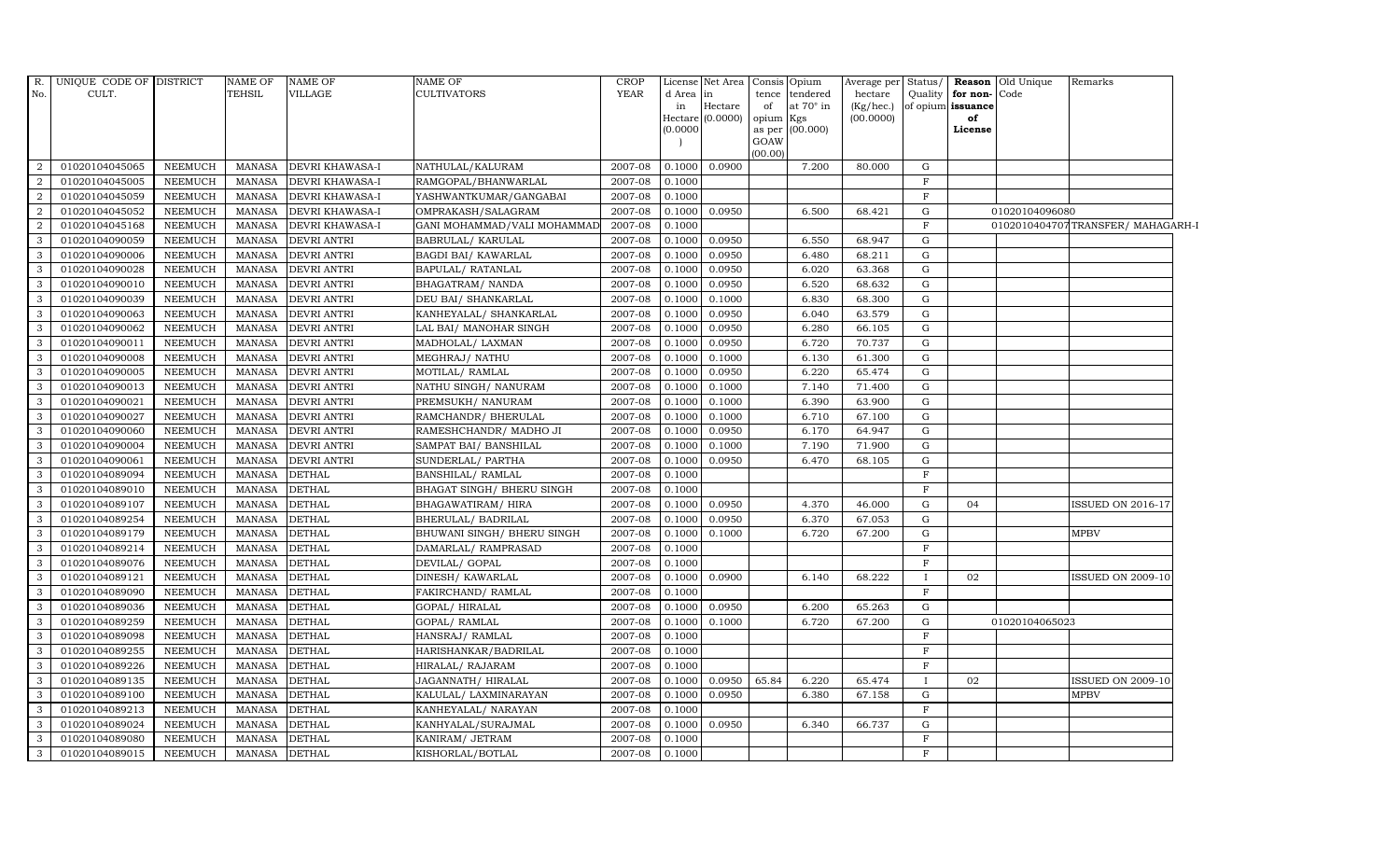| R. No. | UNIQUE CODE OF CULT. | DISTRICT | NAME OF TEHSIL | NAME OF VILLAGE | NAME OF CULTIVATORS | CROP YEAR | License d Area in Hectare (0.0000) | Net Area in Hectare (0.0000) | Consis tence of opium as per GOAW (00.00) | Opium tendered at 70° in Kgs (00.000) | Average per hectare (Kg/hec.) (00.0000) | Status/ Quality of opium | Reason for non-issuance of License | Old Unique Code | Remarks |
|---|---|---|---|---|---|---|---|---|---|---|---|---|---|---|---|
| 2 | 01020104045065 | NEEMUCH | MANASA | DEVRI KHAWASA-I | NATHULAL/KALURAM | 2007-08 | 0.1000 | 0.0900 | | 7.200 | 80.000 | G | | | |
| 2 | 01020104045005 | NEEMUCH | MANASA | DEVRI KHAWASA-I | RAMGOPAL/BHANWARLAL | 2007-08 | 0.1000 | | | | | F | | | |
| 2 | 01020104045059 | NEEMUCH | MANASA | DEVRI KHAWASA-I | YASHWANTKUMAR/GANGABAI | 2007-08 | 0.1000 | | | | | F | | | |
| 2 | 01020104045052 | NEEMUCH | MANASA | DEVRI KHAWASA-I | OMPRAKASH/SALAGRAM | 2007-08 | 0.1000 | 0.0950 | | 6.500 | 68.421 | G | | 01020104096080 | |
| 2 | 01020104045168 | NEEMUCH | MANASA | DEVRI KHAWASA-I | GANI MOHAMMAD/VALI MOHAMMAD | 2007-08 | 0.1000 | | | | | F | | 01020104047O7 | TRANSFER/ MAHAGARH-I |
| 3 | 01020104090059 | NEEMUCH | MANASA | DEVRI ANTRI | BABRULAL/ KARULAL | 2007-08 | 0.1000 | 0.0950 | | 6.550 | 68.947 | G | | | |
| 3 | 01020104090006 | NEEMUCH | MANASA | DEVRI ANTRI | BAGDI BAI/ KAWARLAL | 2007-08 | 0.1000 | 0.0950 | | 6.480 | 68.211 | G | | | |
| 3 | 01020104090028 | NEEMUCH | MANASA | DEVRI ANTRI | BAPULAL/ RATANLAL | 2007-08 | 0.1000 | 0.0950 | | 6.020 | 63.368 | G | | | |
| 3 | 01020104090010 | NEEMUCH | MANASA | DEVRI ANTRI | BHAGATRAM/ NANDA | 2007-08 | 0.1000 | 0.0950 | | 6.520 | 68.632 | G | | | |
| 3 | 01020104090039 | NEEMUCH | MANASA | DEVRI ANTRI | DEU BAI/ SHANKARLAL | 2007-08 | 0.1000 | 0.1000 | | 6.830 | 68.300 | G | | | |
| 3 | 01020104090063 | NEEMUCH | MANASA | DEVRI ANTRI | KANHEYALAL/ SHANKARLAL | 2007-08 | 0.1000 | 0.0950 | | 6.040 | 63.579 | G | | | |
| 3 | 01020104090062 | NEEMUCH | MANASA | DEVRI ANTRI | LAL BAI/ MANOHAR SINGH | 2007-08 | 0.1000 | 0.0950 | | 6.280 | 66.105 | G | | | |
| 3 | 01020104090011 | NEEMUCH | MANASA | DEVRI ANTRI | MADHOLAL/ LAXMAN | 2007-08 | 0.1000 | 0.0950 | | 6.720 | 70.737 | G | | | |
| 3 | 01020104090008 | NEEMUCH | MANASA | DEVRI ANTRI | MEGHRAJ/ NATHU | 2007-08 | 0.1000 | 0.1000 | | 6.130 | 61.300 | G | | | |
| 3 | 01020104090005 | NEEMUCH | MANASA | DEVRI ANTRI | MOTILAL/ RAMLAL | 2007-08 | 0.1000 | 0.0950 | | 6.220 | 65.474 | G | | | |
| 3 | 01020104090013 | NEEMUCH | MANASA | DEVRI ANTRI | NATHU SINGH/ NANURAM | 2007-08 | 0.1000 | 0.1000 | | 7.140 | 71.400 | G | | | |
| 3 | 01020104090021 | NEEMUCH | MANASA | DEVRI ANTRI | PREMSUKH/ NANURAM | 2007-08 | 0.1000 | 0.1000 | | 6.390 | 63.900 | G | | | |
| 3 | 01020104090027 | NEEMUCH | MANASA | DEVRI ANTRI | RAMCHANDR/ BHERULAL | 2007-08 | 0.1000 | 0.1000 | | 6.710 | 67.100 | G | | | |
| 3 | 01020104090060 | NEEMUCH | MANASA | DEVRI ANTRI | RAMESHCHANDR/ MADHO JI | 2007-08 | 0.1000 | 0.0950 | | 6.170 | 64.947 | G | | | |
| 3 | 01020104090004 | NEEMUCH | MANASA | DEVRI ANTRI | SAMPAT BAI/ BANSHILAL | 2007-08 | 0.1000 | 0.1000 | | 7.190 | 71.900 | G | | | |
| 3 | 01020104090061 | NEEMUCH | MANASA | DEVRI ANTRI | SUNDERLAL/ PARTHA | 2007-08 | 0.1000 | 0.0950 | | 6.470 | 68.105 | G | | | |
| 3 | 01020104089094 | NEEMUCH | MANASA | DETHAL | BANSHILAL/ RAMLAL | 2007-08 | 0.1000 | | | | | F | | | |
| 3 | 01020104089010 | NEEMUCH | MANASA | DETHAL | BHAGAT SINGH/ BHERU SINGH | 2007-08 | 0.1000 | | | | | F | | | |
| 3 | 01020104089107 | NEEMUCH | MANASA | DETHAL | BHAGAWATIRAM/ HIRA | 2007-08 | 0.1000 | 0.0950 | | 4.370 | 46.000 | G | 04 | | ISSUED ON 2016-17 |
| 3 | 01020104089254 | NEEMUCH | MANASA | DETHAL | BHERULAL/ BADRILAL | 2007-08 | 0.1000 | 0.0950 | | 6.370 | 67.053 | G | | | |
| 3 | 01020104089179 | NEEMUCH | MANASA | DETHAL | BHUWANI SINGH/ BHERU SINGH | 2007-08 | 0.1000 | 0.1000 | | 6.720 | 67.200 | G | | | MPBV |
| 3 | 01020104089214 | NEEMUCH | MANASA | DETHAL | DAMARLAL/ RAMPRASAD | 2007-08 | 0.1000 | | | | | F | | | |
| 3 | 01020104089076 | NEEMUCH | MANASA | DETHAL | DEVILAL/ GOPAL | 2007-08 | 0.1000 | | | | | F | | | |
| 3 | 01020104089121 | NEEMUCH | MANASA | DETHAL | DINESH/ KAWARLAL | 2007-08 | 0.1000 | 0.0900 | | 6.140 | 68.222 | I | 02 | | ISSUED ON 2009-10 |
| 3 | 01020104089090 | NEEMUCH | MANASA | DETHAL | FAKIRCHAND/ RAMLAL | 2007-08 | 0.1000 | | | | | F | | | |
| 3 | 01020104089036 | NEEMUCH | MANASA | DETHAL | GOPAL/ HIRALAL | 2007-08 | 0.1000 | 0.0950 | | 6.200 | 65.263 | G | | | |
| 3 | 01020104089259 | NEEMUCH | MANASA | DETHAL | GOPAL/ RAMLAL | 2007-08 | 0.1000 | 0.1000 | | 6.720 | 67.200 | G | | 01020104065023 | |
| 3 | 01020104089098 | NEEMUCH | MANASA | DETHAL | HANSRAJ/ RAMLAL | 2007-08 | 0.1000 | | | | | F | | | |
| 3 | 01020104089255 | NEEMUCH | MANASA | DETHAL | HARISHANKAR/BADRILAL | 2007-08 | 0.1000 | | | | | F | | | |
| 3 | 01020104089226 | NEEMUCH | MANASA | DETHAL | HIRALAL/ RAJARAM | 2007-08 | 0.1000 | | | | | F | | | |
| 3 | 01020104089135 | NEEMUCH | MANASA | DETHAL | JAGANNATH/ HIRALAL | 2007-08 | 0.1000 | 0.0950 | 65.84 | 6.220 | 65.474 | I | 02 | | ISSUED ON 2009-10 |
| 3 | 01020104089100 | NEEMUCH | MANASA | DETHAL | KALULAL/ LAXMINARAYAN | 2007-08 | 0.1000 | 0.0950 | | 6.380 | 67.158 | G | | | MPBV |
| 3 | 01020104089213 | NEEMUCH | MANASA | DETHAL | KANHEYALAL/ NARAYAN | 2007-08 | 0.1000 | | | | | F | | | |
| 3 | 01020104089024 | NEEMUCH | MANASA | DETHAL | KANHYALAL/SURAJMAL | 2007-08 | 0.1000 | 0.0950 | | 6.340 | 66.737 | G | | | |
| 3 | 01020104089080 | NEEMUCH | MANASA | DETHAL | KANIRAM/ JETRAM | 2007-08 | 0.1000 | | | | | F | | | |
| 3 | 01020104089015 | NEEMUCH | MANASA | DETHAL | KISHORLAL/BOTLAL | 2007-08 | 0.1000 | | | | | F | | | |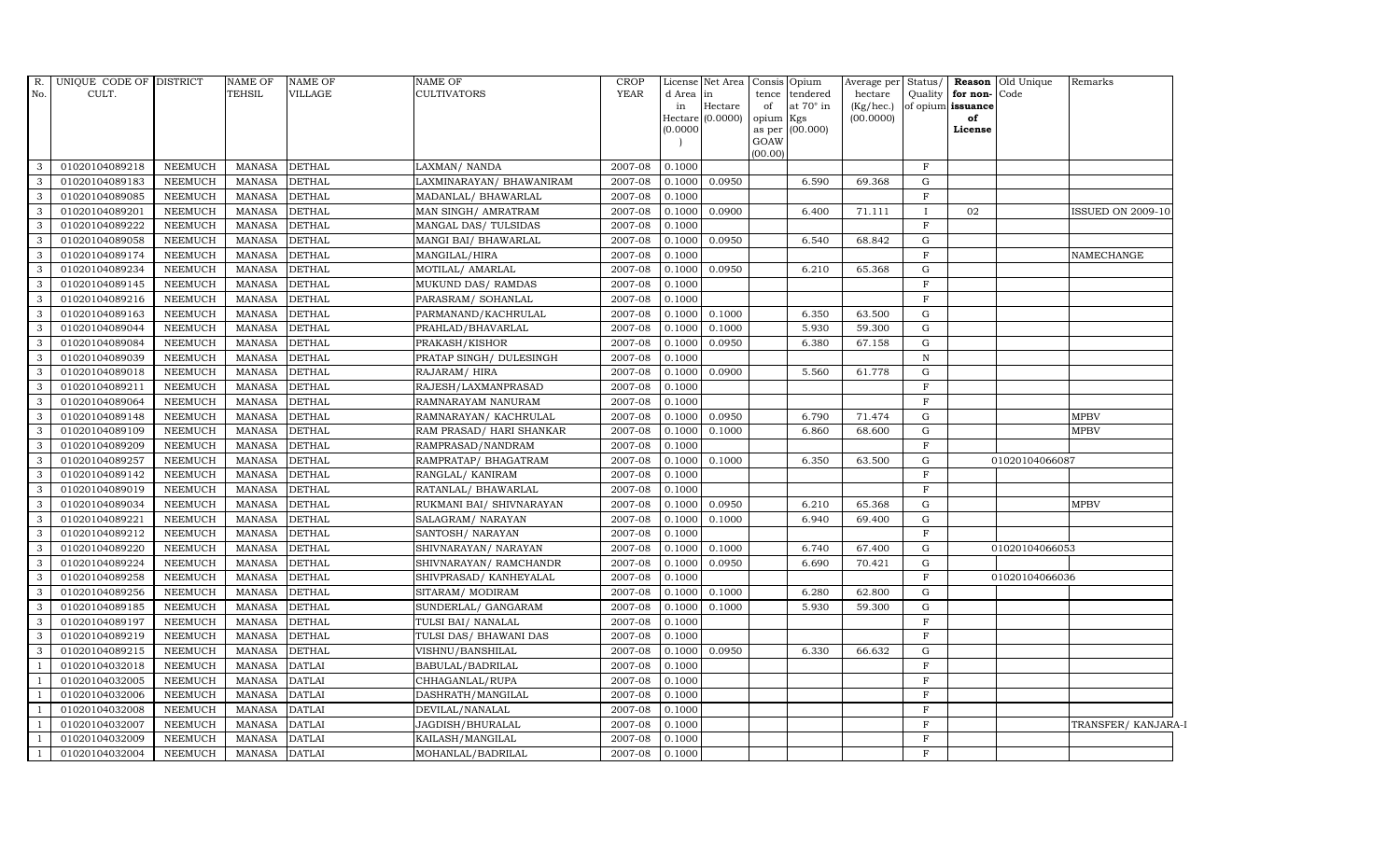| R. No. | UNIQUE CODE OF CULT. | DISTRICT | NAME OF TEHSIL | NAME OF VILLAGE | NAME OF CULTIVATORS | CROP YEAR | License d Area in Hectare (0.0000) | Net Area in Hectare (0.0000) | Consis tence of opium as per GOAW (00.00) | Opium tendered at 70° in Kgs (00.000) | Average per hectare (Kg/hec.) (00.0000) | Status/ Quality of opium | Reason for non-issuance of License | Old Unique Code | Remarks |
|---|---|---|---|---|---|---|---|---|---|---|---|---|---|---|---|
| 3 | 01020104089218 | NEEMUCH | MANASA | DETHAL | LAXMAN/ NANDA | 2007-08 | 0.1000 | | | | | F | | | |
| 3 | 01020104089183 | NEEMUCH | MANASA | DETHAL | LAXMINARAYAN/ BHAWANIRAM | 2007-08 | 0.1000 | 0.0950 | | 6.590 | 69.368 | G | | | |
| 3 | 01020104089085 | NEEMUCH | MANASA | DETHAL | MADANLAL/ BHAWARLAL | 2007-08 | 0.1000 | | | | | F | | | |
| 3 | 01020104089201 | NEEMUCH | MANASA | DETHAL | MAN SINGH/ AMRATRAM | 2007-08 | 0.1000 | 0.0900 | | 6.400 | 71.111 | I | 02 | | ISSUED ON 2009-10 |
| 3 | 01020104089222 | NEEMUCH | MANASA | DETHAL | MANGAL DAS/ TULSIDAS | 2007-08 | 0.1000 | | | | | F | | | |
| 3 | 01020104089058 | NEEMUCH | MANASA | DETHAL | MANGI BAI/ BHAWARLAL | 2007-08 | 0.1000 | 0.0950 | | 6.540 | 68.842 | G | | | |
| 3 | 01020104089174 | NEEMUCH | MANASA | DETHAL | MANGILAL/HIRA | 2007-08 | 0.1000 | | | | | F | | | NAMECHANGE |
| 3 | 01020104089234 | NEEMUCH | MANASA | DETHAL | MOTILAL/ AMARLAL | 2007-08 | 0.1000 | 0.0950 | | 6.210 | 65.368 | G | | | |
| 3 | 01020104089145 | NEEMUCH | MANASA | DETHAL | MUKUND DAS/ RAMDAS | 2007-08 | 0.1000 | | | | | F | | | |
| 3 | 01020104089216 | NEEMUCH | MANASA | DETHAL | PARASRAM/ SOHANLAL | 2007-08 | 0.1000 | | | | | F | | | |
| 3 | 01020104089163 | NEEMUCH | MANASA | DETHAL | PARMANAND/KACHRULAL | 2007-08 | 0.1000 | 0.1000 | | 6.350 | 63.500 | G | | | |
| 3 | 01020104089044 | NEEMUCH | MANASA | DETHAL | PRAHLAD/BHAVARLAL | 2007-08 | 0.1000 | 0.1000 | | 5.930 | 59.300 | G | | | |
| 3 | 01020104089084 | NEEMUCH | MANASA | DETHAL | PRAKASH/KISHOR | 2007-08 | 0.1000 | 0.0950 | | 6.380 | 67.158 | G | | | |
| 3 | 01020104089039 | NEEMUCH | MANASA | DETHAL | PRATAP SINGH/ DULESINGH | 2007-08 | 0.1000 | | | | | N | | | |
| 3 | 01020104089018 | NEEMUCH | MANASA | DETHAL | RAJARAM/ HIRA | 2007-08 | 0.1000 | 0.0900 | | 5.560 | 61.778 | G | | | |
| 3 | 01020104089211 | NEEMUCH | MANASA | DETHAL | RAJESH/LAXMANPRASAD | 2007-08 | 0.1000 | | | | | F | | | |
| 3 | 01020104089064 | NEEMUCH | MANASA | DETHAL | RAMNARAYAM NANURAM | 2007-08 | 0.1000 | | | | | F | | | |
| 3 | 01020104089148 | NEEMUCH | MANASA | DETHAL | RAMNARAYAN/ KACHRULAL | 2007-08 | 0.1000 | 0.0950 | | 6.790 | 71.474 | G | | | MPBV |
| 3 | 01020104089109 | NEEMUCH | MANASA | DETHAL | RAM PRASAD/ HARI SHANKAR | 2007-08 | 0.1000 | 0.1000 | | 6.860 | 68.600 | G | | | MPBV |
| 3 | 01020104089209 | NEEMUCH | MANASA | DETHAL | RAMPRASAD/NANDRAM | 2007-08 | 0.1000 | | | | | F | | | |
| 3 | 01020104089257 | NEEMUCH | MANASA | DETHAL | RAMPRATAP/ BHAGATRAM | 2007-08 | 0.1000 | 0.1000 | | 6.350 | 63.500 | G | | 01020104066087 | |
| 3 | 01020104089142 | NEEMUCH | MANASA | DETHAL | RANGLAL/ KANIRAM | 2007-08 | 0.1000 | | | | | F | | | |
| 3 | 01020104089019 | NEEMUCH | MANASA | DETHAL | RATANLAL/ BHAWARLAL | 2007-08 | 0.1000 | | | | | F | | | |
| 3 | 01020104089034 | NEEMUCH | MANASA | DETHAL | RUKMANI BAI/ SHIVNARAYAN | 2007-08 | 0.1000 | 0.0950 | | 6.210 | 65.368 | G | | | MPBV |
| 3 | 01020104089221 | NEEMUCH | MANASA | DETHAL | SALAGRAM/ NARAYAN | 2007-08 | 0.1000 | 0.1000 | | 6.940 | 69.400 | G | | | |
| 3 | 01020104089212 | NEEMUCH | MANASA | DETHAL | SANTOSH/ NARAYAN | 2007-08 | 0.1000 | | | | | F | | | |
| 3 | 01020104089220 | NEEMUCH | MANASA | DETHAL | SHIVNARAYAN/ NARAYAN | 2007-08 | 0.1000 | 0.1000 | | 6.740 | 67.400 | G | | 01020104066053 | |
| 3 | 01020104089224 | NEEMUCH | MANASA | DETHAL | SHIVNARAYAN/ RAMCHANDR | 2007-08 | 0.1000 | 0.0950 | | 6.690 | 70.421 | G | | | |
| 3 | 01020104089258 | NEEMUCH | MANASA | DETHAL | SHIVPRASAD/ KANHEYALAL | 2007-08 | 0.1000 | | | | | F | | 01020104066036 | |
| 3 | 01020104089256 | NEEMUCH | MANASA | DETHAL | SITARAM/ MODIRAM | 2007-08 | 0.1000 | 0.1000 | | 6.280 | 62.800 | G | | | |
| 3 | 01020104089185 | NEEMUCH | MANASA | DETHAL | SUNDERLAL/ GANGARAM | 2007-08 | 0.1000 | 0.1000 | | 5.930 | 59.300 | G | | | |
| 3 | 01020104089197 | NEEMUCH | MANASA | DETHAL | TULSI BAI/ NANALAL | 2007-08 | 0.1000 | | | | | F | | | |
| 3 | 01020104089219 | NEEMUCH | MANASA | DETHAL | TULSI DAS/ BHAWANI DAS | 2007-08 | 0.1000 | | | | | F | | | |
| 3 | 01020104089215 | NEEMUCH | MANASA | DETHAL | VISHNU/BANSHILAL | 2007-08 | 0.1000 | 0.0950 | | 6.330 | 66.632 | G | | | |
| 1 | 01020104032018 | NEEMUCH | MANASA | DATLAI | BABULAL/BADRILAL | 2007-08 | 0.1000 | | | | | F | | | |
| 1 | 01020104032005 | NEEMUCH | MANASA | DATLAI | CHHAGANLAL/RUPA | 2007-08 | 0.1000 | | | | | F | | | |
| 1 | 01020104032006 | NEEMUCH | MANASA | DATLAI | DASHRATH/MANGILAL | 2007-08 | 0.1000 | | | | | F | | | |
| 1 | 01020104032008 | NEEMUCH | MANASA | DATLAI | DEVILAL/NANALAL | 2007-08 | 0.1000 | | | | | F | | | |
| 1 | 01020104032007 | NEEMUCH | MANASA | DATLAI | JAGDISH/BHURALAL | 2007-08 | 0.1000 | | | | | F | | | TRANSFER/ KANJARA-I |
| 1 | 01020104032009 | NEEMUCH | MANASA | DATLAI | KAILASH/MANGILAL | 2007-08 | 0.1000 | | | | | F | | | |
| 1 | 01020104032004 | NEEMUCH | MANASA | DATLAI | MOHANLAL/BADRILAL | 2007-08 | 0.1000 | | | | | F | | | |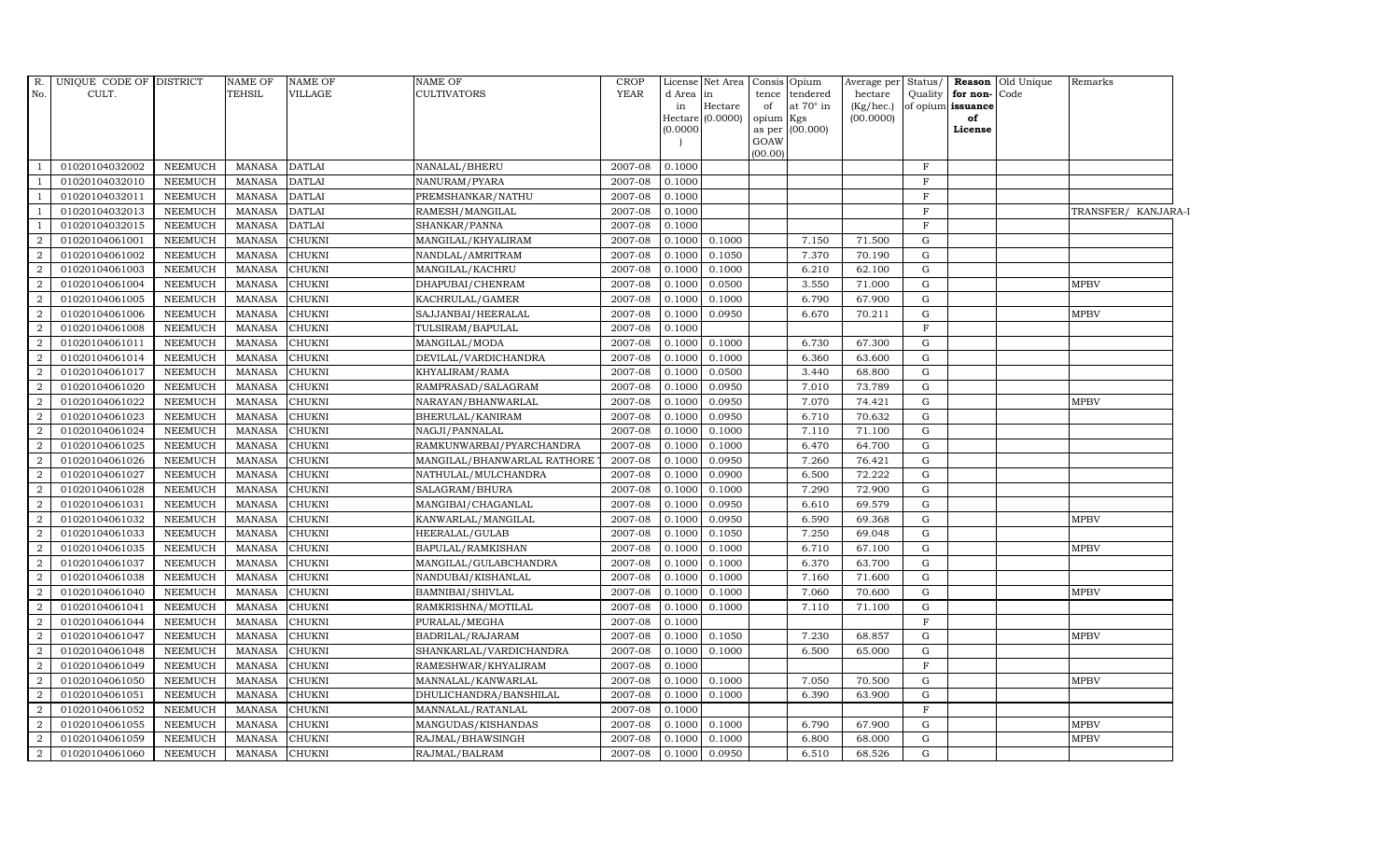| R. No. | UNIQUE CODE OF CULT. | DISTRICT | NAME OF TEHSIL | NAME OF VILLAGE | NAME OF CULTIVATORS | CROP YEAR | License d Area in Hectare (0.0000) | Net Area in Hectare (0.0000) | Consis tence of opium as per GOAW (00.00) | Opium tendered at 70° in Kgs (00.000) | Average per hectare (Kg/hec.) (00.0000) | Status/ Quality of opium | Reason for non-issuance of License | Old Unique Code | Remarks |
|---|---|---|---|---|---|---|---|---|---|---|---|---|---|---|---|
| 1 | 01020104032002 | NEEMUCH | MANASA | DATLAI | NANALAL/BHERU | 2007-08 | 0.1000 | | | | | F | | | |
| 1 | 01020104032010 | NEEMUCH | MANASA | DATLAI | NANURAM/PYARA | 2007-08 | 0.1000 | | | | | F | | | |
| 1 | 01020104032011 | NEEMUCH | MANASA | DATLAI | PREMSHANKAR/NATHU | 2007-08 | 0.1000 | | | | | F | | | |
| 1 | 01020104032013 | NEEMUCH | MANASA | DATLAI | RAMESH/MANGILAL | 2007-08 | 0.1000 | | | | | F | | | TRANSFER/ KANJARA-I |
| 1 | 01020104032015 | NEEMUCH | MANASA | DATLAI | SHANKAR/PANNA | 2007-08 | 0.1000 | | | | | F | | | |
| 2 | 01020104061001 | NEEMUCH | MANASA | CHUKNI | MANGILAL/KHYALIRAM | 2007-08 | 0.1000 | 0.1000 | | 7.150 | 71.500 | G | | | |
| 2 | 01020104061002 | NEEMUCH | MANASA | CHUKNI | NANDLAL/AMRITRAM | 2007-08 | 0.1000 | 0.1050 | | 7.370 | 70.190 | G | | | |
| 2 | 01020104061003 | NEEMUCH | MANASA | CHUKNI | MANGILAL/KACHRU | 2007-08 | 0.1000 | 0.1000 | | 6.210 | 62.100 | G | | | |
| 2 | 01020104061004 | NEEMUCH | MANASA | CHUKNI | DHAPUBAI/CHENRAM | 2007-08 | 0.1000 | 0.0500 | | 3.550 | 71.000 | G | | | MPBV |
| 2 | 01020104061005 | NEEMUCH | MANASA | CHUKNI | KACHRULAL/GAMER | 2007-08 | 0.1000 | 0.1000 | | 6.790 | 67.900 | G | | | |
| 2 | 01020104061006 | NEEMUCH | MANASA | CHUKNI | SAJJANBAI/HEERALAL | 2007-08 | 0.1000 | 0.0950 | | 6.670 | 70.211 | G | | | MPBV |
| 2 | 01020104061008 | NEEMUCH | MANASA | CHUKNI | TULSIRAM/BAPULAL | 2007-08 | 0.1000 | | | | | F | | | |
| 2 | 01020104061011 | NEEMUCH | MANASA | CHUKNI | MANGILAL/MODA | 2007-08 | 0.1000 | 0.1000 | | 6.730 | 67.300 | G | | | |
| 2 | 01020104061014 | NEEMUCH | MANASA | CHUKNI | DEVILAL/VARDICHANDRA | 2007-08 | 0.1000 | 0.1000 | | 6.360 | 63.600 | G | | | |
| 2 | 01020104061017 | NEEMUCH | MANASA | CHUKNI | KHYALIRAM/RAMA | 2007-08 | 0.1000 | 0.0500 | | 3.440 | 68.800 | G | | | |
| 2 | 01020104061020 | NEEMUCH | MANASA | CHUKNI | RAMPRASAD/SALAGRAM | 2007-08 | 0.1000 | 0.0950 | | 7.010 | 73.789 | G | | | |
| 2 | 01020104061022 | NEEMUCH | MANASA | CHUKNI | NARAYAN/BHANWARLAL | 2007-08 | 0.1000 | 0.0950 | | 7.070 | 74.421 | G | | | MPBV |
| 2 | 01020104061023 | NEEMUCH | MANASA | CHUKNI | BHERULAL/KANIRAM | 2007-08 | 0.1000 | 0.0950 | | 6.710 | 70.632 | G | | | |
| 2 | 01020104061024 | NEEMUCH | MANASA | CHUKNI | NAGJI/PANNALAL | 2007-08 | 0.1000 | 0.1000 | | 7.110 | 71.100 | G | | | |
| 2 | 01020104061025 | NEEMUCH | MANASA | CHUKNI | RAMKUNWARBAI/PYARCHANDRA | 2007-08 | 0.1000 | 0.1000 | | 6.470 | 64.700 | G | | | |
| 2 | 01020104061026 | NEEMUCH | MANASA | CHUKNI | MANGILAL/BHANWARLAL RATHORE | 2007-08 | 0.1000 | 0.0950 | | 7.260 | 76.421 | G | | | |
| 2 | 01020104061027 | NEEMUCH | MANASA | CHUKNI | NATHULAL/MULCHANDRA | 2007-08 | 0.1000 | 0.0900 | | 6.500 | 72.222 | G | | | |
| 2 | 01020104061028 | NEEMUCH | MANASA | CHUKNI | SALAGRAM/BHURA | 2007-08 | 0.1000 | 0.1000 | | 7.290 | 72.900 | G | | | |
| 2 | 01020104061031 | NEEMUCH | MANASA | CHUKNI | MANGIBAI/CHAGANLAL | 2007-08 | 0.1000 | 0.0950 | | 6.610 | 69.579 | G | | | |
| 2 | 01020104061032 | NEEMUCH | MANASA | CHUKNI | KANWARLAL/MANGILAL | 2007-08 | 0.1000 | 0.0950 | | 6.590 | 69.368 | G | | | MPBV |
| 2 | 01020104061033 | NEEMUCH | MANASA | CHUKNI | HEERALAL/GULAB | 2007-08 | 0.1000 | 0.1050 | | 7.250 | 69.048 | G | | | |
| 2 | 01020104061035 | NEEMUCH | MANASA | CHUKNI | BAPULAL/RAMKISHAN | 2007-08 | 0.1000 | 0.1000 | | 6.710 | 67.100 | G | | | MPBV |
| 2 | 01020104061037 | NEEMUCH | MANASA | CHUKNI | MANGILAL/GULABCHANDRA | 2007-08 | 0.1000 | 0.1000 | | 6.370 | 63.700 | G | | | |
| 2 | 01020104061038 | NEEMUCH | MANASA | CHUKNI | NANDUBAI/KISHANLAL | 2007-08 | 0.1000 | 0.1000 | | 7.160 | 71.600 | G | | | |
| 2 | 01020104061040 | NEEMUCH | MANASA | CHUKNI | BAMNIBAI/SHIVLAL | 2007-08 | 0.1000 | 0.1000 | | 7.060 | 70.600 | G | | | MPBV |
| 2 | 01020104061041 | NEEMUCH | MANASA | CHUKNI | RAMKRISHNA/MOTILAL | 2007-08 | 0.1000 | 0.1000 | | 7.110 | 71.100 | G | | | |
| 2 | 01020104061044 | NEEMUCH | MANASA | CHUKNI | PURALAL/MEGHA | 2007-08 | 0.1000 | | | | | F | | | |
| 2 | 01020104061047 | NEEMUCH | MANASA | CHUKNI | BADRILAL/RAJARAM | 2007-08 | 0.1000 | 0.1050 | | 7.230 | 68.857 | G | | | MPBV |
| 2 | 01020104061048 | NEEMUCH | MANASA | CHUKNI | SHANKARLAL/VARDICHANDRA | 2007-08 | 0.1000 | 0.1000 | | 6.500 | 65.000 | G | | | |
| 2 | 01020104061049 | NEEMUCH | MANASA | CHUKNI | RAMESHWAR/KHYALIRAM | 2007-08 | 0.1000 | | | | | F | | | |
| 2 | 01020104061050 | NEEMUCH | MANASA | CHUKNI | MANNALAL/KANWARLAL | 2007-08 | 0.1000 | 0.1000 | | 7.050 | 70.500 | G | | | MPBV |
| 2 | 01020104061051 | NEEMUCH | MANASA | CHUKNI | DHULICHANDRA/BANSHILAL | 2007-08 | 0.1000 | 0.1000 | | 6.390 | 63.900 | G | | | |
| 2 | 01020104061052 | NEEMUCH | MANASA | CHUKNI | MANNALAL/RATANLAL | 2007-08 | 0.1000 | | | | | F | | | |
| 2 | 01020104061055 | NEEMUCH | MANASA | CHUKNI | MANGUDAS/KISHANDAS | 2007-08 | 0.1000 | 0.1000 | | 6.790 | 67.900 | G | | | MPBV |
| 2 | 01020104061059 | NEEMUCH | MANASA | CHUKNI | RAJMAL/BHAWSINGH | 2007-08 | 0.1000 | 0.1000 | | 6.800 | 68.000 | G | | | MPBV |
| 2 | 01020104061060 | NEEMUCH | MANASA | CHUKNI | RAJMAL/BALRAM | 2007-08 | 0.1000 | 0.0950 | | 6.510 | 68.526 | G | | | |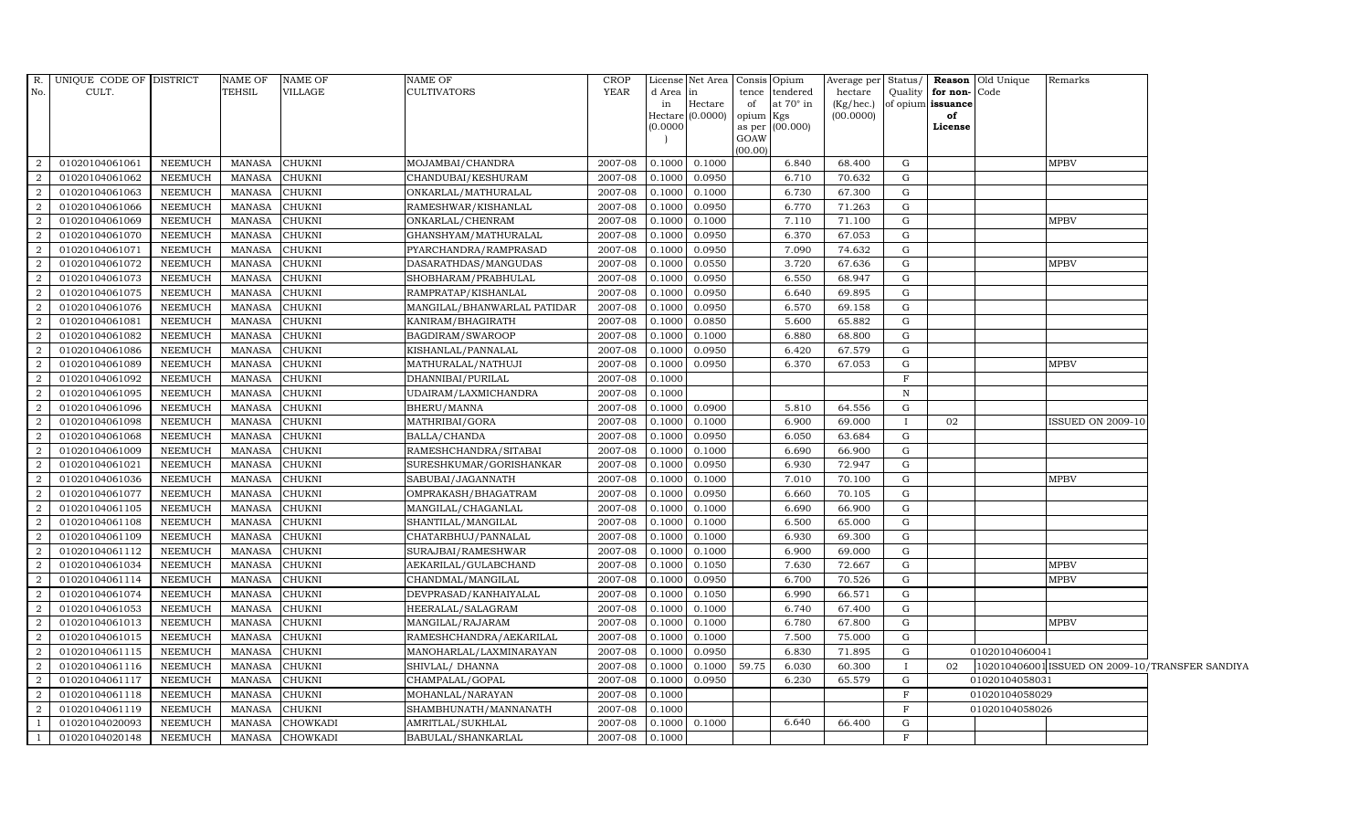| R. No. | UNIQUE CODE OF CULT. | DISTRICT | NAME OF TEHSIL | NAME OF VILLAGE | NAME OF CULTIVATORS | CROP YEAR | License d Area in Hectare (0.0000) | Net Area in Hectare (0.0000) | Consis tence of opium as per GOAW (00.00) | Opium tendered at 70° in Kgs (00.000) | Average per hectare (Kg/hec.) (00.0000) | Status/ Quality of opium | Reason for non-issuance of License | Old Unique Code | Remarks |
|---|---|---|---|---|---|---|---|---|---|---|---|---|---|---|---|
| 2 | 01020104061061 | NEEMUCH | MANASA | CHUKNI | MOJAMBAI/CHANDRA | 2007-08 | 0.1000 | 0.1000 | | 6.840 | 68.400 | G | | | MPBV |
| 2 | 01020104061062 | NEEMUCH | MANASA | CHUKNI | CHANDUBAI/KESHURAM | 2007-08 | 0.1000 | 0.0950 | | 6.710 | 70.632 | G | | | |
| 2 | 01020104061063 | NEEMUCH | MANASA | CHUKNI | ONKARLAL/MATHURALAL | 2007-08 | 0.1000 | 0.1000 | | 6.730 | 67.300 | G | | | |
| 2 | 01020104061066 | NEEMUCH | MANASA | CHUKNI | RAMESHWAR/KISHANLAL | 2007-08 | 0.1000 | 0.0950 | | 6.770 | 71.263 | G | | | |
| 2 | 01020104061069 | NEEMUCH | MANASA | CHUKNI | ONKARLAL/CHENRAM | 2007-08 | 0.1000 | 0.1000 | | 7.110 | 71.100 | G | | | MPBV |
| 2 | 01020104061070 | NEEMUCH | MANASA | CHUKNI | GHANSHYAM/MATHURALAL | 2007-08 | 0.1000 | 0.0950 | | 6.370 | 67.053 | G | | | |
| 2 | 01020104061071 | NEEMUCH | MANASA | CHUKNI | PYARCHANDRA/RAMPRASAD | 2007-08 | 0.1000 | 0.0950 | | 7.090 | 74.632 | G | | | |
| 2 | 01020104061072 | NEEMUCH | MANASA | CHUKNI | DASARATHDAS/MANGUDAS | 2007-08 | 0.1000 | 0.0550 | | 3.720 | 67.636 | G | | | MPBV |
| 2 | 01020104061073 | NEEMUCH | MANASA | CHUKNI | SHOBHARAM/PRABHULAL | 2007-08 | 0.1000 | 0.0950 | | 6.550 | 68.947 | G | | | |
| 2 | 01020104061075 | NEEMUCH | MANASA | CHUKNI | RAMPRATAP/KISHANLAL | 2007-08 | 0.1000 | 0.0950 | | 6.640 | 69.895 | G | | | |
| 2 | 01020104061076 | NEEMUCH | MANASA | CHUKNI | MANGILAL/BHANWARLAL PATIDAR | 2007-08 | 0.1000 | 0.0950 | | 6.570 | 69.158 | G | | | |
| 2 | 01020104061081 | NEEMUCH | MANASA | CHUKNI | KANIRAM/BHAGIRATH | 2007-08 | 0.1000 | 0.0850 | | 5.600 | 65.882 | G | | | |
| 2 | 01020104061082 | NEEMUCH | MANASA | CHUKNI | BAGDIRAM/SWAROOP | 2007-08 | 0.1000 | 0.1000 | | 6.880 | 68.800 | G | | | |
| 2 | 01020104061086 | NEEMUCH | MANASA | CHUKNI | KISHANLAL/PANNALAL | 2007-08 | 0.1000 | 0.0950 | | 6.420 | 67.579 | G | | | |
| 2 | 01020104061089 | NEEMUCH | MANASA | CHUKNI | MATHURALAL/NATHUJI | 2007-08 | 0.1000 | 0.0950 | | 6.370 | 67.053 | G | | | MPBV |
| 2 | 01020104061092 | NEEMUCH | MANASA | CHUKNI | DHANNIBAI/PURILAL | 2007-08 | 0.1000 | | | | | F | | | |
| 2 | 01020104061095 | NEEMUCH | MANASA | CHUKNI | UDAIRAM/LAXMICHANDRA | 2007-08 | 0.1000 | | | | | N | | | |
| 2 | 01020104061096 | NEEMUCH | MANASA | CHUKNI | BHERU/MANNA | 2007-08 | 0.1000 | 0.0900 | | 5.810 | 64.556 | G | | | |
| 2 | 01020104061098 | NEEMUCH | MANASA | CHUKNI | MATHRIBAI/GORA | 2007-08 | 0.1000 | 0.1000 | | 6.900 | 69.000 | I | 02 | | ISSUED ON 2009-10 |
| 2 | 01020104061068 | NEEMUCH | MANASA | CHUKNI | BALLA/CHANDA | 2007-08 | 0.1000 | 0.0950 | | 6.050 | 63.684 | G | | | |
| 2 | 01020104061009 | NEEMUCH | MANASA | CHUKNI | RAMESHCHANDRA/SITABAI | 2007-08 | 0.1000 | 0.1000 | | 6.690 | 66.900 | G | | | |
| 2 | 01020104061021 | NEEMUCH | MANASA | CHUKNI | SURESHKUMAR/GORISHANKAR | 2007-08 | 0.1000 | 0.0950 | | 6.930 | 72.947 | G | | | |
| 2 | 01020104061036 | NEEMUCH | MANASA | CHUKNI | SABUBAI/JAGANNATH | 2007-08 | 0.1000 | 0.1000 | | 7.010 | 70.100 | G | | | MPBV |
| 2 | 01020104061077 | NEEMUCH | MANASA | CHUKNI | OMPRAKASH/BHAGATRAM | 2007-08 | 0.1000 | 0.0950 | | 6.660 | 70.105 | G | | | |
| 2 | 01020104061105 | NEEMUCH | MANASA | CHUKNI | MANGILAL/CHAGANLAL | 2007-08 | 0.1000 | 0.1000 | | 6.690 | 66.900 | G | | | |
| 2 | 01020104061108 | NEEMUCH | MANASA | CHUKNI | SHANTILAL/MANGILAL | 2007-08 | 0.1000 | 0.1000 | | 6.500 | 65.000 | G | | | |
| 2 | 01020104061109 | NEEMUCH | MANASA | CHUKNI | CHATARBHUJ/PANNALAL | 2007-08 | 0.1000 | 0.1000 | | 6.930 | 69.300 | G | | | |
| 2 | 01020104061112 | NEEMUCH | MANASA | CHUKNI | SURAJBAI/RAMESHWAR | 2007-08 | 0.1000 | 0.1000 | | 6.900 | 69.000 | G | | | |
| 2 | 01020104061034 | NEEMUCH | MANASA | CHUKNI | AEKARILAL/GULABCHAND | 2007-08 | 0.1000 | 0.1050 | | 7.630 | 72.667 | G | | | MPBV |
| 2 | 01020104061114 | NEEMUCH | MANASA | CHUKNI | CHANDMAL/MANGILAL | 2007-08 | 0.1000 | 0.0950 | | 6.700 | 70.526 | G | | | MPBV |
| 2 | 01020104061074 | NEEMUCH | MANASA | CHUKNI | DEVPRASAD/KANHAIYALAL | 2007-08 | 0.1000 | 0.1050 | | 6.990 | 66.571 | G | | | |
| 2 | 01020104061053 | NEEMUCH | MANASA | CHUKNI | HEERALAL/SALAGRAM | 2007-08 | 0.1000 | 0.1000 | | 6.740 | 67.400 | G | | | |
| 2 | 01020104061013 | NEEMUCH | MANASA | CHUKNI | MANGILAL/RAJARAM | 2007-08 | 0.1000 | 0.1000 | | 6.780 | 67.800 | G | | | MPBV |
| 2 | 01020104061015 | NEEMUCH | MANASA | CHUKNI | RAMESHCHANDRA/AEKARILAL | 2007-08 | 0.1000 | 0.1000 | | 7.500 | 75.000 | G | | | |
| 2 | 01020104061115 | NEEMUCH | MANASA | CHUKNI | MANOHARLAL/LAXMINARAYAN | 2007-08 | 0.1000 | 0.0950 | | 6.830 | 71.895 | G | | 01020104060041 | |
| 2 | 01020104061116 | NEEMUCH | MANASA | CHUKNI | SHIVLAL/ DHANNA | 2007-08 | 0.1000 | 0.1000 | 59.75 | 6.030 | 60.300 | I | 02 | 01020104060011 | ISSUED ON 2009-10/TRANSFER SANDIYA |
| 2 | 01020104061117 | NEEMUCH | MANASA | CHUKNI | CHAMPALAL/GOPAL | 2007-08 | 0.1000 | 0.0950 | | 6.230 | 65.579 | G | | 01020104058031 | |
| 2 | 01020104061118 | NEEMUCH | MANASA | CHUKNI | MOHANLAL/NARAYAN | 2007-08 | 0.1000 | | | | | F | | 01020104058029 | |
| 2 | 01020104061119 | NEEMUCH | MANASA | CHUKNI | SHAMBHUNATH/MANNANATH | 2007-08 | 0.1000 | | | | | F | | 01020104058026 | |
| 1 | 01020104020093 | NEEMUCH | MANASA | CHOWKADI | AMRITLAL/SUKHLAL | 2007-08 | 0.1000 | 0.1000 | | 6.640 | 66.400 | G | | | |
| 1 | 01020104020148 | NEEMUCH | MANASA | CHOWKADI | BABULAL/SHANKARLAL | 2007-08 | 0.1000 | | | | | F | | | |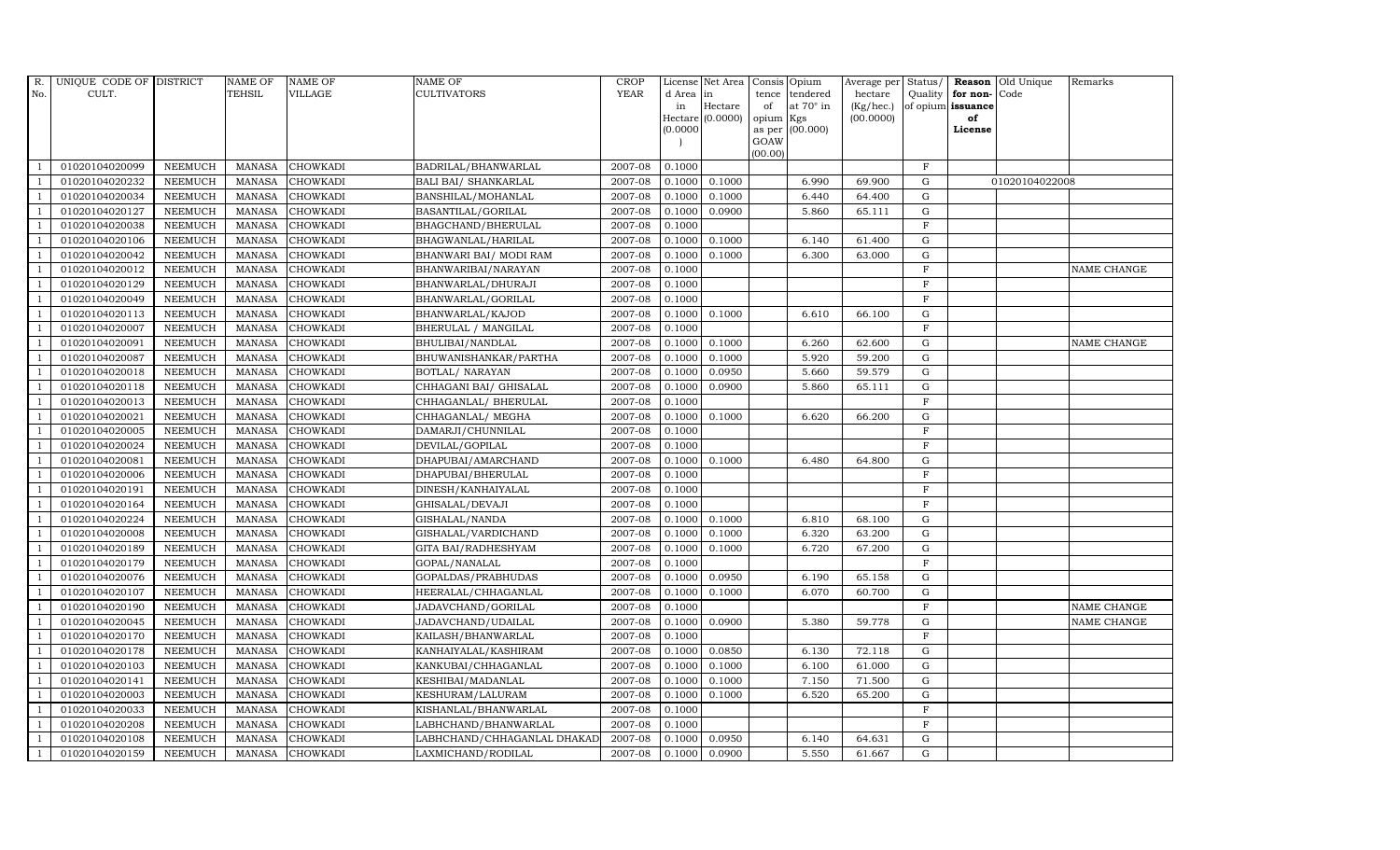| R. No. | UNIQUE CODE OF CULT. | DISTRICT | NAME OF TEHSIL | NAME OF VILLAGE | NAME OF CULTIVATORS | CROP YEAR | License d Area in Hectare (0.0000) | Net Area in Hectare (0.0000) | Consis tence of opium as per GOAW (00.00) | Opium tendered at 70° in Kgs (00.000) | Average per hectare (Kg/hec.) (00.0000) | Status/ Quality of opium | Reason for non-issuance of License | Old Unique Code | Remarks |
|---|---|---|---|---|---|---|---|---|---|---|---|---|---|---|---|
| 1 | 01020104020099 | NEEMUCH | MANASA | CHOWKADI | BADRILAL/BHANWARLAL | 2007-08 | 0.1000 | | | | | F | | | |
| 1 | 01020104020232 | NEEMUCH | MANASA | CHOWKADI | BALI BAI/ SHANKARLAL | 2007-08 | 0.1000 | 0.1000 | | 6.990 | 69.900 | G | | 01020104022008 | |
| 1 | 01020104020034 | NEEMUCH | MANASA | CHOWKADI | BANSHILAL/MOHANLAL | 2007-08 | 0.1000 | 0.1000 | | 6.440 | 64.400 | G | | | |
| 1 | 01020104020127 | NEEMUCH | MANASA | CHOWKADI | BASANTILAL/GORILAL | 2007-08 | 0.1000 | 0.0900 | | 5.860 | 65.111 | G | | | |
| 1 | 01020104020038 | NEEMUCH | MANASA | CHOWKADI | BHAGCHAND/BHERULAL | 2007-08 | 0.1000 | | | | | F | | | |
| 1 | 01020104020106 | NEEMUCH | MANASA | CHOWKADI | BHAGWANLAL/HARILAL | 2007-08 | 0.1000 | 0.1000 | | 6.140 | 61.400 | G | | | |
| 1 | 01020104020042 | NEEMUCH | MANASA | CHOWKADI | BHANWARI BAI/ MODI RAM | 2007-08 | 0.1000 | 0.1000 | | 6.300 | 63.000 | G | | | |
| 1 | 01020104020012 | NEEMUCH | MANASA | CHOWKADI | BHANWARIBAI/NARAYAN | 2007-08 | 0.1000 | | | | | F | | | NAME CHANGE |
| 1 | 01020104020129 | NEEMUCH | MANASA | CHOWKADI | BHANWARLAL/DHURAJI | 2007-08 | 0.1000 | | | | | F | | | |
| 1 | 01020104020049 | NEEMUCH | MANASA | CHOWKADI | BHANWARLAL/GORILAL | 2007-08 | 0.1000 | | | | | F | | | |
| 1 | 01020104020113 | NEEMUCH | MANASA | CHOWKADI | BHANWARLAL/KAJOD | 2007-08 | 0.1000 | 0.1000 | | 6.610 | 66.100 | G | | | |
| 1 | 01020104020007 | NEEMUCH | MANASA | CHOWKADI | BHERULAL / MANGILAL | 2007-08 | 0.1000 | | | | | F | | | |
| 1 | 01020104020091 | NEEMUCH | MANASA | CHOWKADI | BHULIBAI/NANDLAL | 2007-08 | 0.1000 | 0.1000 | | 6.260 | 62.600 | G | | | NAME CHANGE |
| 1 | 01020104020087 | NEEMUCH | MANASA | CHOWKADI | BHUWANISHANKAR/PARTHA | 2007-08 | 0.1000 | 0.1000 | | 5.920 | 59.200 | G | | | |
| 1 | 01020104020018 | NEEMUCH | MANASA | CHOWKADI | BOTLAL/ NARAYAN | 2007-08 | 0.1000 | 0.0950 | | 5.660 | 59.579 | G | | | |
| 1 | 01020104020118 | NEEMUCH | MANASA | CHOWKADI | CHHAGANI BAI/ GHISALAL | 2007-08 | 0.1000 | 0.0900 | | 5.860 | 65.111 | G | | | |
| 1 | 01020104020013 | NEEMUCH | MANASA | CHOWKADI | CHHAGANLAL/ BHERULAL | 2007-08 | 0.1000 | | | | | F | | | |
| 1 | 01020104020021 | NEEMUCH | MANASA | CHOWKADI | CHHAGANLAL/ MEGHA | 2007-08 | 0.1000 | 0.1000 | | 6.620 | 66.200 | G | | | |
| 1 | 01020104020005 | NEEMUCH | MANASA | CHOWKADI | DAMARJI/CHUNNILAL | 2007-08 | 0.1000 | | | | | F | | | |
| 1 | 01020104020024 | NEEMUCH | MANASA | CHOWKADI | DEVILAL/GOPILAL | 2007-08 | 0.1000 | | | | | F | | | |
| 1 | 01020104020081 | NEEMUCH | MANASA | CHOWKADI | DHAPUBAI/AMARCHAND | 2007-08 | 0.1000 | 0.1000 | | 6.480 | 64.800 | G | | | |
| 1 | 01020104020006 | NEEMUCH | MANASA | CHOWKADI | DHAPUBAI/BHERULAL | 2007-08 | 0.1000 | | | | | F | | | |
| 1 | 01020104020191 | NEEMUCH | MANASA | CHOWKADI | DINESH/KANHAIYALAL | 2007-08 | 0.1000 | | | | | F | | | |
| 1 | 01020104020164 | NEEMUCH | MANASA | CHOWKADI | GHISALAL/DEVAJI | 2007-08 | 0.1000 | | | | | F | | | |
| 1 | 01020104020224 | NEEMUCH | MANASA | CHOWKADI | GISHALAL/NANDA | 2007-08 | 0.1000 | 0.1000 | | 6.810 | 68.100 | G | | | |
| 1 | 01020104020008 | NEEMUCH | MANASA | CHOWKADI | GISHALAL/VARDICHAND | 2007-08 | 0.1000 | 0.1000 | | 6.320 | 63.200 | G | | | |
| 1 | 01020104020189 | NEEMUCH | MANASA | CHOWKADI | GITA BAI/RADHESHYAM | 2007-08 | 0.1000 | 0.1000 | | 6.720 | 67.200 | G | | | |
| 1 | 01020104020179 | NEEMUCH | MANASA | CHOWKADI | GOPAL/NANALAL | 2007-08 | 0.1000 | | | | | F | | | |
| 1 | 01020104020076 | NEEMUCH | MANASA | CHOWKADI | GOPALDAS/PRABHUDAS | 2007-08 | 0.1000 | 0.0950 | | 6.190 | 65.158 | G | | | |
| 1 | 01020104020107 | NEEMUCH | MANASA | CHOWKADI | HEERALAL/CHHAGANLAL | 2007-08 | 0.1000 | 0.1000 | | 6.070 | 60.700 | G | | | |
| 1 | 01020104020190 | NEEMUCH | MANASA | CHOWKADI | JADAVCHAND/GORILAL | 2007-08 | 0.1000 | | | | | F | | | NAME CHANGE |
| 1 | 01020104020045 | NEEMUCH | MANASA | CHOWKADI | JADAVCHAND/UDAILAL | 2007-08 | 0.1000 | 0.0900 | | 5.380 | 59.778 | G | | | NAME CHANGE |
| 1 | 01020104020170 | NEEMUCH | MANASA | CHOWKADI | KAILASH/BHANWARLAL | 2007-08 | 0.1000 | | | | | F | | | |
| 1 | 01020104020178 | NEEMUCH | MANASA | CHOWKADI | KANHAIYALAL/KASHIRAM | 2007-08 | 0.1000 | 0.0850 | | 6.130 | 72.118 | G | | | |
| 1 | 01020104020103 | NEEMUCH | MANASA | CHOWKADI | KANKUBAI/CHHAGANLAL | 2007-08 | 0.1000 | 0.1000 | | 6.100 | 61.000 | G | | | |
| 1 | 01020104020141 | NEEMUCH | MANASA | CHOWKADI | KESHIBAI/MADANLAL | 2007-08 | 0.1000 | 0.1000 | | 7.150 | 71.500 | G | | | |
| 1 | 01020104020003 | NEEMUCH | MANASA | CHOWKADI | KESHURAM/LALURAM | 2007-08 | 0.1000 | 0.1000 | | 6.520 | 65.200 | G | | | |
| 1 | 01020104020033 | NEEMUCH | MANASA | CHOWKADI | KISHANLAL/BHANWARLAL | 2007-08 | 0.1000 | | | | | F | | | |
| 1 | 01020104020208 | NEEMUCH | MANASA | CHOWKADI | LABHCHAND/BHANWARLAL | 2007-08 | 0.1000 | | | | | F | | | |
| 1 | 01020104020108 | NEEMUCH | MANASA | CHOWKADI | LABHCHAND/CHHAGANLAL DHAKAD | 2007-08 | 0.1000 | 0.0950 | | 6.140 | 64.631 | G | | | |
| 1 | 01020104020159 | NEEMUCH | MANASA | CHOWKADI | LAXMICHAND/RODILAL | 2007-08 | 0.1000 | 0.0900 | | 5.550 | 61.667 | G | | | |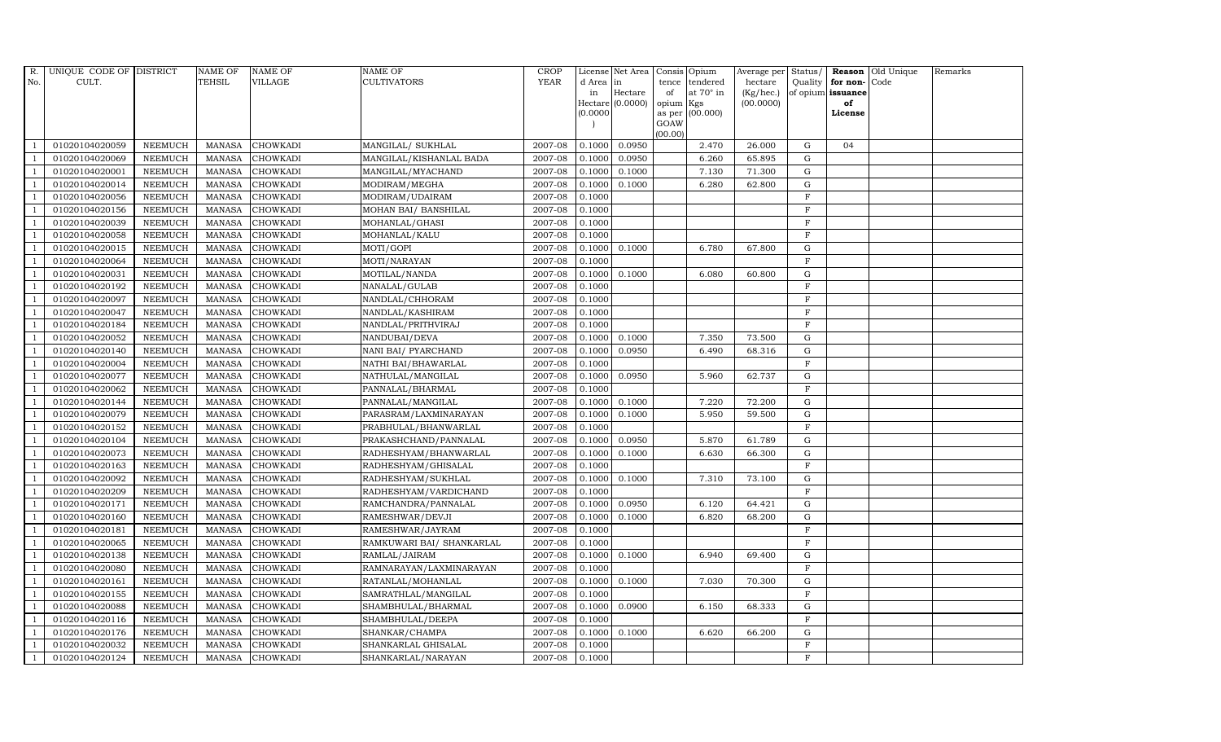| R. No. | UNIQUE CODE OF CULT. | DISTRICT | NAME OF TEHSIL | NAME OF VILLAGE | NAME OF CULTIVATORS | CROP YEAR | License d Area in Hectare (0.0000) | Net Area in Hectare (0.0000) | Consis tence of opium as per GOAW (00.00) | Opium tendered at 70° in Kgs (00.000) | Average per hectare (Kg/hec.) (00.0000) | Status/ Quality of opium | Reason for non-issuance of License | Old Unique Code | Remarks |
|---|---|---|---|---|---|---|---|---|---|---|---|---|---|---|---|
| 1 | 01020104020059 | NEEMUCH | MANASA | CHOWKADI | MANGILAL/ SUKHLAL | 2007-08 | 0.1000 | 0.0950 | | 2.470 | 26.000 | G | 04 | | |
| 1 | 01020104020069 | NEEMUCH | MANASA | CHOWKADI | MANGILAL/KISHANLAL BADA | 2007-08 | 0.1000 | 0.0950 | | 6.260 | 65.895 | G | | | |
| 1 | 01020104020001 | NEEMUCH | MANASA | CHOWKADI | MANGILAL/MYACHAND | 2007-08 | 0.1000 | 0.1000 | | 7.130 | 71.300 | G | | | |
| 1 | 01020104020014 | NEEMUCH | MANASA | CHOWKADI | MODIRAM/MEGHA | 2007-08 | 0.1000 | 0.1000 | | 6.280 | 62.800 | G | | | |
| 1 | 01020104020056 | NEEMUCH | MANASA | CHOWKADI | MODIRAM/UDAIRAM | 2007-08 | 0.1000 | | | | | F | | | |
| 1 | 01020104020156 | NEEMUCH | MANASA | CHOWKADI | MOHAN BAI/ BANSHILAL | 2007-08 | 0.1000 | | | | | F | | | |
| 1 | 01020104020039 | NEEMUCH | MANASA | CHOWKADI | MOHANLAL/GHASI | 2007-08 | 0.1000 | | | | | F | | | |
| 1 | 01020104020058 | NEEMUCH | MANASA | CHOWKADI | MOHANLAL/KALU | 2007-08 | 0.1000 | | | | | F | | | |
| 1 | 01020104020015 | NEEMUCH | MANASA | CHOWKADI | MOTI/GOPI | 2007-08 | 0.1000 | 0.1000 | | 6.780 | 67.800 | G | | | |
| 1 | 01020104020064 | NEEMUCH | MANASA | CHOWKADI | MOTI/NARAYAN | 2007-08 | 0.1000 | | | | | F | | | |
| 1 | 01020104020031 | NEEMUCH | MANASA | CHOWKADI | MOTILAL/NANDA | 2007-08 | 0.1000 | 0.1000 | | 6.080 | 60.800 | G | | | |
| 1 | 01020104020192 | NEEMUCH | MANASA | CHOWKADI | NANALAL/GULAB | 2007-08 | 0.1000 | | | | | F | | | |
| 1 | 01020104020097 | NEEMUCH | MANASA | CHOWKADI | NANDLAL/CHHORAM | 2007-08 | 0.1000 | | | | | F | | | |
| 1 | 01020104020047 | NEEMUCH | MANASA | CHOWKADI | NANDLAL/KASHIRAM | 2007-08 | 0.1000 | | | | | F | | | |
| 1 | 01020104020184 | NEEMUCH | MANASA | CHOWKADI | NANDLAL/PRITHVIRAJ | 2007-08 | 0.1000 | | | | | F | | | |
| 1 | 01020104020052 | NEEMUCH | MANASA | CHOWKADI | NANDUBAI/DEVA | 2007-08 | 0.1000 | 0.1000 | | 7.350 | 73.500 | G | | | |
| 1 | 01020104020140 | NEEMUCH | MANASA | CHOWKADI | NANI BAI/ PYARCHAND | 2007-08 | 0.1000 | 0.0950 | | 6.490 | 68.316 | G | | | |
| 1 | 01020104020004 | NEEMUCH | MANASA | CHOWKADI | NATHI BAI/BHAWARLAL | 2007-08 | 0.1000 | | | | | F | | | |
| 1 | 01020104020077 | NEEMUCH | MANASA | CHOWKADI | NATHULAL/MANGILAL | 2007-08 | 0.1000 | 0.0950 | | 5.960 | 62.737 | G | | | |
| 1 | 01020104020062 | NEEMUCH | MANASA | CHOWKADI | PANNALAL/BHARMAL | 2007-08 | 0.1000 | | | | | F | | | |
| 1 | 01020104020144 | NEEMUCH | MANASA | CHOWKADI | PANNALAL/MANGILAL | 2007-08 | 0.1000 | 0.1000 | | 7.220 | 72.200 | G | | | |
| 1 | 01020104020079 | NEEMUCH | MANASA | CHOWKADI | PARASRAM/LAXMINARAYAN | 2007-08 | 0.1000 | 0.1000 | | 5.950 | 59.500 | G | | | |
| 1 | 01020104020152 | NEEMUCH | MANASA | CHOWKADI | PRABHULAL/BHANWARLAL | 2007-08 | 0.1000 | | | | | F | | | |
| 1 | 01020104020104 | NEEMUCH | MANASA | CHOWKADI | PRAKASHCHAND/PANNALAL | 2007-08 | 0.1000 | 0.0950 | | 5.870 | 61.789 | G | | | |
| 1 | 01020104020073 | NEEMUCH | MANASA | CHOWKADI | RADHESHYAM/BHANWARLAL | 2007-08 | 0.1000 | 0.1000 | | 6.630 | 66.300 | G | | | |
| 1 | 01020104020163 | NEEMUCH | MANASA | CHOWKADI | RADHESHYAM/GHISALAL | 2007-08 | 0.1000 | | | | | F | | | |
| 1 | 01020104020092 | NEEMUCH | MANASA | CHOWKADI | RADHESHYAM/SUKHLAL | 2007-08 | 0.1000 | 0.1000 | | 7.310 | 73.100 | G | | | |
| 1 | 01020104020209 | NEEMUCH | MANASA | CHOWKADI | RADHESHYAM/VARDICHAND | 2007-08 | 0.1000 | | | | | F | | | |
| 1 | 01020104020171 | NEEMUCH | MANASA | CHOWKADI | RAMCHANDRA/PANNALAL | 2007-08 | 0.1000 | 0.0950 | | 6.120 | 64.421 | G | | | |
| 1 | 01020104020160 | NEEMUCH | MANASA | CHOWKADI | RAMESHWAR/DEVJI | 2007-08 | 0.1000 | 0.1000 | | 6.820 | 68.200 | G | | | |
| 1 | 01020104020181 | NEEMUCH | MANASA | CHOWKADI | RAMESHWAR/JAYRAM | 2007-08 | 0.1000 | | | | | F | | | |
| 1 | 01020104020065 | NEEMUCH | MANASA | CHOWKADI | RAMKUWARI BAI/ SHANKARLAL | 2007-08 | 0.1000 | | | | | F | | | |
| 1 | 01020104020138 | NEEMUCH | MANASA | CHOWKADI | RAMLAL/JAIRAM | 2007-08 | 0.1000 | 0.1000 | | 6.940 | 69.400 | G | | | |
| 1 | 01020104020080 | NEEMUCH | MANASA | CHOWKADI | RAMNARAYAN/LAXMINARAYAN | 2007-08 | 0.1000 | | | | | F | | | |
| 1 | 01020104020161 | NEEMUCH | MANASA | CHOWKADI | RATANLAL/MOHANLAL | 2007-08 | 0.1000 | 0.1000 | | 7.030 | 70.300 | G | | | |
| 1 | 01020104020155 | NEEMUCH | MANASA | CHOWKADI | SAMRATHLAL/MANGILAL | 2007-08 | 0.1000 | | | | | F | | | |
| 1 | 01020104020088 | NEEMUCH | MANASA | CHOWKADI | SHAMBHULAL/BHARMAL | 2007-08 | 0.1000 | 0.0900 | | 6.150 | 68.333 | G | | | |
| 1 | 01020104020116 | NEEMUCH | MANASA | CHOWKADI | SHAMBHULAL/DEEPA | 2007-08 | 0.1000 | | | | | F | | | |
| 1 | 01020104020176 | NEEMUCH | MANASA | CHOWKADI | SHANKAR/CHAMPA | 2007-08 | 0.1000 | 0.1000 | | 6.620 | 66.200 | G | | | |
| 1 | 01020104020032 | NEEMUCH | MANASA | CHOWKADI | SHANKARLAL GHISALAL | 2007-08 | 0.1000 | | | | | F | | | |
| 1 | 01020104020124 | NEEMUCH | MANASA | CHOWKADI | SHANKARLAL/NARAYAN | 2007-08 | 0.1000 | | | | | F | | | |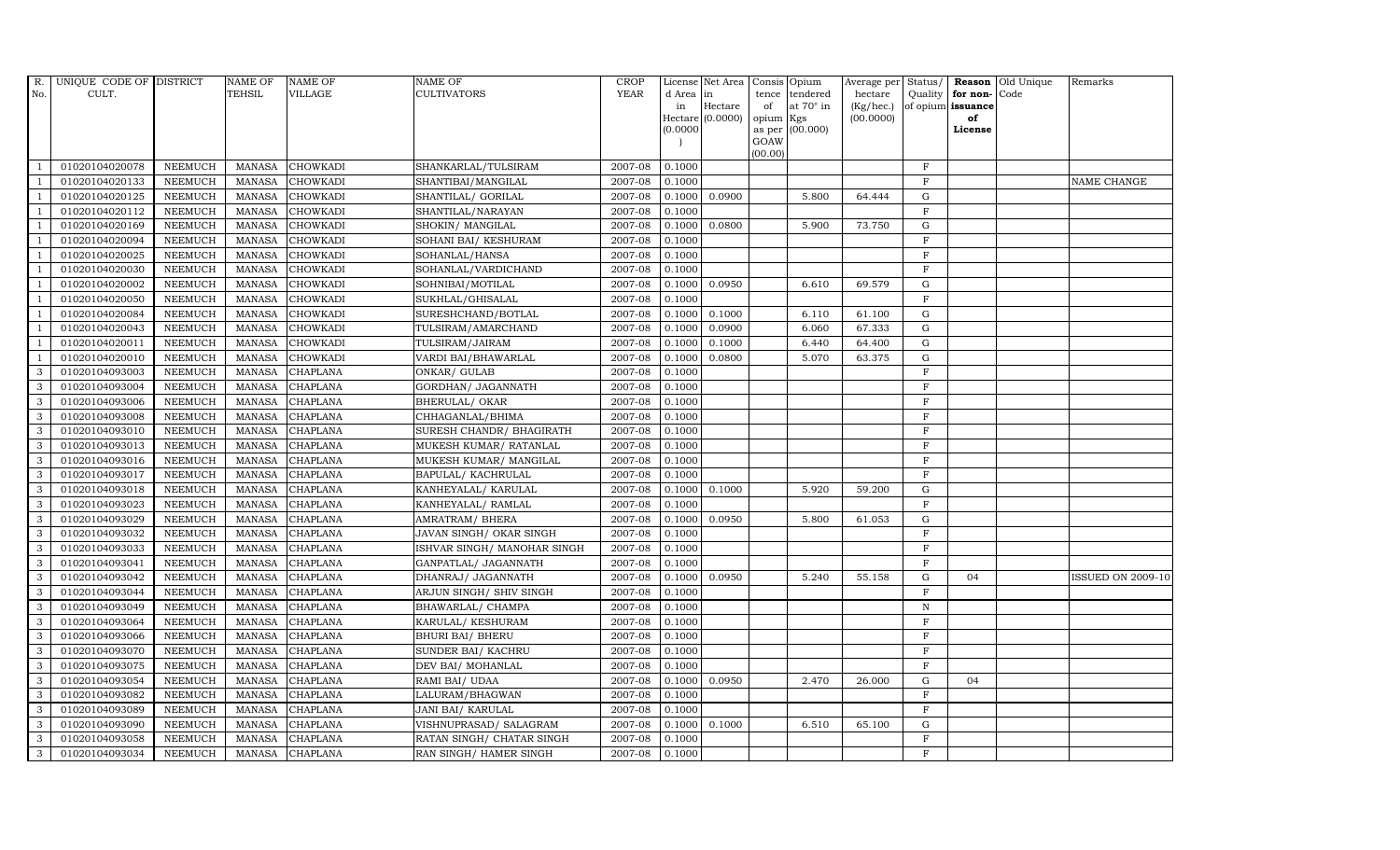| R. No. | UNIQUE CODE OF CULT. | DISTRICT | NAME OF TEHSIL | NAME OF VILLAGE | NAME OF CULTIVATORS | CROP YEAR | License d Area in Hectare (0.0000) | Net Area in Hectare (0.0000) | Consis tence of opium as per GOAW (00.00) | Opium tendered at 70° in Kgs (00.000) | Average per hectare (Kg/hec.) (00.0000) | Status/ Quality of opium | Reason for non-issuance of License | Old Unique Code | Remarks |
|---|---|---|---|---|---|---|---|---|---|---|---|---|---|---|---|
| 1 | 01020104020078 | NEEMUCH | MANASA | CHOWKADI | SHANKARLAL/TULSIRAM | 2007-08 | 0.1000 | | | | | F | | | |
| 1 | 01020104020133 | NEEMUCH | MANASA | CHOWKADI | SHANTIBAI/MANGILAL | 2007-08 | 0.1000 | | | | | F | | | NAME CHANGE |
| 1 | 01020104020125 | NEEMUCH | MANASA | CHOWKADI | SHANTILAL/ GORILAL | 2007-08 | 0.1000 | 0.0900 | | 5.800 | 64.444 | G | | | |
| 1 | 01020104020112 | NEEMUCH | MANASA | CHOWKADI | SHANTILAL/NARAYAN | 2007-08 | 0.1000 | | | | | F | | | |
| 1 | 01020104020169 | NEEMUCH | MANASA | CHOWKADI | SHOKIN/ MANGILAL | 2007-08 | 0.1000 | 0.0800 | | 5.900 | 73.750 | G | | | |
| 1 | 01020104020094 | NEEMUCH | MANASA | CHOWKADI | SOHANI BAI/ KESHURAM | 2007-08 | 0.1000 | | | | | F | | | |
| 1 | 01020104020025 | NEEMUCH | MANASA | CHOWKADI | SOHANLAL/HANSA | 2007-08 | 0.1000 | | | | | F | | | |
| 1 | 01020104020030 | NEEMUCH | MANASA | CHOWKADI | SOHANLAL/VARDICHAND | 2007-08 | 0.1000 | | | | | F | | | |
| 1 | 01020104020002 | NEEMUCH | MANASA | CHOWKADI | SOHNIBAI/MOTILAL | 2007-08 | 0.1000 | 0.0950 | | 6.610 | 69.579 | G | | | |
| 1 | 01020104020050 | NEEMUCH | MANASA | CHOWKADI | SUKHLAL/GHISALAL | 2007-08 | 0.1000 | | | | | F | | | |
| 1 | 01020104020084 | NEEMUCH | MANASA | CHOWKADI | SURESHCHAND/BOTLAL | 2007-08 | 0.1000 | 0.1000 | | 6.110 | 61.100 | G | | | |
| 1 | 01020104020043 | NEEMUCH | MANASA | CHOWKADI | TULSIRAM/AMARCHAND | 2007-08 | 0.1000 | 0.0900 | | 6.060 | 67.333 | G | | | |
| 1 | 01020104020011 | NEEMUCH | MANASA | CHOWKADI | TULSIRAM/JAIRAM | 2007-08 | 0.1000 | 0.1000 | | 6.440 | 64.400 | G | | | |
| 1 | 01020104020010 | NEEMUCH | MANASA | CHOWKADI | VARDI BAI/BHAWARLAL | 2007-08 | 0.1000 | 0.0800 | | 5.070 | 63.375 | G | | | |
| 3 | 01020104093003 | NEEMUCH | MANASA | CHAPLANA | ONKAR/ GULAB | 2007-08 | 0.1000 | | | | | F | | | |
| 3 | 01020104093004 | NEEMUCH | MANASA | CHAPLANA | GORDHAN/ JAGANNATH | 2007-08 | 0.1000 | | | | | F | | | |
| 3 | 01020104093006 | NEEMUCH | MANASA | CHAPLANA | BHERULAL/ OKAR | 2007-08 | 0.1000 | | | | | F | | | |
| 3 | 01020104093008 | NEEMUCH | MANASA | CHAPLANA | CHHAGANLAL/BHIMA | 2007-08 | 0.1000 | | | | | F | | | |
| 3 | 01020104093010 | NEEMUCH | MANASA | CHAPLANA | SURESH CHANDR/ BHAGIRATH | 2007-08 | 0.1000 | | | | | F | | | |
| 3 | 01020104093013 | NEEMUCH | MANASA | CHAPLANA | MUKESH KUMAR/ RATANLAL | 2007-08 | 0.1000 | | | | | F | | | |
| 3 | 01020104093016 | NEEMUCH | MANASA | CHAPLANA | MUKESH KUMAR/ MANGILAL | 2007-08 | 0.1000 | | | | | F | | | |
| 3 | 01020104093017 | NEEMUCH | MANASA | CHAPLANA | BAPULAL/ KACHRULAL | 2007-08 | 0.1000 | | | | | F | | | |
| 3 | 01020104093018 | NEEMUCH | MANASA | CHAPLANA | KANHEYALAL/ KARULAL | 2007-08 | 0.1000 | 0.1000 | | 5.920 | 59.200 | G | | | |
| 3 | 01020104093023 | NEEMUCH | MANASA | CHAPLANA | KANHEYALAL/ RAMLAL | 2007-08 | 0.1000 | | | | | F | | | |
| 3 | 01020104093029 | NEEMUCH | MANASA | CHAPLANA | AMRATRAM/ BHERA | 2007-08 | 0.1000 | 0.0950 | | 5.800 | 61.053 | G | | | |
| 3 | 01020104093032 | NEEMUCH | MANASA | CHAPLANA | JAVAN SINGH/ OKAR SINGH | 2007-08 | 0.1000 | | | | | F | | | |
| 3 | 01020104093033 | NEEMUCH | MANASA | CHAPLANA | ISHVAR SINGH/ MANOHAR SINGH | 2007-08 | 0.1000 | | | | | F | | | |
| 3 | 01020104093041 | NEEMUCH | MANASA | CHAPLANA | GANPATLAL/ JAGANNATH | 2007-08 | 0.1000 | | | | | F | | | |
| 3 | 01020104093042 | NEEMUCH | MANASA | CHAPLANA | DHANRAJ/ JAGANNATH | 2007-08 | 0.1000 | 0.0950 | | 5.240 | 55.158 | G | 04 | | ISSUED ON 2009-10 |
| 3 | 01020104093044 | NEEMUCH | MANASA | CHAPLANA | ARJUN SINGH/ SHIV SINGH | 2007-08 | 0.1000 | | | | | F | | | |
| 3 | 01020104093049 | NEEMUCH | MANASA | CHAPLANA | BHAWARLAL/ CHAMPA | 2007-08 | 0.1000 | | | | | N | | | |
| 3 | 01020104093064 | NEEMUCH | MANASA | CHAPLANA | KARULAL/ KESHURAM | 2007-08 | 0.1000 | | | | | F | | | |
| 3 | 01020104093066 | NEEMUCH | MANASA | CHAPLANA | BHURI BAI/ BHERU | 2007-08 | 0.1000 | | | | | F | | | |
| 3 | 01020104093070 | NEEMUCH | MANASA | CHAPLANA | SUNDER BAI/ KACHRU | 2007-08 | 0.1000 | | | | | F | | | |
| 3 | 01020104093075 | NEEMUCH | MANASA | CHAPLANA | DEV BAI/ MOHANLAL | 2007-08 | 0.1000 | | | | | F | | | |
| 3 | 01020104093054 | NEEMUCH | MANASA | CHAPLANA | RAMI BAI/ UDAA | 2007-08 | 0.1000 | 0.0950 | | 2.470 | 26.000 | G | 04 | | |
| 3 | 01020104093082 | NEEMUCH | MANASA | CHAPLANA | LALURAM/BHAGWAN | 2007-08 | 0.1000 | | | | | F | | | |
| 3 | 01020104093089 | NEEMUCH | MANASA | CHAPLANA | JANI BAI/ KARULAL | 2007-08 | 0.1000 | | | | | F | | | |
| 3 | 01020104093090 | NEEMUCH | MANASA | CHAPLANA | VISHNUPRASAD/ SALAGRAM | 2007-08 | 0.1000 | 0.1000 | | 6.510 | 65.100 | G | | | |
| 3 | 01020104093058 | NEEMUCH | MANASA | CHAPLANA | RATAN SINGH/ CHATAR SINGH | 2007-08 | 0.1000 | | | | | F | | | |
| 3 | 01020104093034 | NEEMUCH | MANASA | CHAPLANA | RAN SINGH/ HAMER SINGH | 2007-08 | 0.1000 | | | | | F | | | |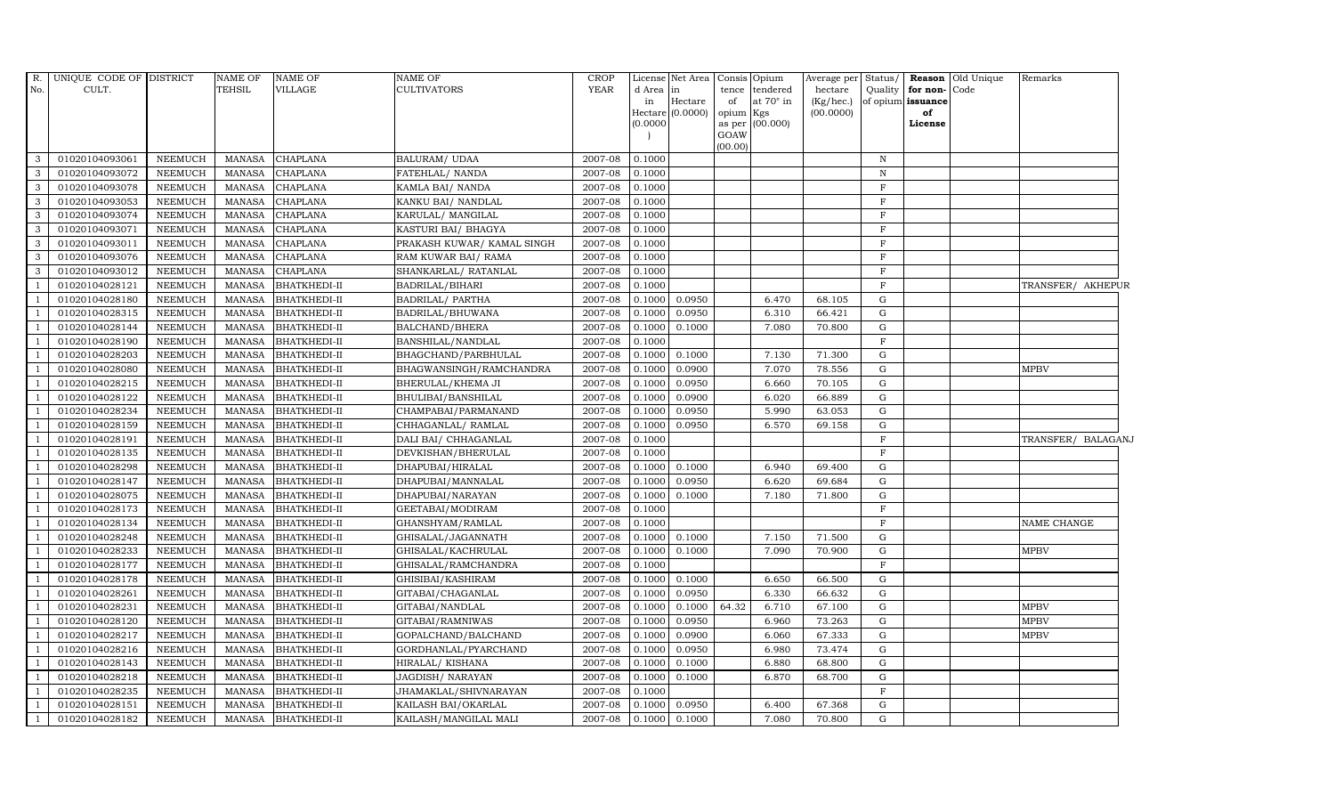| R. No. | UNIQUE CODE OF CULT. | DISTRICT | NAME OF TEHSIL | NAME OF VILLAGE | NAME OF CULTIVATORS | CROP YEAR | License d Area in Hectare (0.0000) | Net Area in Hectare (0.0000) | Consis tence of opium as per GOAW (00.00) | Opium tendered at 70° in Kgs (00.000) | Average per hectare (Kg/hec.) (00.0000) | Status/ Quality of opium | Reason for non-issuance of License | Old Unique Code | Remarks |
|---|---|---|---|---|---|---|---|---|---|---|---|---|---|---|---|
| 3 | 01020104093061 | NEEMUCH | MANASA | CHAPLANA | BALURAM/ UDAA | 2007-08 | 0.1000 | | | | | N | | | |
| 3 | 01020104093072 | NEEMUCH | MANASA | CHAPLANA | FATEHLAL/ NANDA | 2007-08 | 0.1000 | | | | | N | | | |
| 3 | 01020104093078 | NEEMUCH | MANASA | CHAPLANA | KAMLA BAI/ NANDA | 2007-08 | 0.1000 | | | | | F | | | |
| 3 | 01020104093053 | NEEMUCH | MANASA | CHAPLANA | KANKU BAI/ NANDLAL | 2007-08 | 0.1000 | | | | | F | | | |
| 3 | 01020104093074 | NEEMUCH | MANASA | CHAPLANA | KARULAL/ MANGILAL | 2007-08 | 0.1000 | | | | | F | | | |
| 3 | 01020104093071 | NEEMUCH | MANASA | CHAPLANA | KASTURI BAI/ BHAGYA | 2007-08 | 0.1000 | | | | | F | | | |
| 3 | 01020104093011 | NEEMUCH | MANASA | CHAPLANA | PRAKASH KUWAR/ KAMAL SINGH | 2007-08 | 0.1000 | | | | | F | | | |
| 3 | 01020104093076 | NEEMUCH | MANASA | CHAPLANA | RAM KUWAR BAI/ RAMA | 2007-08 | 0.1000 | | | | | F | | | |
| 3 | 01020104093012 | NEEMUCH | MANASA | CHAPLANA | SHANKARLAL/ RATANLAL | 2007-08 | 0.1000 | | | | | F | | | |
| 1 | 01020104028121 | NEEMUCH | MANASA | BHATKHEDI-II | BADRILAL/BIHARI | 2007-08 | 0.1000 | | | | | F | | | TRANSFER/ AKHEPUR |
| 1 | 01020104028180 | NEEMUCH | MANASA | BHATKHEDI-II | BADRILAL/ PARTHA | 2007-08 | 0.1000 | 0.0950 | | 6.470 | 68.105 | G | | | |
| 1 | 01020104028315 | NEEMUCH | MANASA | BHATKHEDI-II | BADRILAL/BHUWANA | 2007-08 | 0.1000 | 0.0950 | | 6.310 | 66.421 | G | | | |
| 1 | 01020104028144 | NEEMUCH | MANASA | BHATKHEDI-II | BALCHAND/BHERA | 2007-08 | 0.1000 | 0.1000 | | 7.080 | 70.800 | G | | | |
| 1 | 01020104028190 | NEEMUCH | MANASA | BHATKHEDI-II | BANSHILAL/NANDLAL | 2007-08 | 0.1000 | | | | | F | | | |
| 1 | 01020104028203 | NEEMUCH | MANASA | BHATKHEDI-II | BHAGCHAND/PARBHULAL | 2007-08 | 0.1000 | 0.1000 | | 7.130 | 71.300 | G | | | |
| 1 | 01020104028080 | NEEMUCH | MANASA | BHATKHEDI-II | BHAGWANSINGH/RAMCHANDRA | 2007-08 | 0.1000 | 0.0900 | | 7.070 | 78.556 | G | | | MPBV |
| 1 | 01020104028215 | NEEMUCH | MANASA | BHATKHEDI-II | BHERULAL/KHEMA JI | 2007-08 | 0.1000 | 0.0950 | | 6.660 | 70.105 | G | | | |
| 1 | 01020104028122 | NEEMUCH | MANASA | BHATKHEDI-II | BHULIBAI/BANSHILAL | 2007-08 | 0.1000 | 0.0900 | | 6.020 | 66.889 | G | | | |
| 1 | 01020104028234 | NEEMUCH | MANASA | BHATKHEDI-II | CHAMPABAI/PARMANAND | 2007-08 | 0.1000 | 0.0950 | | 5.990 | 63.053 | G | | | |
| 1 | 01020104028159 | NEEMUCH | MANASA | BHATKHEDI-II | CHHAGANLAL/ RAMLAL | 2007-08 | 0.1000 | 0.0950 | | 6.570 | 69.158 | G | | | |
| 1 | 01020104028191 | NEEMUCH | MANASA | BHATKHEDI-II | DALI BAI/ CHHAGANLAL | 2007-08 | 0.1000 | | | | | F | | | TRANSFER/ BALAGANJ |
| 1 | 01020104028135 | NEEMUCH | MANASA | BHATKHEDI-II | DEVKISHAN/BHERULAL | 2007-08 | 0.1000 | | | | | F | | | |
| 1 | 01020104028298 | NEEMUCH | MANASA | BHATKHEDI-II | DHAPUBAI/HIRALAL | 2007-08 | 0.1000 | 0.1000 | | 6.940 | 69.400 | G | | | |
| 1 | 01020104028147 | NEEMUCH | MANASA | BHATKHEDI-II | DHAPUBAI/MANNALAL | 2007-08 | 0.1000 | 0.0950 | | 6.620 | 69.684 | G | | | |
| 1 | 01020104028075 | NEEMUCH | MANASA | BHATKHEDI-II | DHAPUBAI/NARAYAN | 2007-08 | 0.1000 | 0.1000 | | 7.180 | 71.800 | G | | | |
| 1 | 01020104028173 | NEEMUCH | MANASA | BHATKHEDI-II | GEETABAI/MODIRAM | 2007-08 | 0.1000 | | | | | F | | | |
| 1 | 01020104028134 | NEEMUCH | MANASA | BHATKHEDI-II | GHANSHYAM/RAMLAL | 2007-08 | 0.1000 | | | | | F | | | NAME CHANGE |
| 1 | 01020104028248 | NEEMUCH | MANASA | BHATKHEDI-II | GHISALAL/JAGANNATH | 2007-08 | 0.1000 | 0.1000 | | 7.150 | 71.500 | G | | | |
| 1 | 01020104028233 | NEEMUCH | MANASA | BHATKHEDI-II | GHISALAL/KACHRULAL | 2007-08 | 0.1000 | 0.1000 | | 7.090 | 70.900 | G | | | MPBV |
| 1 | 01020104028177 | NEEMUCH | MANASA | BHATKHEDI-II | GHISALAL/RAMCHANDRA | 2007-08 | 0.1000 | | | | | F | | | |
| 1 | 01020104028178 | NEEMUCH | MANASA | BHATKHEDI-II | GHISIBAI/KASHIRAM | 2007-08 | 0.1000 | 0.1000 | | 6.650 | 66.500 | G | | | |
| 1 | 01020104028261 | NEEMUCH | MANASA | BHATKHEDI-II | GITABAI/CHAGANLAL | 2007-08 | 0.1000 | 0.0950 | | 6.330 | 66.632 | G | | | |
| 1 | 01020104028231 | NEEMUCH | MANASA | BHATKHEDI-II | GITABAI/NANDLAL | 2007-08 | 0.1000 | 0.1000 | 64.32 | 6.710 | 67.100 | G | | | MPBV |
| 1 | 01020104028120 | NEEMUCH | MANASA | BHATKHEDI-II | GITABAI/RAMNIWAS | 2007-08 | 0.1000 | 0.0950 | | 6.960 | 73.263 | G | | | MPBV |
| 1 | 01020104028217 | NEEMUCH | MANASA | BHATKHEDI-II | GOPALCHAND/BALCHAND | 2007-08 | 0.1000 | 0.0900 | | 6.060 | 67.333 | G | | | MPBV |
| 1 | 01020104028216 | NEEMUCH | MANASA | BHATKHEDI-II | GORDHANLAL/PYARCHAND | 2007-08 | 0.1000 | 0.0950 | | 6.980 | 73.474 | G | | | |
| 1 | 01020104028143 | NEEMUCH | MANASA | BHATKHEDI-II | HIRALAL/ KISHANA | 2007-08 | 0.1000 | 0.1000 | | 6.880 | 68.800 | G | | | |
| 1 | 01020104028218 | NEEMUCH | MANASA | BHATKHEDI-II | JAGDISH/ NARAYAN | 2007-08 | 0.1000 | 0.1000 | | 6.870 | 68.700 | G | | | |
| 1 | 01020104028235 | NEEMUCH | MANASA | BHATKHEDI-II | JHAMAKLAL/SHIVNARAYAN | 2007-08 | 0.1000 | | | | | F | | | |
| 1 | 01020104028151 | NEEMUCH | MANASA | BHATKHEDI-II | KAILASH BAI/OKARLAL | 2007-08 | 0.1000 | 0.0950 | | 6.400 | 67.368 | G | | | |
| 1 | 01020104028182 | NEEMUCH | MANASA | BHATKHEDI-II | KAILASH/MANGILAL MALI | 2007-08 | 0.1000 | 0.1000 | | 7.080 | 70.800 | G | | | |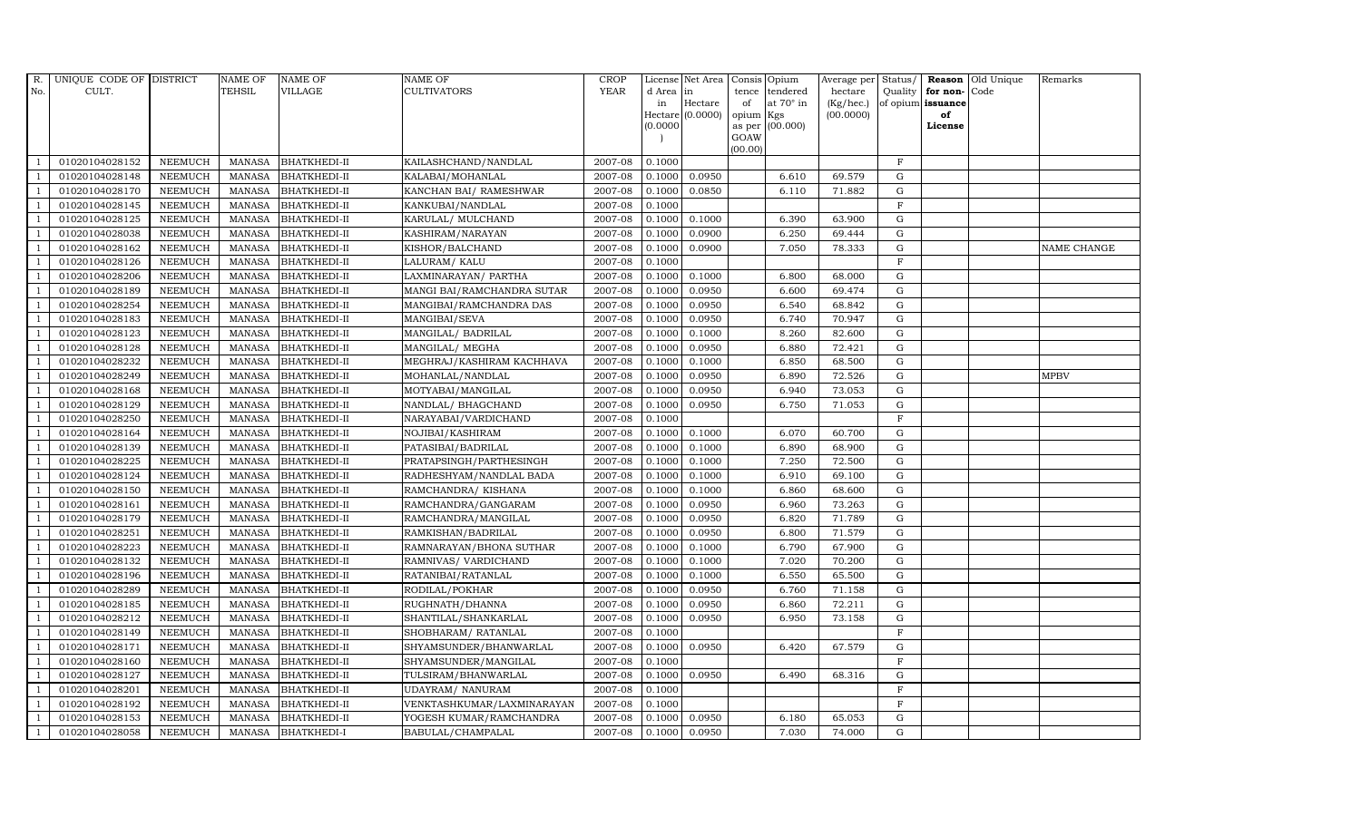| R. No. | UNIQUE CODE OF CULT. | DISTRICT | NAME OF TEHSIL | NAME OF VILLAGE | NAME OF CULTIVATORS | CROP YEAR | License d Area in Hectare (0.0000) | Net Area in Hectare (0.0000) | Consis tence of opium as per GOAW (00.00) | Opium tendered at 70° in Kgs (00.000) | Average per hectare (Kg/hec.) (00.0000) | Status/ Quality of opium | Reason for non-issuance of License | Old Unique Code | Remarks |
|---|---|---|---|---|---|---|---|---|---|---|---|---|---|---|---|
| 1 | 01020104028152 | NEEMUCH | MANASA | BHATKHEDI-II | KAILASHCHAND/NANDLAL | 2007-08 | 0.1000 | | | | | F | | | |
| 1 | 01020104028148 | NEEMUCH | MANASA | BHATKHEDI-II | KALABAI/MOHANLAL | 2007-08 | 0.1000 | 0.0950 | | 6.610 | 69.579 | G | | | |
| 1 | 01020104028170 | NEEMUCH | MANASA | BHATKHEDI-II | KANCHAN BAI/ RAMESHWAR | 2007-08 | 0.1000 | 0.0850 | | 6.110 | 71.882 | G | | | |
| 1 | 01020104028145 | NEEMUCH | MANASA | BHATKHEDI-II | KANKUBAI/NANDLAL | 2007-08 | 0.1000 | | | | | F | | | |
| 1 | 01020104028125 | NEEMUCH | MANASA | BHATKHEDI-II | KARULAL/ MULCHAND | 2007-08 | 0.1000 | 0.1000 | | 6.390 | 63.900 | G | | | |
| 1 | 01020104028038 | NEEMUCH | MANASA | BHATKHEDI-II | KASHIRAM/NARAYAN | 2007-08 | 0.1000 | 0.0900 | | 6.250 | 69.444 | G | | | |
| 1 | 01020104028162 | NEEMUCH | MANASA | BHATKHEDI-II | KISHOR/BALCHAND | 2007-08 | 0.1000 | 0.0900 | | 7.050 | 78.333 | G | | | NAME CHANGE |
| 1 | 01020104028126 | NEEMUCH | MANASA | BHATKHEDI-II | LALURAM/ KALU | 2007-08 | 0.1000 | | | | | F | | | |
| 1 | 01020104028206 | NEEMUCH | MANASA | BHATKHEDI-II | LAXMINARAYAN/ PARTHA | 2007-08 | 0.1000 | 0.1000 | | 6.800 | 68.000 | G | | | |
| 1 | 01020104028189 | NEEMUCH | MANASA | BHATKHEDI-II | MANGI BAI/RAMCHANDRA SUTAR | 2007-08 | 0.1000 | 0.0950 | | 6.600 | 69.474 | G | | | |
| 1 | 01020104028254 | NEEMUCH | MANASA | BHATKHEDI-II | MANGIBAI/RAMCHANDRA DAS | 2007-08 | 0.1000 | 0.0950 | | 6.540 | 68.842 | G | | | |
| 1 | 01020104028183 | NEEMUCH | MANASA | BHATKHEDI-II | MANGIBAI/SEVA | 2007-08 | 0.1000 | 0.0950 | | 6.740 | 70.947 | G | | | |
| 1 | 01020104028123 | NEEMUCH | MANASA | BHATKHEDI-II | MANGILAL/ BADRILAL | 2007-08 | 0.1000 | 0.1000 | | 8.260 | 82.600 | G | | | |
| 1 | 01020104028128 | NEEMUCH | MANASA | BHATKHEDI-II | MANGILAL/ MEGHA | 2007-08 | 0.1000 | 0.0950 | | 6.880 | 72.421 | G | | | |
| 1 | 01020104028232 | NEEMUCH | MANASA | BHATKHEDI-II | MEGHRAJ/KASHIRAM KACHHAVA | 2007-08 | 0.1000 | 0.1000 | | 6.850 | 68.500 | G | | | |
| 1 | 01020104028249 | NEEMUCH | MANASA | BHATKHEDI-II | MOHANLAL/NANDLAL | 2007-08 | 0.1000 | 0.0950 | | 6.890 | 72.526 | G | | | MPBV |
| 1 | 01020104028168 | NEEMUCH | MANASA | BHATKHEDI-II | MOTYABAI/MANGILAL | 2007-08 | 0.1000 | 0.0950 | | 6.940 | 73.053 | G | | | |
| 1 | 01020104028129 | NEEMUCH | MANASA | BHATKHEDI-II | NANDLAL/ BHAGCHAND | 2007-08 | 0.1000 | 0.0950 | | 6.750 | 71.053 | G | | | |
| 1 | 01020104028250 | NEEMUCH | MANASA | BHATKHEDI-II | NARAYABAI/VARDICHAND | 2007-08 | 0.1000 | | | | | F | | | |
| 1 | 01020104028164 | NEEMUCH | MANASA | BHATKHEDI-II | NOJIBAI/KASHIRAM | 2007-08 | 0.1000 | 0.1000 | | 6.070 | 60.700 | G | | | |
| 1 | 01020104028139 | NEEMUCH | MANASA | BHATKHEDI-II | PATASIBAI/BADRILAL | 2007-08 | 0.1000 | 0.1000 | | 6.890 | 68.900 | G | | | |
| 1 | 01020104028225 | NEEMUCH | MANASA | BHATKHEDI-II | PRATAPSINGH/PARTHESINGH | 2007-08 | 0.1000 | 0.1000 | | 7.250 | 72.500 | G | | | |
| 1 | 01020104028124 | NEEMUCH | MANASA | BHATKHEDI-II | RADHESHYAM/NANDLAL BADA | 2007-08 | 0.1000 | 0.1000 | | 6.910 | 69.100 | G | | | |
| 1 | 01020104028150 | NEEMUCH | MANASA | BHATKHEDI-II | RAMCHANDRA/ KISHANA | 2007-08 | 0.1000 | 0.1000 | | 6.860 | 68.600 | G | | | |
| 1 | 01020104028161 | NEEMUCH | MANASA | BHATKHEDI-II | RAMCHANDRA/GANGARAM | 2007-08 | 0.1000 | 0.0950 | | 6.960 | 73.263 | G | | | |
| 1 | 01020104028179 | NEEMUCH | MANASA | BHATKHEDI-II | RAMCHANDRA/MANGILAL | 2007-08 | 0.1000 | 0.0950 | | 6.820 | 71.789 | G | | | |
| 1 | 01020104028251 | NEEMUCH | MANASA | BHATKHEDI-II | RAMKISHAN/BADRILAL | 2007-08 | 0.1000 | 0.0950 | | 6.800 | 71.579 | G | | | |
| 1 | 01020104028223 | NEEMUCH | MANASA | BHATKHEDI-II | RAMNARAYAN/BHONA SUTHAR | 2007-08 | 0.1000 | 0.1000 | | 6.790 | 67.900 | G | | | |
| 1 | 01020104028132 | NEEMUCH | MANASA | BHATKHEDI-II | RAMNIVAS/ VARDICHAND | 2007-08 | 0.1000 | 0.1000 | | 7.020 | 70.200 | G | | | |
| 1 | 01020104028196 | NEEMUCH | MANASA | BHATKHEDI-II | RATANIBAI/RATANLAL | 2007-08 | 0.1000 | 0.1000 | | 6.550 | 65.500 | G | | | |
| 1 | 01020104028289 | NEEMUCH | MANASA | BHATKHEDI-II | RODILAL/POKHAR | 2007-08 | 0.1000 | 0.0950 | | 6.760 | 71.158 | G | | | |
| 1 | 01020104028185 | NEEMUCH | MANASA | BHATKHEDI-II | RUGHNATH/DHANNA | 2007-08 | 0.1000 | 0.0950 | | 6.860 | 72.211 | G | | | |
| 1 | 01020104028212 | NEEMUCH | MANASA | BHATKHEDI-II | SHANTILAL/SHANKARLAL | 2007-08 | 0.1000 | 0.0950 | | 6.950 | 73.158 | G | | | |
| 1 | 01020104028149 | NEEMUCH | MANASA | BHATKHEDI-II | SHOBHARAM/ RATANLAL | 2007-08 | 0.1000 | | | | | F | | | |
| 1 | 01020104028171 | NEEMUCH | MANASA | BHATKHEDI-II | SHYAMSUNDER/BHANWARLAL | 2007-08 | 0.1000 | 0.0950 | | 6.420 | 67.579 | G | | | |
| 1 | 01020104028160 | NEEMUCH | MANASA | BHATKHEDI-II | SHYAMSUNDER/MANGILAL | 2007-08 | 0.1000 | | | | | F | | | |
| 1 | 01020104028127 | NEEMUCH | MANASA | BHATKHEDI-II | TULSIRAM/BHANWARLAL | 2007-08 | 0.1000 | 0.0950 | | 6.490 | 68.316 | G | | | |
| 1 | 01020104028201 | NEEMUCH | MANASA | BHATKHEDI-II | UDAYRAM/ NANURAM | 2007-08 | 0.1000 | | | | | F | | | |
| 1 | 01020104028192 | NEEMUCH | MANASA | BHATKHEDI-II | VENKTASHKUMAR/LAXMINARAYAN | 2007-08 | 0.1000 | | | | | F | | | |
| 1 | 01020104028153 | NEEMUCH | MANASA | BHATKHEDI-II | YOGESH KUMAR/RAMCHANDRA | 2007-08 | 0.1000 | 0.0950 | | 6.180 | 65.053 | G | | | |
| 1 | 01020104028058 | NEEMUCH | MANASA | BHATKHEDI-I | BABULAL/CHAMPALAL | 2007-08 | 0.1000 | 0.0950 | | 7.030 | 74.000 | G | | | |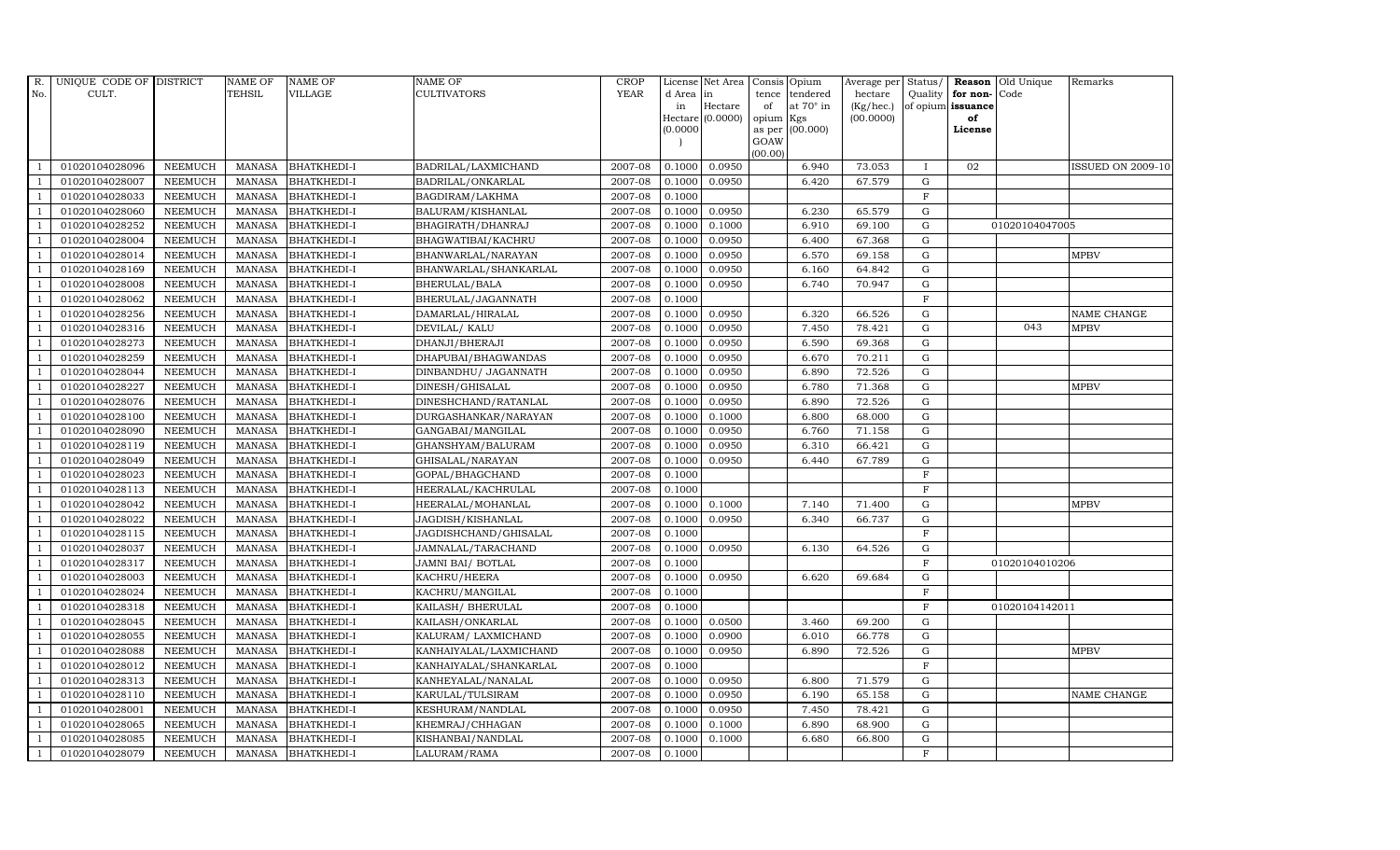| R. No. | UNIQUE CODE OF CULT. | DISTRICT | NAME OF TEHSIL | NAME OF VILLAGE | NAME OF CULTIVATORS | CROP YEAR | License d Area in Hectare (0.0000) | Net Area in Hectare (0.0000) | Consis tence of opium as per GOAW (00.00) | Opium tendered at 70° in Kgs (00.000) | Average per hectare (Kg/hec.) (00.0000) | Status/ Quality of opium | Reason for non- issuance of License | Old Unique Code | Remarks |
|---|---|---|---|---|---|---|---|---|---|---|---|---|---|---|---|
| 1 | 01020104028096 | NEEMUCH | MANASA | BHATKHEDI-I | BADRILAL/LAXMICHAND | 2007-08 | 0.1000 | 0.0950 | | 6.940 | 73.053 | I | 02 | | ISSUED ON 2009-10 |
| 1 | 01020104028007 | NEEMUCH | MANASA | BHATKHEDI-I | BADRILAL/ONKARLAL | 2007-08 | 0.1000 | 0.0950 | | 6.420 | 67.579 | G | | | |
| 1 | 01020104028033 | NEEMUCH | MANASA | BHATKHEDI-I | BAGDIRAM/LAKHMA | 2007-08 | 0.1000 | | | | | F | | | |
| 1 | 01020104028060 | NEEMUCH | MANASA | BHATKHEDI-I | BALURAM/KISHANLAL | 2007-08 | 0.1000 | 0.0950 | | 6.230 | 65.579 | G | | | |
| 1 | 01020104028252 | NEEMUCH | MANASA | BHATKHEDI-I | BHAGIRATH/DHANRAJ | 2007-08 | 0.1000 | 0.1000 | | 6.910 | 69.100 | G | | 01020104047005 | |
| 1 | 01020104028004 | NEEMUCH | MANASA | BHATKHEDI-I | BHAGWATIBAI/KACHRU | 2007-08 | 0.1000 | 0.0950 | | 6.400 | 67.368 | G | | | |
| 1 | 01020104028014 | NEEMUCH | MANASA | BHATKHEDI-I | BHANWARLAL/NARAYAN | 2007-08 | 0.1000 | 0.0950 | | 6.570 | 69.158 | G | | | MPBV |
| 1 | 01020104028169 | NEEMUCH | MANASA | BHATKHEDI-I | BHANWARLAL/SHANKARLAL | 2007-08 | 0.1000 | 0.0950 | | 6.160 | 64.842 | G | | | |
| 1 | 01020104028008 | NEEMUCH | MANASA | BHATKHEDI-I | BHERULAL/BALA | 2007-08 | 0.1000 | 0.0950 | | 6.740 | 70.947 | G | | | |
| 1 | 01020104028062 | NEEMUCH | MANASA | BHATKHEDI-I | BHERULAL/JAGANNATH | 2007-08 | 0.1000 | | | | | F | | | |
| 1 | 01020104028256 | NEEMUCH | MANASA | BHATKHEDI-I | DAMARLAL/HIRALAL | 2007-08 | 0.1000 | 0.0950 | | 6.320 | 66.526 | G | | | NAME CHANGE |
| 1 | 01020104028316 | NEEMUCH | MANASA | BHATKHEDI-I | DEVILAL/ KALU | 2007-08 | 0.1000 | 0.0950 | | 7.450 | 78.421 | G | | 043 | MPBV |
| 1 | 01020104028273 | NEEMUCH | MANASA | BHATKHEDI-I | DHANJI/BHERAJI | 2007-08 | 0.1000 | 0.0950 | | 6.590 | 69.368 | G | | | |
| 1 | 01020104028259 | NEEMUCH | MANASA | BHATKHEDI-I | DHAPUBAI/BHAGWANDAS | 2007-08 | 0.1000 | 0.0950 | | 6.670 | 70.211 | G | | | |
| 1 | 01020104028044 | NEEMUCH | MANASA | BHATKHEDI-I | DINBANDHU/ JAGANNATH | 2007-08 | 0.1000 | 0.0950 | | 6.890 | 72.526 | G | | | |
| 1 | 01020104028227 | NEEMUCH | MANASA | BHATKHEDI-I | DINESH/GHISALAL | 2007-08 | 0.1000 | 0.0950 | | 6.780 | 71.368 | G | | | MPBV |
| 1 | 01020104028076 | NEEMUCH | MANASA | BHATKHEDI-I | DINESHCHAND/RATANLAL | 2007-08 | 0.1000 | 0.0950 | | 6.890 | 72.526 | G | | | |
| 1 | 01020104028100 | NEEMUCH | MANASA | BHATKHEDI-I | DURGASHANKAR/NARAYAN | 2007-08 | 0.1000 | 0.1000 | | 6.800 | 68.000 | G | | | |
| 1 | 01020104028090 | NEEMUCH | MANASA | BHATKHEDI-I | GANGABAI/MANGILAL | 2007-08 | 0.1000 | 0.0950 | | 6.760 | 71.158 | G | | | |
| 1 | 01020104028119 | NEEMUCH | MANASA | BHATKHEDI-I | GHANSHYAM/BALURAM | 2007-08 | 0.1000 | 0.0950 | | 6.310 | 66.421 | G | | | |
| 1 | 01020104028049 | NEEMUCH | MANASA | BHATKHEDI-I | GHISALAL/NARAYAN | 2007-08 | 0.1000 | 0.0950 | | 6.440 | 67.789 | G | | | |
| 1 | 01020104028023 | NEEMUCH | MANASA | BHATKHEDI-I | GOPAL/BHAGCHAND | 2007-08 | 0.1000 | | | | | F | | | |
| 1 | 01020104028113 | NEEMUCH | MANASA | BHATKHEDI-I | HEERALAL/KACHRULAL | 2007-08 | 0.1000 | | | | | F | | | |
| 1 | 01020104028042 | NEEMUCH | MANASA | BHATKHEDI-I | HEERALAL/MOHANLAL | 2007-08 | 0.1000 | 0.1000 | | 7.140 | 71.400 | G | | | MPBV |
| 1 | 01020104028022 | NEEMUCH | MANASA | BHATKHEDI-I | JAGDISH/KISHANLAL | 2007-08 | 0.1000 | 0.0950 | | 6.340 | 66.737 | G | | | |
| 1 | 01020104028115 | NEEMUCH | MANASA | BHATKHEDI-I | JAGDISHCHAND/GHISALAL | 2007-08 | 0.1000 | | | | | F | | | |
| 1 | 01020104028037 | NEEMUCH | MANASA | BHATKHEDI-I | JAMNALAL/TARACHAND | 2007-08 | 0.1000 | 0.0950 | | 6.130 | 64.526 | G | | | |
| 1 | 01020104028317 | NEEMUCH | MANASA | BHATKHEDI-I | JAMNI BAI/ BOTLAL | 2007-08 | 0.1000 | | | | | F | | 01020104010206 | |
| 1 | 01020104028003 | NEEMUCH | MANASA | BHATKHEDI-I | KACHRU/HEERA | 2007-08 | 0.1000 | 0.0950 | | 6.620 | 69.684 | G | | | |
| 1 | 01020104028024 | NEEMUCH | MANASA | BHATKHEDI-I | KACHRU/MANGILAL | 2007-08 | 0.1000 | | | | | F | | | |
| 1 | 01020104028318 | NEEMUCH | MANASA | BHATKHEDI-I | KAILASH/ BHERULAL | 2007-08 | 0.1000 | | | | | F | | 01020104142011 | |
| 1 | 01020104028045 | NEEMUCH | MANASA | BHATKHEDI-I | KAILASH/ONKARLAL | 2007-08 | 0.1000 | 0.0500 | | 3.460 | 69.200 | G | | | |
| 1 | 01020104028055 | NEEMUCH | MANASA | BHATKHEDI-I | KALURAM/ LAXMICHAND | 2007-08 | 0.1000 | 0.0900 | | 6.010 | 66.778 | G | | | |
| 1 | 01020104028088 | NEEMUCH | MANASA | BHATKHEDI-I | KANHAIYALAL/LAXMICHAND | 2007-08 | 0.1000 | 0.0950 | | 6.890 | 72.526 | G | | | MPBV |
| 1 | 01020104028012 | NEEMUCH | MANASA | BHATKHEDI-I | KANHAIYALAL/SHANKARLAL | 2007-08 | 0.1000 | | | | | F | | | |
| 1 | 01020104028313 | NEEMUCH | MANASA | BHATKHEDI-I | KANHEYALAL/NANALAL | 2007-08 | 0.1000 | 0.0950 | | 6.800 | 71.579 | G | | | |
| 1 | 01020104028110 | NEEMUCH | MANASA | BHATKHEDI-I | KARULAL/TULSIRAM | 2007-08 | 0.1000 | 0.0950 | | 6.190 | 65.158 | G | | | NAME CHANGE |
| 1 | 01020104028001 | NEEMUCH | MANASA | BHATKHEDI-I | KESHURAM/NANDLAL | 2007-08 | 0.1000 | 0.0950 | | 7.450 | 78.421 | G | | | |
| 1 | 01020104028065 | NEEMUCH | MANASA | BHATKHEDI-I | KHEMRAJ/CHHAGAN | 2007-08 | 0.1000 | 0.1000 | | 6.890 | 68.900 | G | | | |
| 1 | 01020104028085 | NEEMUCH | MANASA | BHATKHEDI-I | KISHANBAI/NANDLAL | 2007-08 | 0.1000 | 0.1000 | | 6.680 | 66.800 | G | | | |
| 1 | 01020104028079 | NEEMUCH | MANASA | BHATKHEDI-I | LALURAM/RAMA | 2007-08 | 0.1000 | | | | | F | | | |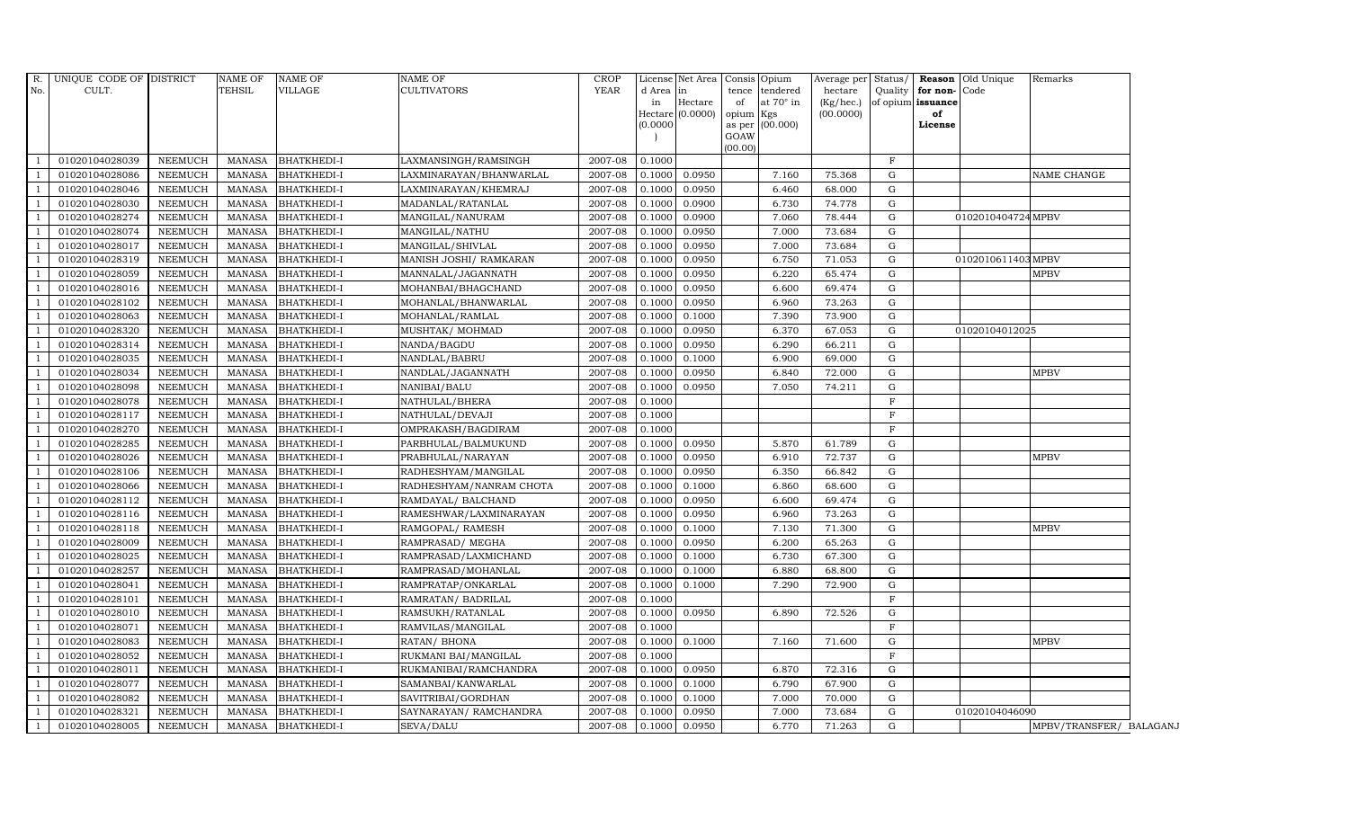| R. No. | UNIQUE CODE OF CULT. | DISTRICT | NAME OF TEHSIL | NAME OF VILLAGE | NAME OF CULTIVATORS | CROP YEAR | License d Area in Hectare (0.0000) | Net Area in Hectare (0.0000) | Consis tence of opium as per GOAW (00.00) | Opium tendered at 70° in Kgs (00.000) | Average per hectare (Kg/hec.) (00.0000) | Status/ Quality of opium | Reason for non-issuance of License | Old Unique Code | Remarks |
|---|---|---|---|---|---|---|---|---|---|---|---|---|---|---|---|
| 1 | 01020104028039 | NEEMUCH | MANASA | BHATKHEDI-I | LAXMANSINGH/RAMSINGH | 2007-08 | 0.1000 | | | | | F | | | |
| 1 | 01020104028086 | NEEMUCH | MANASA | BHATKHEDI-I | LAXMINARAYAN/BHANWARLAL | 2007-08 | 0.1000 | 0.0950 | | 7.160 | 75.368 | G | | | NAME CHANGE |
| 1 | 01020104028046 | NEEMUCH | MANASA | BHATKHEDI-I | LAXMINARAYAN/KHEMRAJ | 2007-08 | 0.1000 | 0.0950 | | 6.460 | 68.000 | G | | | |
| 1 | 01020104028030 | NEEMUCH | MANASA | BHATKHEDI-I | MADANLAL/RATANLAL | 2007-08 | 0.1000 | 0.0900 | | 6.730 | 74.778 | G | | | |
| 1 | 01020104028274 | NEEMUCH | MANASA | BHATKHEDI-I | MANGILAL/NANURAM | 2007-08 | 0.1000 | 0.0900 | | 7.060 | 78.444 | G | | 0102010404724 | MPBV |
| 1 | 01020104028074 | NEEMUCH | MANASA | BHATKHEDI-I | MANGILAL/NATHU | 2007-08 | 0.1000 | 0.0950 | | 7.000 | 73.684 | G | | | |
| 1 | 01020104028017 | NEEMUCH | MANASA | BHATKHEDI-I | MANGILAL/SHIVLAL | 2007-08 | 0.1000 | 0.0950 | | 7.000 | 73.684 | G | | | |
| 1 | 01020104028319 | NEEMUCH | MANASA | BHATKHEDI-I | MANISH JOSHI/ RAMKARAN | 2007-08 | 0.1000 | 0.0950 | | 6.750 | 71.053 | G | | 0102010611403 | MPBV |
| 1 | 01020104028059 | NEEMUCH | MANASA | BHATKHEDI-I | MANNALAL/JAGANNATH | 2007-08 | 0.1000 | 0.0950 | | 6.220 | 65.474 | G | | | MPBV |
| 1 | 01020104028016 | NEEMUCH | MANASA | BHATKHEDI-I | MOHANBAI/BHAGCHAND | 2007-08 | 0.1000 | 0.0950 | | 6.600 | 69.474 | G | | | |
| 1 | 01020104028102 | NEEMUCH | MANASA | BHATKHEDI-I | MOHANLAL/BHANWARLAL | 2007-08 | 0.1000 | 0.0950 | | 6.960 | 73.263 | G | | | |
| 1 | 01020104028063 | NEEMUCH | MANASA | BHATKHEDI-I | MOHANLAL/RAMLAL | 2007-08 | 0.1000 | 0.1000 | | 7.390 | 73.900 | G | | | |
| 1 | 01020104028320 | NEEMUCH | MANASA | BHATKHEDI-I | MUSHTAK/ MOHMAD | 2007-08 | 0.1000 | 0.0950 | | 6.370 | 67.053 | G | | 01020104012025 | |
| 1 | 01020104028314 | NEEMUCH | MANASA | BHATKHEDI-I | NANDA/BAGDU | 2007-08 | 0.1000 | 0.0950 | | 6.290 | 66.211 | G | | | |
| 1 | 01020104028035 | NEEMUCH | MANASA | BHATKHEDI-I | NANDLAL/BABRU | 2007-08 | 0.1000 | 0.1000 | | 6.900 | 69.000 | G | | | |
| 1 | 01020104028034 | NEEMUCH | MANASA | BHATKHEDI-I | NANDLAL/JAGANNATH | 2007-08 | 0.1000 | 0.0950 | | 6.840 | 72.000 | G | | | MPBV |
| 1 | 01020104028098 | NEEMUCH | MANASA | BHATKHEDI-I | NANIBAI/BALU | 2007-08 | 0.1000 | 0.0950 | | 7.050 | 74.211 | G | | | |
| 1 | 01020104028078 | NEEMUCH | MANASA | BHATKHEDI-I | NATHULAL/BHERA | 2007-08 | 0.1000 | | | | | F | | | |
| 1 | 01020104028117 | NEEMUCH | MANASA | BHATKHEDI-I | NATHULAL/DEVAJI | 2007-08 | 0.1000 | | | | | F | | | |
| 1 | 01020104028270 | NEEMUCH | MANASA | BHATKHEDI-I | OMPRAKASH/BAGDIRAM | 2007-08 | 0.1000 | | | | | F | | | |
| 1 | 01020104028285 | NEEMUCH | MANASA | BHATKHEDI-I | PARBHULAL/BALMUKUND | 2007-08 | 0.1000 | 0.0950 | | 5.870 | 61.789 | G | | | |
| 1 | 01020104028026 | NEEMUCH | MANASA | BHATKHEDI-I | PRABHULAL/NARAYAN | 2007-08 | 0.1000 | 0.0950 | | 6.910 | 72.737 | G | | | MPBV |
| 1 | 01020104028106 | NEEMUCH | MANASA | BHATKHEDI-I | RADHESHYAM/MANGILAL | 2007-08 | 0.1000 | 0.0950 | | 6.350 | 66.842 | G | | | |
| 1 | 01020104028066 | NEEMUCH | MANASA | BHATKHEDI-I | RADHESHYAM/NANRAM CHOTA | 2007-08 | 0.1000 | 0.1000 | | 6.860 | 68.600 | G | | | |
| 1 | 01020104028112 | NEEMUCH | MANASA | BHATKHEDI-I | RAMDAYAL/ BALCHAND | 2007-08 | 0.1000 | 0.0950 | | 6.600 | 69.474 | G | | | |
| 1 | 01020104028116 | NEEMUCH | MANASA | BHATKHEDI-I | RAMESHWAR/LAXMINARAYAN | 2007-08 | 0.1000 | 0.0950 | | 6.960 | 73.263 | G | | | |
| 1 | 01020104028118 | NEEMUCH | MANASA | BHATKHEDI-I | RAMGOPAL/ RAMESH | 2007-08 | 0.1000 | 0.1000 | | 7.130 | 71.300 | G | | | MPBV |
| 1 | 01020104028009 | NEEMUCH | MANASA | BHATKHEDI-I | RAMPRASAD/ MEGHA | 2007-08 | 0.1000 | 0.0950 | | 6.200 | 65.263 | G | | | |
| 1 | 01020104028025 | NEEMUCH | MANASA | BHATKHEDI-I | RAMPRASAD/LAXMICHAND | 2007-08 | 0.1000 | 0.1000 | | 6.730 | 67.300 | G | | | |
| 1 | 01020104028257 | NEEMUCH | MANASA | BHATKHEDI-I | RAMPRASAD/MOHANLAL | 2007-08 | 0.1000 | 0.1000 | | 6.880 | 68.800 | G | | | |
| 1 | 01020104028041 | NEEMUCH | MANASA | BHATKHEDI-I | RAMPRATAP/ONKARLAL | 2007-08 | 0.1000 | 0.1000 | | 7.290 | 72.900 | G | | | |
| 1 | 01020104028101 | NEEMUCH | MANASA | BHATKHEDI-I | RAMRATAN/ BADRILAL | 2007-08 | 0.1000 | | | | | F | | | |
| 1 | 01020104028010 | NEEMUCH | MANASA | BHATKHEDI-I | RAMSUKH/RATANLAL | 2007-08 | 0.1000 | 0.0950 | | 6.890 | 72.526 | G | | | |
| 1 | 01020104028071 | NEEMUCH | MANASA | BHATKHEDI-I | RAMVILAS/MANGILAL | 2007-08 | 0.1000 | | | | | F | | | |
| 1 | 01020104028083 | NEEMUCH | MANASA | BHATKHEDI-I | RATAN/ BHONA | 2007-08 | 0.1000 | 0.1000 | | 7.160 | 71.600 | G | | | MPBV |
| 1 | 01020104028052 | NEEMUCH | MANASA | BHATKHEDI-I | RUKMANI BAI/MANGILAL | 2007-08 | 0.1000 | | | | | F | | | |
| 1 | 01020104028011 | NEEMUCH | MANASA | BHATKHEDI-I | RUKMANIBAI/RAMCHANDRA | 2007-08 | 0.1000 | 0.0950 | | 6.870 | 72.316 | G | | | |
| 1 | 01020104028077 | NEEMUCH | MANASA | BHATKHEDI-I | SAMANBAI/KANWARLAL | 2007-08 | 0.1000 | 0.1000 | | 6.790 | 67.900 | G | | | |
| 1 | 01020104028082 | NEEMUCH | MANASA | BHATKHEDI-I | SAVITRIBAI/GORDHAN | 2007-08 | 0.1000 | 0.1000 | | 7.000 | 70.000 | G | | | |
| 1 | 01020104028321 | NEEMUCH | MANASA | BHATKHEDI-I | SAYNARAYAN/ RAMCHANDRA | 2007-08 | 0.1000 | 0.0950 | | 7.000 | 73.684 | G | | 01020104046090 | |
| 1 | 01020104028005 | NEEMUCH | MANASA | BHATKHEDI-I | SEVA/DALU | 2007-08 | 0.1000 | 0.0950 | | 6.770 | 71.263 | G | | | MPBV/TRANSFER/ BALAGANJ |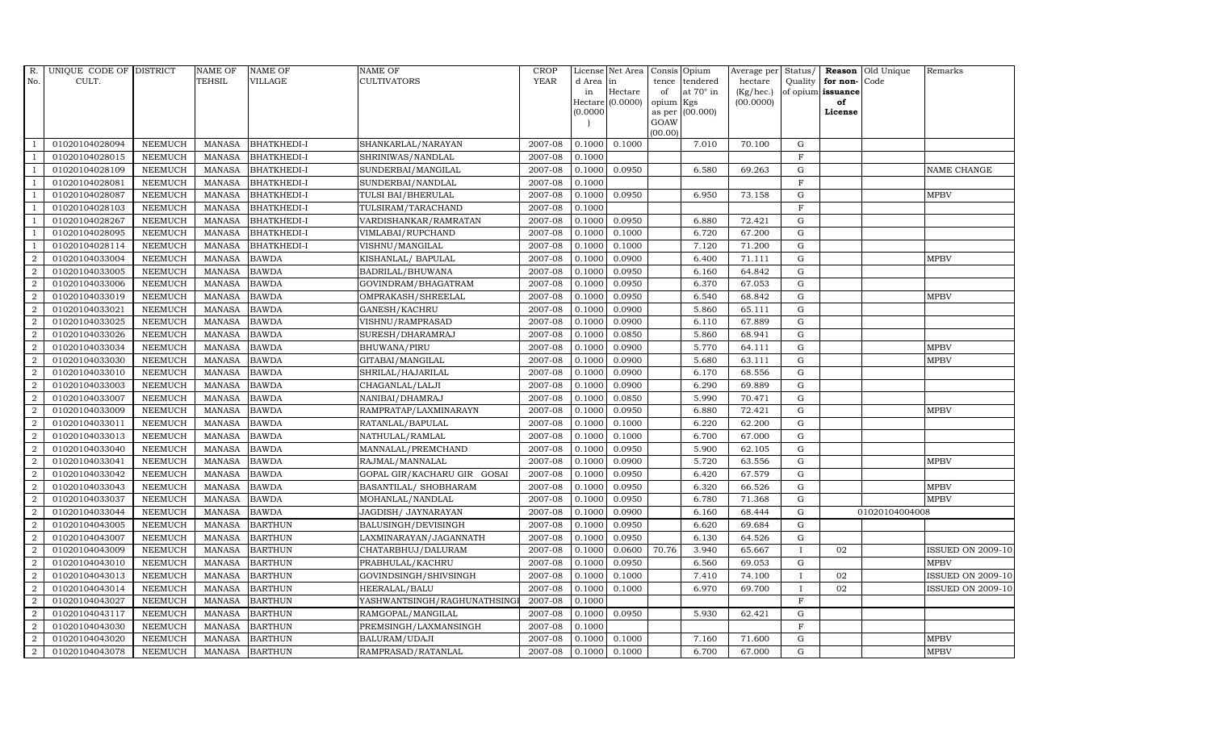| R. No. | UNIQUE CODE OF CULT. | DISTRICT | NAME OF TEHSIL | NAME OF VILLAGE | NAME OF CULTIVATORS | CROP YEAR | License d Area in Hectare (0.0000) | Net Area in Hectare (0.0000) | Consis tence of opium as per GOAW (00.00) | Opium tendered at 70° in Kgs (00.000) | Average per hectare (Kg/hec.) (00.0000) | Status/ Quality of opium | Reason for non-issuance of License | Old Unique Code | Remarks |
|---|---|---|---|---|---|---|---|---|---|---|---|---|---|---|---|
| 1 | 01020104028094 | NEEMUCH | MANASA | BHATKHEDI-I | SHANKARLAL/NARAYAN | 2007-08 | 0.1000 | 0.1000 | | 7.010 | 70.100 | G | | | |
| 1 | 01020104028015 | NEEMUCH | MANASA | BHATKHEDI-I | SHRINIWAS/NANDLAL | 2007-08 | 0.1000 | | | | | F | | | |
| 1 | 01020104028109 | NEEMUCH | MANASA | BHATKHEDI-I | SUNDERBAI/MANGILAL | 2007-08 | 0.1000 | 0.0950 | | 6.580 | 69.263 | G | | | NAME CHANGE |
| 1 | 01020104028081 | NEEMUCH | MANASA | BHATKHEDI-I | SUNDERBAI/NANDLAL | 2007-08 | 0.1000 | | | | | F | | | |
| 1 | 01020104028087 | NEEMUCH | MANASA | BHATKHEDI-I | TULSI BAI/BHERULAL | 2007-08 | 0.1000 | 0.0950 | | 6.950 | 73.158 | G | | | MPBV |
| 1 | 01020104028103 | NEEMUCH | MANASA | BHATKHEDI-I | TULSIRAM/TARACHAND | 2007-08 | 0.1000 | | | | | F | | | |
| 1 | 01020104028267 | NEEMUCH | MANASA | BHATKHEDI-I | VARDISHANKAR/RAMRATAN | 2007-08 | 0.1000 | 0.0950 | | 6.880 | 72.421 | G | | | |
| 1 | 01020104028095 | NEEMUCH | MANASA | BHATKHEDI-I | VIMLABAI/RUPCHAND | 2007-08 | 0.1000 | 0.1000 | | 6.720 | 67.200 | G | | | |
| 1 | 01020104028114 | NEEMUCH | MANASA | BHATKHEDI-I | VISHNU/MANGILAL | 2007-08 | 0.1000 | 0.1000 | | 7.120 | 71.200 | G | | | |
| 2 | 01020104033004 | NEEMUCH | MANASA | BAWDA | KISHANLAL/ BAPULAL | 2007-08 | 0.1000 | 0.0900 | | 6.400 | 71.111 | G | | | MPBV |
| 2 | 01020104033005 | NEEMUCH | MANASA | BAWDA | BADRILAL/BHUWANA | 2007-08 | 0.1000 | 0.0950 | | 6.160 | 64.842 | G | | | |
| 2 | 01020104033006 | NEEMUCH | MANASA | BAWDA | GOVINDRAM/BHAGATRAM | 2007-08 | 0.1000 | 0.0950 | | 6.370 | 67.053 | G | | | |
| 2 | 01020104033019 | NEEMUCH | MANASA | BAWDA | OMPRAKASH/SHREELAL | 2007-08 | 0.1000 | 0.0950 | | 6.540 | 68.842 | G | | | MPBV |
| 2 | 01020104033021 | NEEMUCH | MANASA | BAWDA | GANESH/KACHRU | 2007-08 | 0.1000 | 0.0900 | | 5.860 | 65.111 | G | | | |
| 2 | 01020104033025 | NEEMUCH | MANASA | BAWDA | VISHNU/RAMPRASAD | 2007-08 | 0.1000 | 0.0900 | | 6.110 | 67.889 | G | | | |
| 2 | 01020104033026 | NEEMUCH | MANASA | BAWDA | SURESH/DHARAMRAJ | 2007-08 | 0.1000 | 0.0850 | | 5.860 | 68.941 | G | | | |
| 2 | 01020104033034 | NEEMUCH | MANASA | BAWDA | BHUWANA/PIRU | 2007-08 | 0.1000 | 0.0900 | | 5.770 | 64.111 | G | | | MPBV |
| 2 | 01020104033030 | NEEMUCH | MANASA | BAWDA | GITABAI/MANGILAL | 2007-08 | 0.1000 | 0.0900 | | 5.680 | 63.111 | G | | | MPBV |
| 2 | 01020104033010 | NEEMUCH | MANASA | BAWDA | SHRILAL/HAJARILAL | 2007-08 | 0.1000 | 0.0900 | | 6.170 | 68.556 | G | | | |
| 2 | 01020104033003 | NEEMUCH | MANASA | BAWDA | CHAGANLAL/LALJI | 2007-08 | 0.1000 | 0.0900 | | 6.290 | 69.889 | G | | | |
| 2 | 01020104033007 | NEEMUCH | MANASA | BAWDA | NANIBAI/DHAMRAJ | 2007-08 | 0.1000 | 0.0850 | | 5.990 | 70.471 | G | | | |
| 2 | 01020104033009 | NEEMUCH | MANASA | BAWDA | RAMPRATAP/LAXMINARAYN | 2007-08 | 0.1000 | 0.0950 | | 6.880 | 72.421 | G | | | MPBV |
| 2 | 01020104033011 | NEEMUCH | MANASA | BAWDA | RATANLAL/BAPULAL | 2007-08 | 0.1000 | 0.1000 | | 6.220 | 62.200 | G | | | |
| 2 | 01020104033013 | NEEMUCH | MANASA | BAWDA | NATHULAL/RAMLAL | 2007-08 | 0.1000 | 0.1000 | | 6.700 | 67.000 | G | | | |
| 2 | 01020104033040 | NEEMUCH | MANASA | BAWDA | MANNALAL/PREMCHAND | 2007-08 | 0.1000 | 0.0950 | | 5.900 | 62.105 | G | | | |
| 2 | 01020104033041 | NEEMUCH | MANASA | BAWDA | RAJMAL/MANNALAL | 2007-08 | 0.1000 | 0.0900 | | 5.720 | 63.556 | G | | | MPBV |
| 2 | 01020104033042 | NEEMUCH | MANASA | BAWDA | GOPAL GIR/KACHARU GIR GOSAI | 2007-08 | 0.1000 | 0.0950 | | 6.420 | 67.579 | G | | | |
| 2 | 01020104033043 | NEEMUCH | MANASA | BAWDA | BASANTILAL/ SHOBHARAM | 2007-08 | 0.1000 | 0.0950 | | 6.320 | 66.526 | G | | | MPBV |
| 2 | 01020104033037 | NEEMUCH | MANASA | BAWDA | MOHANLAL/NANDLAL | 2007-08 | 0.1000 | 0.0950 | | 6.780 | 71.368 | G | | | MPBV |
| 2 | 01020104033044 | NEEMUCH | MANASA | BAWDA | JAGDISH/ JAYNARAYAN | 2007-08 | 0.1000 | 0.0900 | | 6.160 | 68.444 | G | | 01020104004008 | |
| 2 | 01020104043005 | NEEMUCH | MANASA | BARTHUN | BALUSINGH/DEVISINGH | 2007-08 | 0.1000 | 0.0950 | | 6.620 | 69.684 | G | | | |
| 2 | 01020104043007 | NEEMUCH | MANASA | BARTHUN | LAXMINARAYAN/JAGANNATH | 2007-08 | 0.1000 | 0.0950 | | 6.130 | 64.526 | G | | | |
| 2 | 01020104043009 | NEEMUCH | MANASA | BARTHUN | CHATARBHUJ/DALURAM | 2007-08 | 0.1000 | 0.0600 | 70.76 | 3.940 | 65.667 | I | 02 | | ISSUED ON 2009-10 |
| 2 | 01020104043010 | NEEMUCH | MANASA | BARTHUN | PRABHULAL/KACHRU | 2007-08 | 0.1000 | 0.0950 | | 6.560 | 69.053 | G | | | MPBV |
| 2 | 01020104043013 | NEEMUCH | MANASA | BARTHUN | GOVINDSINGH/SHIVSINGH | 2007-08 | 0.1000 | 0.1000 | | 7.410 | 74.100 | I | 02 | | ISSUED ON 2009-10 |
| 2 | 01020104043014 | NEEMUCH | MANASA | BARTHUN | HEERALAL/BALU | 2007-08 | 0.1000 | 0.1000 | | 6.970 | 69.700 | I | 02 | | ISSUED ON 2009-10 |
| 2 | 01020104043027 | NEEMUCH | MANASA | BARTHUN | YASHWANTSINGH/RAGHUNATHSINGH | 2007-08 | 0.1000 | | | | | F | | | |
| 2 | 01020104043117 | NEEMUCH | MANASA | BARTHUN | RAMGOPAL/MANGILAL | 2007-08 | 0.1000 | 0.0950 | | 5.930 | 62.421 | G | | | |
| 2 | 01020104043030 | NEEMUCH | MANASA | BARTHUN | PREMSINGH/LAXMANSINGH | 2007-08 | 0.1000 | | | | | F | | | |
| 2 | 01020104043020 | NEEMUCH | MANASA | BARTHUN | BALURAM/UDAJI | 2007-08 | 0.1000 | 0.1000 | | 7.160 | 71.600 | G | | | MPBV |
| 2 | 01020104043078 | NEEMUCH | MANASA | BARTHUN | RAMPRASAD/RATANLAL | 2007-08 | 0.1000 | 0.1000 | | 6.700 | 67.000 | G | | | MPBV |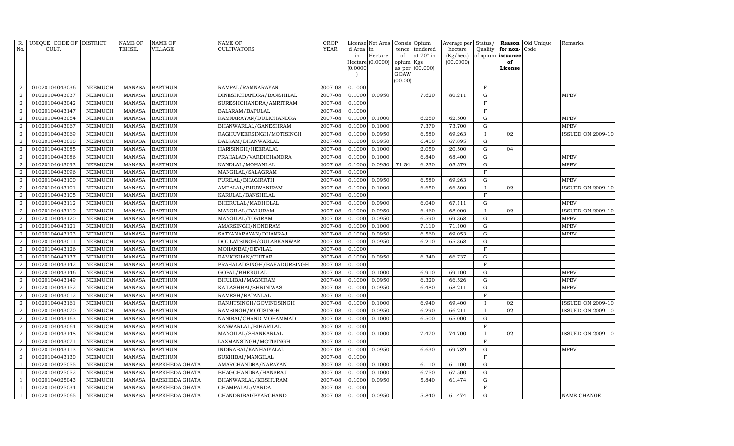| R. No. | UNIQUE CODE OF CULT. | DISTRICT | NAME OF TEHSIL | NAME OF VILLAGE | NAME OF CULTIVATORS | CROP YEAR | License d Area in Hectare (0.0000) | Net Area in Hectare (0.0000) | Consis tence of opium as per GOAW (00.00) | Opium tendered at 70° in Kgs (00.000) | Average per hectare (Kg/hec.) (00.0000) | Status/ Quality of opium | Reason for non-issuance of License | Old Unique Code | Remarks |
|---|---|---|---|---|---|---|---|---|---|---|---|---|---|---|---|
| 2 | 01020104043036 | NEEMUCH | MANASA | BARTHUN | RAMPAL/RAMNARAYAN | 2007-08 | 0.1000 | | | | | F | | | |
| 2 | 01020104043037 | NEEMUCH | MANASA | BARTHUN | DINESHCHANDRA/BANSHILAL | 2007-08 | 0.1000 | 0.0950 | | 7.620 | 80.211 | G | | | MPBV |
| 2 | 01020104043042 | NEEMUCH | MANASA | BARTHUN | SURESHCHANDRA/AMRITRAM | 2007-08 | 0.1000 | | | | | F | | | |
| 2 | 01020104043147 | NEEMUCH | MANASA | BARTHUN | BALARAM/BAPULAL | 2007-08 | 0.1000 | | | | | F | | | |
| 2 | 01020104043054 | NEEMUCH | MANASA | BARTHUN | RAMNARAYAN/DULICHANDRA | 2007-08 | 0.1000 | 0.1000 | | 6.250 | 62.500 | G | | | MPBV |
| 2 | 01020104043067 | NEEMUCH | MANASA | BARTHUN | BHANWARLAL/GANESHRAM | 2007-08 | 0.1000 | 0.1000 | | 7.370 | 73.700 | G | | | MPBV |
| 2 | 01020104043069 | NEEMUCH | MANASA | BARTHUN | RAGHUVEERSINGH/MOTISINGH | 2007-08 | 0.1000 | 0.0950 | | 6.580 | 69.263 | I | 02 | | ISSUED ON 2009-10 |
| 2 | 01020104043080 | NEEMUCH | MANASA | BARTHUN | BALRAM/BHANWARLAL | 2007-08 | 0.1000 | 0.0950 | | 6.450 | 67.895 | G | | | |
| 2 | 01020104043085 | NEEMUCH | MANASA | BARTHUN | HARISINGH/HEERALAL | 2007-08 | 0.1000 | 0.1000 | | 2.050 | 20.500 | G | 04 | | |
| 2 | 01020104043086 | NEEMUCH | MANASA | BARTHUN | PRAHALAD/VARDICHANDRA | 2007-08 | 0.1000 | 0.1000 | | 6.840 | 68.400 | G | | | MPBV |
| 2 | 01020104043093 | NEEMUCH | MANASA | BARTHUN | NANDLAL/MOHANLAL | 2007-08 | 0.1000 | 0.0950 | 71.54 | 6.230 | 65.579 | G | | | MPBV |
| 2 | 01020104043096 | NEEMUCH | MANASA | BARTHUN | MANGILAL/SALAGRAM | 2007-08 | 0.1000 | | | | | F | | | |
| 2 | 01020104043100 | NEEMUCH | MANASA | BARTHUN | PURILAL/BHAGIRATH | 2007-08 | 0.1000 | 0.0950 | | 6.580 | 69.263 | G | | | MPBV |
| 2 | 01020104043101 | NEEMUCH | MANASA | BARTHUN | AMBALAL/BHUWANIRAM | 2007-08 | 0.1000 | 0.1000 | | 6.650 | 66.500 | I | 02 | | ISSUED ON 2009-10 |
| 2 | 01020104043105 | NEEMUCH | MANASA | BARTHUN | KARULAL/BANSHILAL | 2007-08 | 0.1000 | | | | | F | | | |
| 2 | 01020104043112 | NEEMUCH | MANASA | BARTHUN | BHERULAL/MADHOLAL | 2007-08 | 0.1000 | 0.0900 | | 6.040 | 67.111 | G | | | MPBV |
| 2 | 01020104043119 | NEEMUCH | MANASA | BARTHUN | MANGILAL/DALURAM | 2007-08 | 0.1000 | 0.0950 | | 6.460 | 68.000 | I | 02 | | ISSUED ON 2009-10 |
| 2 | 01020104043120 | NEEMUCH | MANASA | BARTHUN | MANGILAL/TORIRAM | 2007-08 | 0.1000 | 0.0950 | | 6.590 | 69.368 | G | | | MPBV |
| 2 | 01020104043121 | NEEMUCH | MANASA | BARTHUN | AMARSINGH/NONDRAM | 2007-08 | 0.1000 | 0.1000 | | 7.110 | 71.100 | G | | | MPBV |
| 2 | 01020104043123 | NEEMUCH | MANASA | BARTHUN | SATYANARAYAN/DHANRAJ | 2007-08 | 0.1000 | 0.0950 | | 6.560 | 69.053 | G | | | MPBV |
| 2 | 01020104043011 | NEEMUCH | MANASA | BARTHUN | DOULATSINGH/GULABKANWAR | 2007-08 | 0.1000 | 0.0950 | | 6.210 | 65.368 | G | | | |
| 2 | 01020104043126 | NEEMUCH | MANASA | BARTHUN | MOHANBAI/DEVILAL | 2007-08 | 0.1000 | | | | | F | | | |
| 2 | 01020104043137 | NEEMUCH | MANASA | BARTHUN | RAMKISHAN/CHITAR | 2007-08 | 0.1000 | 0.0950 | | 6.340 | 66.737 | G | | | |
| 2 | 01020104043142 | NEEMUCH | MANASA | BARTHUN | PRAHALADSINGH/BAHADURSINGH | 2007-08 | 0.1000 | | | | | F | | | |
| 2 | 01020104043146 | NEEMUCH | MANASA | BARTHUN | GOPAL/BHERULAL | 2007-08 | 0.1000 | 0.1000 | | 6.910 | 69.100 | G | | | MPBV |
| 2 | 01020104043149 | NEEMUCH | MANASA | BARTHUN | BHULIBAI/MAGNIRAM | 2007-08 | 0.1000 | 0.0950 | | 6.320 | 66.526 | G | | | MPBV |
| 2 | 01020104043152 | NEEMUCH | MANASA | BARTHUN | KAILASHBAI/SHRINIWAS | 2007-08 | 0.1000 | 0.0950 | | 6.480 | 68.211 | G | | | MPBV |
| 2 | 01020104043012 | NEEMUCH | MANASA | BARTHUN | RAMESH/RATANLAL | 2007-08 | 0.1000 | | | | | F | | | |
| 2 | 01020104043161 | NEEMUCH | MANASA | BARTHUN | RANJITSINGH/GOVINDSINGH | 2007-08 | 0.1000 | 0.1000 | | 6.940 | 69.400 | I | 02 | | ISSUED ON 2009-10 |
| 2 | 01020104043070 | NEEMUCH | MANASA | BARTHUN | RAMSINGH/MOTISINGH | 2007-08 | 0.1000 | 0.0950 | | 6.290 | 66.211 | I | 02 | | ISSUED ON 2009-10 |
| 2 | 01020104043163 | NEEMUCH | MANASA | BARTHUN | NANIBAI/CHAND MOHAMMAD | 2007-08 | 0.1000 | 0.1000 | | 6.500 | 65.000 | G | | | |
| 2 | 01020104043064 | NEEMUCH | MANASA | BARTHUN | KANWARLAL/BIHARILAL | 2007-08 | 0.1000 | | | | | F | | | |
| 2 | 01020104043148 | NEEMUCH | MANASA | BARTHUN | MANGILAL/SHANKARLAL | 2007-08 | 0.1000 | 0.1000 | | 7.470 | 74.700 | I | 02 | | ISSUED ON 2009-10 |
| 2 | 01020104043071 | NEEMUCH | MANASA | BARTHUN | LAXMANSINGH/MOTISINGH | 2007-08 | 0.1000 | | | | | F | | | |
| 2 | 01020104043113 | NEEMUCH | MANASA | BARTHUN | INDIRABAI/KANHAIYALAL | 2007-08 | 0.1000 | 0.0950 | | 6.630 | 69.789 | G | | | MPBV |
| 2 | 01020104043130 | NEEMUCH | MANASA | BARTHUN | SUKHIBAI/MANGILAL | 2007-08 | 0.1000 | | | | | F | | | |
| 1 | 01020104025055 | NEEMUCH | MANASA | BARKHEDA GHATA | AMARCHANDRA/NARAYAN | 2007-08 | 0.1000 | 0.1000 | | 6.110 | 61.100 | G | | | |
| 1 | 01020104025052 | NEEMUCH | MANASA | BARKHEDA GHATA | BHAGCHANDRA/HANSRAJ | 2007-08 | 0.1000 | 0.1000 | | 6.750 | 67.500 | G | | | |
| 1 | 01020104025043 | NEEMUCH | MANASA | BARKHEDA GHATA | BHANWARLAL/KESHURAM | 2007-08 | 0.1000 | 0.0950 | | 5.840 | 61.474 | G | | | |
| 1 | 01020104025034 | NEEMUCH | MANASA | BARKHEDA GHATA | CHAMPALAL/VARDA | 2007-08 | 0.1000 | | | | | F | | | |
| 1 | 01020104025065 | NEEMUCH | MANASA | BARKHEDA GHATA | CHANDRIBAI/PYARCHAND | 2007-08 | 0.1000 | 0.0950 | | 5.840 | 61.474 | G | | | NAME CHANGE |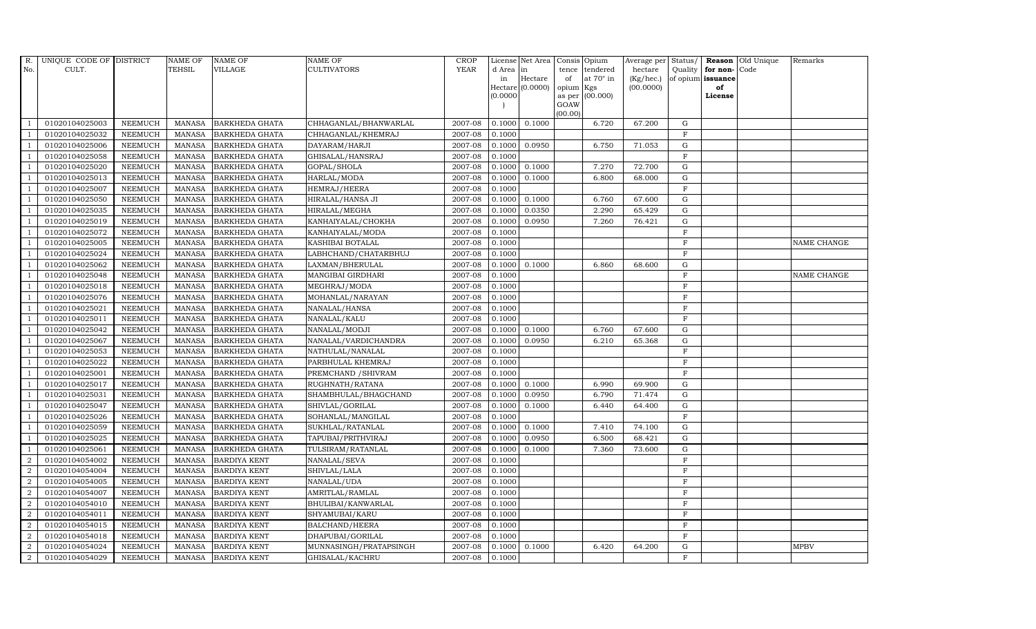| R. No. | UNIQUE CODE OF CULT. | DISTRICT | NAME OF TEHSIL | NAME OF VILLAGE | NAME OF CULTIVATORS | CROP YEAR | License d Area in Hectare (0.0000) | Net Area in Hectare (0.0000) | Consis tence of opium as per GOAW (00.00) | Opium tendered at 70° in Kgs (00.000) | Average per hectare (Kg/hec.) (00.0000) | Status/ Quality of opium | Reason for non-issuance of License | Old Unique Code | Remarks |
|---|---|---|---|---|---|---|---|---|---|---|---|---|---|---|---|
| 1 | 01020104025003 | NEEMUCH | MANASA | BARKHEDA GHATA | CHHAGANLAL/BHANWARLAL | 2007-08 | 0.1000 | 0.1000 | | 6.720 | 67.200 | G | | | |
| 1 | 01020104025032 | NEEMUCH | MANASA | BARKHEDA GHATA | CHHAGANLAL/KHEMRAJ | 2007-08 | 0.1000 | | | | | F | | | |
| 1 | 01020104025006 | NEEMUCH | MANASA | BARKHEDA GHATA | DAYARAM/HARJI | 2007-08 | 0.1000 | 0.0950 | | 6.750 | 71.053 | G | | | |
| 1 | 01020104025058 | NEEMUCH | MANASA | BARKHEDA GHATA | GHISALAL/HANSRAJ | 2007-08 | 0.1000 | | | | | F | | | |
| 1 | 01020104025020 | NEEMUCH | MANASA | BARKHEDA GHATA | GOPAL/SHOLA | 2007-08 | 0.1000 | 0.1000 | | 7.270 | 72.700 | G | | | |
| 1 | 01020104025013 | NEEMUCH | MANASA | BARKHEDA GHATA | HARLAL/MODA | 2007-08 | 0.1000 | 0.1000 | | 6.800 | 68.000 | G | | | |
| 1 | 01020104025007 | NEEMUCH | MANASA | BARKHEDA GHATA | HEMRAJ/HEERA | 2007-08 | 0.1000 | | | | | F | | | |
| 1 | 01020104025050 | NEEMUCH | MANASA | BARKHEDA GHATA | HIRALAL/HANSA JI | 2007-08 | 0.1000 | 0.1000 | | 6.760 | 67.600 | G | | | |
| 1 | 01020104025035 | NEEMUCH | MANASA | BARKHEDA GHATA | HIRALAL/MEGHA | 2007-08 | 0.1000 | 0.0350 | | 2.290 | 65.429 | G | | | |
| 1 | 01020104025019 | NEEMUCH | MANASA | BARKHEDA GHATA | KANHAIYALAL/CHOKHA | 2007-08 | 0.1000 | 0.0950 | | 7.260 | 76.421 | G | | | |
| 1 | 01020104025072 | NEEMUCH | MANASA | BARKHEDA GHATA | KANHAIYALAL/MODA | 2007-08 | 0.1000 | | | | | F | | | |
| 1 | 01020104025005 | NEEMUCH | MANASA | BARKHEDA GHATA | KASHIBAI BOTALAL | 2007-08 | 0.1000 | | | | | F | | | NAME CHANGE |
| 1 | 01020104025024 | NEEMUCH | MANASA | BARKHEDA GHATA | LABHCHAND/CHATARBHUJ | 2007-08 | 0.1000 | | | | | F | | | |
| 1 | 01020104025062 | NEEMUCH | MANASA | BARKHEDA GHATA | LAXMAN/BHERULAL | 2007-08 | 0.1000 | 0.1000 | | 6.860 | 68.600 | G | | | |
| 1 | 01020104025048 | NEEMUCH | MANASA | BARKHEDA GHATA | MANGIBAI GIRDHARI | 2007-08 | 0.1000 | | | | | F | | | NAME CHANGE |
| 1 | 01020104025018 | NEEMUCH | MANASA | BARKHEDA GHATA | MEGHRAJ/MODA | 2007-08 | 0.1000 | | | | | F | | | |
| 1 | 01020104025076 | NEEMUCH | MANASA | BARKHEDA GHATA | MOHANLAL/NARAYAN | 2007-08 | 0.1000 | | | | | F | | | |
| 1 | 01020104025021 | NEEMUCH | MANASA | BARKHEDA GHATA | NANALAL/HANSA | 2007-08 | 0.1000 | | | | | F | | | |
| 1 | 01020104025011 | NEEMUCH | MANASA | BARKHEDA GHATA | NANALAL/KALU | 2007-08 | 0.1000 | | | | | F | | | |
| 1 | 01020104025042 | NEEMUCH | MANASA | BARKHEDA GHATA | NANALAL/MODJI | 2007-08 | 0.1000 | 0.1000 | | 6.760 | 67.600 | G | | | |
| 1 | 01020104025067 | NEEMUCH | MANASA | BARKHEDA GHATA | NANALAL/VARDICHANDRA | 2007-08 | 0.1000 | 0.0950 | | 6.210 | 65.368 | G | | | |
| 1 | 01020104025053 | NEEMUCH | MANASA | BARKHEDA GHATA | NATHULAL/NANALAL | 2007-08 | 0.1000 | | | | | F | | | |
| 1 | 01020104025022 | NEEMUCH | MANASA | BARKHEDA GHATA | PARBHULAL KHEMRAJ | 2007-08 | 0.1000 | | | | | F | | | |
| 1 | 01020104025001 | NEEMUCH | MANASA | BARKHEDA GHATA | PREMCHAND /SHIVRAM | 2007-08 | 0.1000 | | | | | F | | | |
| 1 | 01020104025017 | NEEMUCH | MANASA | BARKHEDA GHATA | RUGHNATH/RATANA | 2007-08 | 0.1000 | 0.1000 | | 6.990 | 69.900 | G | | | |
| 1 | 01020104025031 | NEEMUCH | MANASA | BARKHEDA GHATA | SHAMBHULAL/BHAGCHAND | 2007-08 | 0.1000 | 0.0950 | | 6.790 | 71.474 | G | | | |
| 1 | 01020104025047 | NEEMUCH | MANASA | BARKHEDA GHATA | SHIVLAL/GORILAL | 2007-08 | 0.1000 | 0.1000 | | 6.440 | 64.400 | G | | | |
| 1 | 01020104025026 | NEEMUCH | MANASA | BARKHEDA GHATA | SOHANLAL/MANGILAL | 2007-08 | 0.1000 | | | | | F | | | |
| 1 | 01020104025059 | NEEMUCH | MANASA | BARKHEDA GHATA | SUKHLAL/RATANLAL | 2007-08 | 0.1000 | 0.1000 | | 7.410 | 74.100 | G | | | |
| 1 | 01020104025025 | NEEMUCH | MANASA | BARKHEDA GHATA | TAPUBAI/PRITHVIRAJ | 2007-08 | 0.1000 | 0.0950 | | 6.500 | 68.421 | G | | | |
| 1 | 01020104025061 | NEEMUCH | MANASA | BARKHEDA GHATA | TULSIRAM/RATANLAL | 2007-08 | 0.1000 | 0.1000 | | 7.360 | 73.600 | G | | | |
| 2 | 01020104054002 | NEEMUCH | MANASA | BARDIYA KENT | NANALAL/SEVA | 2007-08 | 0.1000 | | | | | F | | | |
| 2 | 01020104054004 | NEEMUCH | MANASA | BARDIYA KENT | SHIVLAL/LALA | 2007-08 | 0.1000 | | | | | F | | | |
| 2 | 01020104054005 | NEEMUCH | MANASA | BARDIYA KENT | NANALAL/UDA | 2007-08 | 0.1000 | | | | | F | | | |
| 2 | 01020104054007 | NEEMUCH | MANASA | BARDIYA KENT | AMRITLAL/RAMLAL | 2007-08 | 0.1000 | | | | | F | | | |
| 2 | 01020104054010 | NEEMUCH | MANASA | BARDIYA KENT | BHULIBAI/KANWARLAL | 2007-08 | 0.1000 | | | | | F | | | |
| 2 | 01020104054011 | NEEMUCH | MANASA | BARDIYA KENT | SHYAMUBAI/KARU | 2007-08 | 0.1000 | | | | | F | | | |
| 2 | 01020104054015 | NEEMUCH | MANASA | BARDIYA KENT | BALCHAND/HEERA | 2007-08 | 0.1000 | | | | | F | | | |
| 2 | 01020104054018 | NEEMUCH | MANASA | BARDIYA KENT | DHAPUBAI/GORILAL | 2007-08 | 0.1000 | | | | | F | | | |
| 2 | 01020104054024 | NEEMUCH | MANASA | BARDIYA KENT | MUNNASINGH/PRATAPSINGH | 2007-08 | 0.1000 | 0.1000 | | 6.420 | 64.200 | G | | | MPBV |
| 2 | 01020104054029 | NEEMUCH | MANASA | BARDIYA KENT | GHISALAL/KACHRU | 2007-08 | 0.1000 | | | | | F | | | |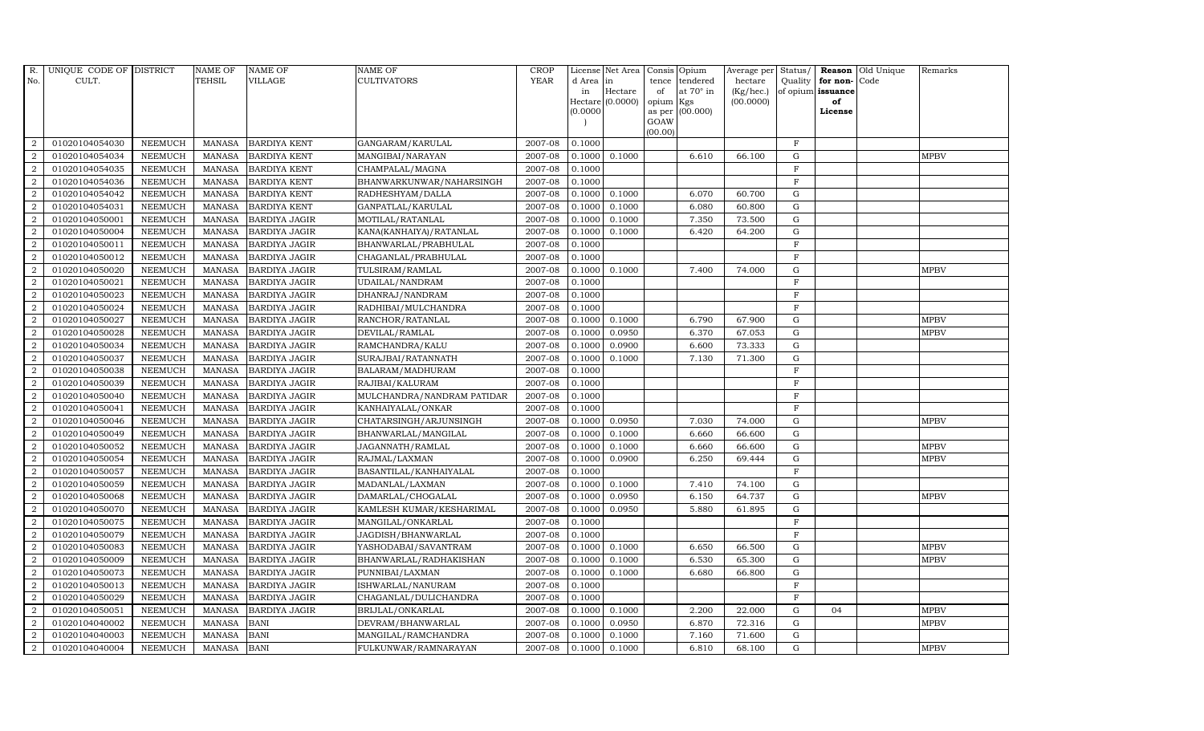| R. No. | UNIQUE CODE OF CULT. | DISTRICT | NAME OF TEHSIL | NAME OF VILLAGE | NAME OF CULTIVATORS | CROP YEAR | License d Area in Hectare (0.0000) | Net Area in Hectare (0.0000) | Consis tence of opium as per GOAW (00.00) | Opium tendered at 70° in Kgs (00.000) | Average per hectare (Kg/hec.) (00.0000) | Status/ Quality of opium | Reason for non-issuance of License | Old Unique Code | Remarks |
|---|---|---|---|---|---|---|---|---|---|---|---|---|---|---|---|
| 2 | 01020104054030 | NEEMUCH | MANASA | BARDIYA KENT | GANGARAM/KARULAL | 2007-08 | 0.1000 | | | | | F | | | |
| 2 | 01020104054034 | NEEMUCH | MANASA | BARDIYA KENT | MANGIBAI/NARAYAN | 2007-08 | 0.1000 | 0.1000 | | 6.610 | 66.100 | G | | | MPBV |
| 2 | 01020104054035 | NEEMUCH | MANASA | BARDIYA KENT | CHAMPALAL/MAGNA | 2007-08 | 0.1000 | | | | | F | | | |
| 2 | 01020104054036 | NEEMUCH | MANASA | BARDIYA KENT | BHANWARKUNWAR/NAHARSINGH | 2007-08 | 0.1000 | | | | | F | | | |
| 2 | 01020104054042 | NEEMUCH | MANASA | BARDIYA KENT | RADHESHYAM/DALLA | 2007-08 | 0.1000 | 0.1000 | | 6.070 | 60.700 | G | | | |
| 2 | 01020104054031 | NEEMUCH | MANASA | BARDIYA KENT | GANPATLAL/KARULAL | 2007-08 | 0.1000 | 0.1000 | | 6.080 | 60.800 | G | | | |
| 2 | 01020104050001 | NEEMUCH | MANASA | BARDIYA JAGIR | MOTILAL/RATANLAL | 2007-08 | 0.1000 | 0.1000 | | 7.350 | 73.500 | G | | | |
| 2 | 01020104050004 | NEEMUCH | MANASA | BARDIYA JAGIR | KANA(KANHAIYA)/RATANLAL | 2007-08 | 0.1000 | 0.1000 | | 6.420 | 64.200 | G | | | |
| 2 | 01020104050011 | NEEMUCH | MANASA | BARDIYA JAGIR | BHANWARLAL/PRABHULAL | 2007-08 | 0.1000 | | | | | F | | | |
| 2 | 01020104050012 | NEEMUCH | MANASA | BARDIYA JAGIR | CHAGANLAL/PRABHULAL | 2007-08 | 0.1000 | | | | | F | | | |
| 2 | 01020104050020 | NEEMUCH | MANASA | BARDIYA JAGIR | TULSIRAM/RAMLAL | 2007-08 | 0.1000 | 0.1000 | | 7.400 | 74.000 | G | | | MPBV |
| 2 | 01020104050021 | NEEMUCH | MANASA | BARDIYA JAGIR | UDAILAL/NANDRAM | 2007-08 | 0.1000 | | | | | F | | | |
| 2 | 01020104050023 | NEEMUCH | MANASA | BARDIYA JAGIR | DHANRAJ/NANDRAM | 2007-08 | 0.1000 | | | | | F | | | |
| 2 | 01020104050024 | NEEMUCH | MANASA | BARDIYA JAGIR | RADHIBAI/MULCHANDRA | 2007-08 | 0.1000 | | | | | F | | | |
| 2 | 01020104050027 | NEEMUCH | MANASA | BARDIYA JAGIR | RANCHOR/RATANLAL | 2007-08 | 0.1000 | 0.1000 | | 6.790 | 67.900 | G | | | MPBV |
| 2 | 01020104050028 | NEEMUCH | MANASA | BARDIYA JAGIR | DEVILAL/RAMLAL | 2007-08 | 0.1000 | 0.0950 | | 6.370 | 67.053 | G | | | MPBV |
| 2 | 01020104050034 | NEEMUCH | MANASA | BARDIYA JAGIR | RAMCHANDRA/KALU | 2007-08 | 0.1000 | 0.0900 | | 6.600 | 73.333 | G | | | |
| 2 | 01020104050037 | NEEMUCH | MANASA | BARDIYA JAGIR | SURAJBAI/RATANNATH | 2007-08 | 0.1000 | 0.1000 | | 7.130 | 71.300 | G | | | |
| 2 | 01020104050038 | NEEMUCH | MANASA | BARDIYA JAGIR | BALARAM/MADHURAM | 2007-08 | 0.1000 | | | | | F | | | |
| 2 | 01020104050039 | NEEMUCH | MANASA | BARDIYA JAGIR | RAJIBAI/KALURAM | 2007-08 | 0.1000 | | | | | F | | | |
| 2 | 01020104050040 | NEEMUCH | MANASA | BARDIYA JAGIR | MULCHANDRA/NANDRAM PATIDAR | 2007-08 | 0.1000 | | | | | F | | | |
| 2 | 01020104050041 | NEEMUCH | MANASA | BARDIYA JAGIR | KANHAIYALAL/ONKAR | 2007-08 | 0.1000 | | | | | F | | | |
| 2 | 01020104050046 | NEEMUCH | MANASA | BARDIYA JAGIR | CHATARSINGH/ARJUNSINGH | 2007-08 | 0.1000 | 0.0950 | | 7.030 | 74.000 | G | | | MPBV |
| 2 | 01020104050049 | NEEMUCH | MANASA | BARDIYA JAGIR | BHANWARLAL/MANGILAL | 2007-08 | 0.1000 | 0.1000 | | 6.660 | 66.600 | G | | | |
| 2 | 01020104050052 | NEEMUCH | MANASA | BARDIYA JAGIR | JAGANNATH/RAMLAL | 2007-08 | 0.1000 | 0.1000 | | 6.660 | 66.600 | G | | | MPBV |
| 2 | 01020104050054 | NEEMUCH | MANASA | BARDIYA JAGIR | RAJMAL/LAXMAN | 2007-08 | 0.1000 | 0.0900 | | 6.250 | 69.444 | G | | | MPBV |
| 2 | 01020104050057 | NEEMUCH | MANASA | BARDIYA JAGIR | BASANTILAL/KANHAIYALAL | 2007-08 | 0.1000 | | | | | F | | | |
| 2 | 01020104050059 | NEEMUCH | MANASA | BARDIYA JAGIR | MADANLAL/LAXMAN | 2007-08 | 0.1000 | 0.1000 | | 7.410 | 74.100 | G | | | |
| 2 | 01020104050068 | NEEMUCH | MANASA | BARDIYA JAGIR | DAMARLAL/CHOGALAL | 2007-08 | 0.1000 | 0.0950 | | 6.150 | 64.737 | G | | | MPBV |
| 2 | 01020104050070 | NEEMUCH | MANASA | BARDIYA JAGIR | KAMLESH KUMAR/KESHARIMAL | 2007-08 | 0.1000 | 0.0950 | | 5.880 | 61.895 | G | | | |
| 2 | 01020104050075 | NEEMUCH | MANASA | BARDIYA JAGIR | MANGILAL/ONKARLAL | 2007-08 | 0.1000 | | | | | F | | | |
| 2 | 01020104050079 | NEEMUCH | MANASA | BARDIYA JAGIR | JAGDISH/BHANWARLAL | 2007-08 | 0.1000 | | | | | F | | | |
| 2 | 01020104050083 | NEEMUCH | MANASA | BARDIYA JAGIR | YASHODABAI/SAVANTRAM | 2007-08 | 0.1000 | 0.1000 | | 6.650 | 66.500 | G | | | MPBV |
| 2 | 01020104050009 | NEEMUCH | MANASA | BARDIYA JAGIR | BHANWARLAL/RADHAKISHAN | 2007-08 | 0.1000 | 0.1000 | | 6.530 | 65.300 | G | | | MPBV |
| 2 | 01020104050073 | NEEMUCH | MANASA | BARDIYA JAGIR | PUNNIBAI/LAXMAN | 2007-08 | 0.1000 | 0.1000 | | 6.680 | 66.800 | G | | | |
| 2 | 01020104050013 | NEEMUCH | MANASA | BARDIYA JAGIR | ISHWARLAL/NANURAM | 2007-08 | 0.1000 | | | | | F | | | |
| 2 | 01020104050029 | NEEMUCH | MANASA | BARDIYA JAGIR | CHAGANLAL/DULICHANDRA | 2007-08 | 0.1000 | | | | | F | | | |
| 2 | 01020104050051 | NEEMUCH | MANASA | BARDIYA JAGIR | BRIJLAL/ONKARLAL | 2007-08 | 0.1000 | 0.1000 | | 2.200 | 22.000 | G | 04 | | MPBV |
| 2 | 01020104040002 | NEEMUCH | MANASA | BANI | DEVRAM/BHANWARLAL | 2007-08 | 0.1000 | 0.0950 | | 6.870 | 72.316 | G | | | MPBV |
| 2 | 01020104040003 | NEEMUCH | MANASA | BANI | MANGILAL/RAMCHANDRA | 2007-08 | 0.1000 | 0.1000 | | 7.160 | 71.600 | G | | | |
| 2 | 01020104040004 | NEEMUCH | MANASA | BANI | FULKUNWAR/RAMNARAYAN | 2007-08 | 0.1000 | 0.1000 | | 6.810 | 68.100 | G | | | MPBV |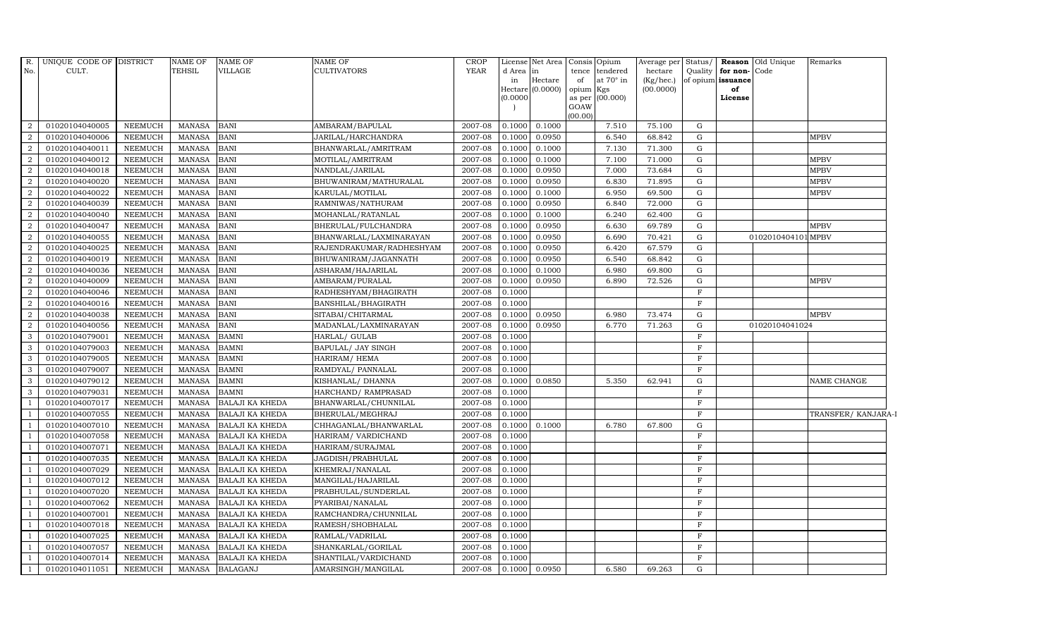| R. No. | UNIQUE CODE OF CULT. | DISTRICT | NAME OF TEHSIL | NAME OF VILLAGE | NAME OF CULTIVATORS | CROP YEAR | License d Area in Hectare (0.0000) | Net Area in Hectare (0.0000) | Consis tence of opium as per GOAW (00.00) | Opium tendered at 70° in Kgs (00.000) | Average per hectare (Kg/hec.) (00.0000) | Status/ Quality of opium | Reason for non-issuance of License | Old Unique Code | Remarks |
|---|---|---|---|---|---|---|---|---|---|---|---|---|---|---|---|
| 2 | 01020104040005 | NEEMUCH | MANASA | BANI | AMBARAM/BAPULAL | 2007-08 | 0.1000 | 0.1000 | | 7.510 | 75.100 | G | | | |
| 2 | 01020104040006 | NEEMUCH | MANASA | BANI | JARILAL/HARCHANDRA | 2007-08 | 0.1000 | 0.0950 | | 6.540 | 68.842 | G | | | MPBV |
| 2 | 01020104040011 | NEEMUCH | MANASA | BANI | BHANWARLAL/AMRITRAM | 2007-08 | 0.1000 | 0.1000 | | 7.130 | 71.300 | G | | | |
| 2 | 01020104040012 | NEEMUCH | MANASA | BANI | MOTILAL/AMRITRAM | 2007-08 | 0.1000 | 0.1000 | | 7.100 | 71.000 | G | | | MPBV |
| 2 | 01020104040018 | NEEMUCH | MANASA | BANI | NANDLAL/JARILAL | 2007-08 | 0.1000 | 0.0950 | | 7.000 | 73.684 | G | | | MPBV |
| 2 | 01020104040020 | NEEMUCH | MANASA | BANI | BHUWANIRAM/MATHURALAL | 2007-08 | 0.1000 | 0.0950 | | 6.830 | 71.895 | G | | | MPBV |
| 2 | 01020104040022 | NEEMUCH | MANASA | BANI | KARULAL/MOTILAL | 2007-08 | 0.1000 | 0.1000 | | 6.950 | 69.500 | G | | | MPBV |
| 2 | 01020104040039 | NEEMUCH | MANASA | BANI | RAMNIWAS/NATHURAM | 2007-08 | 0.1000 | 0.0950 | | 6.840 | 72.000 | G | | | |
| 2 | 01020104040040 | NEEMUCH | MANASA | BANI | MOHANLAL/RATANLAL | 2007-08 | 0.1000 | 0.1000 | | 6.240 | 62.400 | G | | | |
| 2 | 01020104040047 | NEEMUCH | MANASA | BANI | BHERULAL/FULCHANDRA | 2007-08 | 0.1000 | 0.0950 | | 6.630 | 69.789 | G | | | MPBV |
| 2 | 01020104040055 | NEEMUCH | MANASA | BANI | BHANWARLAL/LAXMINARAYAN | 2007-08 | 0.1000 | 0.0950 | | 6.690 | 70.421 | G | | 01020104040101 | MPBV |
| 2 | 01020104040025 | NEEMUCH | MANASA | BANI | RAJENDRAKUMAR/RADHESHYAM | 2007-08 | 0.1000 | 0.0950 | | 6.420 | 67.579 | G | | | |
| 2 | 01020104040019 | NEEMUCH | MANASA | BANI | BHUWANIRAM/JAGANNATH | 2007-08 | 0.1000 | 0.0950 | | 6.540 | 68.842 | G | | | |
| 2 | 01020104040036 | NEEMUCH | MANASA | BANI | ASHARAM/HAJARILAL | 2007-08 | 0.1000 | 0.1000 | | 6.980 | 69.800 | G | | | |
| 2 | 01020104040009 | NEEMUCH | MANASA | BANI | AMBARAM/PURALAL | 2007-08 | 0.1000 | 0.0950 | | 6.890 | 72.526 | G | | | MPBV |
| 2 | 01020104040046 | NEEMUCH | MANASA | BANI | RADHESHYAM/BHAGIRATH | 2007-08 | 0.1000 | | | | | F | | | |
| 2 | 01020104040016 | NEEMUCH | MANASA | BANI | BANSHILAL/BHAGIRATH | 2007-08 | 0.1000 | | | | | F | | | |
| 2 | 01020104040038 | NEEMUCH | MANASA | BANI | SITABAI/CHITARMAL | 2007-08 | 0.1000 | 0.0950 | | 6.980 | 73.474 | G | | | MPBV |
| 2 | 01020104040056 | NEEMUCH | MANASA | BANI | MADANLAL/LAXMINARAYAN | 2007-08 | 0.1000 | 0.0950 | | 6.770 | 71.263 | G | | 01020104041024 | |
| 3 | 01020104079001 | NEEMUCH | MANASA | BAMNI | HARLAL/ GULAB | 2007-08 | 0.1000 | | | | | F | | | |
| 3 | 01020104079003 | NEEMUCH | MANASA | BAMNI | BAPULAL/ JAY SINGH | 2007-08 | 0.1000 | | | | | F | | | |
| 3 | 01020104079005 | NEEMUCH | MANASA | BAMNI | HARIRAM/ HEMA | 2007-08 | 0.1000 | | | | | F | | | |
| 3 | 01020104079007 | NEEMUCH | MANASA | BAMNI | RAMDYAL/ PANNALAL | 2007-08 | 0.1000 | | | | | F | | | |
| 3 | 01020104079012 | NEEMUCH | MANASA | BAMNI | KISHANLAL/ DHANNA | 2007-08 | 0.1000 | 0.0850 | | 5.350 | 62.941 | G | | | NAME CHANGE |
| 3 | 01020104079031 | NEEMUCH | MANASA | BAMNI | HARCHAND/ RAMPRASAD | 2007-08 | 0.1000 | | | | | F | | | |
| 1 | 01020104007017 | NEEMUCH | MANASA | BALAJI KA KHEDA | BHANWARLAL/CHUNNILAL | 2007-08 | 0.1000 | | | | | F | | | |
| 1 | 01020104007055 | NEEMUCH | MANASA | BALAJI KA KHEDA | BHERULAL/MEGHRAJ | 2007-08 | 0.1000 | | | | | F | | | TRANSFER/ KANJARA-I |
| 1 | 01020104007010 | NEEMUCH | MANASA | BALAJI KA KHEDA | CHHAGANLAL/BHANWARLAL | 2007-08 | 0.1000 | 0.1000 | | 6.780 | 67.800 | G | | | |
| 1 | 01020104007058 | NEEMUCH | MANASA | BALAJI KA KHEDA | HARIRAM/ VARDICHAND | 2007-08 | 0.1000 | | | | | F | | | |
| 1 | 01020104007071 | NEEMUCH | MANASA | BALAJI KA KHEDA | HARIRAM/SURAJMAL | 2007-08 | 0.1000 | | | | | F | | | |
| 1 | 01020104007035 | NEEMUCH | MANASA | BALAJI KA KHEDA | JAGDISH/PRABHULAL | 2007-08 | 0.1000 | | | | | F | | | |
| 1 | 01020104007029 | NEEMUCH | MANASA | BALAJI KA KHEDA | KHEMRAJ/NANALAL | 2007-08 | 0.1000 | | | | | F | | | |
| 1 | 01020104007012 | NEEMUCH | MANASA | BALAJI KA KHEDA | MANGILAL/HAJARILAL | 2007-08 | 0.1000 | | | | | F | | | |
| 1 | 01020104007020 | NEEMUCH | MANASA | BALAJI KA KHEDA | PRABHULAL/SUNDERLAL | 2007-08 | 0.1000 | | | | | F | | | |
| 1 | 01020104007062 | NEEMUCH | MANASA | BALAJI KA KHEDA | PYARIBAI/NANALAL | 2007-08 | 0.1000 | | | | | F | | | |
| 1 | 01020104007001 | NEEMUCH | MANASA | BALAJI KA KHEDA | RAMCHANDRA/CHUNNILAL | 2007-08 | 0.1000 | | | | | F | | | |
| 1 | 01020104007018 | NEEMUCH | MANASA | BALAJI KA KHEDA | RAMESH/SHOBHALAL | 2007-08 | 0.1000 | | | | | F | | | |
| 1 | 01020104007025 | NEEMUCH | MANASA | BALAJI KA KHEDA | RAMLAL/VADRILAL | 2007-08 | 0.1000 | | | | | F | | | |
| 1 | 01020104007057 | NEEMUCH | MANASA | BALAJI KA KHEDA | SHANKARLAL/GORILAL | 2007-08 | 0.1000 | | | | | F | | | |
| 1 | 01020104007014 | NEEMUCH | MANASA | BALAJI KA KHEDA | SHANTILAL/VARDICHAND | 2007-08 | 0.1000 | | | | | F | | | |
| 1 | 01020104011051 | NEEMUCH | MANASA | BALAGANJ | AMARSINGH/MANGILAL | 2007-08 | 0.1000 | 0.0950 | | 6.580 | 69.263 | G | | | |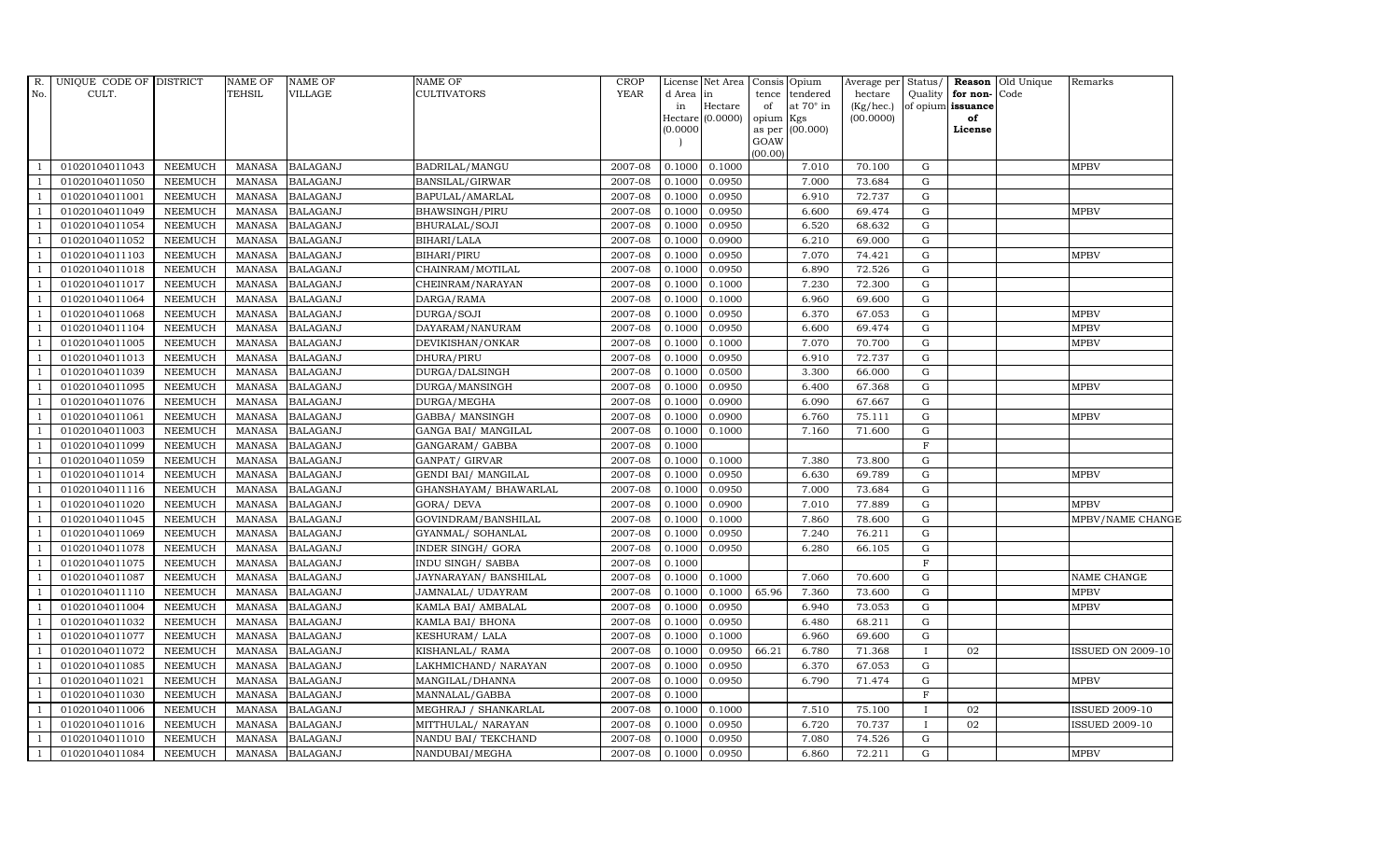| R. No. | UNIQUE CODE OF CULT. | DISTRICT | NAME OF TEHSIL | NAME OF VILLAGE | NAME OF CULTIVATORS | CROP YEAR | License d Area in Hectare (0.0000) | Net Area in Hectare (0.0000) | Consis tence of opium as per GOAW (00.00) | Opium tendered at 70° in Kgs (00.000) | Average per hectare (Kg/hec.) (00.0000) | Status/ Quality of opium | Reason for non-issuance of License | Old Unique Code | Remarks |
|---|---|---|---|---|---|---|---|---|---|---|---|---|---|---|---|
| 1 | 01020104011043 | NEEMUCH | MANASA | BALAGANJ | BADRILAL/MANGU | 2007-08 | 0.1000 | 0.1000 | | 7.010 | 70.100 | G | | | MPBV |
| 1 | 01020104011050 | NEEMUCH | MANASA | BALAGANJ | BANSILAL/GIRWAR | 2007-08 | 0.1000 | 0.0950 | | 7.000 | 73.684 | G | | | |
| 1 | 01020104011001 | NEEMUCH | MANASA | BALAGANJ | BAPULAL/AMARLAL | 2007-08 | 0.1000 | 0.0950 | | 6.910 | 72.737 | G | | | |
| 1 | 01020104011049 | NEEMUCH | MANASA | BALAGANJ | BHAWSINGH/PIRU | 2007-08 | 0.1000 | 0.0950 | | 6.600 | 69.474 | G | | | MPBV |
| 1 | 01020104011054 | NEEMUCH | MANASA | BALAGANJ | BHURALAL/SOJI | 2007-08 | 0.1000 | 0.0950 | | 6.520 | 68.632 | G | | | |
| 1 | 01020104011052 | NEEMUCH | MANASA | BALAGANJ | BIHARI/LALA | 2007-08 | 0.1000 | 0.0900 | | 6.210 | 69.000 | G | | | |
| 1 | 01020104011103 | NEEMUCH | MANASA | BALAGANJ | BIHARI/PIRU | 2007-08 | 0.1000 | 0.0950 | | 7.070 | 74.421 | G | | | MPBV |
| 1 | 01020104011018 | NEEMUCH | MANASA | BALAGANJ | CHAINRAM/MOTILAL | 2007-08 | 0.1000 | 0.0950 | | 6.890 | 72.526 | G | | | |
| 1 | 01020104011017 | NEEMUCH | MANASA | BALAGANJ | CHEINRAM/NARAYAN | 2007-08 | 0.1000 | 0.1000 | | 7.230 | 72.300 | G | | | |
| 1 | 01020104011064 | NEEMUCH | MANASA | BALAGANJ | DARGA/RAMA | 2007-08 | 0.1000 | 0.1000 | | 6.960 | 69.600 | G | | | |
| 1 | 01020104011068 | NEEMUCH | MANASA | BALAGANJ | DURGA/SOJI | 2007-08 | 0.1000 | 0.0950 | | 6.370 | 67.053 | G | | | MPBV |
| 1 | 01020104011104 | NEEMUCH | MANASA | BALAGANJ | DAYARAM/NANURAM | 2007-08 | 0.1000 | 0.0950 | | 6.600 | 69.474 | G | | | MPBV |
| 1 | 01020104011005 | NEEMUCH | MANASA | BALAGANJ | DEVIKISHAN/ONKAR | 2007-08 | 0.1000 | 0.1000 | | 7.070 | 70.700 | G | | | MPBV |
| 1 | 01020104011013 | NEEMUCH | MANASA | BALAGANJ | DHURA/PIRU | 2007-08 | 0.1000 | 0.0950 | | 6.910 | 72.737 | G | | | |
| 1 | 01020104011039 | NEEMUCH | MANASA | BALAGANJ | DURGA/DALSINGH | 2007-08 | 0.1000 | 0.0500 | | 3.300 | 66.000 | G | | | |
| 1 | 01020104011095 | NEEMUCH | MANASA | BALAGANJ | DURGA/MANSINGH | 2007-08 | 0.1000 | 0.0950 | | 6.400 | 67.368 | G | | | MPBV |
| 1 | 01020104011076 | NEEMUCH | MANASA | BALAGANJ | DURGA/MEGHA | 2007-08 | 0.1000 | 0.0900 | | 6.090 | 67.667 | G | | | |
| 1 | 01020104011061 | NEEMUCH | MANASA | BALAGANJ | GABBA/ MANSINGH | 2007-08 | 0.1000 | 0.0900 | | 6.760 | 75.111 | G | | | MPBV |
| 1 | 01020104011003 | NEEMUCH | MANASA | BALAGANJ | GANGA BAI/ MANGILAL | 2007-08 | 0.1000 | 0.1000 | | 7.160 | 71.600 | G | | | |
| 1 | 01020104011099 | NEEMUCH | MANASA | BALAGANJ | GANGARAM/ GABBA | 2007-08 | 0.1000 | | | | | F | | | |
| 1 | 01020104011059 | NEEMUCH | MANASA | BALAGANJ | GANPAT/ GIRVAR | 2007-08 | 0.1000 | 0.1000 | | 7.380 | 73.800 | G | | | |
| 1 | 01020104011014 | NEEMUCH | MANASA | BALAGANJ | GENDI BAI/ MANGILAL | 2007-08 | 0.1000 | 0.0950 | | 6.630 | 69.789 | G | | | MPBV |
| 1 | 01020104011116 | NEEMUCH | MANASA | BALAGANJ | GHANSHAYAM/ BHAWARLAL | 2007-08 | 0.1000 | 0.0950 | | 7.000 | 73.684 | G | | | |
| 1 | 01020104011020 | NEEMUCH | MANASA | BALAGANJ | GORA/ DEVA | 2007-08 | 0.1000 | 0.0900 | | 7.010 | 77.889 | G | | | MPBV |
| 1 | 01020104011045 | NEEMUCH | MANASA | BALAGANJ | GOVINDRAM/BANSHILAL | 2007-08 | 0.1000 | 0.1000 | | 7.860 | 78.600 | G | | | MPBV/NAME CHANGE |
| 1 | 01020104011069 | NEEMUCH | MANASA | BALAGANJ | GYANMAL/ SOHANLAL | 2007-08 | 0.1000 | 0.0950 | | 7.240 | 76.211 | G | | | |
| 1 | 01020104011078 | NEEMUCH | MANASA | BALAGANJ | INDER SINGH/ GORA | 2007-08 | 0.1000 | 0.0950 | | 6.280 | 66.105 | G | | | |
| 1 | 01020104011075 | NEEMUCH | MANASA | BALAGANJ | INDU SINGH/ SABBA | 2007-08 | 0.1000 | | | | | F | | | |
| 1 | 01020104011087 | NEEMUCH | MANASA | BALAGANJ | JAYNARAYAN/ BANSHILAL | 2007-08 | 0.1000 | 0.1000 | | 7.060 | 70.600 | G | | | NAME CHANGE |
| 1 | 01020104011110 | NEEMUCH | MANASA | BALAGANJ | JAMNALAL/ UDAYRAM | 2007-08 | 0.1000 | 0.1000 | 65.96 | 7.360 | 73.600 | G | | | MPBV |
| 1 | 01020104011004 | NEEMUCH | MANASA | BALAGANJ | KAMLA BAI/ AMBALAL | 2007-08 | 0.1000 | 0.0950 | | 6.940 | 73.053 | G | | | MPBV |
| 1 | 01020104011032 | NEEMUCH | MANASA | BALAGANJ | KAMLA BAI/ BHONA | 2007-08 | 0.1000 | 0.0950 | | 6.480 | 68.211 | G | | | |
| 1 | 01020104011077 | NEEMUCH | MANASA | BALAGANJ | KESHURAM/ LALA | 2007-08 | 0.1000 | 0.1000 | | 6.960 | 69.600 | G | | | |
| 1 | 01020104011072 | NEEMUCH | MANASA | BALAGANJ | KISHANLAL/ RAMA | 2007-08 | 0.1000 | 0.0950 | 66.21 | 6.780 | 71.368 | I | 02 | | ISSUED ON 2009-10 |
| 1 | 01020104011085 | NEEMUCH | MANASA | BALAGANJ | LAKHMICHAND/ NARAYAN | 2007-08 | 0.1000 | 0.0950 | | 6.370 | 67.053 | G | | | |
| 1 | 01020104011021 | NEEMUCH | MANASA | BALAGANJ | MANGILAL/DHANNA | 2007-08 | 0.1000 | 0.0950 | | 6.790 | 71.474 | G | | | MPBV |
| 1 | 01020104011030 | NEEMUCH | MANASA | BALAGANJ | MANNALAL/GABBA | 2007-08 | 0.1000 | | | | | F | | | |
| 1 | 01020104011006 | NEEMUCH | MANASA | BALAGANJ | MEGHRAJ / SHANKARLAL | 2007-08 | 0.1000 | 0.1000 | | 7.510 | 75.100 | I | 02 | | ISSUED 2009-10 |
| 1 | 01020104011016 | NEEMUCH | MANASA | BALAGANJ | MITTHULAL/ NARAYAN | 2007-08 | 0.1000 | 0.0950 | | 6.720 | 70.737 | I | 02 | | ISSUED 2009-10 |
| 1 | 01020104011010 | NEEMUCH | MANASA | BALAGANJ | NANDU BAI/ TEKCHAND | 2007-08 | 0.1000 | 0.0950 | | 7.080 | 74.526 | G | | | |
| 1 | 01020104011084 | NEEMUCH | MANASA | BALAGANJ | NANDUBAI/MEGHA | 2007-08 | 0.1000 | 0.0950 | | 6.860 | 72.211 | G | | | MPBV |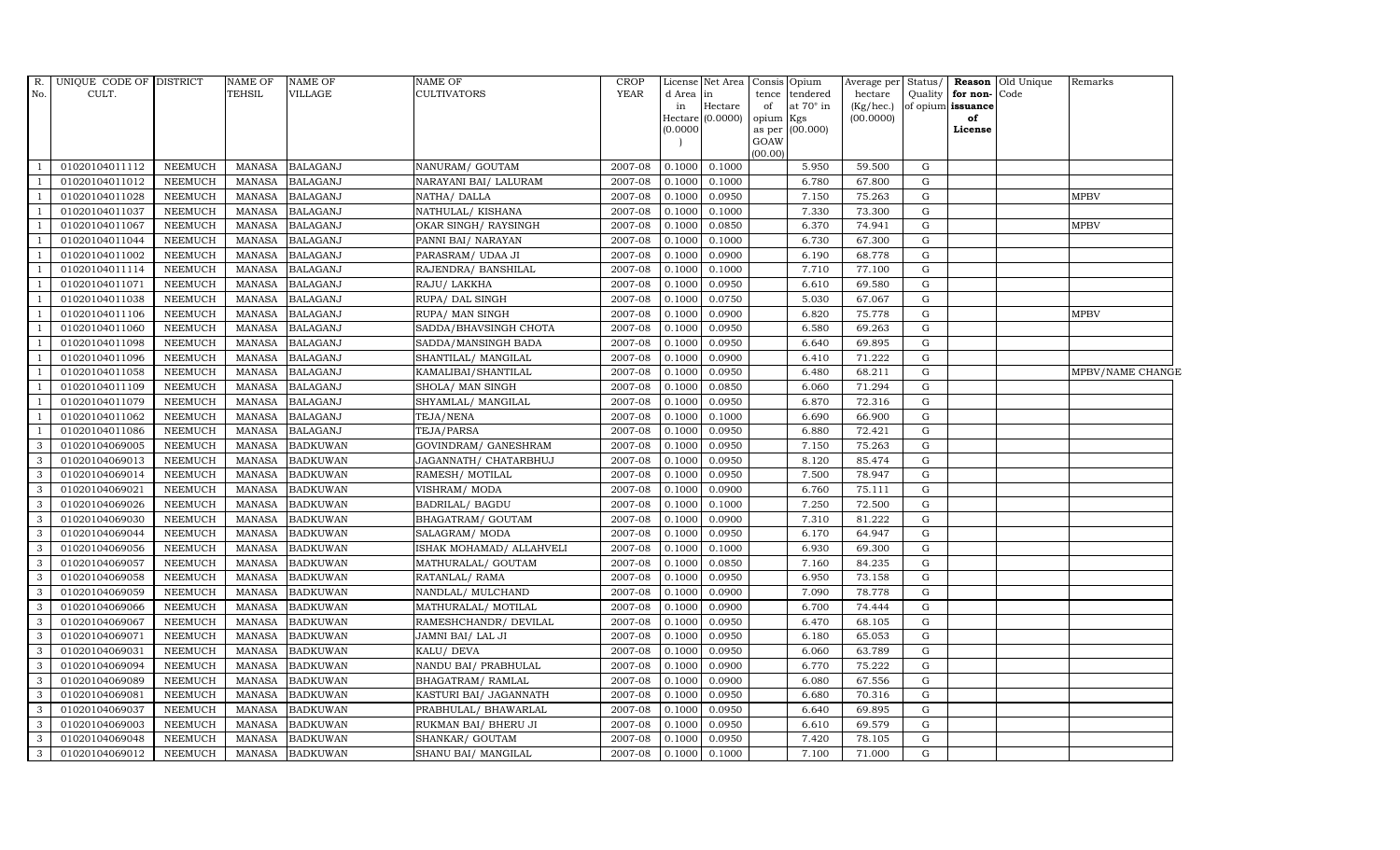| R. No. | UNIQUE CODE OF CULT. | DISTRICT | NAME OF TEHSIL | NAME OF VILLAGE | NAME OF CULTIVATORS | CROP YEAR | License d Area in Hectare (0.0000) | Net Area in Hectare (0.0000) | Consis tence of opium as per GOAW (00.00) | Opium tendered at 70° in Kgs (00.000) | Average per hectare (Kg/hec.) (00.0000) | Status/ Quality of opium | Reason for non-issuance of License | Old Unique Code | Remarks |
|---|---|---|---|---|---|---|---|---|---|---|---|---|---|---|---|
| 1 | 01020104011112 | NEEMUCH | MANASA | BALAGANJ | NANURAM/ GOUTAM | 2007-08 | 0.1000 | 0.1000 | | 5.950 | 59.500 | G | | | |
| 1 | 01020104011012 | NEEMUCH | MANASA | BALAGANJ | NARAYANI BAI/ LALURAM | 2007-08 | 0.1000 | 0.1000 | | 6.780 | 67.800 | G | | | |
| 1 | 01020104011028 | NEEMUCH | MANASA | BALAGANJ | NATHA/ DALLA | 2007-08 | 0.1000 | 0.0950 | | 7.150 | 75.263 | G | | | MPBV |
| 1 | 01020104011037 | NEEMUCH | MANASA | BALAGANJ | NATHULAL/ KISHANA | 2007-08 | 0.1000 | 0.1000 | | 7.330 | 73.300 | G | | | |
| 1 | 01020104011067 | NEEMUCH | MANASA | BALAGANJ | OKAR SINGH/ RAYSINGH | 2007-08 | 0.1000 | 0.0850 | | 6.370 | 74.941 | G | | | MPBV |
| 1 | 01020104011044 | NEEMUCH | MANASA | BALAGANJ | PANNI BAI/ NARAYAN | 2007-08 | 0.1000 | 0.1000 | | 6.730 | 67.300 | G | | | |
| 1 | 01020104011002 | NEEMUCH | MANASA | BALAGANJ | PARASRAM/ UDAA JI | 2007-08 | 0.1000 | 0.0900 | | 6.190 | 68.778 | G | | | |
| 1 | 01020104011114 | NEEMUCH | MANASA | BALAGANJ | RAJENDRA/ BANSHILAL | 2007-08 | 0.1000 | 0.1000 | | 7.710 | 77.100 | G | | | |
| 1 | 01020104011071 | NEEMUCH | MANASA | BALAGANJ | RAJU/ LAKKHA | 2007-08 | 0.1000 | 0.0950 | | 6.610 | 69.580 | G | | | |
| 1 | 01020104011038 | NEEMUCH | MANASA | BALAGANJ | RUPA/ DAL SINGH | 2007-08 | 0.1000 | 0.0750 | | 5.030 | 67.067 | G | | | |
| 1 | 01020104011106 | NEEMUCH | MANASA | BALAGANJ | RUPA/ MAN SINGH | 2007-08 | 0.1000 | 0.0900 | | 6.820 | 75.778 | G | | | MPBV |
| 1 | 01020104011060 | NEEMUCH | MANASA | BALAGANJ | SADDA/BHAVSINGH CHOTA | 2007-08 | 0.1000 | 0.0950 | | 6.580 | 69.263 | G | | | |
| 1 | 01020104011098 | NEEMUCH | MANASA | BALAGANJ | SADDA/MANSINGH BADA | 2007-08 | 0.1000 | 0.0950 | | 6.640 | 69.895 | G | | | |
| 1 | 01020104011096 | NEEMUCH | MANASA | BALAGANJ | SHANTILAL/ MANGILAL | 2007-08 | 0.1000 | 0.0900 | | 6.410 | 71.222 | G | | | |
| 1 | 01020104011058 | NEEMUCH | MANASA | BALAGANJ | KAMALIBAI/SHANTILAL | 2007-08 | 0.1000 | 0.0950 | | 6.480 | 68.211 | G | | | MPBV/NAME CHANGE |
| 1 | 01020104011109 | NEEMUCH | MANASA | BALAGANJ | SHOLA/ MAN SINGH | 2007-08 | 0.1000 | 0.0850 | | 6.060 | 71.294 | G | | | |
| 1 | 01020104011079 | NEEMUCH | MANASA | BALAGANJ | SHYAMLAL/ MANGILAL | 2007-08 | 0.1000 | 0.0950 | | 6.870 | 72.316 | G | | | |
| 1 | 01020104011062 | NEEMUCH | MANASA | BALAGANJ | TEJA/NENA | 2007-08 | 0.1000 | 0.1000 | | 6.690 | 66.900 | G | | | |
| 1 | 01020104011086 | NEEMUCH | MANASA | BALAGANJ | TEJA/PARSA | 2007-08 | 0.1000 | 0.0950 | | 6.880 | 72.421 | G | | | |
| 3 | 01020104069005 | NEEMUCH | MANASA | BADKUWAN | GOVINDRAM/ GANESHRAM | 2007-08 | 0.1000 | 0.0950 | | 7.150 | 75.263 | G | | | |
| 3 | 01020104069013 | NEEMUCH | MANASA | BADKUWAN | JAGANNATH/ CHATARBHUJ | 2007-08 | 0.1000 | 0.0950 | | 8.120 | 85.474 | G | | | |
| 3 | 01020104069014 | NEEMUCH | MANASA | BADKUWAN | RAMESH/ MOTILAL | 2007-08 | 0.1000 | 0.0950 | | 7.500 | 78.947 | G | | | |
| 3 | 01020104069021 | NEEMUCH | MANASA | BADKUWAN | VISHRAM/ MODA | 2007-08 | 0.1000 | 0.0900 | | 6.760 | 75.111 | G | | | |
| 3 | 01020104069026 | NEEMUCH | MANASA | BADKUWAN | BADRILAL/ BAGDU | 2007-08 | 0.1000 | 0.1000 | | 7.250 | 72.500 | G | | | |
| 3 | 01020104069030 | NEEMUCH | MANASA | BADKUWAN | BHAGATRAM/ GOUTAM | 2007-08 | 0.1000 | 0.0900 | | 7.310 | 81.222 | G | | | |
| 3 | 01020104069044 | NEEMUCH | MANASA | BADKUWAN | SALAGRAM/ MODA | 2007-08 | 0.1000 | 0.0950 | | 6.170 | 64.947 | G | | | |
| 3 | 01020104069056 | NEEMUCH | MANASA | BADKUWAN | ISHAK MOHAMAD/ ALLAHVELI | 2007-08 | 0.1000 | 0.1000 | | 6.930 | 69.300 | G | | | |
| 3 | 01020104069057 | NEEMUCH | MANASA | BADKUWAN | MATHURALAL/ GOUTAM | 2007-08 | 0.1000 | 0.0850 | | 7.160 | 84.235 | G | | | |
| 3 | 01020104069058 | NEEMUCH | MANASA | BADKUWAN | RATANLAL/ RAMA | 2007-08 | 0.1000 | 0.0950 | | 6.950 | 73.158 | G | | | |
| 3 | 01020104069059 | NEEMUCH | MANASA | BADKUWAN | NANDLAL/ MULCHAND | 2007-08 | 0.1000 | 0.0900 | | 7.090 | 78.778 | G | | | |
| 3 | 01020104069066 | NEEMUCH | MANASA | BADKUWAN | MATHURALAL/ MOTILAL | 2007-08 | 0.1000 | 0.0900 | | 6.700 | 74.444 | G | | | |
| 3 | 01020104069067 | NEEMUCH | MANASA | BADKUWAN | RAMESHCHANDR/ DEVILAL | 2007-08 | 0.1000 | 0.0950 | | 6.470 | 68.105 | G | | | |
| 3 | 01020104069071 | NEEMUCH | MANASA | BADKUWAN | JAMNI BAI/ LAL JI | 2007-08 | 0.1000 | 0.0950 | | 6.180 | 65.053 | G | | | |
| 3 | 01020104069031 | NEEMUCH | MANASA | BADKUWAN | KALU/ DEVA | 2007-08 | 0.1000 | 0.0950 | | 6.060 | 63.789 | G | | | |
| 3 | 01020104069094 | NEEMUCH | MANASA | BADKUWAN | NANDU BAI/ PRABHULAL | 2007-08 | 0.1000 | 0.0900 | | 6.770 | 75.222 | G | | | |
| 3 | 01020104069089 | NEEMUCH | MANASA | BADKUWAN | BHAGATRAM/ RAMLAL | 2007-08 | 0.1000 | 0.0900 | | 6.080 | 67.556 | G | | | |
| 3 | 01020104069081 | NEEMUCH | MANASA | BADKUWAN | KASTURI BAI/ JAGANNATH | 2007-08 | 0.1000 | 0.0950 | | 6.680 | 70.316 | G | | | |
| 3 | 01020104069037 | NEEMUCH | MANASA | BADKUWAN | PRABHULAL/ BHAWARLAL | 2007-08 | 0.1000 | 0.0950 | | 6.640 | 69.895 | G | | | |
| 3 | 01020104069003 | NEEMUCH | MANASA | BADKUWAN | RUKMAN BAI/ BHERU JI | 2007-08 | 0.1000 | 0.0950 | | 6.610 | 69.579 | G | | | |
| 3 | 01020104069048 | NEEMUCH | MANASA | BADKUWAN | SHANKAR/ GOUTAM | 2007-08 | 0.1000 | 0.0950 | | 7.420 | 78.105 | G | | | |
| 3 | 01020104069012 | NEEMUCH | MANASA | BADKUWAN | SHANU BAI/ MANGILAL | 2007-08 | 0.1000 | 0.1000 | | 7.100 | 71.000 | G | | | |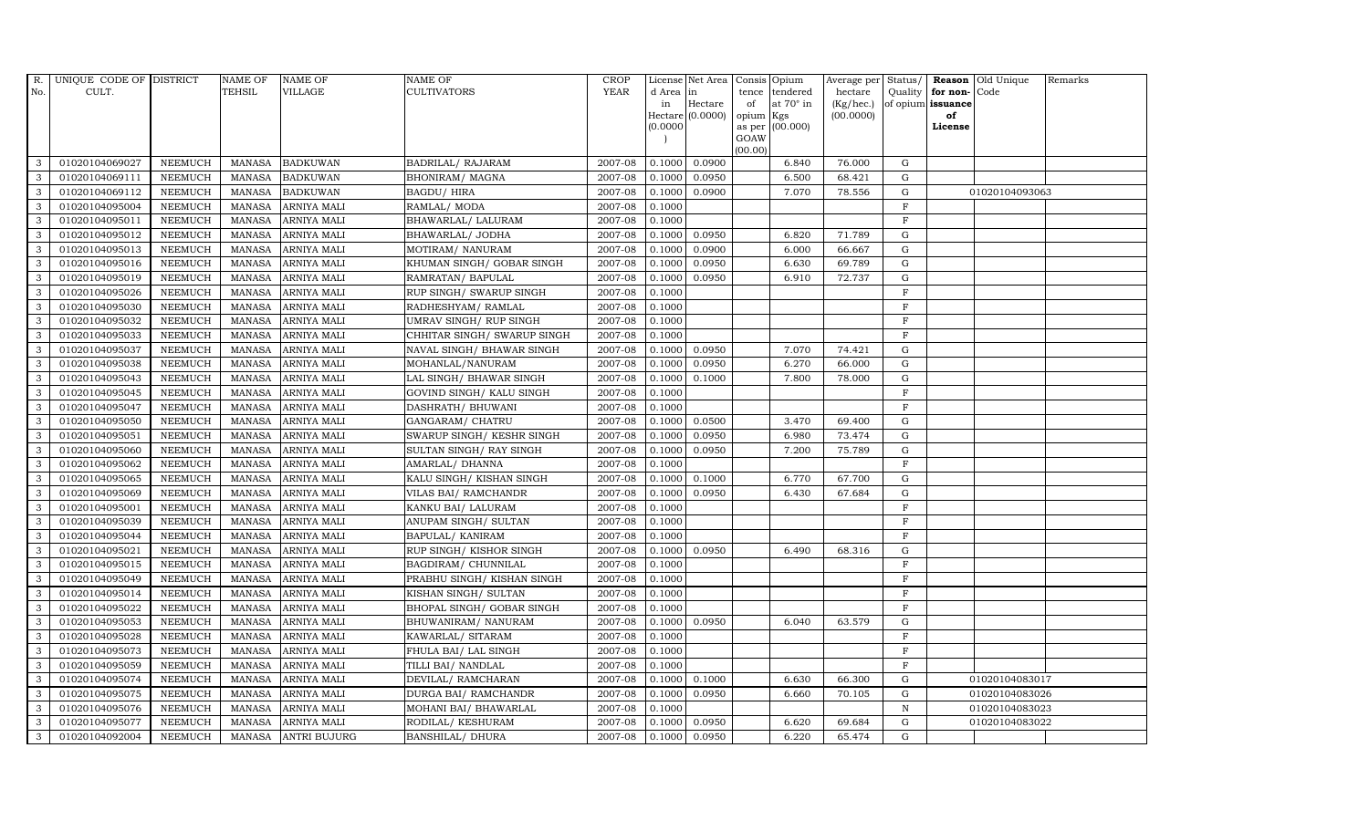| R. No. | UNIQUE CODE OF CULT. | DISTRICT | NAME OF TEHSIL | NAME OF VILLAGE | NAME OF CULTIVATORS | CROP YEAR | License d Area in Hectare (0.0000) | Net Area in Hectare (0.0000) | Consis tence of opium as per GOAW (00.00) | Opium tendered at 70° in Kgs (00.000) | Average per hectare (Kg/hec.) (00.0000) | Status/ Quality of opium | Reason for non-issuance of License | Old Unique Code | Remarks |
|---|---|---|---|---|---|---|---|---|---|---|---|---|---|---|---|
| 3 | 01020104069027 | NEEMUCH | MANASA | BADKUWAN | BADRILAL/ RAJARAM | 2007-08 | 0.1000 | 0.0900 | | 6.840 | 76.000 | G | | | |
| 3 | 01020104069111 | NEEMUCH | MANASA | BADKUWAN | BHONIRAM/ MAGNA | 2007-08 | 0.1000 | 0.0950 | | 6.500 | 68.421 | G | | | |
| 3 | 01020104069112 | NEEMUCH | MANASA | BADKUWAN | BAGDU/ HIRA | 2007-08 | 0.1000 | 0.0900 | | 7.070 | 78.556 | G | | 01020104093063 | |
| 3 | 01020104095004 | NEEMUCH | MANASA | ARNIYA MALI | RAMLAL/ MODA | 2007-08 | 0.1000 | | | | | F | | | |
| 3 | 01020104095011 | NEEMUCH | MANASA | ARNIYA MALI | BHAWARLAL/ LALURAM | 2007-08 | 0.1000 | | | | | F | | | |
| 3 | 01020104095012 | NEEMUCH | MANASA | ARNIYA MALI | BHAWARLAL/ JODHA | 2007-08 | 0.1000 | 0.0950 | | 6.820 | 71.789 | G | | | |
| 3 | 01020104095013 | NEEMUCH | MANASA | ARNIYA MALI | MOTIRAM/ NANURAM | 2007-08 | 0.1000 | 0.0900 | | 6.000 | 66.667 | G | | | |
| 3 | 01020104095016 | NEEMUCH | MANASA | ARNIYA MALI | KHUMAN SINGH/ GOBAR SINGH | 2007-08 | 0.1000 | 0.0950 | | 6.630 | 69.789 | G | | | |
| 3 | 01020104095019 | NEEMUCH | MANASA | ARNIYA MALI | RAMRATAN/ BAPULAL | 2007-08 | 0.1000 | 0.0950 | | 6.910 | 72.737 | G | | | |
| 3 | 01020104095026 | NEEMUCH | MANASA | ARNIYA MALI | RUP SINGH/ SWARUP SINGH | 2007-08 | 0.1000 | | | | | F | | | |
| 3 | 01020104095030 | NEEMUCH | MANASA | ARNIYA MALI | RADHESHYAM/ RAMLAL | 2007-08 | 0.1000 | | | | | F | | | |
| 3 | 01020104095032 | NEEMUCH | MANASA | ARNIYA MALI | UMRAV SINGH/ RUP SINGH | 2007-08 | 0.1000 | | | | | F | | | |
| 3 | 01020104095033 | NEEMUCH | MANASA | ARNIYA MALI | CHHITAR SINGH/ SWARUP SINGH | 2007-08 | 0.1000 | | | | | F | | | |
| 3 | 01020104095037 | NEEMUCH | MANASA | ARNIYA MALI | NAVAL SINGH/ BHAWAR SINGH | 2007-08 | 0.1000 | 0.0950 | | 7.070 | 74.421 | G | | | |
| 3 | 01020104095038 | NEEMUCH | MANASA | ARNIYA MALI | MOHANLAL/NANURAM | 2007-08 | 0.1000 | 0.0950 | | 6.270 | 66.000 | G | | | |
| 3 | 01020104095043 | NEEMUCH | MANASA | ARNIYA MALI | LAL SINGH/ BHAWAR SINGH | 2007-08 | 0.1000 | 0.1000 | | 7.800 | 78.000 | G | | | |
| 3 | 01020104095045 | NEEMUCH | MANASA | ARNIYA MALI | GOVIND SINGH/ KALU SINGH | 2007-08 | 0.1000 | | | | | F | | | |
| 3 | 01020104095047 | NEEMUCH | MANASA | ARNIYA MALI | DASHRATH/ BHUWANI | 2007-08 | 0.1000 | | | | | F | | | |
| 3 | 01020104095050 | NEEMUCH | MANASA | ARNIYA MALI | GANGARAM/ CHATRU | 2007-08 | 0.1000 | 0.0500 | | 3.470 | 69.400 | G | | | |
| 3 | 01020104095051 | NEEMUCH | MANASA | ARNIYA MALI | SWARUP SINGH/ KESHR SINGH | 2007-08 | 0.1000 | 0.0950 | | 6.980 | 73.474 | G | | | |
| 3 | 01020104095060 | NEEMUCH | MANASA | ARNIYA MALI | SULTAN SINGH/ RAY SINGH | 2007-08 | 0.1000 | 0.0950 | | 7.200 | 75.789 | G | | | |
| 3 | 01020104095062 | NEEMUCH | MANASA | ARNIYA MALI | AMARLAL/ DHANNA | 2007-08 | 0.1000 | | | | | F | | | |
| 3 | 01020104095065 | NEEMUCH | MANASA | ARNIYA MALI | KALU SINGH/ KISHAN SINGH | 2007-08 | 0.1000 | 0.1000 | | 6.770 | 67.700 | G | | | |
| 3 | 01020104095069 | NEEMUCH | MANASA | ARNIYA MALI | VILAS BAI/ RAMCHANDR | 2007-08 | 0.1000 | 0.0950 | | 6.430 | 67.684 | G | | | |
| 3 | 01020104095001 | NEEMUCH | MANASA | ARNIYA MALI | KANKU BAI/ LALURAM | 2007-08 | 0.1000 | | | | | F | | | |
| 3 | 01020104095039 | NEEMUCH | MANASA | ARNIYA MALI | ANUPAM SINGH/ SULTAN | 2007-08 | 0.1000 | | | | | F | | | |
| 3 | 01020104095044 | NEEMUCH | MANASA | ARNIYA MALI | BAPULAL/ KANIRAM | 2007-08 | 0.1000 | | | | | F | | | |
| 3 | 01020104095021 | NEEMUCH | MANASA | ARNIYA MALI | RUP SINGH/ KISHOR SINGH | 2007-08 | 0.1000 | 0.0950 | | 6.490 | 68.316 | G | | | |
| 3 | 01020104095015 | NEEMUCH | MANASA | ARNIYA MALI | BAGDIRAM/ CHUNNILAL | 2007-08 | 0.1000 | | | | | F | | | |
| 3 | 01020104095049 | NEEMUCH | MANASA | ARNIYA MALI | PRABHU SINGH/ KISHAN SINGH | 2007-08 | 0.1000 | | | | | F | | | |
| 3 | 01020104095014 | NEEMUCH | MANASA | ARNIYA MALI | KISHAN SINGH/ SULTAN | 2007-08 | 0.1000 | | | | | F | | | |
| 3 | 01020104095022 | NEEMUCH | MANASA | ARNIYA MALI | BHOPAL SINGH/ GOBAR SINGH | 2007-08 | 0.1000 | | | | | F | | | |
| 3 | 01020104095053 | NEEMUCH | MANASA | ARNIYA MALI | BHUWANIRAM/ NANURAM | 2007-08 | 0.1000 | 0.0950 | | 6.040 | 63.579 | G | | | |
| 3 | 01020104095028 | NEEMUCH | MANASA | ARNIYA MALI | KAWARLAL/ SITARAM | 2007-08 | 0.1000 | | | | | F | | | |
| 3 | 01020104095073 | NEEMUCH | MANASA | ARNIYA MALI | FHULA BAI/ LAL SINGH | 2007-08 | 0.1000 | | | | | F | | | |
| 3 | 01020104095059 | NEEMUCH | MANASA | ARNIYA MALI | TILLI BAI/ NANDLAL | 2007-08 | 0.1000 | | | | | F | | | |
| 3 | 01020104095074 | NEEMUCH | MANASA | ARNIYA MALI | DEVILAL/ RAMCHARAN | 2007-08 | 0.1000 | 0.1000 | | 6.630 | 66.300 | G | | 01020104083017 | |
| 3 | 01020104095075 | NEEMUCH | MANASA | ARNIYA MALI | DURGA BAI/ RAMCHANDR | 2007-08 | 0.1000 | 0.0950 | | 6.660 | 70.105 | G | | 01020104083026 | |
| 3 | 01020104095076 | NEEMUCH | MANASA | ARNIYA MALI | MOHANI BAI/ BHAWARLAL | 2007-08 | 0.1000 | | | | | N | | 01020104083023 | |
| 3 | 01020104095077 | NEEMUCH | MANASA | ARNIYA MALI | RODILAL/ KESHURAM | 2007-08 | 0.1000 | 0.0950 | | 6.620 | 69.684 | G | | 01020104083022 | |
| 3 | 01020104092004 | NEEMUCH | MANASA | ANTRI BUJURG | BANSHILAL/ DHURA | 2007-08 | 0.1000 | 0.0950 | | 6.220 | 65.474 | G | | | |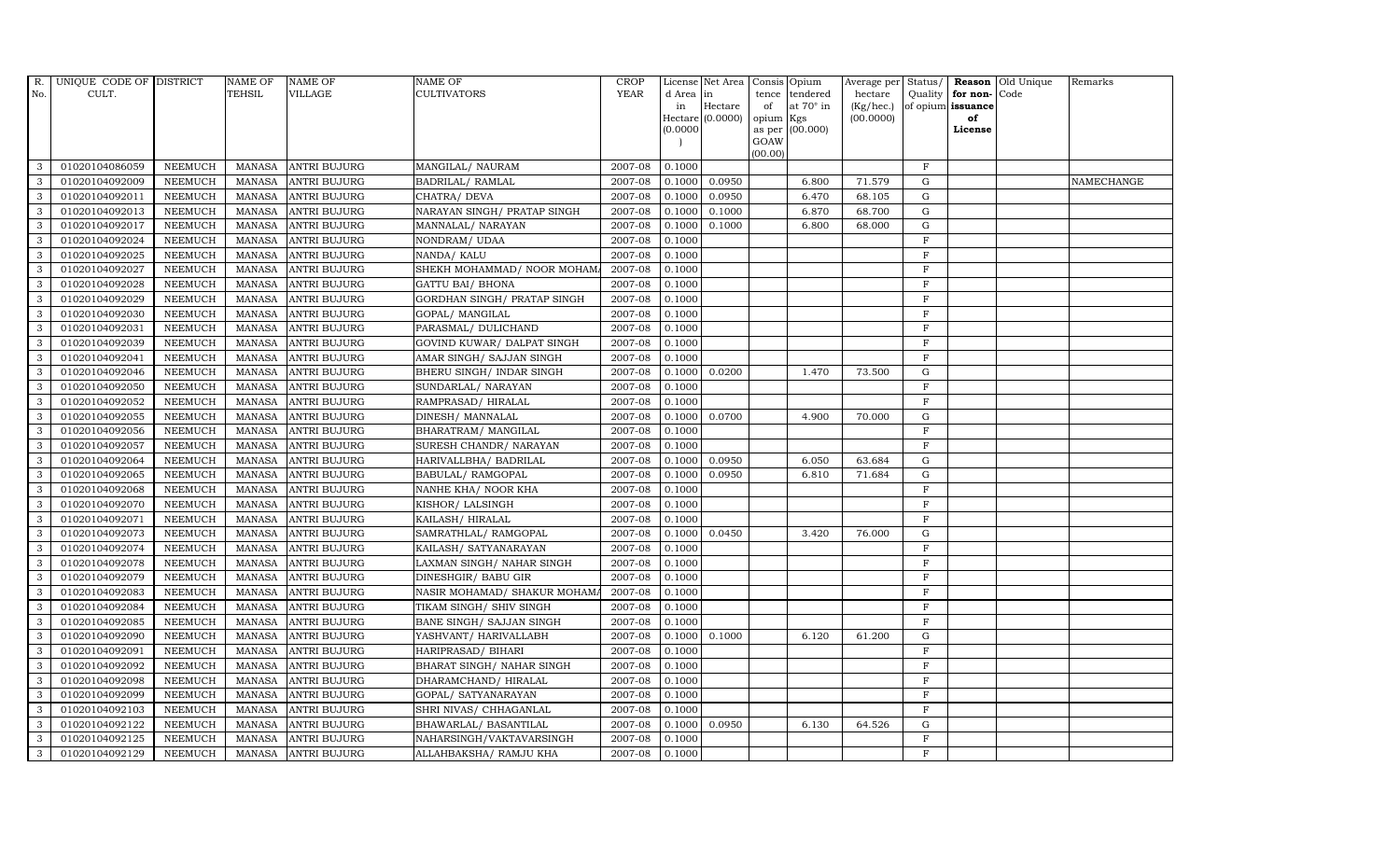| R. No. | UNIQUE CODE OF CULT. | DISTRICT | NAME OF TEHSIL | NAME OF VILLAGE | NAME OF CULTIVATORS | CROP YEAR | License d Area in Hectare (0.0000) | Net Area in Hectare (0.0000) | Consis tence of opium as per GOAW (00.00) | Opium tendered at 70° in Kgs (00.000) | Average per hectare (Kg/hec.) (00.0000) | Status/ Quality of opium | Reason for non-issuance of License | Old Unique Code | Remarks |
|---|---|---|---|---|---|---|---|---|---|---|---|---|---|---|---|
| 3 | 01020104086059 | NEEMUCH | MANASA | ANTRI BUJURG | MANGILAL/ NAURAM | 2007-08 | 0.1000 | | | | | F | | | |
| 3 | 01020104092009 | NEEMUCH | MANASA | ANTRI BUJURG | BADRILAL/ RAMLAL | 2007-08 | 0.1000 | 0.0950 | | 6.800 | 71.579 | G | | | NAMECHANGE |
| 3 | 01020104092011 | NEEMUCH | MANASA | ANTRI BUJURG | CHATRA/ DEVA | 2007-08 | 0.1000 | 0.0950 | | 6.470 | 68.105 | G | | | |
| 3 | 01020104092013 | NEEMUCH | MANASA | ANTRI BUJURG | NARAYAN SINGH/ PRATAP SINGH | 2007-08 | 0.1000 | 0.1000 | | 6.870 | 68.700 | G | | | |
| 3 | 01020104092017 | NEEMUCH | MANASA | ANTRI BUJURG | MANNALAL/ NARAYAN | 2007-08 | 0.1000 | 0.1000 | | 6.800 | 68.000 | G | | | |
| 3 | 01020104092024 | NEEMUCH | MANASA | ANTRI BUJURG | NONDRAM/ UDAA | 2007-08 | 0.1000 | | | | | F | | | |
| 3 | 01020104092025 | NEEMUCH | MANASA | ANTRI BUJURG | NANDA/ KALU | 2007-08 | 0.1000 | | | | | F | | | |
| 3 | 01020104092027 | NEEMUCH | MANASA | ANTRI BUJURG | SHEKH MOHAMMAD/ NOOR MOHAM | 2007-08 | 0.1000 | | | | | F | | | |
| 3 | 01020104092028 | NEEMUCH | MANASA | ANTRI BUJURG | GATTU BAI/ BHONA | 2007-08 | 0.1000 | | | | | F | | | |
| 3 | 01020104092029 | NEEMUCH | MANASA | ANTRI BUJURG | GORDHAN SINGH/ PRATAP SINGH | 2007-08 | 0.1000 | | | | | F | | | |
| 3 | 01020104092030 | NEEMUCH | MANASA | ANTRI BUJURG | GOPAL/ MANGILAL | 2007-08 | 0.1000 | | | | | F | | | |
| 3 | 01020104092031 | NEEMUCH | MANASA | ANTRI BUJURG | PARASMAL/ DULICHAND | 2007-08 | 0.1000 | | | | | F | | | |
| 3 | 01020104092039 | NEEMUCH | MANASA | ANTRI BUJURG | GOVIND KUWAR/ DALPAT SINGH | 2007-08 | 0.1000 | | | | | F | | | |
| 3 | 01020104092041 | NEEMUCH | MANASA | ANTRI BUJURG | AMAR SINGH/ SAJJAN SINGH | 2007-08 | 0.1000 | | | | | F | | | |
| 3 | 01020104092046 | NEEMUCH | MANASA | ANTRI BUJURG | BHERU SINGH/ INDAR SINGH | 2007-08 | 0.1000 | 0.0200 | | 1.470 | 73.500 | G | | | |
| 3 | 01020104092050 | NEEMUCH | MANASA | ANTRI BUJURG | SUNDARLAL/ NARAYAN | 2007-08 | 0.1000 | | | | | F | | | |
| 3 | 01020104092052 | NEEMUCH | MANASA | ANTRI BUJURG | RAMPRASAD/ HIRALAL | 2007-08 | 0.1000 | | | | | F | | | |
| 3 | 01020104092055 | NEEMUCH | MANASA | ANTRI BUJURG | DINESH/ MANNALAL | 2007-08 | 0.1000 | 0.0700 | | 4.900 | 70.000 | G | | | |
| 3 | 01020104092056 | NEEMUCH | MANASA | ANTRI BUJURG | BHARATRAM/ MANGILAL | 2007-08 | 0.1000 | | | | | F | | | |
| 3 | 01020104092057 | NEEMUCH | MANASA | ANTRI BUJURG | SURESH CHANDR/ NARAYAN | 2007-08 | 0.1000 | | | | | F | | | |
| 3 | 01020104092064 | NEEMUCH | MANASA | ANTRI BUJURG | HARIVALLBHA/ BADRILAL | 2007-08 | 0.1000 | 0.0950 | | 6.050 | 63.684 | G | | | |
| 3 | 01020104092065 | NEEMUCH | MANASA | ANTRI BUJURG | BABULAL/ RAMGOPAL | 2007-08 | 0.1000 | 0.0950 | | 6.810 | 71.684 | G | | | |
| 3 | 01020104092068 | NEEMUCH | MANASA | ANTRI BUJURG | NANHE KHA/ NOOR KHA | 2007-08 | 0.1000 | | | | | F | | | |
| 3 | 01020104092070 | NEEMUCH | MANASA | ANTRI BUJURG | KISHOR/ LALSINGH | 2007-08 | 0.1000 | | | | | F | | | |
| 3 | 01020104092071 | NEEMUCH | MANASA | ANTRI BUJURG | KAILASH/ HIRALAL | 2007-08 | 0.1000 | | | | | F | | | |
| 3 | 01020104092073 | NEEMUCH | MANASA | ANTRI BUJURG | SAMRATHLAL/ RAMGOPAL | 2007-08 | 0.1000 | 0.0450 | | 3.420 | 76.000 | G | | | |
| 3 | 01020104092074 | NEEMUCH | MANASA | ANTRI BUJURG | KAILASH/ SATYANARAYAN | 2007-08 | 0.1000 | | | | | F | | | |
| 3 | 01020104092078 | NEEMUCH | MANASA | ANTRI BUJURG | LAXMAN SINGH/ NAHAR SINGH | 2007-08 | 0.1000 | | | | | F | | | |
| 3 | 01020104092079 | NEEMUCH | MANASA | ANTRI BUJURG | DINESHGIR/ BABU GIR | 2007-08 | 0.1000 | | | | | F | | | |
| 3 | 01020104092083 | NEEMUCH | MANASA | ANTRI BUJURG | NASIR MOHAMAD/ SHAKUR MOHAM | 2007-08 | 0.1000 | | | | | F | | | |
| 3 | 01020104092084 | NEEMUCH | MANASA | ANTRI BUJURG | TIKAM SINGH/ SHIV SINGH | 2007-08 | 0.1000 | | | | | F | | | |
| 3 | 01020104092085 | NEEMUCH | MANASA | ANTRI BUJURG | BANE SINGH/ SAJJAN SINGH | 2007-08 | 0.1000 | | | | | F | | | |
| 3 | 01020104092090 | NEEMUCH | MANASA | ANTRI BUJURG | YASHVANT/ HARIVALLABH | 2007-08 | 0.1000 | 0.1000 | | 6.120 | 61.200 | G | | | |
| 3 | 01020104092091 | NEEMUCH | MANASA | ANTRI BUJURG | HARIPRASAD/ BIHARI | 2007-08 | 0.1000 | | | | | F | | | |
| 3 | 01020104092092 | NEEMUCH | MANASA | ANTRI BUJURG | BHARAT SINGH/ NAHAR SINGH | 2007-08 | 0.1000 | | | | | F | | | |
| 3 | 01020104092098 | NEEMUCH | MANASA | ANTRI BUJURG | DHARAMCHAND/ HIRALAL | 2007-08 | 0.1000 | | | | | F | | | |
| 3 | 01020104092099 | NEEMUCH | MANASA | ANTRI BUJURG | GOPAL/ SATYANARAYAN | 2007-08 | 0.1000 | | | | | F | | | |
| 3 | 01020104092103 | NEEMUCH | MANASA | ANTRI BUJURG | SHRI NIVAS/ CHHAGANLAL | 2007-08 | 0.1000 | | | | | F | | | |
| 3 | 01020104092122 | NEEMUCH | MANASA | ANTRI BUJURG | BHAWARLAL/ BASANTILAL | 2007-08 | 0.1000 | 0.0950 | | 6.130 | 64.526 | G | | | |
| 3 | 01020104092125 | NEEMUCH | MANASA | ANTRI BUJURG | NAHARSINGH/VAKTAVARSINGH | 2007-08 | 0.1000 | | | | | F | | | |
| 3 | 01020104092129 | NEEMUCH | MANASA | ANTRI BUJURG | ALLAHBAKSHA/ RAMJU KHA | 2007-08 | 0.1000 | | | | | F | | | |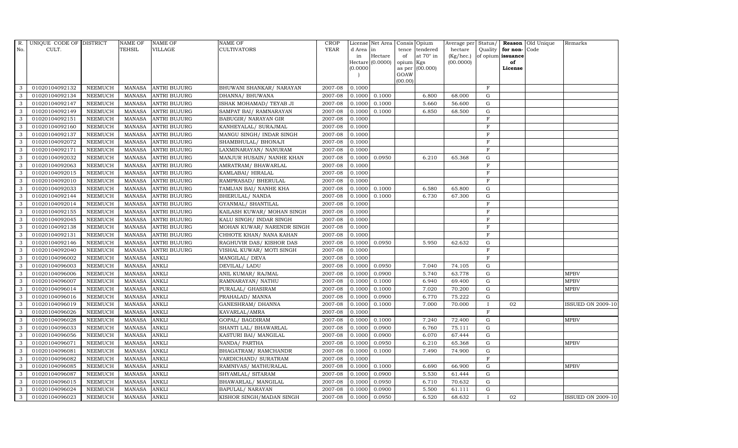| R. No. | UNIQUE CODE OF CULT. | DISTRICT | NAME OF TEHSIL | NAME OF VILLAGE | NAME OF CULTIVATORS | CROP YEAR | License d Area in Hectare (0.0000) | Net Area in Hectare (0.0000) | Consis tence of opium as per GOAW (00.00) | Opium tendered at 70° in Kgs (00.000) | Average per hectare (Kg/hec.) (00.0000) | Status/ Quality of opium | Reason for non-issuance of License | Old Unique Code | Remarks |
|---|---|---|---|---|---|---|---|---|---|---|---|---|---|---|---|
| 3 | 01020104092132 | NEEMUCH | MANASA | ANTRI BUJURG | BHUWANI SHANKAR/ NARAYAN | 2007-08 | 0.1000 | | | | | F | | | |
| 3 | 01020104092134 | NEEMUCH | MANASA | ANTRI BUJURG | DHANNA/ BHUWANA | 2007-08 | 0.1000 | 0.1000 | | 6.800 | 68.000 | G | | | |
| 3 | 01020104092147 | NEEMUCH | MANASA | ANTRI BUJURG | ISHAK MOHAMAD/ TEYAB JI | 2007-08 | 0.1000 | 0.1000 | | 5.660 | 56.600 | G | | | |
| 3 | 01020104092149 | NEEMUCH | MANASA | ANTRI BUJURG | SAMPAT BAI/ RAMNARAYAN | 2007-08 | 0.1000 | 0.1000 | | 6.850 | 68.500 | G | | | |
| 3 | 01020104092151 | NEEMUCH | MANASA | ANTRI BUJURG | BABUGIR/ NARAYAN GIR | 2007-08 | 0.1000 | | | | | F | | | |
| 3 | 01020104092160 | NEEMUCH | MANASA | ANTRI BUJURG | KANHEYALAL/ SURAJMAL | 2007-08 | 0.1000 | | | | | F | | | |
| 3 | 01020104092137 | NEEMUCH | MANASA | ANTRI BUJURG | MANGU SINGH/ INDAR SINGH | 2007-08 | 0.1000 | | | | | F | | | |
| 3 | 01020104092072 | NEEMUCH | MANASA | ANTRI BUJURG | SHAMBHULAL/ BHONAJI | 2007-08 | 0.1000 | | | | | F | | | |
| 3 | 01020104092171 | NEEMUCH | MANASA | ANTRI BUJURG | LAXMINARAYAN/ NANURAM | 2007-08 | 0.1000 | | | | | F | | | |
| 3 | 01020104092032 | NEEMUCH | MANASA | ANTRI BUJURG | MANJUR HUSAIN/ NANHE KHAN | 2007-08 | 0.1000 | 0.0950 | | 6.210 | 65.368 | G | | | |
| 3 | 01020104092063 | NEEMUCH | MANASA | ANTRI BUJURG | AMRATRAM/ BHAWARLAL | 2007-08 | 0.1000 | | | | | F | | | |
| 3 | 01020104092015 | NEEMUCH | MANASA | ANTRI BUJURG | KAMLABAI/ HIRALAL | 2007-08 | 0.1000 | | | | | F | | | |
| 3 | 01020104092010 | NEEMUCH | MANASA | ANTRI BUJURG | RAMPRASAD/ BHERULAL | 2007-08 | 0.1000 | | | | | F | | | |
| 3 | 01020104092033 | NEEMUCH | MANASA | ANTRI BUJURG | TAMIJAN BAI/ NANHE KHA | 2007-08 | 0.1000 | 0.1000 | | 6.580 | 65.800 | G | | | |
| 3 | 01020104092144 | NEEMUCH | MANASA | ANTRI BUJURG | BHERULAL/ NANDA | 2007-08 | 0.1000 | 0.1000 | | 6.730 | 67.300 | G | | | |
| 3 | 01020104092014 | NEEMUCH | MANASA | ANTRI BUJURG | GYANMAL/ SHANTILAL | 2007-08 | 0.1000 | | | | | F | | | |
| 3 | 01020104092155 | NEEMUCH | MANASA | ANTRI BUJURG | KAILASH KUWAR/ MOHAN SINGH | 2007-08 | 0.1000 | | | | | F | | | |
| 3 | 01020104092045 | NEEMUCH | MANASA | ANTRI BUJURG | KALU SINGH/ INDAR SINGH | 2007-08 | 0.1000 | | | | | F | | | |
| 3 | 01020104092138 | NEEMUCH | MANASA | ANTRI BUJURG | MOHAN KUWAR/ NARENDR SINGH | 2007-08 | 0.1000 | | | | | F | | | |
| 3 | 01020104092131 | NEEMUCH | MANASA | ANTRI BUJURG | CHHOTE KHAN/ NANA KAHAN | 2007-08 | 0.1000 | | | | | F | | | |
| 3 | 01020104092146 | NEEMUCH | MANASA | ANTRI BUJURG | RAGHUVIR DAS/ KISHOR DAS | 2007-08 | 0.1000 | 0.0950 | | 5.950 | 62.632 | G | | | |
| 3 | 01020104092040 | NEEMUCH | MANASA | ANTRI BUJURG | VISHAL KUWAR/ MOTI SINGH | 2007-08 | 0.1000 | | | | | F | | | |
| 3 | 01020104096002 | NEEMUCH | MANASA | ANKLI | MANGILAL/ DEVA | 2007-08 | 0.1000 | | | | | F | | | |
| 3 | 01020104096003 | NEEMUCH | MANASA | ANKLI | DEVILAL/ LADU | 2007-08 | 0.1000 | 0.0950 | | 7.040 | 74.105 | G | | | |
| 3 | 01020104096006 | NEEMUCH | MANASA | ANKLI | ANIL KUMAR/ RAJMAL | 2007-08 | 0.1000 | 0.0900 | | 5.740 | 63.778 | G | | | MPBV |
| 3 | 01020104096007 | NEEMUCH | MANASA | ANKLI | RAMNARAYAN/ NATHU | 2007-08 | 0.1000 | 0.1000 | | 6.940 | 69.400 | G | | | MPBV |
| 3 | 01020104096014 | NEEMUCH | MANASA | ANKLI | PURALAL/ GHASIRAM | 2007-08 | 0.1000 | 0.1000 | | 7.020 | 70.200 | G | | | MPBV |
| 3 | 01020104096016 | NEEMUCH | MANASA | ANKLI | PRAHALAD/ MANNA | 2007-08 | 0.1000 | 0.0900 | | 6.770 | 75.222 | G | | | |
| 3 | 01020104096019 | NEEMUCH | MANASA | ANKLI | GANESHRAM/ DHANNA | 2007-08 | 0.1000 | 0.1000 | | 7.000 | 70.000 | I | 02 | | ISSUED ON 2009-10 |
| 3 | 01020104096026 | NEEMUCH | MANASA | ANKLI | KAVARLAL/AMRA | 2007-08 | 0.1000 | | | | | F | | | |
| 3 | 01020104096028 | NEEMUCH | MANASA | ANKLI | GOPAL/ BAGDIRAM | 2007-08 | 0.1000 | 0.1000 | | 7.240 | 72.400 | G | | | MPBV |
| 3 | 01020104096033 | NEEMUCH | MANASA | ANKLI | SHANTI LAL/ BHAWARLAL | 2007-08 | 0.1000 | 0.0900 | | 6.760 | 75.111 | G | | | |
| 3 | 01020104096056 | NEEMUCH | MANASA | ANKLI | KASTURI BAI/ MANGILAL | 2007-08 | 0.1000 | 0.0900 | | 6.070 | 67.444 | G | | | |
| 3 | 01020104096071 | NEEMUCH | MANASA | ANKLI | NANDA/ PARTHA | 2007-08 | 0.1000 | 0.0950 | | 6.210 | 65.368 | G | | | MPBV |
| 3 | 01020104096081 | NEEMUCH | MANASA | ANKLI | BHAGATRAM/ RAMCHANDR | 2007-08 | 0.1000 | 0.1000 | | 7.490 | 74.900 | G | | | |
| 3 | 01020104096082 | NEEMUCH | MANASA | ANKLI | VARDICHAND/ SURATRAM | 2007-08 | 0.1000 | | | | | F | | | |
| 3 | 01020104096085 | NEEMUCH | MANASA | ANKLI | RAMNIVAS/ MATHURALAL | 2007-08 | 0.1000 | 0.1000 | | 6.690 | 66.900 | G | | | MPBV |
| 3 | 01020104096087 | NEEMUCH | MANASA | ANKLI | SHYAMLAL/ SITARAM | 2007-08 | 0.1000 | 0.0900 | | 5.530 | 61.444 | G | | | |
| 3 | 01020104096015 | NEEMUCH | MANASA | ANKLI | BHAWARLAL/ MANGILAL | 2007-08 | 0.1000 | 0.0950 | | 6.710 | 70.632 | G | | | |
| 3 | 01020104096024 | NEEMUCH | MANASA | ANKLI | BAPULAL/ NARAYAN | 2007-08 | 0.1000 | 0.0900 | | 5.500 | 61.111 | G | | | |
| 3 | 01020104096023 | NEEMUCH | MANASA | ANKLI | KISHOR SINGH/MADAN SINGH | 2007-08 | 0.1000 | 0.0950 | | 6.520 | 68.632 | I | 02 | | ISSUED ON 2009-10 |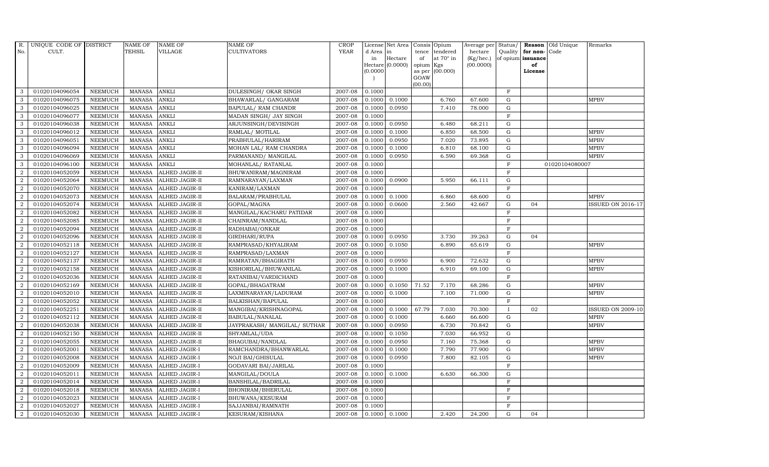| R. No. | UNIQUE CODE OF CULT. | DISTRICT | NAME OF TEHSIL | NAME OF VILLAGE | NAME OF CULTIVATORS | CROP YEAR | License d Area in Hectare (0.0000) | Net Area in Hectare (0.0000) | Consis tence of opium as per GOAW (00.00) | Opium tendered at 70° in Kgs (00.000) | Average per hectare (Kg/hec.) (00.0000) | Status/ Quality of opium | Reason for non-issuance of License | Old Unique Code | Remarks |
|---|---|---|---|---|---|---|---|---|---|---|---|---|---|---|---|
| 3 | 01020104096054 | NEEMUCH | MANASA | ANKLI | DULESINGH/ OKAR SINGH | 2007-08 | 0.1000 | | | | | F | | | |
| 3 | 01020104096075 | NEEMUCH | MANASA | ANKLI | BHAWARLAL/ GANGARAM | 2007-08 | 0.1000 | 0.1000 | | 6.760 | 67.600 | G | | | MPBV |
| 3 | 01020104096025 | NEEMUCH | MANASA | ANKLI | BAPULAL/ RAM CHANDR | 2007-08 | 0.1000 | 0.0950 | | 7.410 | 78.000 | G | | | |
| 3 | 01020104096077 | NEEMUCH | MANASA | ANKLI | MADAN SINGH/ JAY SINGH | 2007-08 | 0.1000 | | | | | F | | | |
| 3 | 01020104096038 | NEEMUCH | MANASA | ANKLI | ARJUNSINGH/DEVISINGH | 2007-08 | 0.1000 | 0.0950 | | 6.480 | 68.211 | G | | | |
| 3 | 01020104096012 | NEEMUCH | MANASA | ANKLI | RAMLAL/ MOTILAL | 2007-08 | 0.1000 | 0.1000 | | 6.850 | 68.500 | G | | | MPBV |
| 3 | 01020104096051 | NEEMUCH | MANASA | ANKLI | PRABHULAL/HARIRAM | 2007-08 | 0.1000 | 0.0950 | | 7.020 | 73.895 | G | | | MPBV |
| 3 | 01020104096094 | NEEMUCH | MANASA | ANKLI | MOHAN LAL/ RAM CHANDRA | 2007-08 | 0.1000 | 0.1000 | | 6.810 | 68.100 | G | | | MPBV |
| 3 | 01020104096069 | NEEMUCH | MANASA | ANKLI | PARMANAND/ MANGILAL | 2007-08 | 0.1000 | 0.0950 | | 6.590 | 69.368 | G | | | MPBV |
| 3 | 01020104096100 | NEEMUCH | MANASA | ANKLI | MOHANLAL/ RATANLAL | 2007-08 | 0.1000 | | | | | F | | 01020104080007 | |
| 2 | 01020104052059 | NEEMUCH | MANASA | ALHED JAGIR-II | BHUWANIRAM/MAGNIRAM | 2007-08 | 0.1000 | | | | | F | | | |
| 2 | 01020104052064 | NEEMUCH | MANASA | ALHED JAGIR-II | RAMNARAYAN/LAXMAN | 2007-08 | 0.1000 | 0.0900 | | 5.950 | 66.111 | G | | | |
| 2 | 01020104052070 | NEEMUCH | MANASA | ALHED JAGIR-II | KANIRAM/LAXMAN | 2007-08 | 0.1000 | | | | | F | | | |
| 2 | 01020104052073 | NEEMUCH | MANASA | ALHED JAGIR-II | BALARAM/PRABHULAL | 2007-08 | 0.1000 | 0.1000 | | 6.860 | 68.600 | G | | | MPBV |
| 2 | 01020104052074 | NEEMUCH | MANASA | ALHED JAGIR-II | GOPAL/MAGNA | 2007-08 | 0.1000 | 0.0600 | | 2.560 | 42.667 | G | 04 | | ISSUED ON 2016-17 |
| 2 | 01020104052082 | NEEMUCH | MANASA | ALHED JAGIR-II | MANGILAL/KACHARU PATIDAR | 2007-08 | 0.1000 | | | | | F | | | |
| 2 | 01020104052085 | NEEMUCH | MANASA | ALHED JAGIR-II | CHAINRAM/NANDLAL | 2007-08 | 0.1000 | | | | | F | | | |
| 2 | 01020104052094 | NEEMUCH | MANASA | ALHED JAGIR-II | RADHABAI/ONKAR | 2007-08 | 0.1000 | | | | | F | | | |
| 2 | 01020104052096 | NEEMUCH | MANASA | ALHED JAGIR-II | GIRDHARI/RUPA | 2007-08 | 0.1000 | 0.0950 | | 3.730 | 39.263 | G | 04 | | |
| 2 | 01020104052118 | NEEMUCH | MANASA | ALHED JAGIR-II | RAMPRASAD/KHYALIRAM | 2007-08 | 0.1000 | 0.1050 | | 6.890 | 65.619 | G | | | MPBV |
| 2 | 01020104052127 | NEEMUCH | MANASA | ALHED JAGIR-II | RAMPRASAD/LAXMAN | 2007-08 | 0.1000 | | | | | F | | | |
| 2 | 01020104052137 | NEEMUCH | MANASA | ALHED JAGIR-II | RAMRATAN/BHAGIRATH | 2007-08 | 0.1000 | 0.0950 | | 6.900 | 72.632 | G | | | MPBV |
| 2 | 01020104052158 | NEEMUCH | MANASA | ALHED JAGIR-II | KISHORILAL/BHUWANILAL | 2007-08 | 0.1000 | 0.1000 | | 6.910 | 69.100 | G | | | MPBV |
| 2 | 01020104052036 | NEEMUCH | MANASA | ALHED JAGIR-II | RATANIBAI/VARDICHAND | 2007-08 | 0.1000 | | | | | F | | | |
| 2 | 01020104052169 | NEEMUCH | MANASA | ALHED JAGIR-II | GOPAL/BHAGATRAM | 2007-08 | 0.1000 | 0.1050 | 71.52 | 7.170 | 68.286 | G | | | MPBV |
| 2 | 01020104052010 | NEEMUCH | MANASA | ALHED JAGIR-II | LAXMINARAYAN/LADURAM | 2007-08 | 0.1000 | 0.1000 | | 7.100 | 71.000 | G | | | MPBV |
| 2 | 01020104052052 | NEEMUCH | MANASA | ALHED JAGIR-II | BALKISHAN/BAPULAL | 2007-08 | 0.1000 | | | | | F | | | |
| 2 | 01020104052251 | NEEMUCH | MANASA | ALHED JAGIR-II | MANGIBAI/KRISHNAGOPAL | 2007-08 | 0.1000 | 0.1000 | 67.79 | 7.030 | 70.300 | I | 02 | | ISSUED ON 2009-10 |
| 2 | 01020104052112 | NEEMUCH | MANASA | ALHED JAGIR-II | BABULAL/NANALAL | 2007-08 | 0.1000 | 0.1000 | | 6.660 | 66.600 | G | | | MPBV |
| 2 | 01020104052038 | NEEMUCH | MANASA | ALHED JAGIR-II | JAYPRAKASH/ MANGILAL/ SUTHAR | 2007-08 | 0.1000 | 0.0950 | | 6.730 | 70.842 | G | | | MPBV |
| 2 | 01020104052150 | NEEMUCH | MANASA | ALHED JAGIR-II | SHYAMLAL/UDA | 2007-08 | 0.1000 | 0.1050 | | 7.030 | 66.952 | G | | | |
| 2 | 01020104052055 | NEEMUCH | MANASA | ALHED JAGIR-II | BHAGUBAI/NANDLAL | 2007-08 | 0.1000 | 0.0950 | | 7.160 | 75.368 | G | | | MPBV |
| 2 | 01020104052001 | NEEMUCH | MANASA | ALHED JAGIR-I | RAMCHANDRA/BHANWARLAL | 2007-08 | 0.1000 | 0.1000 | | 7.790 | 77.900 | G | | | MPBV |
| 2 | 01020104052008 | NEEMUCH | MANASA | ALHED JAGIR-I | NOJI BAI/GHISULAL | 2007-08 | 0.1000 | 0.0950 | | 7.800 | 82.105 | G | | | MPBV |
| 2 | 01020104052009 | NEEMUCH | MANASA | ALHED JAGIR-I | GODAVARI BAI/JARILAL | 2007-08 | 0.1000 | | | | | F | | | |
| 2 | 01020104052011 | NEEMUCH | MANASA | ALHED JAGIR-I | MANGILAL/DOULA | 2007-08 | 0.1000 | 0.1000 | | 6.630 | 66.300 | G | | | |
| 2 | 01020104052014 | NEEMUCH | MANASA | ALHED JAGIR-I | BANSHILAL/BADRILAL | 2007-08 | 0.1000 | | | | | F | | | |
| 2 | 01020104052018 | NEEMUCH | MANASA | ALHED JAGIR-I | BHONIRAM/BHERULAL | 2007-08 | 0.1000 | | | | | F | | | |
| 2 | 01020104052023 | NEEMUCH | MANASA | ALHED JAGIR-I | BHUWANA/KESURAM | 2007-08 | 0.1000 | | | | | F | | | |
| 2 | 01020104052027 | NEEMUCH | MANASA | ALHED JAGIR-I | SAJJANBAI/RAMNATH | 2007-08 | 0.1000 | | | | | F | | | |
| 2 | 01020104052030 | NEEMUCH | MANASA | ALHED JAGIR-I | KESURAM/KISHANA | 2007-08 | 0.1000 | 0.1000 | | 2.420 | 24.200 | G | 04 | | |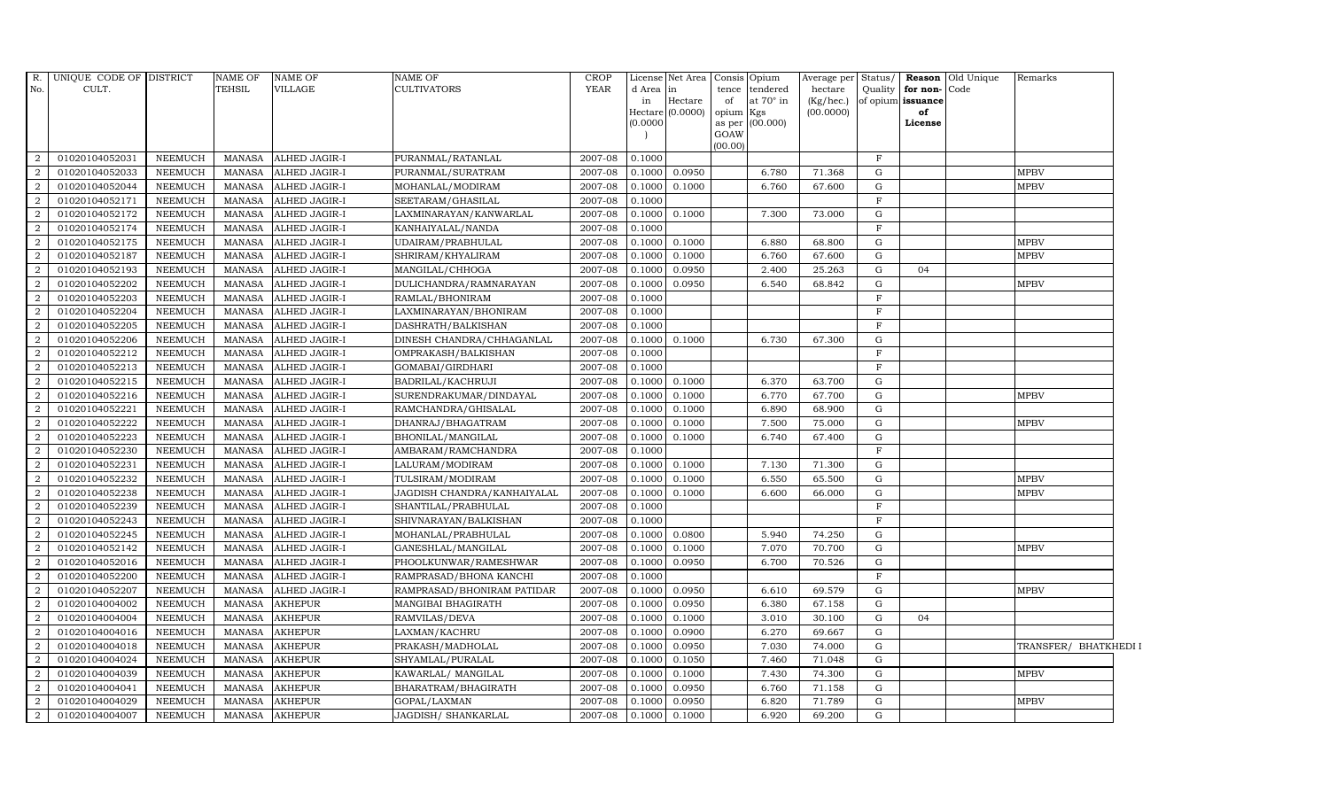| R. No. | UNIQUE CODE OF CULT. | DISTRICT | NAME OF TEHSIL | NAME OF VILLAGE | NAME OF CULTIVATORS | CROP YEAR | License d Area in Hectare (0.0000) | Net Area in Hectare (0.0000) | Consis tence of opium as per GOAW (00.00) | Opium tendered at 70° in Kgs (00.000) | Average per hectare (Kg/hec.) (00.0000) | Status/ Quality of opium | Reason for non-issuance of License | Old Unique Code | Remarks |
|---|---|---|---|---|---|---|---|---|---|---|---|---|---|---|---|
| 2 | 01020104052031 | NEEMUCH | MANASA | ALHED JAGIR-I | PURANMAL/RATANLAL | 2007-08 | 0.1000 | | | | | F | | | |
| 2 | 01020104052033 | NEEMUCH | MANASA | ALHED JAGIR-I | PURANMAL/SURATRAM | 2007-08 | 0.1000 | 0.0950 | | 6.780 | 71.368 | G | | | MPBV |
| 2 | 01020104052044 | NEEMUCH | MANASA | ALHED JAGIR-I | MOHANLAL/MODIRAM | 2007-08 | 0.1000 | 0.1000 | | 6.760 | 67.600 | G | | | MPBV |
| 2 | 01020104052171 | NEEMUCH | MANASA | ALHED JAGIR-I | SEETARAM/GHASILAL | 2007-08 | 0.1000 | | | | | F | | | |
| 2 | 01020104052172 | NEEMUCH | MANASA | ALHED JAGIR-I | LAXMINARAYAN/KANWARLAL | 2007-08 | 0.1000 | 0.1000 | | 7.300 | 73.000 | G | | | |
| 2 | 01020104052174 | NEEMUCH | MANASA | ALHED JAGIR-I | KANHAIYALAL/NANDA | 2007-08 | 0.1000 | | | | | F | | | |
| 2 | 01020104052175 | NEEMUCH | MANASA | ALHED JAGIR-I | UDAIRAM/PRABHULAL | 2007-08 | 0.1000 | 0.1000 | | 6.880 | 68.800 | G | | | MPBV |
| 2 | 01020104052187 | NEEMUCH | MANASA | ALHED JAGIR-I | SHRIRAM/KHYALIRAM | 2007-08 | 0.1000 | 0.1000 | | 6.760 | 67.600 | G | | | MPBV |
| 2 | 01020104052193 | NEEMUCH | MANASA | ALHED JAGIR-I | MANGILAL/CHHOGA | 2007-08 | 0.1000 | 0.0950 | | 2.400 | 25.263 | G | 04 | | |
| 2 | 01020104052202 | NEEMUCH | MANASA | ALHED JAGIR-I | DULICHANDRA/RAMNARAYAN | 2007-08 | 0.1000 | 0.0950 | | 6.540 | 68.842 | G | | | MPBV |
| 2 | 01020104052203 | NEEMUCH | MANASA | ALHED JAGIR-I | RAMLAL/BHONIRAM | 2007-08 | 0.1000 | | | | | F | | | |
| 2 | 01020104052204 | NEEMUCH | MANASA | ALHED JAGIR-I | LAXMINARAYAN/BHONIRAM | 2007-08 | 0.1000 | | | | | F | | | |
| 2 | 01020104052205 | NEEMUCH | MANASA | ALHED JAGIR-I | DASHRATH/BALKISHAN | 2007-08 | 0.1000 | | | | | F | | | |
| 2 | 01020104052206 | NEEMUCH | MANASA | ALHED JAGIR-I | DINESH CHANDRA/CHHAGANLAL | 2007-08 | 0.1000 | 0.1000 | | 6.730 | 67.300 | G | | | |
| 2 | 01020104052212 | NEEMUCH | MANASA | ALHED JAGIR-I | OMPRAKASH/BALKISHAN | 2007-08 | 0.1000 | | | | | F | | | |
| 2 | 01020104052213 | NEEMUCH | MANASA | ALHED JAGIR-I | GOMABAI/GIRDHARI | 2007-08 | 0.1000 | | | | | F | | | |
| 2 | 01020104052215 | NEEMUCH | MANASA | ALHED JAGIR-I | BADRILAL/KACHRUJI | 2007-08 | 0.1000 | 0.1000 | | 6.370 | 63.700 | G | | | |
| 2 | 01020104052216 | NEEMUCH | MANASA | ALHED JAGIR-I | SURENDRAKUMAR/DINDAYAL | 2007-08 | 0.1000 | 0.1000 | | 6.770 | 67.700 | G | | | MPBV |
| 2 | 01020104052221 | NEEMUCH | MANASA | ALHED JAGIR-I | RAMCHANDRA/GHISALAL | 2007-08 | 0.1000 | 0.1000 | | 6.890 | 68.900 | G | | | |
| 2 | 01020104052222 | NEEMUCH | MANASA | ALHED JAGIR-I | DHANRAJ/BHAGATRAM | 2007-08 | 0.1000 | 0.1000 | | 7.500 | 75.000 | G | | | MPBV |
| 2 | 01020104052223 | NEEMUCH | MANASA | ALHED JAGIR-I | BHONILAL/MANGILAL | 2007-08 | 0.1000 | 0.1000 | | 6.740 | 67.400 | G | | | |
| 2 | 01020104052230 | NEEMUCH | MANASA | ALHED JAGIR-I | AMBARAM/RAMCHANDRA | 2007-08 | 0.1000 | | | | | F | | | |
| 2 | 01020104052231 | NEEMUCH | MANASA | ALHED JAGIR-I | LALURAM/MODIRAM | 2007-08 | 0.1000 | 0.1000 | | 7.130 | 71.300 | G | | | |
| 2 | 01020104052232 | NEEMUCH | MANASA | ALHED JAGIR-I | TULSIRAM/MODIRAM | 2007-08 | 0.1000 | 0.1000 | | 6.550 | 65.500 | G | | | MPBV |
| 2 | 01020104052238 | NEEMUCH | MANASA | ALHED JAGIR-I | JAGDISH CHANDRA/KANHAIYALAL | 2007-08 | 0.1000 | 0.1000 | | 6.600 | 66.000 | G | | | MPBV |
| 2 | 01020104052239 | NEEMUCH | MANASA | ALHED JAGIR-I | SHANTILAL/PRABHULAL | 2007-08 | 0.1000 | | | | | F | | | |
| 2 | 01020104052243 | NEEMUCH | MANASA | ALHED JAGIR-I | SHIVNARAYAN/BALKISHAN | 2007-08 | 0.1000 | | | | | F | | | |
| 2 | 01020104052245 | NEEMUCH | MANASA | ALHED JAGIR-I | MOHANLAL/PRABHULAL | 2007-08 | 0.1000 | 0.0800 | | 5.940 | 74.250 | G | | | |
| 2 | 01020104052142 | NEEMUCH | MANASA | ALHED JAGIR-I | GANESHLAL/MANGILAL | 2007-08 | 0.1000 | 0.1000 | | 7.070 | 70.700 | G | | | MPBV |
| 2 | 01020104052016 | NEEMUCH | MANASA | ALHED JAGIR-I | PHOOLKUNWAR/RAMESHWAR | 2007-08 | 0.1000 | 0.0950 | | 6.700 | 70.526 | G | | | |
| 2 | 01020104052200 | NEEMUCH | MANASA | ALHED JAGIR-I | RAMPRASAD/BHONA KANCHI | 2007-08 | 0.1000 | | | | | F | | | |
| 2 | 01020104052207 | NEEMUCH | MANASA | ALHED JAGIR-I | RAMPRASAD/BHONIRAM PATIDAR | 2007-08 | 0.1000 | 0.0950 | | 6.610 | 69.579 | G | | | MPBV |
| 2 | 01020104004002 | NEEMUCH | MANASA | AKHEPUR | MANGIBAI BHAGIRATH | 2007-08 | 0.1000 | 0.0950 | | 6.380 | 67.158 | G | | | |
| 2 | 01020104004004 | NEEMUCH | MANASA | AKHEPUR | RAMVILAS/DEVA | 2007-08 | 0.1000 | 0.1000 | | 3.010 | 30.100 | G | 04 | | |
| 2 | 01020104004016 | NEEMUCH | MANASA | AKHEPUR | LAXMAN/KACHRU | 2007-08 | 0.1000 | 0.0900 | | 6.270 | 69.667 | G | | | |
| 2 | 01020104004018 | NEEMUCH | MANASA | AKHEPUR | PRAKASH/MADHOLAL | 2007-08 | 0.1000 | 0.0950 | | 7.030 | 74.000 | G | | | TRANSFER/ BHATKHEDI I |
| 2 | 01020104004024 | NEEMUCH | MANASA | AKHEPUR | SHYAMLAL/PURALAL | 2007-08 | 0.1000 | 0.1050 | | 7.460 | 71.048 | G | | | |
| 2 | 01020104004039 | NEEMUCH | MANASA | AKHEPUR | KAWARLAL/ MANGILAL | 2007-08 | 0.1000 | 0.1000 | | 7.430 | 74.300 | G | | | MPBV |
| 2 | 01020104004041 | NEEMUCH | MANASA | AKHEPUR | BHARATRAM/BHAGIRATH | 2007-08 | 0.1000 | 0.0950 | | 6.760 | 71.158 | G | | | |
| 2 | 01020104004029 | NEEMUCH | MANASA | AKHEPUR | GOPAL/LAXMAN | 2007-08 | 0.1000 | 0.0950 | | 6.820 | 71.789 | G | | | MPBV |
| 2 | 01020104004007 | NEEMUCH | MANASA | AKHEPUR | JAGDISH/ SHANKARLAL | 2007-08 | 0.1000 | 0.1000 | | 6.920 | 69.200 | G | | | |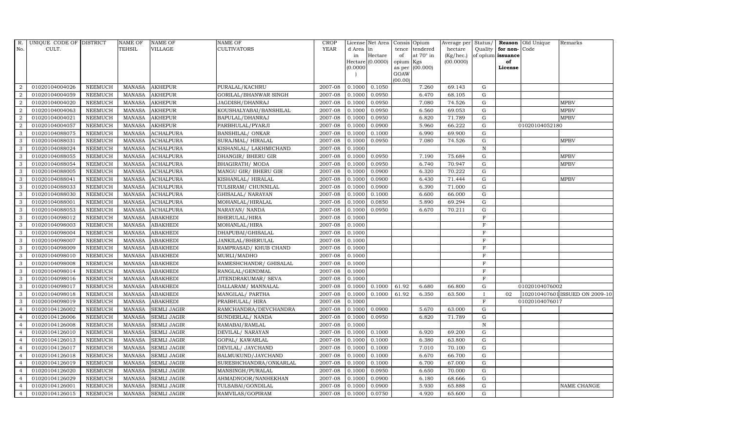| R. No. | UNIQUE CODE OF CULT. | DISTRICT | NAME OF TEHSIL | NAME OF VILLAGE | NAME OF CULTIVATORS | CROP YEAR | License d Area in Hectare (0.0000) | Net Area in Hectare (0.0000) | Consis tence of opium as per GOAW (00.00) | Opium tendered at 70° in Kgs (00.000) | Average per hectare (Kg/hec.) (00.0000) | Status/ Quality of opium | Reason for non-issuance of License | Old Unique Code | Remarks |
|---|---|---|---|---|---|---|---|---|---|---|---|---|---|---|---|
| 2 | 01020104004026 | NEEMUCH | MANASA | AKHEPUR | PURALAL/KACHRU | 2007-08 | 0.1000 | 0.1050 | | 7.260 | 69.143 | G | | | |
| 2 | 01020104004059 | NEEMUCH | MANASA | AKHEPUR | GORILAL/BHANWAR SINGH | 2007-08 | 0.1000 | 0.0950 | | 6.470 | 68.105 | G | | | |
| 2 | 01020104004020 | NEEMUCH | MANASA | AKHEPUR | JAGDISH/DHANRAJ | 2007-08 | 0.1000 | 0.0950 | | 7.080 | 74.526 | G | | | MPBV |
| 2 | 01020104004063 | NEEMUCH | MANASA | AKHEPUR | KOUSHALYABAI/BANSHILAL | 2007-08 | 0.1000 | 0.0950 | | 6.560 | 69.053 | G | | | MPBV |
| 2 | 01020104004021 | NEEMUCH | MANASA | AKHEPUR | BAPULAL/DHANRAJ | 2007-08 | 0.1000 | 0.0950 | | 6.820 | 71.789 | G | | | MPBV |
| 2 | 01020104004057 | NEEMUCH | MANASA | AKHEPUR | PARBHULAL/PYARJI | 2007-08 | 0.1000 | 0.0900 | | 5.960 | 66.222 | G | | 01020104052180 | |
| 3 | 01020104088075 | NEEMUCH | MANASA | ACHALPURA | BANSHILAL/ ONKAR | 2007-08 | 0.1000 | 0.1000 | | 6.990 | 69.900 | G | | | |
| 3 | 01020104088031 | NEEMUCH | MANASA | ACHALPURA | SURAJMAL/ HIRALAL | 2007-08 | 0.1000 | 0.0950 | | 7.080 | 74.526 | G | | | MPBV |
| 3 | 01020104088024 | NEEMUCH | MANASA | ACHALPURA | KISHANLAL/ LAKHMICHAND | 2007-08 | 0.1000 | | | | | N | | | |
| 3 | 01020104088055 | NEEMUCH | MANASA | ACHALPURA | DHANGIR/ BHERU GIR | 2007-08 | 0.1000 | 0.0950 | | 7.190 | 75.684 | G | | | MPBV |
| 3 | 01020104088054 | NEEMUCH | MANASA | ACHALPURA | BHAGIRATH/ MODA | 2007-08 | 0.1000 | 0.0950 | | 6.740 | 70.947 | G | | | MPBV |
| 3 | 01020104088005 | NEEMUCH | MANASA | ACHALPURA | MANGU GIR/ BHERU GIR | 2007-08 | 0.1000 | 0.0900 | | 6.320 | 70.222 | G | | | |
| 3 | 01020104088041 | NEEMUCH | MANASA | ACHALPURA | KISHANLAL/ HIRALAL | 2007-08 | 0.1000 | 0.0900 | | 6.430 | 71.444 | G | | | MPBV |
| 3 | 01020104088033 | NEEMUCH | MANASA | ACHALPURA | TULSIRAM/ CHUNNILAL | 2007-08 | 0.1000 | 0.0900 | | 6.390 | 71.000 | G | | | |
| 3 | 01020104088030 | NEEMUCH | MANASA | ACHALPURA | GHISALAL/ NARAYAN | 2007-08 | 0.1000 | 0.1000 | | 6.600 | 66.000 | G | | | |
| 3 | 01020104088001 | NEEMUCH | MANASA | ACHALPURA | MOHANLAL/HIRALAL | 2007-08 | 0.1000 | 0.0850 | | 5.890 | 69.294 | G | | | |
| 3 | 01020104088053 | NEEMUCH | MANASA | ACHALPURA | NARAYAN/ NANDA | 2007-08 | 0.1000 | 0.0950 | | 6.670 | 70.211 | G | | | |
| 3 | 01020104098012 | NEEMUCH | MANASA | ABAKHEDI | BHERULAL/HIRA | 2007-08 | 0.1000 | | | | | F | | | |
| 3 | 01020104098003 | NEEMUCH | MANASA | ABAKHEDI | MOHANLAL/HIRA | 2007-08 | 0.1000 | | | | | F | | | |
| 3 | 01020104098004 | NEEMUCH | MANASA | ABAKHEDI | DHAPUBAI/GHISALAL | 2007-08 | 0.1000 | | | | | F | | | |
| 3 | 01020104098007 | NEEMUCH | MANASA | ABAKHEDI | JANKILAL/BHERULAL | 2007-08 | 0.1000 | | | | | F | | | |
| 3 | 01020104098009 | NEEMUCH | MANASA | ABAKHEDI | RAMPRASAD/ KHUB CHAND | 2007-08 | 0.1000 | | | | | F | | | |
| 3 | 01020104098010 | NEEMUCH | MANASA | ABAKHEDI | MURLI/MADHO | 2007-08 | 0.1000 | | | | | F | | | |
| 3 | 01020104098008 | NEEMUCH | MANASA | ABAKHEDI | RAMESHCHANDR/ GHISALAL | 2007-08 | 0.1000 | | | | | F | | | |
| 3 | 01020104098014 | NEEMUCH | MANASA | ABAKHEDI | RANGLAL/GENDMAL | 2007-08 | 0.1000 | | | | | F | | | |
| 3 | 01020104098016 | NEEMUCH | MANASA | ABAKHEDI | JITENDRAKUMAR/ SEVA | 2007-08 | 0.1000 | | | | | F | | | |
| 3 | 01020104098017 | NEEMUCH | MANASA | ABAKHEDI | DALLARAM/ MANNALAL | 2007-08 | 0.1000 | 0.1000 | 61.92 | 6.680 | 66.800 | G | | 01020104076002 | |
| 3 | 01020104098018 | NEEMUCH | MANASA | ABAKHEDI | MANGILAL/ PARTHA | 2007-08 | 0.1000 | 0.1000 | 61.92 | 6.350 | 63.500 | I | 02 | 1020104076001 | ISSUED ON 2009-10 |
| 3 | 01020104098019 | NEEMUCH | MANASA | ABAKHEDI | PRABHULAL/ HIRA | 2007-08 | 0.1000 | | | | | F | | 01020104076017 | |
| 4 | 01020104126002 | NEEMUCH | MANASA | SEMLI JAGIR | RAMCHANDRA/DEVCHANDRA | 2007-08 | 0.1000 | 0.0900 | | 5.670 | 63.000 | G | | | |
| 4 | 01020104126006 | NEEMUCH | MANASA | SEMLI JAGIR | SUNDERLAL/ NANDA | 2007-08 | 0.1000 | 0.0950 | | 6.820 | 71.789 | G | | | |
| 4 | 01020104126008 | NEEMUCH | MANASA | SEMLI JAGIR | RAMABAI/RAMLAL | 2007-08 | 0.1000 | | | | | N | | | |
| 4 | 01020104126010 | NEEMUCH | MANASA | SEMLI JAGIR | DEVILAL/ NARAYAN | 2007-08 | 0.1000 | 0.1000 | | 6.920 | 69.200 | G | | | |
| 4 | 01020104126013 | NEEMUCH | MANASA | SEMLI JAGIR | GOPAL/ KAWARLAL | 2007-08 | 0.1000 | 0.1000 | | 6.380 | 63.800 | G | | | |
| 4 | 01020104126017 | NEEMUCH | MANASA | SEMLI JAGIR | DEVILAL/ JAYCHAND | 2007-08 | 0.1000 | 0.1000 | | 7.010 | 70.100 | G | | | |
| 4 | 01020104126018 | NEEMUCH | MANASA | SEMLI JAGIR | BALMUKUND/JAYCHAND | 2007-08 | 0.1000 | 0.1000 | | 6.670 | 66.700 | G | | | |
| 4 | 01020104126019 | NEEMUCH | MANASA | SEMLI JAGIR | SURESHCHANDRA/ONKARLAL | 2007-08 | 0.1000 | 0.1000 | | 6.700 | 67.000 | G | | | |
| 4 | 01020104126020 | NEEMUCH | MANASA | SEMLI JAGIR | MANSINGH/PURALAL | 2007-08 | 0.1000 | 0.0950 | | 6.650 | 70.000 | G | | | |
| 4 | 01020104126029 | NEEMUCH | MANASA | SEMLI JAGIR | AHMADNOOR/NANHEKHAN | 2007-08 | 0.1000 | 0.0900 | | 6.180 | 68.666 | G | | | |
| 4 | 01020104126001 | NEEMUCH | MANASA | SEMLI JAGIR | TULSABAI/GONDILAL | 2007-08 | 0.1000 | 0.0900 | | 5.930 | 65.888 | G | | | NAME CHANGE |
| 4 | 01020104126015 | NEEMUCH | MANASA | SEMLI JAGIR | RAMVILAS/GOPIRAM | 2007-08 | 0.1000 | 0.0750 | | 4.920 | 65.600 | G | | | |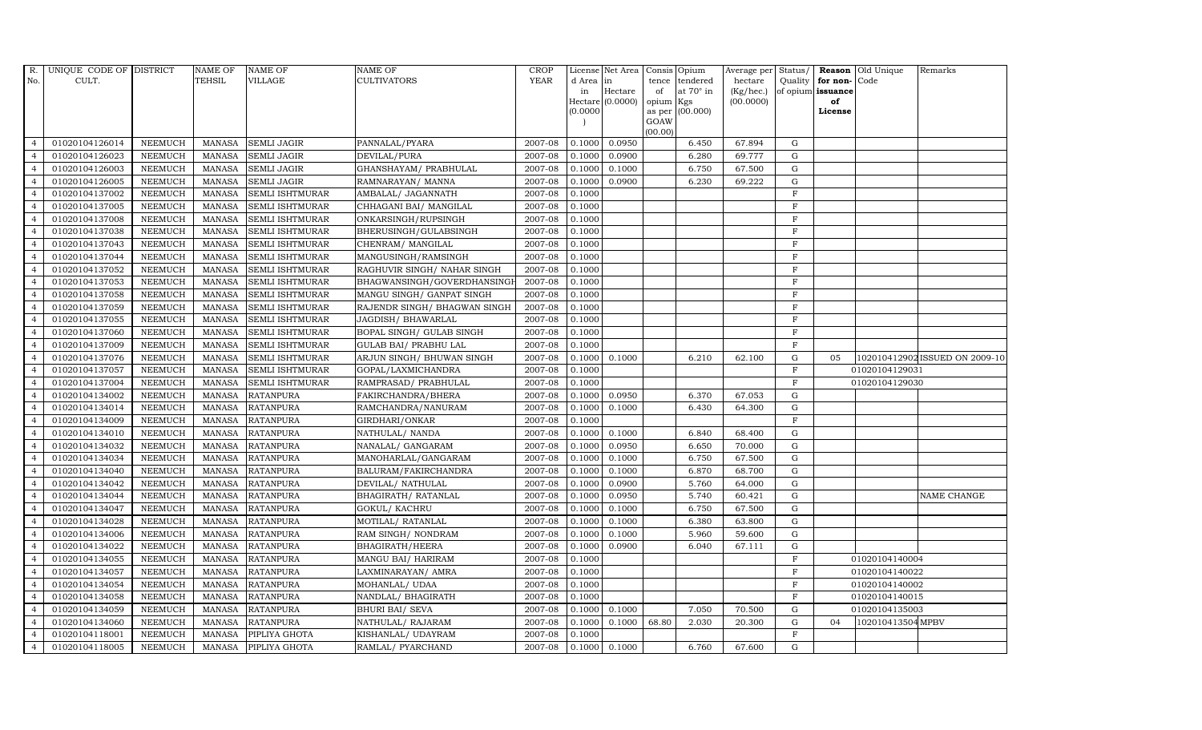| R. No. | UNIQUE CODE OF CULT. | DISTRICT | NAME OF TEHSIL | NAME OF VILLAGE | NAME OF CULTIVATORS | CROP YEAR | License d Area in Hectare (0.0000) | Net Area in Hectare (0.0000) | Consis tence of opium as per GOAW (00.00) | Opium tendered at 70° in Kgs (00.000) | Average per hectare (Kg/hec.) (00.0000) | Status/ Quality of opium | Reason for non-issuance of License | Old Unique Code | Remarks |
|---|---|---|---|---|---|---|---|---|---|---|---|---|---|---|---|
| 4 | 01020104126014 | NEEMUCH | MANASA | SEMLI JAGIR | PANNALAL/PYARA | 2007-08 | 0.1000 | 0.0950 | | 6.450 | 67.894 | G | | | |
| 4 | 01020104126023 | NEEMUCH | MANASA | SEMLI JAGIR | DEVILAL/PURA | 2007-08 | 0.1000 | 0.0900 | | 6.280 | 69.777 | G | | | |
| 4 | 01020104126003 | NEEMUCH | MANASA | SEMLI JAGIR | GHANSHAYAM/ PRABHULAL | 2007-08 | 0.1000 | 0.1000 | | 6.750 | 67.500 | G | | | |
| 4 | 01020104126005 | NEEMUCH | MANASA | SEMLI JAGIR | RAMNARAYAN/ MANNA | 2007-08 | 0.1000 | 0.0900 | | 6.230 | 69.222 | G | | | |
| 4 | 01020104137002 | NEEMUCH | MANASA | SEMLI ISHTMURAR | AMBALAL/ JAGANNATH | 2007-08 | 0.1000 | | | | | F | | | |
| 4 | 01020104137005 | NEEMUCH | MANASA | SEMLI ISHTMURAR | CHHAGANI BAI/ MANGILAL | 2007-08 | 0.1000 | | | | | F | | | |
| 4 | 01020104137008 | NEEMUCH | MANASA | SEMLI ISHTMURAR | ONKARSINGH/RUPSINGH | 2007-08 | 0.1000 | | | | | F | | | |
| 4 | 01020104137038 | NEEMUCH | MANASA | SEMLI ISHTMURAR | BHERUSINGH/GULABSINGH | 2007-08 | 0.1000 | | | | | F | | | |
| 4 | 01020104137043 | NEEMUCH | MANASA | SEMLI ISHTMURAR | CHENRAM/ MANGILAL | 2007-08 | 0.1000 | | | | | F | | | |
| 4 | 01020104137044 | NEEMUCH | MANASA | SEMLI ISHTMURAR | MANGUSINGH/RAMSINGH | 2007-08 | 0.1000 | | | | | F | | | |
| 4 | 01020104137052 | NEEMUCH | MANASA | SEMLI ISHTMURAR | RAGHUVIR SINGH/ NAHAR SINGH | 2007-08 | 0.1000 | | | | | F | | | |
| 4 | 01020104137053 | NEEMUCH | MANASA | SEMLI ISHTMURAR | BHAGWANSINGH/GOVERDHANSINGH | 2007-08 | 0.1000 | | | | | F | | | |
| 4 | 01020104137058 | NEEMUCH | MANASA | SEMLI ISHTMURAR | MANGU SINGH/ GANPAT SINGH | 2007-08 | 0.1000 | | | | | F | | | |
| 4 | 01020104137059 | NEEMUCH | MANASA | SEMLI ISHTMURAR | RAJENDR SINGH/ BHAGWAN SINGH | 2007-08 | 0.1000 | | | | | F | | | |
| 4 | 01020104137055 | NEEMUCH | MANASA | SEMLI ISHTMURAR | JAGDISH/ BHAWARLAL | 2007-08 | 0.1000 | | | | | F | | | |
| 4 | 01020104137060 | NEEMUCH | MANASA | SEMLI ISHTMURAR | BOPAL SINGH/ GULAB SINGH | 2007-08 | 0.1000 | | | | | F | | | |
| 4 | 01020104137009 | NEEMUCH | MANASA | SEMLI ISHTMURAR | GULAB BAI/ PRABHU LAL | 2007-08 | 0.1000 | | | | | F | | | |
| 4 | 01020104137076 | NEEMUCH | MANASA | SEMLI ISHTMURAR | ARJUN SINGH/ BHUWAN SINGH | 2007-08 | 0.1000 | 0.1000 | | 6.210 | 62.100 | G | 05 | 102010412902 | ISSUED ON 2009-10 |
| 4 | 01020104137057 | NEEMUCH | MANASA | SEMLI ISHTMURAR | GOPAL/LAXMICHANDRA | 2007-08 | 0.1000 | | | | | F | | 01020104129031 | |
| 4 | 01020104137004 | NEEMUCH | MANASA | SEMLI ISHTMURAR | RAMPRASAD/ PRABHULAL | 2007-08 | 0.1000 | | | | | F | | 01020104129030 | |
| 4 | 01020104134002 | NEEMUCH | MANASA | RATANPURA | FAKIRCHANDRA/BHERA | 2007-08 | 0.1000 | 0.0950 | | 6.370 | 67.053 | G | | | |
| 4 | 01020104134014 | NEEMUCH | MANASA | RATANPURA | RAMCHANDRA/NANURAM | 2007-08 | 0.1000 | 0.1000 | | 6.430 | 64.300 | G | | | |
| 4 | 01020104134009 | NEEMUCH | MANASA | RATANPURA | GIRDHARI/ONKAR | 2007-08 | 0.1000 | | | | | F | | | |
| 4 | 01020104134010 | NEEMUCH | MANASA | RATANPURA | NATHULAL/ NANDA | 2007-08 | 0.1000 | 0.1000 | | 6.840 | 68.400 | G | | | |
| 4 | 01020104134032 | NEEMUCH | MANASA | RATANPURA | NANALAL/ GANGARAM | 2007-08 | 0.1000 | 0.0950 | | 6.650 | 70.000 | G | | | |
| 4 | 01020104134034 | NEEMUCH | MANASA | RATANPURA | MANOHARLAL/GANGARAM | 2007-08 | 0.1000 | 0.1000 | | 6.750 | 67.500 | G | | | |
| 4 | 01020104134040 | NEEMUCH | MANASA | RATANPURA | BALURAM/FAKIRCHANDRA | 2007-08 | 0.1000 | 0.1000 | | 6.870 | 68.700 | G | | | |
| 4 | 01020104134042 | NEEMUCH | MANASA | RATANPURA | DEVILAL/ NATHULAL | 2007-08 | 0.1000 | 0.0900 | | 5.760 | 64.000 | G | | | |
| 4 | 01020104134044 | NEEMUCH | MANASA | RATANPURA | BHAGIRATH/ RATANLAL | 2007-08 | 0.1000 | 0.0950 | | 5.740 | 60.421 | G | | | NAME CHANGE |
| 4 | 01020104134047 | NEEMUCH | MANASA | RATANPURA | GOKUL/ KACHRU | 2007-08 | 0.1000 | 0.1000 | | 6.750 | 67.500 | G | | | |
| 4 | 01020104134028 | NEEMUCH | MANASA | RATANPURA | MOTILAL/ RATANLAL | 2007-08 | 0.1000 | 0.1000 | | 6.380 | 63.800 | G | | | |
| 4 | 01020104134006 | NEEMUCH | MANASA | RATANPURA | RAM SINGH/ NONDRAM | 2007-08 | 0.1000 | 0.1000 | | 5.960 | 59.600 | G | | | |
| 4 | 01020104134022 | NEEMUCH | MANASA | RATANPURA | BHAGIRATH/HEERA | 2007-08 | 0.1000 | 0.0900 | | 6.040 | 67.111 | G | | | |
| 4 | 01020104134055 | NEEMUCH | MANASA | RATANPURA | MANGU BAI/ HARIRAM | 2007-08 | 0.1000 | | | | | F | | 01020104140004 | |
| 4 | 01020104134057 | NEEMUCH | MANASA | RATANPURA | LAXMINARAYAN/ AMRA | 2007-08 | 0.1000 | | | | | F | | 01020104140022 | |
| 4 | 01020104134054 | NEEMUCH | MANASA | RATANPURA | MOHANLAL/ UDAA | 2007-08 | 0.1000 | | | | | F | | 01020104140002 | |
| 4 | 01020104134058 | NEEMUCH | MANASA | RATANPURA | NANDLAL/ BHAGIRATH | 2007-08 | 0.1000 | | | | | F | | 01020104140015 | |
| 4 | 01020104134059 | NEEMUCH | MANASA | RATANPURA | BHURI BAI/ SEVA | 2007-08 | 0.1000 | 0.1000 | | 7.050 | 70.500 | G | | 01020104135003 | |
| 4 | 01020104134060 | NEEMUCH | MANASA | RATANPURA | NATHULAL/ RAJARAM | 2007-08 | 0.1000 | 0.1000 | 68.80 | 2.030 | 20.300 | G | 04 | 102010413504 | MPBV |
| 4 | 01020104118001 | NEEMUCH | MANASA | PIPLIYA GHOTA | KISHANLAL/ UDAYRAM | 2007-08 | 0.1000 | | | | | F | | | |
| 4 | 01020104118005 | NEEMUCH | MANASA | PIPLIYA GHOTA | RAMLAL/ PYARCHAND | 2007-08 | 0.1000 | 0.1000 | | 6.760 | 67.600 | G | | | |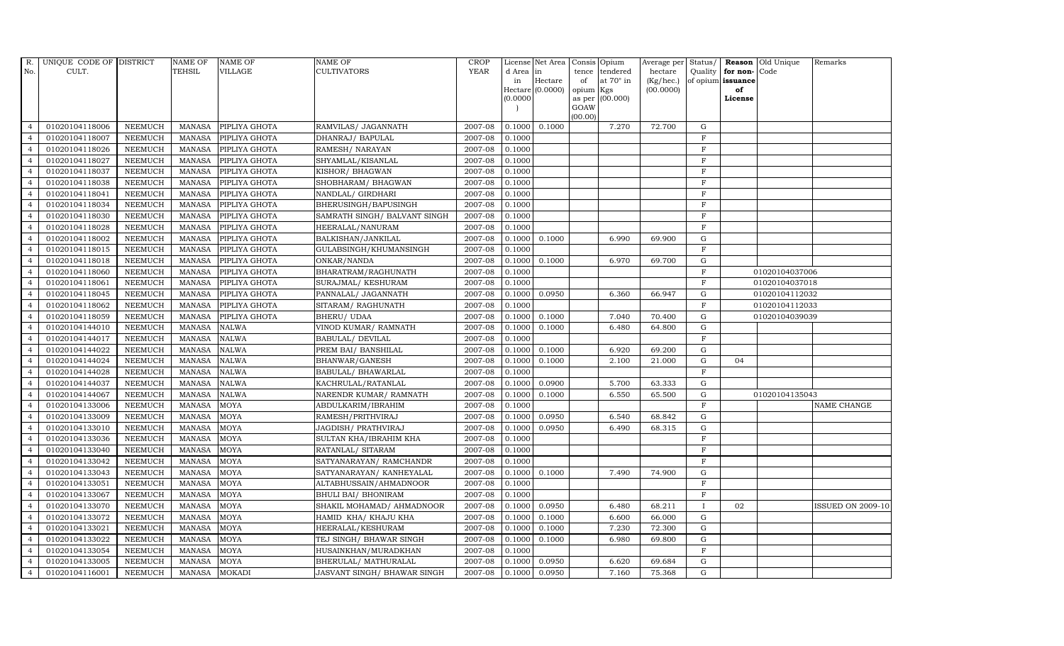| R. No. | UNIQUE CODE OF CULT. | DISTRICT | NAME OF TEHSIL | NAME OF VILLAGE | NAME OF CULTIVATORS | CROP YEAR | License d Area in Hectare (0.0000) | Net Area in Hectare (0.0000) | Consis tence of opium as per GOAW (00.00) | Opium tendered at 70° in Kgs (00.000) | Average per hectare (Kg/hec.) (00.0000) | Status/ Quality of opium | Reason for non-issuance of License | Old Unique Code | Remarks |
|---|---|---|---|---|---|---|---|---|---|---|---|---|---|---|---|
| 4 | 01020104118006 | NEEMUCH | MANASA | PIPLIYA GHOTA | RAMVILAS/ JAGANNATH | 2007-08 | 0.1000 | 0.1000 | | 7.270 | 72.700 | G | | | |
| 4 | 01020104118007 | NEEMUCH | MANASA | PIPLIYA GHOTA | DHANRAJ/ BAPULAL | 2007-08 | 0.1000 | | | | | F | | | |
| 4 | 01020104118026 | NEEMUCH | MANASA | PIPLIYA GHOTA | RAMESH/ NARAYAN | 2007-08 | 0.1000 | | | | | F | | | |
| 4 | 01020104118027 | NEEMUCH | MANASA | PIPLIYA GHOTA | SHYAMLAL/KISANLAL | 2007-08 | 0.1000 | | | | | F | | | |
| 4 | 01020104118037 | NEEMUCH | MANASA | PIPLIYA GHOTA | KISHOR/ BHAGWAN | 2007-08 | 0.1000 | | | | | F | | | |
| 4 | 01020104118038 | NEEMUCH | MANASA | PIPLIYA GHOTA | SHOBHARAM/ BHAGWAN | 2007-08 | 0.1000 | | | | | F | | | |
| 4 | 01020104118041 | NEEMUCH | MANASA | PIPLIYA GHOTA | NANDLAL/ GIRDHARI | 2007-08 | 0.1000 | | | | | F | | | |
| 4 | 01020104118034 | NEEMUCH | MANASA | PIPLIYA GHOTA | BHERUSINGH/BAPUSINGH | 2007-08 | 0.1000 | | | | | F | | | |
| 4 | 01020104118030 | NEEMUCH | MANASA | PIPLIYA GHOTA | SAMRATH SINGH/ BALVANT SINGH | 2007-08 | 0.1000 | | | | | F | | | |
| 4 | 01020104118028 | NEEMUCH | MANASA | PIPLIYA GHOTA | HEERALAL/NANURAM | 2007-08 | 0.1000 | | | | | F | | | |
| 4 | 01020104118002 | NEEMUCH | MANASA | PIPLIYA GHOTA | BALKISHAN/JANKILAL | 2007-08 | 0.1000 | 0.1000 | | 6.990 | 69.900 | G | | | |
| 4 | 01020104118015 | NEEMUCH | MANASA | PIPLIYA GHOTA | GULABSINGH/KHUMANSINGH | 2007-08 | 0.1000 | | | | | F | | | |
| 4 | 01020104118018 | NEEMUCH | MANASA | PIPLIYA GHOTA | ONKAR/NANDA | 2007-08 | 0.1000 | 0.1000 | | 6.970 | 69.700 | G | | | |
| 4 | 01020104118060 | NEEMUCH | MANASA | PIPLIYA GHOTA | BHARATRAM/RAGHUNATH | 2007-08 | 0.1000 | | | | | F | | 01020104037006 | |
| 4 | 01020104118061 | NEEMUCH | MANASA | PIPLIYA GHOTA | SURAJMAL/ KESHURAM | 2007-08 | 0.1000 | | | | | F | | 01020104037018 | |
| 4 | 01020104118045 | NEEMUCH | MANASA | PIPLIYA GHOTA | PANNALAL/ JAGANNATH | 2007-08 | 0.1000 | 0.0950 | | 6.360 | 66.947 | G | | 01020104112032 | |
| 4 | 01020104118062 | NEEMUCH | MANASA | PIPLIYA GHOTA | SITARAM/ RAGHUNATH | 2007-08 | 0.1000 | | | | | F | | 01020104112033 | |
| 4 | 01020104118059 | NEEMUCH | MANASA | PIPLIYA GHOTA | BHERU/ UDAA | 2007-08 | 0.1000 | 0.1000 | | 7.040 | 70.400 | G | | 01020104039039 | |
| 4 | 01020104144010 | NEEMUCH | MANASA | NALWA | VINOD KUMAR/ RAMNATH | 2007-08 | 0.1000 | 0.1000 | | 6.480 | 64.800 | G | | | |
| 4 | 01020104144017 | NEEMUCH | MANASA | NALWA | BABULAL/ DEVILAL | 2007-08 | 0.1000 | | | | | F | | | |
| 4 | 01020104144022 | NEEMUCH | MANASA | NALWA | PREM BAI/ BANSHILAL | 2007-08 | 0.1000 | 0.1000 | | 6.920 | 69.200 | G | | | |
| 4 | 01020104144024 | NEEMUCH | MANASA | NALWA | BHANWAR/GANESH | 2007-08 | 0.1000 | 0.1000 | | 2.100 | 21.000 | G | 04 | | |
| 4 | 01020104144028 | NEEMUCH | MANASA | NALWA | BABULAL/ BHAWARLAL | 2007-08 | 0.1000 | | | | | F | | | |
| 4 | 01020104144037 | NEEMUCH | MANASA | NALWA | KACHRULAL/RATANLAL | 2007-08 | 0.1000 | 0.0900 | | 5.700 | 63.333 | G | | | |
| 4 | 01020104144067 | NEEMUCH | MANASA | NALWA | NARENDR KUMAR/ RAMNATH | 2007-08 | 0.1000 | 0.1000 | | 6.550 | 65.500 | G | | 01020104135043 | |
| 4 | 01020104133006 | NEEMUCH | MANASA | MOYA | ABDULKARIM/IBRAHIM | 2007-08 | 0.1000 | | | | | F | | | NAME CHANGE |
| 4 | 01020104133009 | NEEMUCH | MANASA | MOYA | RAMESH/PRITHVIRAJ | 2007-08 | 0.1000 | 0.0950 | | 6.540 | 68.842 | G | | | |
| 4 | 01020104133010 | NEEMUCH | MANASA | MOYA | JAGDISH/ PRATHVIRAJ | 2007-08 | 0.1000 | 0.0950 | | 6.490 | 68.315 | G | | | |
| 4 | 01020104133036 | NEEMUCH | MANASA | MOYA | SULTAN KHA/IBRAHIM KHA | 2007-08 | 0.1000 | | | | | F | | | |
| 4 | 01020104133040 | NEEMUCH | MANASA | MOYA | RATANLAL/ SITARAM | 2007-08 | 0.1000 | | | | | F | | | |
| 4 | 01020104133042 | NEEMUCH | MANASA | MOYA | SATYANARAYAN/ RAMCHANDR | 2007-08 | 0.1000 | | | | | F | | | |
| 4 | 01020104133043 | NEEMUCH | MANASA | MOYA | SATYANARAYAN/ KANHEYALAL | 2007-08 | 0.1000 | 0.1000 | | 7.490 | 74.900 | G | | | |
| 4 | 01020104133051 | NEEMUCH | MANASA | MOYA | ALTABHUSSAIN/AHMADNOOR | 2007-08 | 0.1000 | | | | | F | | | |
| 4 | 01020104133067 | NEEMUCH | MANASA | MOYA | BHULI BAI/ BHONIRAM | 2007-08 | 0.1000 | | | | | F | | | |
| 4 | 01020104133070 | NEEMUCH | MANASA | MOYA | SHAKIL MOHAMAD/ AHMADNOOR | 2007-08 | 0.1000 | 0.0950 | | 6.480 | 68.211 | I | 02 | | ISSUED ON 2009-10 |
| 4 | 01020104133072 | NEEMUCH | MANASA | MOYA | HAMID KHA/ KHAJU KHA | 2007-08 | 0.1000 | 0.1000 | | 6.600 | 66.000 | G | | | |
| 4 | 01020104133021 | NEEMUCH | MANASA | MOYA | HEERALAL/KESHURAM | 2007-08 | 0.1000 | 0.1000 | | 7.230 | 72.300 | G | | | |
| 4 | 01020104133022 | NEEMUCH | MANASA | MOYA | TEJ SINGH/ BHAWAR SINGH | 2007-08 | 0.1000 | 0.1000 | | 6.980 | 69.800 | G | | | |
| 4 | 01020104133054 | NEEMUCH | MANASA | MOYA | HUSAINKHAN/MURADKHAN | 2007-08 | 0.1000 | | | | | F | | | |
| 4 | 01020104133005 | NEEMUCH | MANASA | MOYA | BHERULAL/ MATHURALAL | 2007-08 | 0.1000 | 0.0950 | | 6.620 | 69.684 | G | | | |
| 4 | 01020104116001 | NEEMUCH | MANASA | MOKADI | JASVANT SINGH/ BHAWAR SINGH | 2007-08 | 0.1000 | 0.0950 | | 7.160 | 75.368 | G | | | |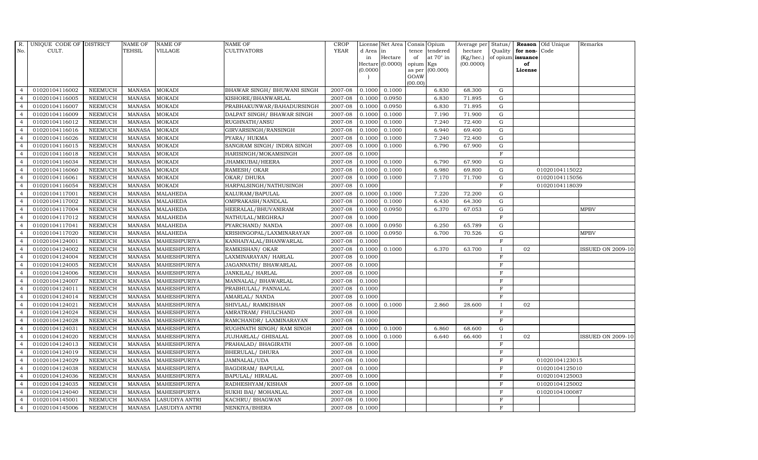| R. No. | UNIQUE CODE OF CULT. | DISTRICT | NAME OF TEHSIL | NAME OF VILLAGE | NAME OF CULTIVATORS | CROP YEAR | License d Area in Hectare (0.0000) | Net Area in Hectare (0.0000) | Consis tence of opium as per GOAW (00.00) | Opium tendered at 70° in Kgs (00.000) | Average per hectare (Kg/hec.) (00.0000) | Status/ Quality of opium | Reason for non-issuance of License | Old Unique Code | Remarks |
|---|---|---|---|---|---|---|---|---|---|---|---|---|---|---|---|
| 4 | 01020104116002 | NEEMUCH | MANASA | MOKADI | BHAWAR SINGH/ BHUWANI SINGH | 2007-08 | 0.1000 | 0.1000 | | 6.830 | 68.300 | G | | | |
| 4 | 01020104116005 | NEEMUCH | MANASA | MOKADI | KISHORE/BHANWARLAL | 2007-08 | 0.1000 | 0.0950 | | 6.830 | 71.895 | G | | | |
| 4 | 01020104116007 | NEEMUCH | MANASA | MOKADI | PRABHAKUNWAR/BAHADURSINGH | 2007-08 | 0.1000 | 0.0950 | | 6.830 | 71.895 | G | | | |
| 4 | 01020104116009 | NEEMUCH | MANASA | MOKADI | DALPAT SINGH/ BHAWAR SINGH | 2007-08 | 0.1000 | 0.1000 | | 7.190 | 71.900 | G | | | |
| 4 | 01020104116012 | NEEMUCH | MANASA | MOKADI | RUGHNATH/ANSU | 2007-08 | 0.1000 | 0.1000 | | 7.240 | 72.400 | G | | | |
| 4 | 01020104116016 | NEEMUCH | MANASA | MOKADI | GIRVARSINGH/RANSINGH | 2007-08 | 0.1000 | 0.1000 | | 6.940 | 69.400 | G | | | |
| 4 | 01020104116026 | NEEMUCH | MANASA | MOKADI | PYARA/ HUKMA | 2007-08 | 0.1000 | 0.1000 | | 7.240 | 72.400 | G | | | |
| 4 | 01020104116015 | NEEMUCH | MANASA | MOKADI | SANGRAM SINGH/ INDRA SINGH | 2007-08 | 0.1000 | 0.1000 | | 6.790 | 67.900 | G | | | |
| 4 | 01020104116018 | NEEMUCH | MANASA | MOKADI | HARISINGH/MOKAMSINGH | 2007-08 | 0.1000 | | | | | F | | | |
| 4 | 01020104116034 | NEEMUCH | MANASA | MOKADI | JHAMKUBAI/HEERA | 2007-08 | 0.1000 | 0.1000 | | 6.790 | 67.900 | G | | | |
| 4 | 01020104116060 | NEEMUCH | MANASA | MOKADI | RAMESH/ OKAR | 2007-08 | 0.1000 | 0.1000 | | 6.980 | 69.800 | G | | 01020104115022 | |
| 4 | 01020104116061 | NEEMUCH | MANASA | MOKADI | OKAR/ DHURA | 2007-08 | 0.1000 | 0.1000 | | 7.170 | 71.700 | G | | 01020104115056 | |
| 4 | 01020104116054 | NEEMUCH | MANASA | MOKADI | HARPALSINGH/NATHUSINGH | 2007-08 | 0.1000 | | | | | F | | 01020104118039 | |
| 4 | 01020104117001 | NEEMUCH | MANASA | MALAHEDA | KALURAM/BAPULAL | 2007-08 | 0.1000 | 0.1000 | | 7.220 | 72.200 | G | | | |
| 4 | 01020104117002 | NEEMUCH | MANASA | MALAHEDA | OMPRAKASH/NANDLAL | 2007-08 | 0.1000 | 0.1000 | | 6.430 | 64.300 | G | | | |
| 4 | 01020104117004 | NEEMUCH | MANASA | MALAHEDA | HEERALAL/BHUVANIRAM | 2007-08 | 0.1000 | 0.0950 | | 6.370 | 67.053 | G | | | MPBV |
| 4 | 01020104117012 | NEEMUCH | MANASA | MALAHEDA | NATHULAL/MEGHRAJ | 2007-08 | 0.1000 | | | | | F | | | |
| 4 | 01020104117041 | NEEMUCH | MANASA | MALAHEDA | PYARCHAND/ NANDA | 2007-08 | 0.1000 | 0.0950 | | 6.250 | 65.789 | G | | | |
| 4 | 01020104117020 | NEEMUCH | MANASA | MALAHEDA | KRISHNGOPAL/LAXMINARAYAN | 2007-08 | 0.1000 | 0.0950 | | 6.700 | 70.526 | G | | | MPBV |
| 4 | 01020104124001 | NEEMUCH | MANASA | MAHESHPURIYA | KANHAIYALAL/BHANWARLAL | 2007-08 | 0.1000 | | | | | F | | | |
| 4 | 01020104124002 | NEEMUCH | MANASA | MAHESHPURIYA | RAMKISHAN/ OKAR | 2007-08 | 0.1000 | 0.1000 | | 6.370 | 63.700 | I | 02 | | ISSUED ON 2009-10 |
| 4 | 01020104124004 | NEEMUCH | MANASA | MAHESHPURIYA | LAXMINARAYAN/ HARLAL | 2007-08 | 0.1000 | | | | | F | | | |
| 4 | 01020104124005 | NEEMUCH | MANASA | MAHESHPURIYA | JAGANNATH/ BHAWARLAL | 2007-08 | 0.1000 | | | | | F | | | |
| 4 | 01020104124006 | NEEMUCH | MANASA | MAHESHPURIYA | JANKILAL/ HARLAL | 2007-08 | 0.1000 | | | | | F | | | |
| 4 | 01020104124007 | NEEMUCH | MANASA | MAHESHPURIYA | MANNALAL/ BHAWARLAL | 2007-08 | 0.1000 | | | | | F | | | |
| 4 | 01020104124011 | NEEMUCH | MANASA | MAHESHPURIYA | PRABHULAL/ PANNALAL | 2007-08 | 0.1000 | | | | | F | | | |
| 4 | 01020104124014 | NEEMUCH | MANASA | MAHESHPURIYA | AMARLAL/ NANDA | 2007-08 | 0.1000 | | | | | F | | | |
| 4 | 01020104124021 | NEEMUCH | MANASA | MAHESHPURIYA | SHIVLAL/ RAMKISHAN | 2007-08 | 0.1000 | 0.1000 | | 2.860 | 28.600 | I | 02 | | |
| 4 | 01020104124024 | NEEMUCH | MANASA | MAHESHPURIYA | AMRATRAM/ FHULCHAND | 2007-08 | 0.1000 | | | | | F | | | |
| 4 | 01020104124028 | NEEMUCH | MANASA | MAHESHPURIYA | RAMCHANDR/ LAXMINARAYAN | 2007-08 | 0.1000 | | | | | F | | | |
| 4 | 01020104124031 | NEEMUCH | MANASA | MAHESHPURIYA | RUGHNATH SINGH/ RAM SINGH | 2007-08 | 0.1000 | 0.1000 | | 6.860 | 68.600 | G | | | |
| 4 | 01020104124020 | NEEMUCH | MANASA | MAHESHPURIYA | JUJHARLAL/ GHISALAL | 2007-08 | 0.1000 | 0.1000 | | 6.640 | 66.400 | I | 02 | | ISSUED ON 2009-10 |
| 4 | 01020104124013 | NEEMUCH | MANASA | MAHESHPURIYA | PRAHALAD/ BHAGIRATH | 2007-08 | 0.1000 | | | | | F | | | |
| 4 | 01020104124019 | NEEMUCH | MANASA | MAHESHPURIYA | BHERULAL/ DHURA | 2007-08 | 0.1000 | | | | | F | | | |
| 4 | 01020104124029 | NEEMUCH | MANASA | MAHESHPURIYA | JAMNALAL/UDA | 2007-08 | 0.1000 | | | | | F | | 01020104123015 | |
| 4 | 01020104124038 | NEEMUCH | MANASA | MAHESHPURIYA | BAGDIRAM/ BAPULAL | 2007-08 | 0.1000 | | | | | F | | 01020104125010 | |
| 4 | 01020104124036 | NEEMUCH | MANASA | MAHESHPURIYA | BAPULAL/ HIRALAL | 2007-08 | 0.1000 | | | | | F | | 01020104125003 | |
| 4 | 01020104124035 | NEEMUCH | MANASA | MAHESHPURIYA | RADHESHYAM/KISHAN | 2007-08 | 0.1000 | | | | | F | | 01020104125002 | |
| 4 | 01020104124040 | NEEMUCH | MANASA | MAHESHPURIYA | SUKHI BAI/ MOHANLAL | 2007-08 | 0.1000 | | | | | F | | 01020104100087 | |
| 4 | 01020104145001 | NEEMUCH | MANASA | LASUDIYA ANTRI | KACHRU/ BHAGWAN | 2007-08 | 0.1000 | | | | | F | | | |
| 4 | 01020104145006 | NEEMUCH | MANASA | LASUDIYA ANTRI | NENKIYA/BHERA | 2007-08 | 0.1000 | | | | | F | | | |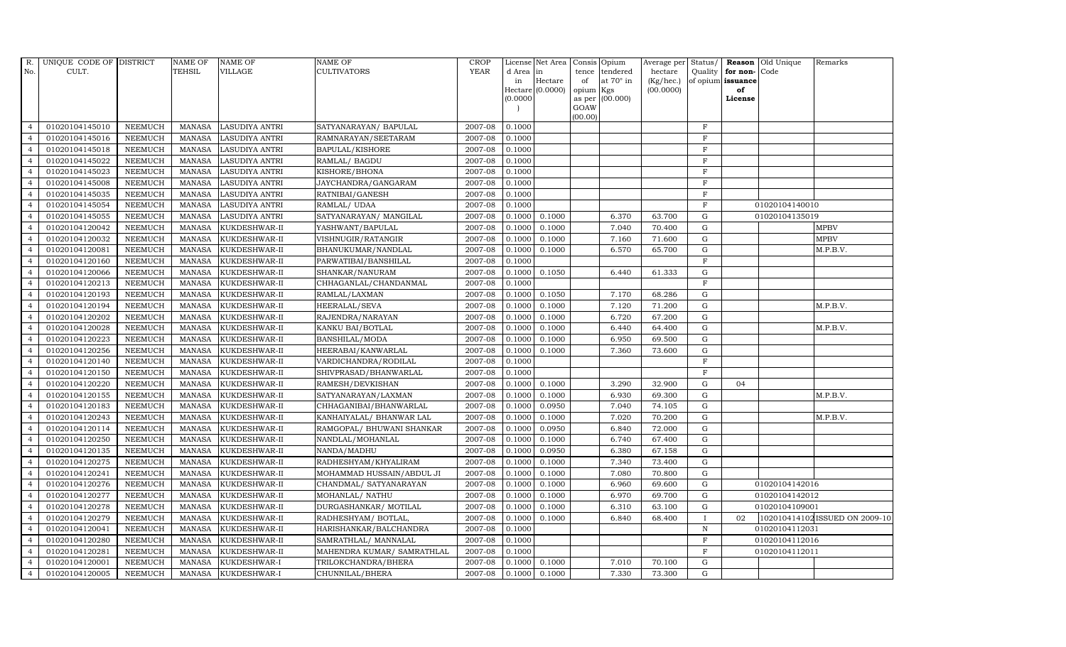| R. No. | UNIQUE CODE OF CULT. | DISTRICT | NAME OF TEHSIL | NAME OF VILLAGE | NAME OF CULTIVATORS | CROP YEAR | License d Area in Hectare (0.0000) | Net Area in Hectare (0.0000) | Consis tence of opium as per GOAW (00.00) | Opium tendered at 70° in Kgs (00.000) | Average per hectare (Kg/hec.) (00.0000) | Status/ Quality of opium | Reason for non-issuance of License | Old Unique Code | Remarks |
|---|---|---|---|---|---|---|---|---|---|---|---|---|---|---|---|
| 4 | 01020104145010 | NEEMUCH | MANASA | LASUDIYA ANTRI | SATYANARAYAN/ BAPULAL | 2007-08 | 0.1000 | | | | | F | | | |
| 4 | 01020104145016 | NEEMUCH | MANASA | LASUDIYA ANTRI | RAMNARAYAN/SEETARAM | 2007-08 | 0.1000 | | | | | F | | | |
| 4 | 01020104145018 | NEEMUCH | MANASA | LASUDIYA ANTRI | BAPULAL/KISHORE | 2007-08 | 0.1000 | | | | | F | | | |
| 4 | 01020104145022 | NEEMUCH | MANASA | LASUDIYA ANTRI | RAMLAL/ BAGDU | 2007-08 | 0.1000 | | | | | F | | | |
| 4 | 01020104145023 | NEEMUCH | MANASA | LASUDIYA ANTRI | KISHORE/BHONA | 2007-08 | 0.1000 | | | | | F | | | |
| 4 | 01020104145008 | NEEMUCH | MANASA | LASUDIYA ANTRI | JAYCHANDRA/GANGARAM | 2007-08 | 0.1000 | | | | | F | | | |
| 4 | 01020104145035 | NEEMUCH | MANASA | LASUDIYA ANTRI | RATNIBAI/GANESH | 2007-08 | 0.1000 | | | | | F | | | |
| 4 | 01020104145054 | NEEMUCH | MANASA | LASUDIYA ANTRI | RAMLAL/ UDAA | 2007-08 | 0.1000 | | | | | F | | 01020104140010 | |
| 4 | 01020104145055 | NEEMUCH | MANASA | LASUDIYA ANTRI | SATYANARAYAN/ MANGILAL | 2007-08 | 0.1000 | 0.1000 | | 6.370 | 63.700 | G | | 01020104135019 | |
| 4 | 01020104120042 | NEEMUCH | MANASA | KUKDESHWAR-II | YASHWANT/BAPULAL | 2007-08 | 0.1000 | 0.1000 | | 7.040 | 70.400 | G | | | MPBV |
| 4 | 01020104120032 | NEEMUCH | MANASA | KUKDESHWAR-II | VISHNUGIR/RATANGIR | 2007-08 | 0.1000 | 0.1000 | | 7.160 | 71.600 | G | | | MPBV |
| 4 | 01020104120081 | NEEMUCH | MANASA | KUKDESHWAR-II | BHANUKUMAR/NANDLAL | 2007-08 | 0.1000 | 0.1000 | | 6.570 | 65.700 | G | | | M.P.B.V. |
| 4 | 01020104120160 | NEEMUCH | MANASA | KUKDESHWAR-II | PARWATIBAI/BANSHILAL | 2007-08 | 0.1000 | | | | | F | | | |
| 4 | 01020104120066 | NEEMUCH | MANASA | KUKDESHWAR-II | SHANKAR/NANURAM | 2007-08 | 0.1000 | 0.1050 | | 6.440 | 61.333 | G | | | |
| 4 | 01020104120213 | NEEMUCH | MANASA | KUKDESHWAR-II | CHHAGANLAL/CHANDANMAL | 2007-08 | 0.1000 | | | | | F | | | |
| 4 | 01020104120193 | NEEMUCH | MANASA | KUKDESHWAR-II | RAMLAL/LAXMAN | 2007-08 | 0.1000 | 0.1050 | | 7.170 | 68.286 | G | | | |
| 4 | 01020104120194 | NEEMUCH | MANASA | KUKDESHWAR-II | HEERALAL/SEVA | 2007-08 | 0.1000 | 0.1000 | | 7.120 | 71.200 | G | | | M.P.B.V. |
| 4 | 01020104120202 | NEEMUCH | MANASA | KUKDESHWAR-II | RAJENDRA/NARAYAN | 2007-08 | 0.1000 | 0.1000 | | 6.720 | 67.200 | G | | | |
| 4 | 01020104120028 | NEEMUCH | MANASA | KUKDESHWAR-II | KANKU BAI/BOTLAL | 2007-08 | 0.1000 | 0.1000 | | 6.440 | 64.400 | G | | | M.P.B.V. |
| 4 | 01020104120223 | NEEMUCH | MANASA | KUKDESHWAR-II | BANSHILAL/MODA | 2007-08 | 0.1000 | 0.1000 | | 6.950 | 69.500 | G | | | |
| 4 | 01020104120256 | NEEMUCH | MANASA | KUKDESHWAR-II | HEERABAI/KANWARLAL | 2007-08 | 0.1000 | 0.1000 | | 7.360 | 73.600 | G | | | |
| 4 | 01020104120140 | NEEMUCH | MANASA | KUKDESHWAR-II | VARDICHANDRA/RODILAL | 2007-08 | 0.1000 | | | | | F | | | |
| 4 | 01020104120150 | NEEMUCH | MANASA | KUKDESHWAR-II | SHIVPRASAD/BHANWARLAL | 2007-08 | 0.1000 | | | | | F | | | |
| 4 | 01020104120220 | NEEMUCH | MANASA | KUKDESHWAR-II | RAMESH/DEVKISHAN | 2007-08 | 0.1000 | 0.1000 | | 3.290 | 32.900 | G | 04 | | |
| 4 | 01020104120155 | NEEMUCH | MANASA | KUKDESHWAR-II | SATYANARAYAN/LAXMAN | 2007-08 | 0.1000 | 0.1000 | | 6.930 | 69.300 | G | | | M.P.B.V. |
| 4 | 01020104120183 | NEEMUCH | MANASA | KUKDESHWAR-II | CHHAGANIBAI/BHANWARLAL | 2007-08 | 0.1000 | 0.0950 | | 7.040 | 74.105 | G | | | |
| 4 | 01020104120243 | NEEMUCH | MANASA | KUKDESHWAR-II | KANHAIYALAL/ BHANWAR LAL | 2007-08 | 0.1000 | 0.1000 | | 7.020 | 70.200 | G | | | M.P.B.V. |
| 4 | 01020104120114 | NEEMUCH | MANASA | KUKDESHWAR-II | RAMGOPAL/ BHUWANI SHANKAR | 2007-08 | 0.1000 | 0.0950 | | 6.840 | 72.000 | G | | | |
| 4 | 01020104120250 | NEEMUCH | MANASA | KUKDESHWAR-II | NANDLAL/MOHANLAL | 2007-08 | 0.1000 | 0.1000 | | 6.740 | 67.400 | G | | | |
| 4 | 01020104120135 | NEEMUCH | MANASA | KUKDESHWAR-II | NANDA/MADHU | 2007-08 | 0.1000 | 0.0950 | | 6.380 | 67.158 | G | | | |
| 4 | 01020104120275 | NEEMUCH | MANASA | KUKDESHWAR-II | RADHESHYAM/KHYALIRAM | 2007-08 | 0.1000 | 0.1000 | | 7.340 | 73.400 | G | | | |
| 4 | 01020104120241 | NEEMUCH | MANASA | KUKDESHWAR-II | MOHAMMAD HUSSAIN/ABDUL JI | 2007-08 | 0.1000 | 0.1000 | | 7.080 | 70.800 | G | | | |
| 4 | 01020104120276 | NEEMUCH | MANASA | KUKDESHWAR-II | CHANDMAL/ SATYANARAYAN | 2007-08 | 0.1000 | 0.1000 | | 6.960 | 69.600 | G | | 01020104142016 | |
| 4 | 01020104120277 | NEEMUCH | MANASA | KUKDESHWAR-II | MOHANLAL/ NATHU | 2007-08 | 0.1000 | 0.1000 | | 6.970 | 69.700 | G | | 01020104142012 | |
| 4 | 01020104120278 | NEEMUCH | MANASA | KUKDESHWAR-II | DURGASHANKAR/ MOTILAL | 2007-08 | 0.1000 | 0.1000 | | 6.310 | 63.100 | G | | 01020104109001 | |
| 4 | 01020104120279 | NEEMUCH | MANASA | KUKDESHWAR-II | RADHESHYAM/ BOTLAL, | 2007-08 | 0.1000 | 0.1000 | | 6.840 | 68.400 | I | 02 | 1020104141020 | ISSUED ON 2009-10 |
| 4 | 01020104120041 | NEEMUCH | MANASA | KUKDESHWAR-II | HARISHANKAR/BALCHANDRA | 2007-08 | 0.1000 | | | | | N | | 01020104112031 | |
| 4 | 01020104120280 | NEEMUCH | MANASA | KUKDESHWAR-II | SAMRATHLAL/ MANNALAL | 2007-08 | 0.1000 | | | | | F | | 01020104112016 | |
| 4 | 01020104120281 | NEEMUCH | MANASA | KUKDESHWAR-II | MAHENDRA KUMAR/ SAMRATHLAL | 2007-08 | 0.1000 | | | | | F | | 01020104112011 | |
| 4 | 01020104120001 | NEEMUCH | MANASA | KUKDESHWAR-I | TRILOKCHANDRA/BHERA | 2007-08 | 0.1000 | 0.1000 | | 7.010 | 70.100 | G | | | |
| 4 | 01020104120005 | NEEMUCH | MANASA | KUKDESHWAR-I | CHUNNILAL/BHERA | 2007-08 | 0.1000 | 0.1000 | | 7.330 | 73.300 | G | | | |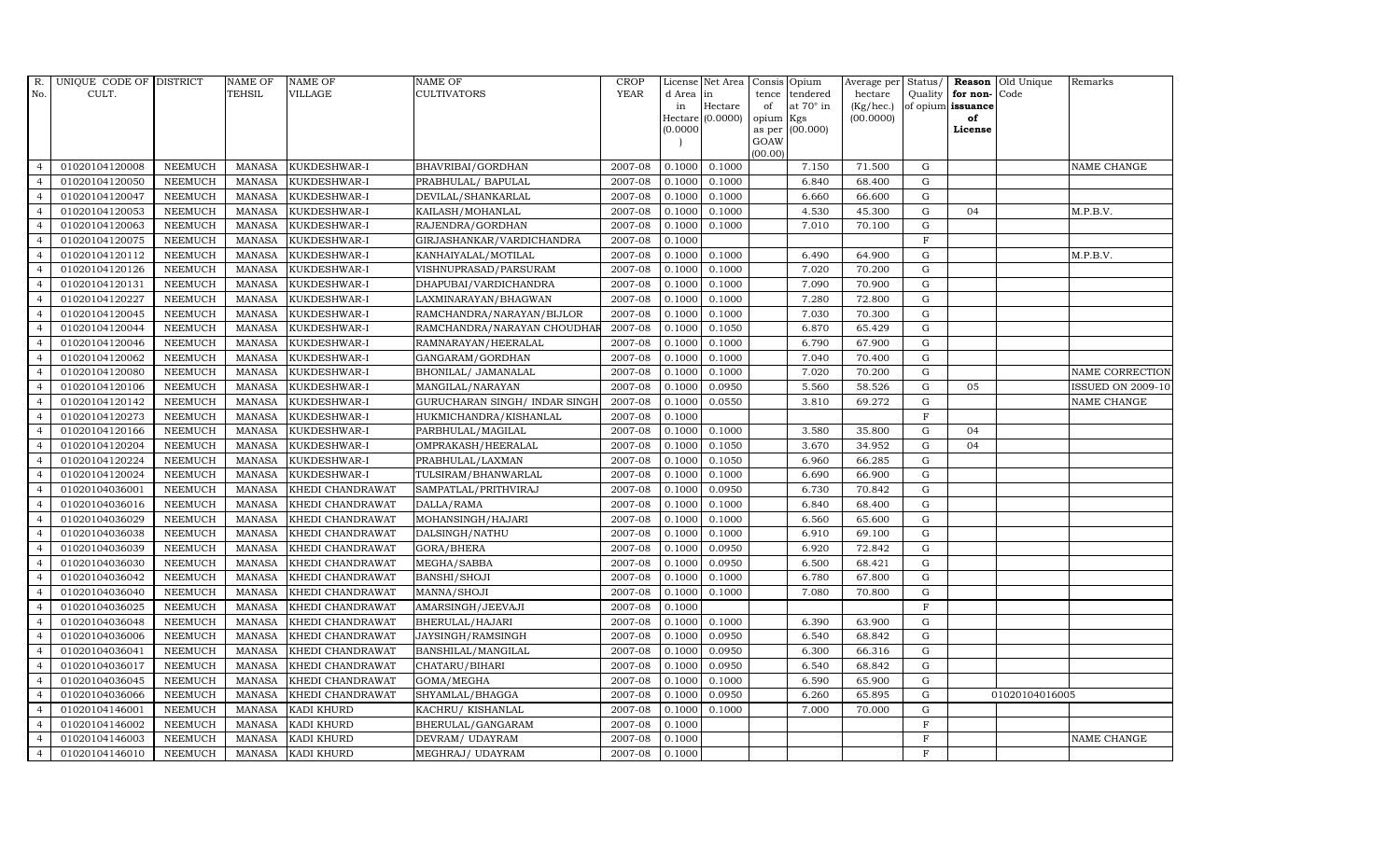| R. No. | UNIQUE CODE OF CULT. | DISTRICT | NAME OF TEHSIL | NAME OF VILLAGE | NAME OF CULTIVATORS | CROP YEAR | License d Area in Hectare (0.0000) | Net Area in Hectare (0.0000) | Consis tence of opium as per GOAW (00.00) | Opium tendered at 70° in Kgs (00.000) | Average per hectare (Kg/hec.) (00.0000) | Status/ Quality of opium | Reason for non-issuance of License | Old Unique Code | Remarks |
|---|---|---|---|---|---|---|---|---|---|---|---|---|---|---|---|
| 4 | 01020104120008 | NEEMUCH | MANASA | KUKDESHWAR-I | BHAVRIBAI/GORDHAN | 2007-08 | 0.1000 | 0.1000 | | 7.150 | 71.500 | G | | | NAME CHANGE |
| 4 | 01020104120050 | NEEMUCH | MANASA | KUKDESHWAR-I | PRABHULAL/ BAPULAL | 2007-08 | 0.1000 | 0.1000 | | 6.840 | 68.400 | G | | | |
| 4 | 01020104120047 | NEEMUCH | MANASA | KUKDESHWAR-I | DEVILAL/SHANKARLAL | 2007-08 | 0.1000 | 0.1000 | | 6.660 | 66.600 | G | | | |
| 4 | 01020104120053 | NEEMUCH | MANASA | KUKDESHWAR-I | KAILASH/MOHANLAL | 2007-08 | 0.1000 | 0.1000 | | 4.530 | 45.300 | G | 04 | | M.P.B.V. |
| 4 | 01020104120063 | NEEMUCH | MANASA | KUKDESHWAR-I | RAJENDRA/GORDHAN | 2007-08 | 0.1000 | 0.1000 | | 7.010 | 70.100 | G | | | |
| 4 | 01020104120075 | NEEMUCH | MANASA | KUKDESHWAR-I | GIRJASHANKAR/VARDICHANDRA | 2007-08 | 0.1000 | | | | | F | | | |
| 4 | 01020104120112 | NEEMUCH | MANASA | KUKDESHWAR-I | KANHAIYALAL/MOTILAL | 2007-08 | 0.1000 | 0.1000 | | 6.490 | 64.900 | G | | | M.P.B.V. |
| 4 | 01020104120126 | NEEMUCH | MANASA | KUKDESHWAR-I | VISHNUPRASAD/PARSURAM | 2007-08 | 0.1000 | 0.1000 | | 7.020 | 70.200 | G | | | |
| 4 | 01020104120131 | NEEMUCH | MANASA | KUKDESHWAR-I | DHAPUBAI/VARDICHANDRA | 2007-08 | 0.1000 | 0.1000 | | 7.090 | 70.900 | G | | | |
| 4 | 01020104120227 | NEEMUCH | MANASA | KUKDESHWAR-I | LAXMINARAYAN/BHAGWAN | 2007-08 | 0.1000 | 0.1000 | | 7.280 | 72.800 | G | | | |
| 4 | 01020104120045 | NEEMUCH | MANASA | KUKDESHWAR-I | RAMCHANDRA/NARAYAN/BIJLOR | 2007-08 | 0.1000 | 0.1000 | | 7.030 | 70.300 | G | | | |
| 4 | 01020104120044 | NEEMUCH | MANASA | KUKDESHWAR-I | RAMCHANDRA/NARAYAN CHOUDHAR | 2007-08 | 0.1000 | 0.1050 | | 6.870 | 65.429 | G | | | |
| 4 | 01020104120046 | NEEMUCH | MANASA | KUKDESHWAR-I | RAMNARAYAN/HEERALAL | 2007-08 | 0.1000 | 0.1000 | | 6.790 | 67.900 | G | | | |
| 4 | 01020104120062 | NEEMUCH | MANASA | KUKDESHWAR-I | GANGARAM/GORDHAN | 2007-08 | 0.1000 | 0.1000 | | 7.040 | 70.400 | G | | | |
| 4 | 01020104120080 | NEEMUCH | MANASA | KUKDESHWAR-I | BHONILAL/ JAMANALAL | 2007-08 | 0.1000 | 0.1000 | | 7.020 | 70.200 | G | | | NAME CORRECTION |
| 4 | 01020104120106 | NEEMUCH | MANASA | KUKDESHWAR-I | MANGILAL/NARAYAN | 2007-08 | 0.1000 | 0.0950 | | 5.560 | 58.526 | G | 05 | | ISSUED ON 2009-10 |
| 4 | 01020104120142 | NEEMUCH | MANASA | KUKDESHWAR-I | GURUCHARAN SINGH/ INDAR SINGH | 2007-08 | 0.1000 | 0.0550 | | 3.810 | 69.272 | G | | | NAME CHANGE |
| 4 | 01020104120273 | NEEMUCH | MANASA | KUKDESHWAR-I | HUKMICHANDRA/KISHANLAL | 2007-08 | 0.1000 | | | | | F | | | |
| 4 | 01020104120166 | NEEMUCH | MANASA | KUKDESHWAR-I | PARBHULAL/MAGILAL | 2007-08 | 0.1000 | 0.1000 | | 3.580 | 35.800 | G | 04 | | |
| 4 | 01020104120204 | NEEMUCH | MANASA | KUKDESHWAR-I | OMPRAKASH/HEERALAL | 2007-08 | 0.1000 | 0.1050 | | 3.670 | 34.952 | G | 04 | | |
| 4 | 01020104120224 | NEEMUCH | MANASA | KUKDESHWAR-I | PRABHULAL/LAXMAN | 2007-08 | 0.1000 | 0.1050 | | 6.960 | 66.285 | G | | | |
| 4 | 01020104120024 | NEEMUCH | MANASA | KUKDESHWAR-I | TULSIRAM/BHANWARLAL | 2007-08 | 0.1000 | 0.1000 | | 6.690 | 66.900 | G | | | |
| 4 | 01020104036001 | NEEMUCH | MANASA | KHEDI CHANDRAWAT | SAMPATLAL/PRITHVIRAJ | 2007-08 | 0.1000 | 0.0950 | | 6.730 | 70.842 | G | | | |
| 4 | 01020104036016 | NEEMUCH | MANASA | KHEDI CHANDRAWAT | DALLA/RAMA | 2007-08 | 0.1000 | 0.1000 | | 6.840 | 68.400 | G | | | |
| 4 | 01020104036029 | NEEMUCH | MANASA | KHEDI CHANDRAWAT | MOHANSINGH/HAJARI | 2007-08 | 0.1000 | 0.1000 | | 6.560 | 65.600 | G | | | |
| 4 | 01020104036038 | NEEMUCH | MANASA | KHEDI CHANDRAWAT | DALSINGH/NATHU | 2007-08 | 0.1000 | 0.1000 | | 6.910 | 69.100 | G | | | |
| 4 | 01020104036039 | NEEMUCH | MANASA | KHEDI CHANDRAWAT | GORA/BHERA | 2007-08 | 0.1000 | 0.0950 | | 6.920 | 72.842 | G | | | |
| 4 | 01020104036030 | NEEMUCH | MANASA | KHEDI CHANDRAWAT | MEGHA/SABBA | 2007-08 | 0.1000 | 0.0950 | | 6.500 | 68.421 | G | | | |
| 4 | 01020104036042 | NEEMUCH | MANASA | KHEDI CHANDRAWAT | BANSHI/SHOJI | 2007-08 | 0.1000 | 0.1000 | | 6.780 | 67.800 | G | | | |
| 4 | 01020104036040 | NEEMUCH | MANASA | KHEDI CHANDRAWAT | MANNA/SHOJI | 2007-08 | 0.1000 | 0.1000 | | 7.080 | 70.800 | G | | | |
| 4 | 01020104036025 | NEEMUCH | MANASA | KHEDI CHANDRAWAT | AMARSINGH/JEEVAJI | 2007-08 | 0.1000 | | | | | F | | | |
| 4 | 01020104036048 | NEEMUCH | MANASA | KHEDI CHANDRAWAT | BHERULAL/HAJARI | 2007-08 | 0.1000 | 0.1000 | | 6.390 | 63.900 | G | | | |
| 4 | 01020104036006 | NEEMUCH | MANASA | KHEDI CHANDRAWAT | JAYSINGH/RAMSINGH | 2007-08 | 0.1000 | 0.0950 | | 6.540 | 68.842 | G | | | |
| 4 | 01020104036041 | NEEMUCH | MANASA | KHEDI CHANDRAWAT | BANSHILAL/MANGILAL | 2007-08 | 0.1000 | 0.0950 | | 6.300 | 66.316 | G | | | |
| 4 | 01020104036017 | NEEMUCH | MANASA | KHEDI CHANDRAWAT | CHATARU/BIHARI | 2007-08 | 0.1000 | 0.0950 | | 6.540 | 68.842 | G | | | |
| 4 | 01020104036045 | NEEMUCH | MANASA | KHEDI CHANDRAWAT | GOMA/MEGHA | 2007-08 | 0.1000 | 0.1000 | | 6.590 | 65.900 | G | | | |
| 4 | 01020104036066 | NEEMUCH | MANASA | KHEDI CHANDRAWAT | SHYAMLAL/BHAGGA | 2007-08 | 0.1000 | 0.0950 | | 6.260 | 65.895 | G | | 01020104016005 | |
| 4 | 01020104146001 | NEEMUCH | MANASA | KADI KHURD | KACHRU/ KISHANLAL | 2007-08 | 0.1000 | 0.1000 | | 7.000 | 70.000 | G | | | |
| 4 | 01020104146002 | NEEMUCH | MANASA | KADI KHURD | BHERULAL/GANGARAM | 2007-08 | 0.1000 | | | | | F | | | |
| 4 | 01020104146003 | NEEMUCH | MANASA | KADI KHURD | DEVRAM/ UDAYRAM | 2007-08 | 0.1000 | | | | | F | | | NAME CHANGE |
| 4 | 01020104146010 | NEEMUCH | MANASA | KADI KHURD | MEGHRAJ/ UDAYRAM | 2007-08 | 0.1000 | | | | | F | | | |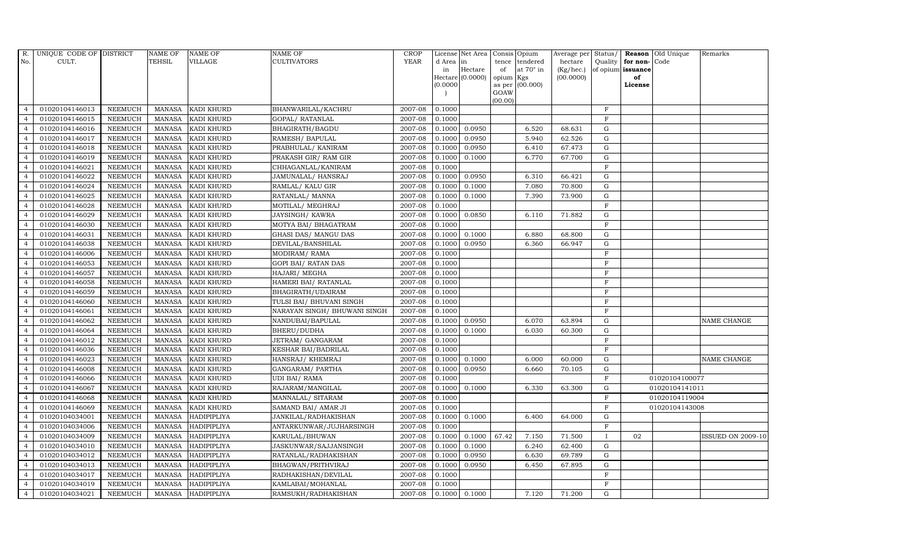| R. No. | UNIQUE CODE OF CULT. | DISTRICT | NAME OF TEHSIL | NAME OF VILLAGE | NAME OF CULTIVATORS | CROP YEAR | License d Area in Hectare (0.0000) | Net Area in Hectare (0.0000) | Consis tence of opium as per GOAW (00.00) | Opium tendered at 70° in Kgs (00.000) | Average per hectare (Kg/hec.) (00.0000) | Status/ Quality of opium | Reason for non-issuance of License | Old Unique Code | Remarks |
|---|---|---|---|---|---|---|---|---|---|---|---|---|---|---|---|
| 4 | 01020104146013 | NEEMUCH | MANASA | KADI KHURD | BHANWARILAL/KACHRU | 2007-08 | 0.1000 | | | | | F | | | |
| 4 | 01020104146015 | NEEMUCH | MANASA | KADI KHURD | GOPAL/ RATANLAL | 2007-08 | 0.1000 | | | | | F | | | |
| 4 | 01020104146016 | NEEMUCH | MANASA | KADI KHURD | BHAGIRATH/BAGDU | 2007-08 | 0.1000 | 0.0950 | | 6.520 | 68.631 | G | | | |
| 4 | 01020104146017 | NEEMUCH | MANASA | KADI KHURD | RAMESH/ BAPULAL | 2007-08 | 0.1000 | 0.0950 | | 5.940 | 62.526 | G | | | |
| 4 | 01020104146018 | NEEMUCH | MANASA | KADI KHURD | PRABHULAL/ KANIRAM | 2007-08 | 0.1000 | 0.0950 | | 6.410 | 67.473 | G | | | |
| 4 | 01020104146019 | NEEMUCH | MANASA | KADI KHURD | PRAKASH GIR/ RAM GIR | 2007-08 | 0.1000 | 0.1000 | | 6.770 | 67.700 | G | | | |
| 4 | 01020104146021 | NEEMUCH | MANASA | KADI KHURD | CHHAGANLAL/KANIRAM | 2007-08 | 0.1000 | | | | | F | | | |
| 4 | 01020104146022 | NEEMUCH | MANASA | KADI KHURD | JAMUNALAL/ HANSRAJ | 2007-08 | 0.1000 | 0.0950 | | 6.310 | 66.421 | G | | | |
| 4 | 01020104146024 | NEEMUCH | MANASA | KADI KHURD | RAMLAL/ KALU GIR | 2007-08 | 0.1000 | 0.1000 | | 7.080 | 70.800 | G | | | |
| 4 | 01020104146025 | NEEMUCH | MANASA | KADI KHURD | RATANLAL/ MANNA | 2007-08 | 0.1000 | 0.1000 | | 7.390 | 73.900 | G | | | |
| 4 | 01020104146028 | NEEMUCH | MANASA | KADI KHURD | MOTILAL/ MEGHRAJ | 2007-08 | 0.1000 | | | | | F | | | |
| 4 | 01020104146029 | NEEMUCH | MANASA | KADI KHURD | JAYSINGH/ KAWRA | 2007-08 | 0.1000 | 0.0850 | | 6.110 | 71.882 | G | | | |
| 4 | 01020104146030 | NEEMUCH | MANASA | KADI KHURD | MOTYA BAI/ BHAGATRAM | 2007-08 | 0.1000 | | | | | F | | | |
| 4 | 01020104146031 | NEEMUCH | MANASA | KADI KHURD | GHASI DAS/ MANGU DAS | 2007-08 | 0.1000 | 0.1000 | | 6.880 | 68.800 | G | | | |
| 4 | 01020104146038 | NEEMUCH | MANASA | KADI KHURD | DEVILAL/BANSHILAL | 2007-08 | 0.1000 | 0.0950 | | 6.360 | 66.947 | G | | | |
| 4 | 01020104146006 | NEEMUCH | MANASA | KADI KHURD | MODIRAM/ RAMA | 2007-08 | 0.1000 | | | | | F | | | |
| 4 | 01020104146053 | NEEMUCH | MANASA | KADI KHURD | GOPI BAI/ RATAN DAS | 2007-08 | 0.1000 | | | | | F | | | |
| 4 | 01020104146057 | NEEMUCH | MANASA | KADI KHURD | HAJARI/ MEGHA | 2007-08 | 0.1000 | | | | | F | | | |
| 4 | 01020104146058 | NEEMUCH | MANASA | KADI KHURD | HAMERI BAI/ RATANLAL | 2007-08 | 0.1000 | | | | | F | | | |
| 4 | 01020104146059 | NEEMUCH | MANASA | KADI KHURD | BHAGIRATH/UDAIRAM | 2007-08 | 0.1000 | | | | | F | | | |
| 4 | 01020104146060 | NEEMUCH | MANASA | KADI KHURD | TULSI BAI/ BHUVANI SINGH | 2007-08 | 0.1000 | | | | | F | | | |
| 4 | 01020104146061 | NEEMUCH | MANASA | KADI KHURD | NARAYAN SINGH/ BHUWANI SINGH | 2007-08 | 0.1000 | | | | | F | | | |
| 4 | 01020104146062 | NEEMUCH | MANASA | KADI KHURD | NANDUBAI/BAPULAL | 2007-08 | 0.1000 | 0.0950 | | 6.070 | 63.894 | G | | | NAME CHANGE |
| 4 | 01020104146064 | NEEMUCH | MANASA | KADI KHURD | BHERU/DUDHA | 2007-08 | 0.1000 | 0.1000 | | 6.030 | 60.300 | G | | | |
| 4 | 01020104146012 | NEEMUCH | MANASA | KADI KHURD | JETRAM/ GANGARAM | 2007-08 | 0.1000 | | | | | F | | | |
| 4 | 01020104146036 | NEEMUCH | MANASA | KADI KHURD | KESHAR BAI/BADRILAL | 2007-08 | 0.1000 | | | | | F | | | |
| 4 | 01020104146023 | NEEMUCH | MANASA | KADI KHURD | HANSRAJ/ KHEMRAJ | 2007-08 | 0.1000 | 0.1000 | | 6.000 | 60.000 | G | | | NAME CHANGE |
| 4 | 01020104146008 | NEEMUCH | MANASA | KADI KHURD | GANGARAM/ PARTHA | 2007-08 | 0.1000 | 0.0950 | | 6.660 | 70.105 | G | | | |
| 4 | 01020104146066 | NEEMUCH | MANASA | KADI KHURD | UDI BAI/ RAMA | 2007-08 | 0.1000 | | | | | F | | 01020104100077 | |
| 4 | 01020104146067 | NEEMUCH | MANASA | KADI KHURD | RAJARAM/MANGILAL | 2007-08 | 0.1000 | 0.1000 | | 6.330 | 63.300 | G | | 01020104141011 | |
| 4 | 01020104146068 | NEEMUCH | MANASA | KADI KHURD | MANNALAL/ SITARAM | 2007-08 | 0.1000 | | | | | F | | 01020104119004 | |
| 4 | 01020104146069 | NEEMUCH | MANASA | KADI KHURD | SAMAND BAI/ AMAR JI | 2007-08 | 0.1000 | | | | | F | | 01020104143008 | |
| 4 | 01020104034001 | NEEMUCH | MANASA | HADIPIPLIYA | JANKILAL/RADHAKISHAN | 2007-08 | 0.1000 | 0.1000 | | 6.400 | 64.000 | G | | | |
| 4 | 01020104034006 | NEEMUCH | MANASA | HADIPIPLIYA | ANTARKUNWAR/JUJHARSINGH | 2007-08 | 0.1000 | | | | | F | | | |
| 4 | 01020104034009 | NEEMUCH | MANASA | HADIPIPLIYA | KARULAL/BHUWAN | 2007-08 | 0.1000 | 0.1000 | 67.42 | 7.150 | 71.500 | I | 02 | | ISSUED ON 2009-10 |
| 4 | 01020104034010 | NEEMUCH | MANASA | HADIPIPLIYA | JASKUNWAR/SAJJANSINGH | 2007-08 | 0.1000 | 0.1000 | | 6.240 | 62.400 | G | | | |
| 4 | 01020104034012 | NEEMUCH | MANASA | HADIPIPLIYA | RATANLAL/RADHAKISHAN | 2007-08 | 0.1000 | 0.0950 | | 6.630 | 69.789 | G | | | |
| 4 | 01020104034013 | NEEMUCH | MANASA | HADIPIPLIYA | BHAGWAN/PRITHVIRAJ | 2007-08 | 0.1000 | 0.0950 | | 6.450 | 67.895 | G | | | |
| 4 | 01020104034017 | NEEMUCH | MANASA | HADIPIPLIYA | RADHAKISHAN/DEVILAL | 2007-08 | 0.1000 | | | | | F | | | |
| 4 | 01020104034019 | NEEMUCH | MANASA | HADIPIPLIYA | KAMLABAI/MOHANLAL | 2007-08 | 0.1000 | | | | | F | | | |
| 4 | 01020104034021 | NEEMUCH | MANASA | HADIPIPLIYA | RAMSUKH/RADHAKISHAN | 2007-08 | 0.1000 | 0.1000 | | 7.120 | 71.200 | G | | | |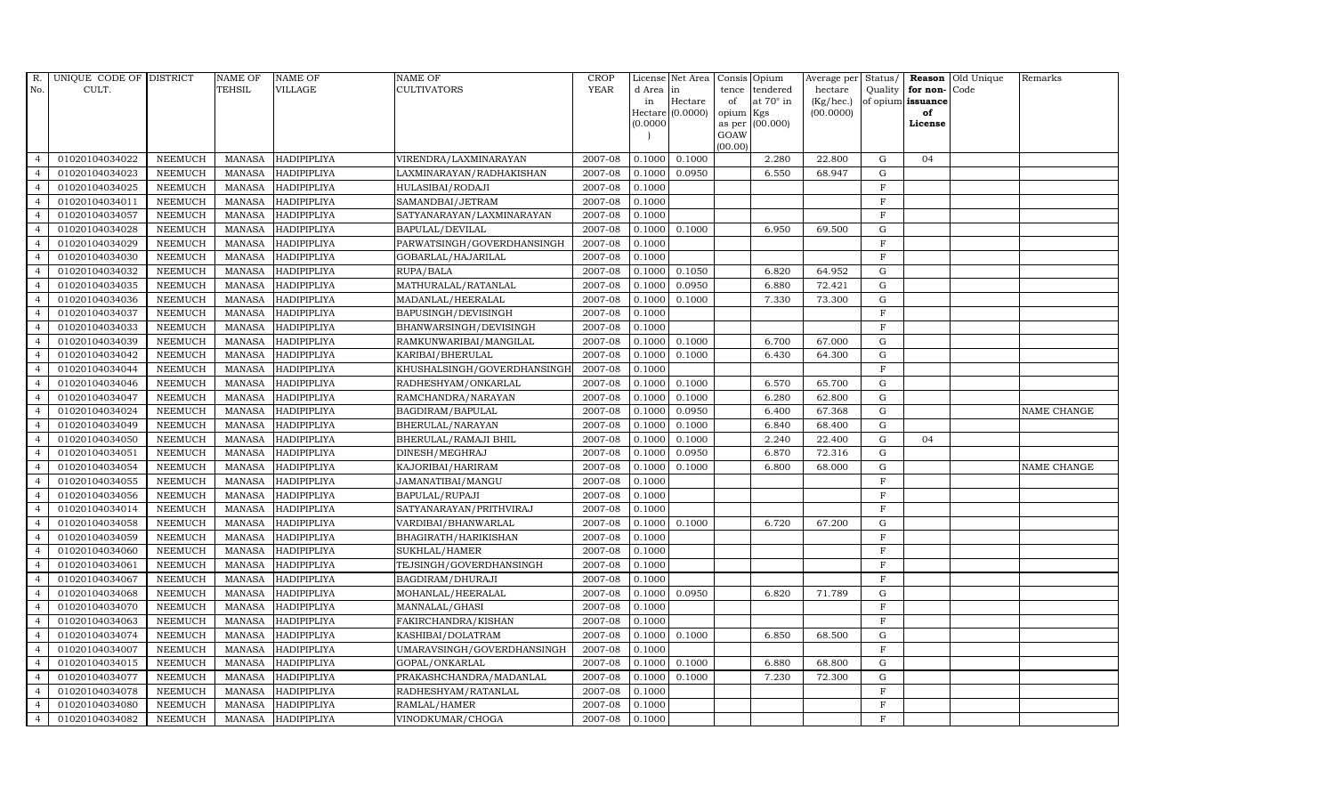| R. No. | UNIQUE CODE OF CULT. | DISTRICT | NAME OF TEHSIL | NAME OF VILLAGE | NAME OF CULTIVATORS | CROP YEAR | License d Area in Hectare (0.0000) | Net Area in Hectare (0.0000) | Consis tence of opium as per GOAW (00.00) | Opium tendered at 70° in Kgs (00.000) | Average per hectare (Kg/hec.) (00.0000) | Status/ Quality of opium | Reason for non-issuance of License | Old Unique Code | Remarks |
|---|---|---|---|---|---|---|---|---|---|---|---|---|---|---|---|
| 4 | 01020104034022 | NEEMUCH | MANASA | HADIPIPLIYA | VIRENDRA/LAXMINARAYAN | 2007-08 | 0.1000 | 0.1000 | | 2.280 | 22.800 | G | 04 | | |
| 4 | 01020104034023 | NEEMUCH | MANASA | HADIPIPLIYA | LAXMINARAYAN/RADHAKISHAN | 2007-08 | 0.1000 | 0.0950 | | 6.550 | 68.947 | G | | | |
| 4 | 01020104034025 | NEEMUCH | MANASA | HADIPIPLIYA | HULASIBAI/RODAJI | 2007-08 | 0.1000 | | | | | F | | | |
| 4 | 01020104034011 | NEEMUCH | MANASA | HADIPIPLIYA | SAMANDBAI/JETRAM | 2007-08 | 0.1000 | | | | | F | | | |
| 4 | 01020104034057 | NEEMUCH | MANASA | HADIPIPLIYA | SATYANARAYAN/LAXMINARAYAN | 2007-08 | 0.1000 | | | | | F | | | |
| 4 | 01020104034028 | NEEMUCH | MANASA | HADIPIPLIYA | BAPULAL/DEVILAL | 2007-08 | 0.1000 | 0.1000 | | 6.950 | 69.500 | G | | | |
| 4 | 01020104034029 | NEEMUCH | MANASA | HADIPIPLIYA | PARWATSINGH/GOVERDHANSINGH | 2007-08 | 0.1000 | | | | | F | | | |
| 4 | 01020104034030 | NEEMUCH | MANASA | HADIPIPLIYA | GOBARLAL/HAJARILAL | 2007-08 | 0.1000 | | | | | F | | | |
| 4 | 01020104034032 | NEEMUCH | MANASA | HADIPIPLIYA | RUPA/BALA | 2007-08 | 0.1000 | 0.1050 | | 6.820 | 64.952 | G | | | |
| 4 | 01020104034035 | NEEMUCH | MANASA | HADIPIPLIYA | MATHURALAL/RATANLAL | 2007-08 | 0.1000 | 0.0950 | | 6.880 | 72.421 | G | | | |
| 4 | 01020104034036 | NEEMUCH | MANASA | HADIPIPLIYA | MADANLAL/HEERALAL | 2007-08 | 0.1000 | 0.1000 | | 7.330 | 73.300 | G | | | |
| 4 | 01020104034037 | NEEMUCH | MANASA | HADIPIPLIYA | BAPUSINGH/DEVISINGH | 2007-08 | 0.1000 | | | | | F | | | |
| 4 | 01020104034033 | NEEMUCH | MANASA | HADIPIPLIYA | BHANWARSINGH/DEVISINGH | 2007-08 | 0.1000 | | | | | F | | | |
| 4 | 01020104034039 | NEEMUCH | MANASA | HADIPIPLIYA | RAMKUNWARIBAI/MANGILAL | 2007-08 | 0.1000 | 0.1000 | | 6.700 | 67.000 | G | | | |
| 4 | 01020104034042 | NEEMUCH | MANASA | HADIPIPLIYA | KARIBAI/BHERULAL | 2007-08 | 0.1000 | 0.1000 | | 6.430 | 64.300 | G | | | |
| 4 | 01020104034044 | NEEMUCH | MANASA | HADIPIPLIYA | KHUSHALSINGH/GOVERDHANSINGH | 2007-08 | 0.1000 | | | | | F | | | |
| 4 | 01020104034046 | NEEMUCH | MANASA | HADIPIPLIYA | RADHESHYAM/ONKARLAL | 2007-08 | 0.1000 | 0.1000 | | 6.570 | 65.700 | G | | | |
| 4 | 01020104034047 | NEEMUCH | MANASA | HADIPIPLIYA | RAMCHANDRA/NARAYAN | 2007-08 | 0.1000 | 0.1000 | | 6.280 | 62.800 | G | | | |
| 4 | 01020104034024 | NEEMUCH | MANASA | HADIPIPLIYA | BAGDIRAM/BAPULAL | 2007-08 | 0.1000 | 0.0950 | | 6.400 | 67.368 | G | | | NAME CHANGE |
| 4 | 01020104034049 | NEEMUCH | MANASA | HADIPIPLIYA | BHERULAL/NARAYAN | 2007-08 | 0.1000 | 0.1000 | | 6.840 | 68.400 | G | | | |
| 4 | 01020104034050 | NEEMUCH | MANASA | HADIPIPLIYA | BHERULAL/RAMAJI BHIL | 2007-08 | 0.1000 | 0.1000 | | 2.240 | 22.400 | G | 04 | | |
| 4 | 01020104034051 | NEEMUCH | MANASA | HADIPIPLIYA | DINESH/MEGHRAJ | 2007-08 | 0.1000 | 0.0950 | | 6.870 | 72.316 | G | | | |
| 4 | 01020104034054 | NEEMUCH | MANASA | HADIPIPLIYA | KAJORIBAI/HARIRAM | 2007-08 | 0.1000 | 0.1000 | | 6.800 | 68.000 | G | | | NAME CHANGE |
| 4 | 01020104034055 | NEEMUCH | MANASA | HADIPIPLIYA | JAMANATIBAI/MANGU | 2007-08 | 0.1000 | | | | | F | | | |
| 4 | 01020104034056 | NEEMUCH | MANASA | HADIPIPLIYA | BAPULAL/RUPAJI | 2007-08 | 0.1000 | | | | | F | | | |
| 4 | 01020104034014 | NEEMUCH | MANASA | HADIPIPLIYA | SATYANARAYAN/PRITHVIRAJ | 2007-08 | 0.1000 | | | | | F | | | |
| 4 | 01020104034058 | NEEMUCH | MANASA | HADIPIPLIYA | VARDIBAI/BHANWARLAL | 2007-08 | 0.1000 | 0.1000 | | 6.720 | 67.200 | G | | | |
| 4 | 01020104034059 | NEEMUCH | MANASA | HADIPIPLIYA | BHAGIRATH/HARIKISHAN | 2007-08 | 0.1000 | | | | | F | | | |
| 4 | 01020104034060 | NEEMUCH | MANASA | HADIPIPLIYA | SUKHLAL/HAMER | 2007-08 | 0.1000 | | | | | F | | | |
| 4 | 01020104034061 | NEEMUCH | MANASA | HADIPIPLIYA | TEJSINGH/GOVERDHANSINGH | 2007-08 | 0.1000 | | | | | F | | | |
| 4 | 01020104034067 | NEEMUCH | MANASA | HADIPIPLIYA | BAGDIRAM/DHURAJI | 2007-08 | 0.1000 | | | | | F | | | |
| 4 | 01020104034068 | NEEMUCH | MANASA | HADIPIPLIYA | MOHANLAL/HEERALAL | 2007-08 | 0.1000 | 0.0950 | | 6.820 | 71.789 | G | | | |
| 4 | 01020104034070 | NEEMUCH | MANASA | HADIPIPLIYA | MANNALAL/GHASI | 2007-08 | 0.1000 | | | | | F | | | |
| 4 | 01020104034063 | NEEMUCH | MANASA | HADIPIPLIYA | FAKIRCHANDRA/KISHAN | 2007-08 | 0.1000 | | | | | F | | | |
| 4 | 01020104034074 | NEEMUCH | MANASA | HADIPIPLIYA | KASHIBAI/DOLATRAM | 2007-08 | 0.1000 | 0.1000 | | 6.850 | 68.500 | G | | | |
| 4 | 01020104034007 | NEEMUCH | MANASA | HADIPIPLIYA | UMARAVSINGH/GOVERDHANSINGH | 2007-08 | 0.1000 | | | | | F | | | |
| 4 | 01020104034015 | NEEMUCH | MANASA | HADIPIPLIYA | GOPAL/ONKARLAL | 2007-08 | 0.1000 | 0.1000 | | 6.880 | 68.800 | G | | | |
| 4 | 01020104034077 | NEEMUCH | MANASA | HADIPIPLIYA | PRAKASHCHANDRA/MADANLAL | 2007-08 | 0.1000 | 0.1000 | | 7.230 | 72.300 | G | | | |
| 4 | 01020104034078 | NEEMUCH | MANASA | HADIPIPLIYA | RADHESHYAM/RATANLAL | 2007-08 | 0.1000 | | | | | F | | | |
| 4 | 01020104034080 | NEEMUCH | MANASA | HADIPIPLIYA | RAMLAL/HAMER | 2007-08 | 0.1000 | | | | | F | | | |
| 4 | 01020104034082 | NEEMUCH | MANASA | HADIPIPLIYA | VINODKUMAR/CHOGA | 2007-08 | 0.1000 | | | | | F | | | |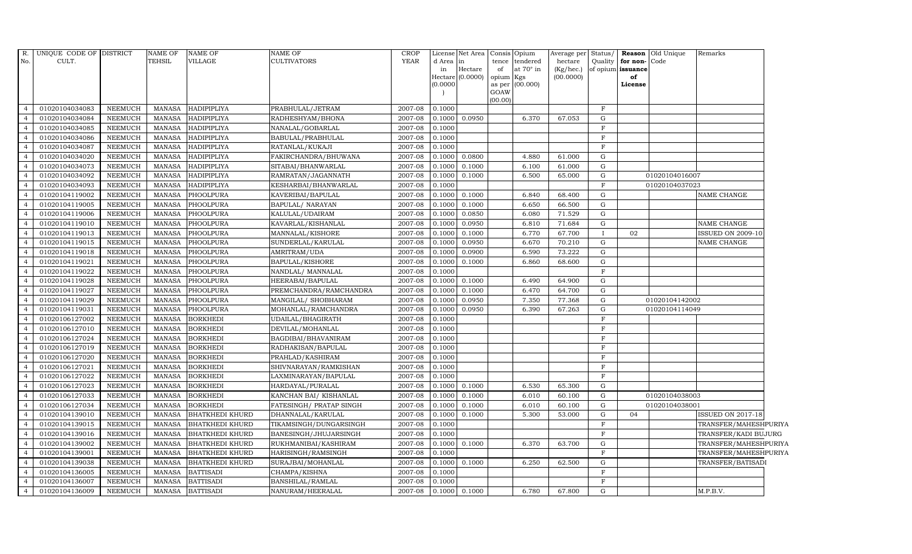| R. No. | UNIQUE CODE OF CULT. | DISTRICT | NAME OF TEHSIL | NAME OF VILLAGE | NAME OF CULTIVATORS | CROP YEAR | License d Area in Hectare (0.0000) | Net Area in Hectare (0.0000) | Consis tence of opium as per GOAW (00.00) | Opium tendered at 70° in Kgs (00.000) | Average per hectare (Kg/hec.) (00.0000) | Status/ Quality of opium | Reason for non- issuance of License | Old Unique Code | Remarks |
|---|---|---|---|---|---|---|---|---|---|---|---|---|---|---|---|
| 4 | 01020104034083 | NEEMUCH | MANASA | HADIPIPLIYA | PRABHULAL/JETRAM | 2007-08 | 0.1000 | | | | | F | | | |
| 4 | 01020104034084 | NEEMUCH | MANASA | HADIPIPLIYA | RADHESHYAM/BHONA | 2007-08 | 0.1000 | 0.0950 | | 6.370 | 67.053 | G | | | |
| 4 | 01020104034085 | NEEMUCH | MANASA | HADIPIPLIYA | NANALAL/GOBARLAL | 2007-08 | 0.1000 | | | | | F | | | |
| 4 | 01020104034086 | NEEMUCH | MANASA | HADIPIPLIYA | BABULAL/PRABHULAL | 2007-08 | 0.1000 | | | | | F | | | |
| 4 | 01020104034087 | NEEMUCH | MANASA | HADIPIPLIYA | RATANLAL/KUKAJI | 2007-08 | 0.1000 | | | | | F | | | |
| 4 | 01020104034020 | NEEMUCH | MANASA | HADIPIPLIYA | FAKIRCHANDRA/BHUWANA | 2007-08 | 0.1000 | 0.0800 | | 4.880 | 61.000 | G | | | |
| 4 | 01020104034073 | NEEMUCH | MANASA | HADIPIPLIYA | SITABAI/BHANWARLAL | 2007-08 | 0.1000 | 0.1000 | | 6.100 | 61.000 | G | | | |
| 4 | 01020104034092 | NEEMUCH | MANASA | HADIPIPLIYA | RAMRATAN/JAGANNATH | 2007-08 | 0.1000 | 0.1000 | | 6.500 | 65.000 | G | | 01020104016007 | |
| 4 | 01020104034093 | NEEMUCH | MANASA | HADIPIPLIYA | KESHARBAI/BHANWARLAL | 2007-08 | 0.1000 | | | | | F | | 01020104037023 | |
| 4 | 01020104119002 | NEEMUCH | MANASA | PHOOLPURA | KAVERIBAI/BAPULAL | 2007-08 | 0.1000 | 0.1000 | | 6.840 | 68.400 | G | | | NAME CHANGE |
| 4 | 01020104119005 | NEEMUCH | MANASA | PHOOLPURA | BAPULAL/ NARAYAN | 2007-08 | 0.1000 | 0.1000 | | 6.650 | 66.500 | G | | | |
| 4 | 01020104119006 | NEEMUCH | MANASA | PHOOLPURA | KALULAL/UDAIRAM | 2007-08 | 0.1000 | 0.0850 | | 6.080 | 71.529 | G | | | |
| 4 | 01020104119010 | NEEMUCH | MANASA | PHOOLPURA | KAVARLAL/KISHANLAL | 2007-08 | 0.1000 | 0.0950 | | 6.810 | 71.684 | G | | | NAME CHANGE |
| 4 | 01020104119013 | NEEMUCH | MANASA | PHOOLPURA | MANNALAL/KISHORE | 2007-08 | 0.1000 | 0.1000 | | 6.770 | 67.700 | I | 02 | | ISSUED ON 2009-10 |
| 4 | 01020104119015 | NEEMUCH | MANASA | PHOOLPURA | SUNDERLAL/KARULAL | 2007-08 | 0.1000 | 0.0950 | | 6.670 | 70.210 | G | | | NAME CHANGE |
| 4 | 01020104119018 | NEEMUCH | MANASA | PHOOLPURA | AMRITRAM/UDA | 2007-08 | 0.1000 | 0.0900 | | 6.590 | 73.222 | G | | | |
| 4 | 01020104119021 | NEEMUCH | MANASA | PHOOLPURA | BAPULAL/KISHORE | 2007-08 | 0.1000 | 0.1000 | | 6.860 | 68.600 | G | | | |
| 4 | 01020104119022 | NEEMUCH | MANASA | PHOOLPURA | NANDLAL/ MANNALAL | 2007-08 | 0.1000 | | | | | F | | | |
| 4 | 01020104119028 | NEEMUCH | MANASA | PHOOLPURA | HEERABAI/BAPULAL | 2007-08 | 0.1000 | 0.1000 | | 6.490 | 64.900 | G | | | |
| 4 | 01020104119027 | NEEMUCH | MANASA | PHOOLPURA | PREMCHANDRA/RAMCHANDRA | 2007-08 | 0.1000 | 0.1000 | | 6.470 | 64.700 | G | | | |
| 4 | 01020104119029 | NEEMUCH | MANASA | PHOOLPURA | MANGILAL/ SHOBHARAM | 2007-08 | 0.1000 | 0.0950 | | 7.350 | 77.368 | G | | 01020104142002 | |
| 4 | 01020104119031 | NEEMUCH | MANASA | PHOOLPURA | MOHANLAL/RAMCHANDRA | 2007-08 | 0.1000 | 0.0950 | | 6.390 | 67.263 | G | | 01020104114049 | |
| 4 | 01020106127002 | NEEMUCH | MANASA | BORKHEDI | UDAILAL/BHAGIRATH | 2007-08 | 0.1000 | | | | | F | | | |
| 4 | 01020106127010 | NEEMUCH | MANASA | BORKHEDI | DEVILAL/MOHANLAL | 2007-08 | 0.1000 | | | | | F | | | |
| 4 | 01020106127024 | NEEMUCH | MANASA | BORKHEDI | BAGDIBAI/BHAVANIRAM | 2007-08 | 0.1000 | | | | | F | | | |
| 4 | 01020106127019 | NEEMUCH | MANASA | BORKHEDI | RADHAKISAN/BAPULAL | 2007-08 | 0.1000 | | | | | F | | | |
| 4 | 01020106127020 | NEEMUCH | MANASA | BORKHEDI | PRAHLAD/KASHIRAM | 2007-08 | 0.1000 | | | | | F | | | |
| 4 | 01020106127021 | NEEMUCH | MANASA | BORKHEDI | SHIVNARAYAN/RAMKISHAN | 2007-08 | 0.1000 | | | | | F | | | |
| 4 | 01020106127022 | NEEMUCH | MANASA | BORKHEDI | LAXMINARAYAN/BAPULAL | 2007-08 | 0.1000 | | | | | F | | | |
| 4 | 01020106127023 | NEEMUCH | MANASA | BORKHEDI | HARDAYAL/PURALAL | 2007-08 | 0.1000 | 0.1000 | | 6.530 | 65.300 | G | | | |
| 4 | 01020106127033 | NEEMUCH | MANASA | BORKHEDI | KANCHAN BAI/ KISHANLAL | 2007-08 | 0.1000 | 0.1000 | | 6.010 | 60.100 | G | | 01020104038003 | |
| 4 | 01020106127034 | NEEMUCH | MANASA | BORKHEDI | FATESINGH/ PRATAP SINGH | 2007-08 | 0.1000 | 0.1000 | | 6.010 | 60.100 | G | | 01020104038001 | |
| 4 | 01020104139010 | NEEMUCH | MANASA | BHATKHEDI KHURD | DHANNALAL/KARULAL | 2007-08 | 0.1000 | 0.1000 | | 5.300 | 53.000 | G | 04 | | ISSUED ON 2017-18 |
| 4 | 01020104139015 | NEEMUCH | MANASA | BHATKHEDI KHURD | TIKAMSINGH/DUNGARSINGH | 2007-08 | 0.1000 | | | | | F | | | TRANSFER/MAHESHPURIYA |
| 4 | 01020104139016 | NEEMUCH | MANASA | BHATKHEDI KHURD | BANESINGH/JHUJARSINGH | 2007-08 | 0.1000 | | | | | F | | | TRANSFER/KADI BUJURG |
| 4 | 01020104139002 | NEEMUCH | MANASA | BHATKHEDI KHURD | RUKHMANIBAI/KASHIRAM | 2007-08 | 0.1000 | 0.1000 | | 6.370 | 63.700 | G | | | TRANSFER/MAHESHPURIYA |
| 4 | 01020104139001 | NEEMUCH | MANASA | BHATKHEDI KHURD | HARISINGH/RAMSINGH | 2007-08 | 0.1000 | | | | | F | | | TRANSFER/MAHESHPURIYA |
| 4 | 01020104139038 | NEEMUCH | MANASA | BHATKHEDI KHURD | SURAJBAI/MOHANLAL | 2007-08 | 0.1000 | 0.1000 | | 6.250 | 62.500 | G | | | TRANSFER/BATISADI |
| 4 | 01020104136005 | NEEMUCH | MANASA | BATTISADI | CHAMPA/KISHNA | 2007-08 | 0.1000 | | | | | F | | | |
| 4 | 01020104136007 | NEEMUCH | MANASA | BATTISADI | BANSHILAL/RAMLAL | 2007-08 | 0.1000 | | | | | F | | | |
| 4 | 01020104136009 | NEEMUCH | MANASA | BATTISADI | NANURAM/HEERALAL | 2007-08 | 0.1000 | 0.1000 | | 6.780 | 67.800 | G | | | M.P.B.V. |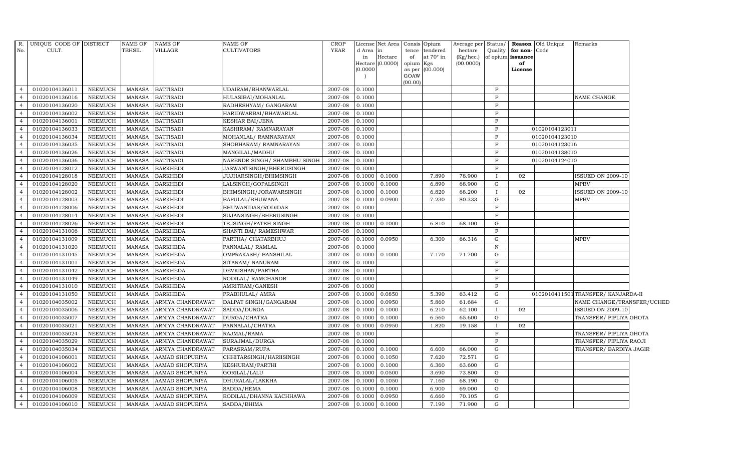| R. No. | UNIQUE CODE OF CULT. | DISTRICT | NAME OF TEHSIL | NAME OF VILLAGE | NAME OF CULTIVATORS | CROP YEAR | License d Area in Hectare (0.0000) | Net Area in Hectare (0.0000) | Consis tence of opium as per GOAW (00.00) | Opium tendered at 70° in Kgs (00.000) | Average per hectare (Kg/hec.) (00.0000) | Status/ Quality of opium | Reason for non-issuance of License | Old Unique Code | Remarks |
|---|---|---|---|---|---|---|---|---|---|---|---|---|---|---|---|
| 4 | 01020104136011 | NEEMUCH | MANASA | BATTISADI | UDAIRAM/BHANWARLAL | 2007-08 | 0.1000 | | | | | F | | | |
| 4 | 01020104136016 | NEEMUCH | MANASA | BATTISADI | HULASIBAI/MOHANLAL | 2007-08 | 0.1000 | | | | | F | | | NAME CHANGE |
| 4 | 01020104136020 | NEEMUCH | MANASA | BATTISADI | RADHESHYAM/ GANGARAM | 2007-08 | 0.1000 | | | | | F | | | |
| 4 | 01020104136002 | NEEMUCH | MANASA | BATTISADI | HARIDWARBAI/BHAWARLAL | 2007-08 | 0.1000 | | | | | F | | | |
| 4 | 01020104136001 | NEEMUCH | MANASA | BATTISADI | KESHAR BAI/JENA | 2007-08 | 0.1000 | | | | | F | | | |
| 4 | 01020104136033 | NEEMUCH | MANASA | BATTISADI | KASHIRAM/ RAMNARAYAN | 2007-08 | 0.1000 | | | | | F | | 01020104123011 | |
| 4 | 01020104136034 | NEEMUCH | MANASA | BATTISADI | MOHANLAL/ RAMNARAYAN | 2007-08 | 0.1000 | | | | | F | | 01020104123010 | |
| 4 | 01020104136035 | NEEMUCH | MANASA | BATTISADI | SHOBHARAM/ RAMNARAYAN | 2007-08 | 0.1000 | | | | | F | | 01020104123016 | |
| 4 | 01020104136026 | NEEMUCH | MANASA | BATTISADI | MANGILAL/MADHU | 2007-08 | 0.1000 | | | | | F | | 01020104138010 | |
| 4 | 01020104136036 | NEEMUCH | MANASA | BATTISADI | NARENDR SINGH/ SHAMBHU SINGH | 2007-08 | 0.1000 | | | | | F | | 01020104124010 | |
| 4 | 01020104128012 | NEEMUCH | MANASA | BARKHEDI | JASWANTSINGH/BHERUSINGH | 2007-08 | 0.1000 | | | | | F | | | |
| 4 | 01020104128018 | NEEMUCH | MANASA | BARKHEDI | JUJHARSINGH/BHIMSINGH | 2007-08 | 0.1000 | 0.1000 | | 7.890 | 78.900 | I | 02 | | ISSUED ON 2009-10 |
| 4 | 01020104128020 | NEEMUCH | MANASA | BARKHEDI | LALSINGH/GOPALSINGH | 2007-08 | 0.1000 | 0.1000 | | 6.890 | 68.900 | G | | | MPBV |
| 4 | 01020104128002 | NEEMUCH | MANASA | BARKHEDI | BHIMSINGH/JORAWARSINGH | 2007-08 | 0.1000 | 0.1000 | | 6.820 | 68.200 | I | 02 | | ISSUED ON 2009-10 |
| 4 | 01020104128003 | NEEMUCH | MANASA | BARKHEDI | BAPULAL/BHUWANA | 2007-08 | 0.1000 | 0.0900 | | 7.230 | 80.333 | G | | | MPBV |
| 4 | 01020104128006 | NEEMUCH | MANASA | BARKHEDI | BHUWANIDAS/RODIDAS | 2007-08 | 0.1000 | | | | | F | | | |
| 4 | 01020104128014 | NEEMUCH | MANASA | BARKHEDI | SUJANSINGH/BHERUSINGH | 2007-08 | 0.1000 | | | | | F | | | |
| 4 | 01020104128026 | NEEMUCH | MANASA | BARKHEDI | TEJSINGH/FATEH SINGH | 2007-08 | 0.1000 | 0.1000 | | 6.810 | 68.100 | G | | | |
| 4 | 01020104131006 | NEEMUCH | MANASA | BARKHEDA | SHANTI BAI/ RAMESHWAR | 2007-08 | 0.1000 | | | | | F | | | |
| 4 | 01020104131009 | NEEMUCH | MANASA | BARKHEDA | PARTHA/ CHATARBHUJ | 2007-08 | 0.1000 | 0.0950 | | 6.300 | 66.316 | G | | | MPBV |
| 4 | 01020104131020 | NEEMUCH | MANASA | BARKHEDA | PANNALAL/ RAMLAL | 2007-08 | 0.1000 | | | | | N | | | |
| 4 | 01020104131045 | NEEMUCH | MANASA | BARKHEDA | OMPRAKASH/ BANSHILAL | 2007-08 | 0.1000 | 0.1000 | | 7.170 | 71.700 | G | | | |
| 4 | 01020104131001 | NEEMUCH | MANASA | BARKHEDA | SITARAM/ NANURAM | 2007-08 | 0.1000 | | | | | F | | | |
| 4 | 01020104131042 | NEEMUCH | MANASA | BARKHEDA | DEVKISHAN/PARTHA | 2007-08 | 0.1000 | | | | | F | | | |
| 4 | 01020104131049 | NEEMUCH | MANASA | BARKHEDA | RODILAL/ RAMCHANDR | 2007-08 | 0.1000 | | | | | F | | | |
| 4 | 01020104131010 | NEEMUCH | MANASA | BARKHEDA | AMRITRAM/GANESH | 2007-08 | 0.1000 | | | | | F | | | |
| 4 | 01020104131050 | NEEMUCH | MANASA | BARKHEDA | PRABHULAL/ AMRA | 2007-08 | 0.1000 | 0.0850 | | 5.390 | 63.412 | G | | 01020104115011 | TRANSFER/ KANJARDA-II |
| 4 | 01020104035002 | NEEMUCH | MANASA | ARNIYA CHANDRAWAT | DALPAT SINGH/GANGARAM | 2007-08 | 0.1000 | 0.0950 | | 5.860 | 61.684 | G | | | NAME CHANGE/TRANSFER/UCHED |
| 4 | 01020104035006 | NEEMUCH | MANASA | ARNIYA CHANDRAWAT | SADDA/DURGA | 2007-08 | 0.1000 | 0.1000 | | 6.210 | 62.100 | I | 02 | | ISSUED ON 2009-10 |
| 4 | 01020104035007 | NEEMUCH | MANASA | ARNIYA CHANDRAWAT | DURGA/CHATRA | 2007-08 | 0.1000 | 0.1000 | | 6.560 | 65.600 | G | | | TRANSFER/ PIPLIYA GHOTA |
| 4 | 01020104035021 | NEEMUCH | MANASA | ARNIYA CHANDRAWAT | PANNALAL/CHATRA | 2007-08 | 0.1000 | 0.0950 | | 1.820 | 19.158 | I | 02 | | |
| 4 | 01020104035024 | NEEMUCH | MANASA | ARNIYA CHANDRAWAT | RAJMAL/RAMA | 2007-08 | 0.1000 | | | | | F | | | TRANSFER/ PIPLIYA GHOTA |
| 4 | 01020104035029 | NEEMUCH | MANASA | ARNIYA CHANDRAWAT | SURAJMAL/DURGA | 2007-08 | 0.1000 | | | | | F | | | TRANSFER/ PIPLIYA RAOJI |
| 4 | 01020104035034 | NEEMUCH | MANASA | ARNIYA CHANDRAWAT | PARASRAM/RUPA | 2007-08 | 0.1000 | 0.1000 | | 6.600 | 66.000 | G | | | TRANSFER/ BARDIYA JAGIR |
| 4 | 01020104106001 | NEEMUCH | MANASA | AAMAD SHOPURIYA | CHHITARSINGH/HARIISINGH | 2007-08 | 0.1000 | 0.1050 | | 7.620 | 72.571 | G | | | |
| 4 | 01020104106002 | NEEMUCH | MANASA | AAMAD SHOPURIYA | KESHURAM/PARTHI | 2007-08 | 0.1000 | 0.1000 | | 6.360 | 63.600 | G | | | |
| 4 | 01020104106004 | NEEMUCH | MANASA | AAMAD SHOPURIYA | GORILAL/LALU | 2007-08 | 0.1000 | 0.0500 | | 3.690 | 73.800 | G | | | |
| 4 | 01020104106005 | NEEMUCH | MANASA | AAMAD SHOPURIYA | DHURALAL/LAKKHA | 2007-08 | 0.1000 | 0.1050 | | 7.160 | 68.190 | G | | | |
| 4 | 01020104106008 | NEEMUCH | MANASA | AAMAD SHOPURIYA | SADDA/HEMA | 2007-08 | 0.1000 | 0.1000 | | 6.900 | 69.000 | G | | | |
| 4 | 01020104106009 | NEEMUCH | MANASA | AAMAD SHOPURIYA | RODILAL/DHANNA KACHHAWA | 2007-08 | 0.1000 | 0.0950 | | 6.660 | 70.105 | G | | | |
| 4 | 01020104106010 | NEEMUCH | MANASA | AAMAD SHOPURIYA | SADDA/BHIMA | 2007-08 | 0.1000 | 0.1000 | | 7.190 | 71.900 | G | | | |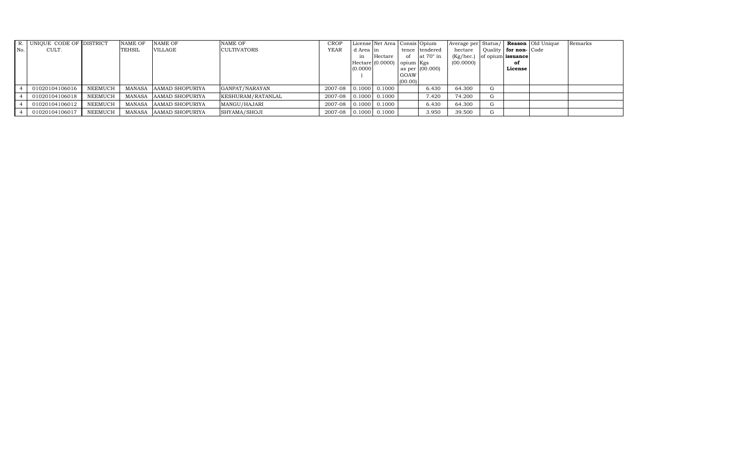| R. No. | UNIQUE CODE OF CULT. | DISTRICT | NAME OF TEHSIL | NAME OF VILLAGE | NAME OF CULTIVATORS | CROP YEAR | License d Area in Hectare (0.0000) | Net Area in Hectare (0.0000) | Consis tence of opium as per GOAW (00.00) | Opium tendered at 70° in Kgs (00.000) | Average per hectare (Kg/hec.) (00.0000) | Status/ Quality of opium | **Reason for non- issuance of License** | Old Unique Code | Remarks |
|---|---|---|---|---|---|---|---|---|---|---|---|---|---|---|---|
| 4 | 01020104106016 | NEEMUCH | MANASA | AAMAD SHOPURIYA | GANPAT/NARAYAN | 2007-08 | 0.1000 | 0.1000 | | 6.430 | 64.300 | G | | | |
| 4 | 01020104106018 | NEEMUCH | MANASA | AAMAD SHOPURIYA | KESHURAM/RATANLAL | 2007-08 | 0.1000 | 0.1000 | | 7.420 | 74.200 | G | | | |
| 4 | 01020104106012 | NEEMUCH | MANASA | AAMAD SHOPURIYA | MANGU/HAJARI | 2007-08 | 0.1000 | 0.1000 | | 6.430 | 64.300 | G | | | |
| 4 | 01020104106017 | NEEMUCH | MANASA | AAMAD SHOPURIYA | SHYAMA/SHOJI | 2007-08 | 0.1000 | 0.1000 | | 3.950 | 39.500 | G | | | |